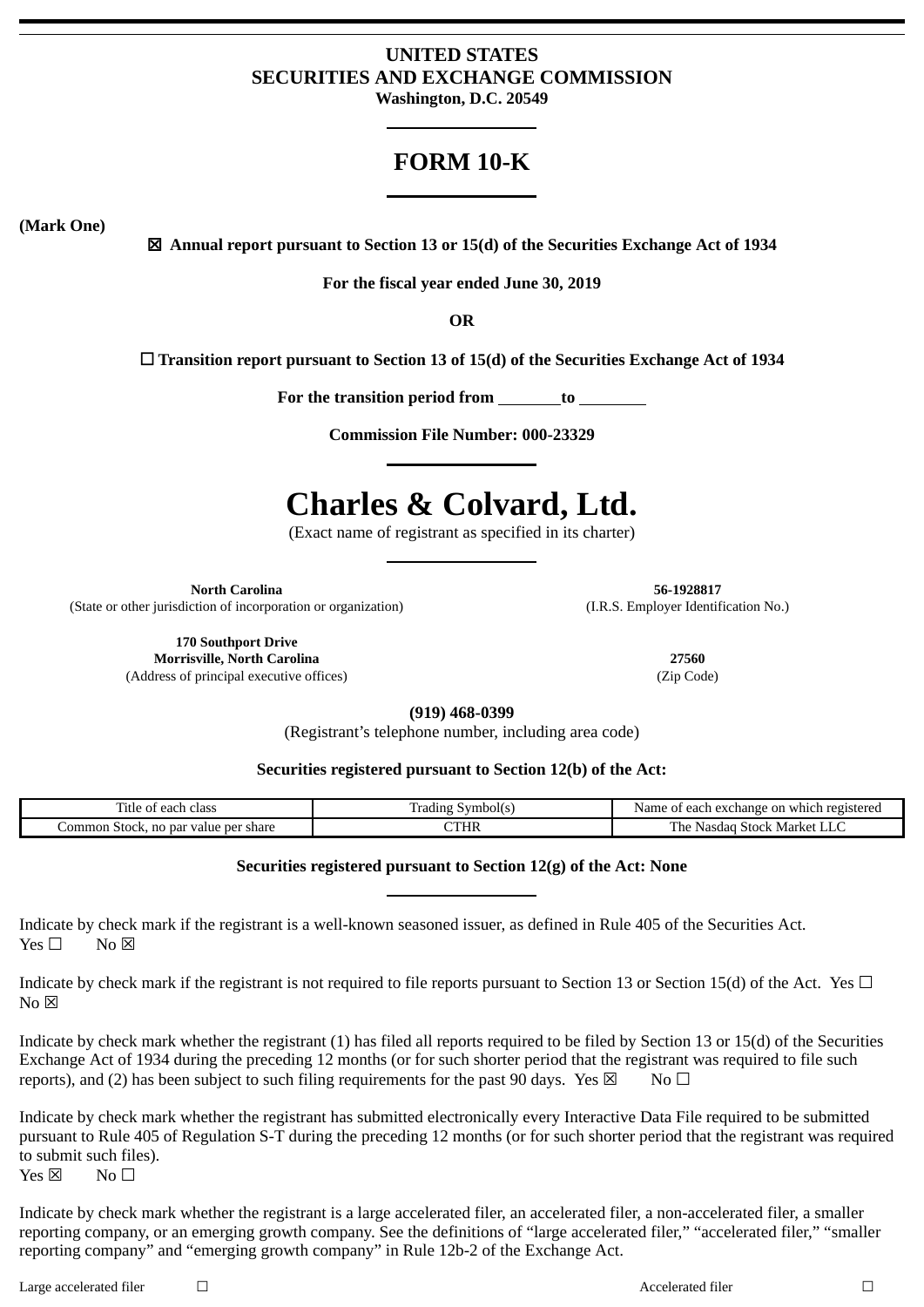# UNITED STATES
# SECURITIES AND EXCHANGE COMMISSION

**Washington, D.C. 20549**

# FORM 10-K

**(Mark One)**

☒ **Annual report pursuant to Section 13 or 15(d) of the Securities Exchange Act of 1934**

**For the fiscal year ended June 30, 2019**

**OR**

☐ **Transition report pursuant to Section 13 of 15(d) of the Securities Exchange Act of 1934**

**For the transition period from \_\_\_\_\_\_\_\_ to \_\_\_\_\_\_\_\_**

**Commission File Number: 000-23329**

# Charles & Colvard, Ltd.

(Exact name of registrant as specified in its charter)

| **North Carolina** | **56-1928817** |
|---|---|
| (State or other jurisdiction of incorporation or organization) | (I.R.S. Employer Identification No.) |
| **170 Southport Drive Morrisville, North Carolina** | **27560** |
| (Address of principal executive offices) | (Zip Code) |

**(919) 468-0399**

(Registrant's telephone number, including area code)

**Securities registered pursuant to Section 12(b) of the Act:**

| Title of each class | Trading Symbol(s) | Name of each exchange on which registered |
|---|---|---|
| Common Stock, no par value per share | CTHR | The Nasdaq Stock Market LLC |

**Securities registered pursuant to Section 12(g) of the Act: None**

Indicate by check mark if the registrant is a well-known seasoned issuer, as defined in Rule 405 of the Securities Act.
Yes ☐ No ☒

Indicate by check mark if the registrant is not required to file reports pursuant to Section 13 or Section 15(d) of the Act. Yes ☐ No ☒

Indicate by check mark whether the registrant (1) has filed all reports required to be filed by Section 13 or 15(d) of the Securities Exchange Act of 1934 during the preceding 12 months (or for such shorter period that the registrant was required to file such reports), and (2) has been subject to such filing requirements for the past 90 days. Yes ☒ No ☐

Indicate by check mark whether the registrant has submitted electronically every Interactive Data File required to be submitted pursuant to Rule 405 of Regulation S-T during the preceding 12 months (or for such shorter period that the registrant was required to submit such files).
Yes ☒ No ☐

Indicate by check mark whether the registrant is a large accelerated filer, an accelerated filer, a non-accelerated filer, a smaller reporting company, or an emerging growth company. See the definitions of "large accelerated filer," "accelerated filer," "smaller reporting company" and "emerging growth company" in Rule 12b-2 of the Exchange Act.

| | | | |
|---|---|---|---|
| Large accelerated filer | ☐ | Accelerated filer | ☐ |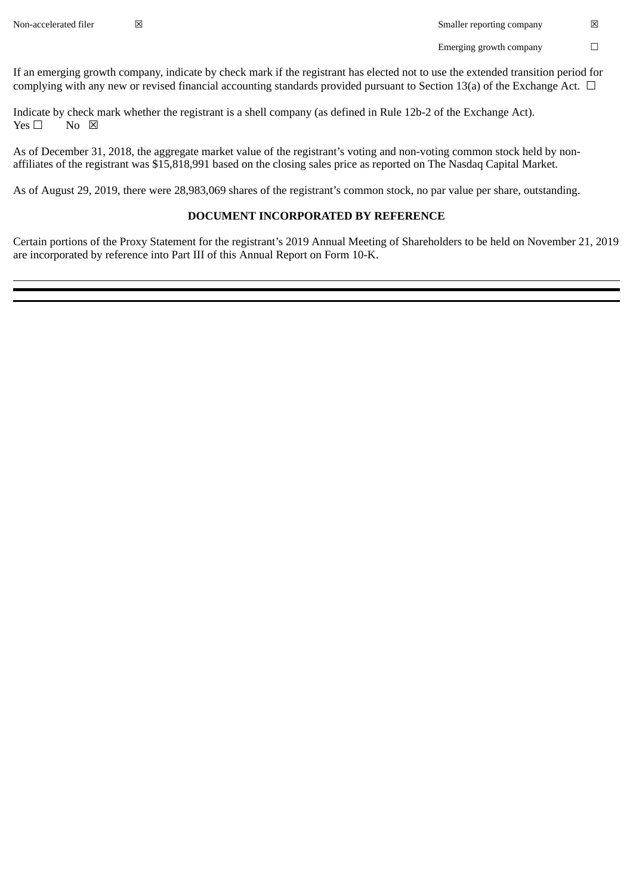| | | | |
|---|---|---|---|
| Non-accelerated filer | ☒ | Smaller reporting company | ☒ |
| | | Emerging growth company | ☐ |

If an emerging growth company, indicate by check mark if the registrant has elected not to use the extended transition period for complying with any new or revised financial accounting standards provided pursuant to Section 13(a) of the Exchange Act. ☐

Indicate by check mark whether the registrant is a shell company (as defined in Rule 12b-2 of the Exchange Act).
Yes ☐ No ☒

As of December 31, 2018, the aggregate market value of the registrant's voting and non-voting common stock held by non-affiliates of the registrant was $15,818,991 based on the closing sales price as reported on The Nasdaq Capital Market.

As of August 29, 2019, there were 28,983,069 shares of the registrant's common stock, no par value per share, outstanding.

**DOCUMENT INCORPORATED BY REFERENCE**

Certain portions of the Proxy Statement for the registrant's 2019 Annual Meeting of Shareholders to be held on November 21, 2019 are incorporated by reference into Part III of this Annual Report on Form 10-K.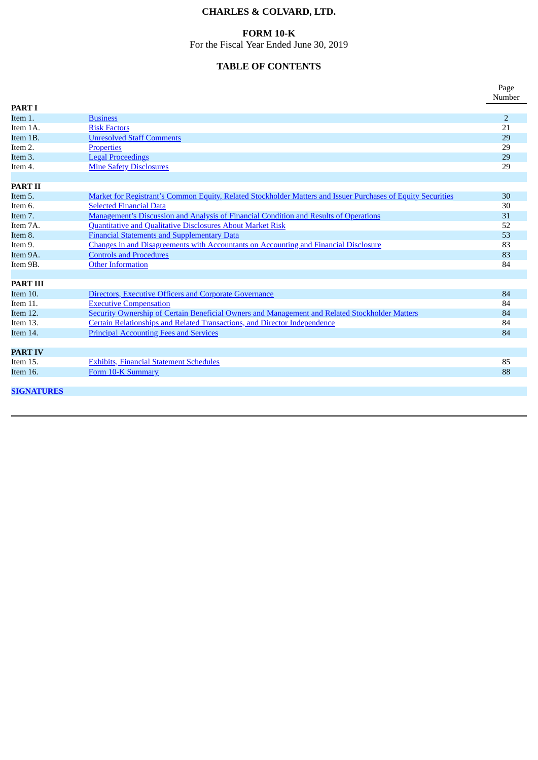# CHARLES & COLVARD, LTD.

## FORM 10-K

For the Fiscal Year Ended June 30, 2019

## TABLE OF CONTENTS

| | | Page Number |
|---|---|---|
| **PART I** | | |
| Item 1. | Business | 2 |
| Item 1A. | Risk Factors | 21 |
| Item 1B. | Unresolved Staff Comments | 29 |
| Item 2. | Properties | 29 |
| Item 3. | Legal Proceedings | 29 |
| Item 4. | Mine Safety Disclosures | 29 |
| **PART II** | | |
| Item 5. | Market for Registrant's Common Equity, Related Stockholder Matters and Issuer Purchases of Equity Securities | 30 |
| Item 6. | Selected Financial Data | 30 |
| Item 7. | Management's Discussion and Analysis of Financial Condition and Results of Operations | 31 |
| Item 7A. | Quantitative and Qualitative Disclosures About Market Risk | 52 |
| Item 8. | Financial Statements and Supplementary Data | 53 |
| Item 9. | Changes in and Disagreements with Accountants on Accounting and Financial Disclosure | 83 |
| Item 9A. | Controls and Procedures | 83 |
| Item 9B. | Other Information | 84 |
| **PART III** | | |
| Item 10. | Directors, Executive Officers and Corporate Governance | 84 |
| Item 11. | Executive Compensation | 84 |
| Item 12. | Security Ownership of Certain Beneficial Owners and Management and Related Stockholder Matters | 84 |
| Item 13. | Certain Relationships and Related Transactions, and Director Independence | 84 |
| Item 14. | Principal Accounting Fees and Services | 84 |
| **PART IV** | | |
| Item 15. | Exhibits, Financial Statement Schedules | 85 |
| Item 16. | Form 10-K Summary | 88 |
| **SIGNATURES** | | |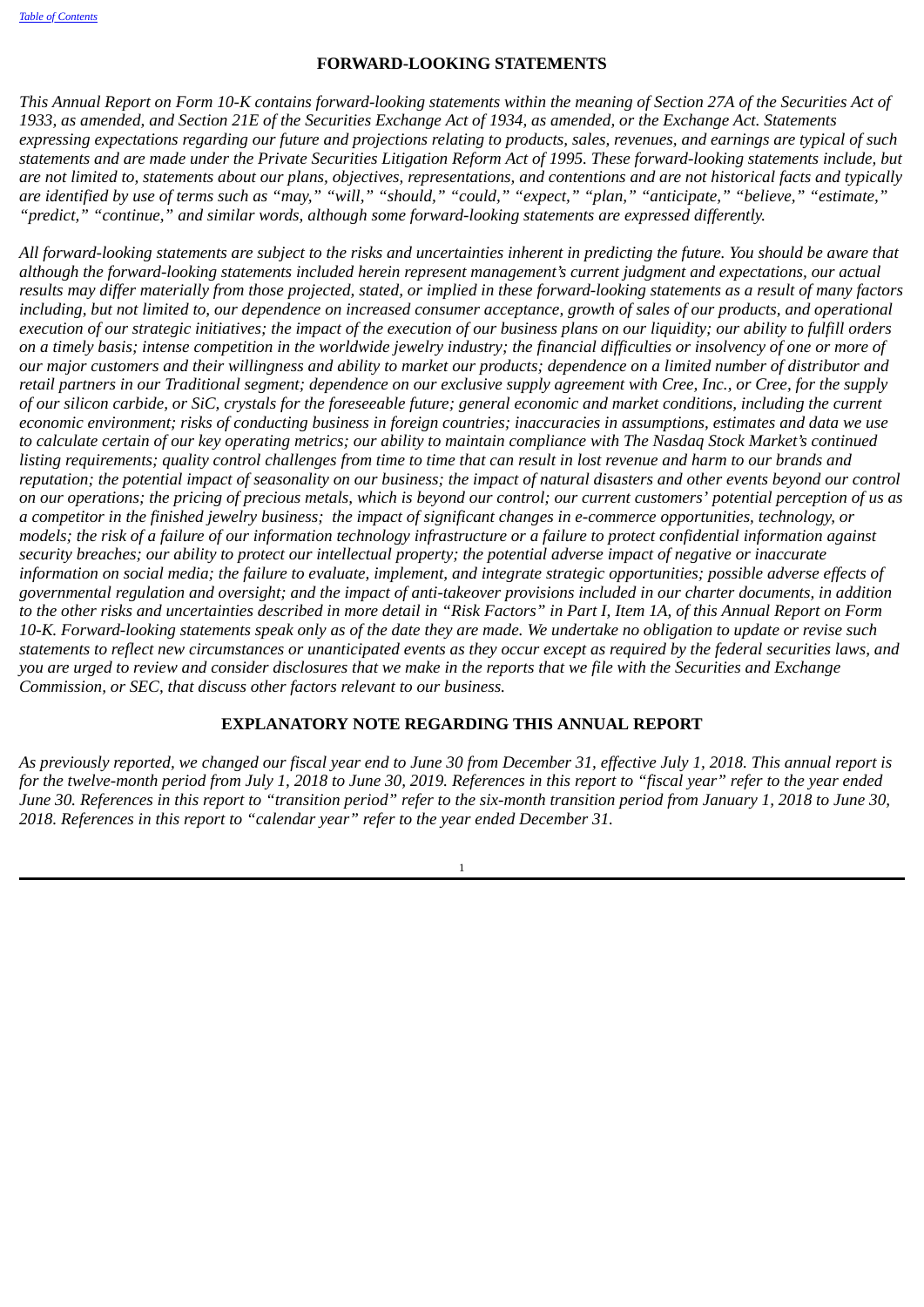## FORWARD-LOOKING STATEMENTS

*This Annual Report on Form 10-K contains forward-looking statements within the meaning of Section 27A of the Securities Act of 1933, as amended, and Section 21E of the Securities Exchange Act of 1934, as amended, or the Exchange Act. Statements expressing expectations regarding our future and projections relating to products, sales, revenues, and earnings are typical of such statements and are made under the Private Securities Litigation Reform Act of 1995. These forward-looking statements include, but are not limited to, statements about our plans, objectives, representations, and contentions and are not historical facts and typically are identified by use of terms such as "may," "will," "should," "could," "expect," "plan," "anticipate," "believe," "estimate," "predict," "continue," and similar words, although some forward-looking statements are expressed differently.*

*All forward-looking statements are subject to the risks and uncertainties inherent in predicting the future. You should be aware that although the forward-looking statements included herein represent management's current judgment and expectations, our actual results may differ materially from those projected, stated, or implied in these forward-looking statements as a result of many factors including, but not limited to, our dependence on increased consumer acceptance, growth of sales of our products, and operational execution of our strategic initiatives; the impact of the execution of our business plans on our liquidity; our ability to fulfill orders on a timely basis; intense competition in the worldwide jewelry industry; the financial difficulties or insolvency of one or more of our major customers and their willingness and ability to market our products; dependence on a limited number of distributor and retail partners in our Traditional segment; dependence on our exclusive supply agreement with Cree, Inc., or Cree, for the supply of our silicon carbide, or SiC, crystals for the foreseeable future; general economic and market conditions, including the current economic environment; risks of conducting business in foreign countries; inaccuracies in assumptions, estimates and data we use to calculate certain of our key operating metrics; our ability to maintain compliance with The Nasdaq Stock Market's continued listing requirements; quality control challenges from time to time that can result in lost revenue and harm to our brands and reputation; the potential impact of seasonality on our business; the impact of natural disasters and other events beyond our control on our operations; the pricing of precious metals, which is beyond our control; our current customers' potential perception of us as a competitor in the finished jewelry business; the impact of significant changes in e-commerce opportunities, technology, or models; the risk of a failure of our information technology infrastructure or a failure to protect confidential information against security breaches; our ability to protect our intellectual property; the potential adverse impact of negative or inaccurate information on social media; the failure to evaluate, implement, and integrate strategic opportunities; possible adverse effects of governmental regulation and oversight; and the impact of anti-takeover provisions included in our charter documents, in addition to the other risks and uncertainties described in more detail in "Risk Factors" in Part I, Item 1A, of this Annual Report on Form 10-K. Forward-looking statements speak only as of the date they are made. We undertake no obligation to update or revise such statements to reflect new circumstances or unanticipated events as they occur except as required by the federal securities laws, and you are urged to review and consider disclosures that we make in the reports that we file with the Securities and Exchange Commission, or SEC, that discuss other factors relevant to our business.*

## EXPLANATORY NOTE REGARDING THIS ANNUAL REPORT

*As previously reported, we changed our fiscal year end to June 30 from December 31, effective July 1, 2018. This annual report is for the twelve-month period from July 1, 2018 to June 30, 2019. References in this report to "fiscal year" refer to the year ended June 30. References in this report to "transition period" refer to the six-month transition period from January 1, 2018 to June 30, 2018. References in this report to "calendar year" refer to the year ended December 31.*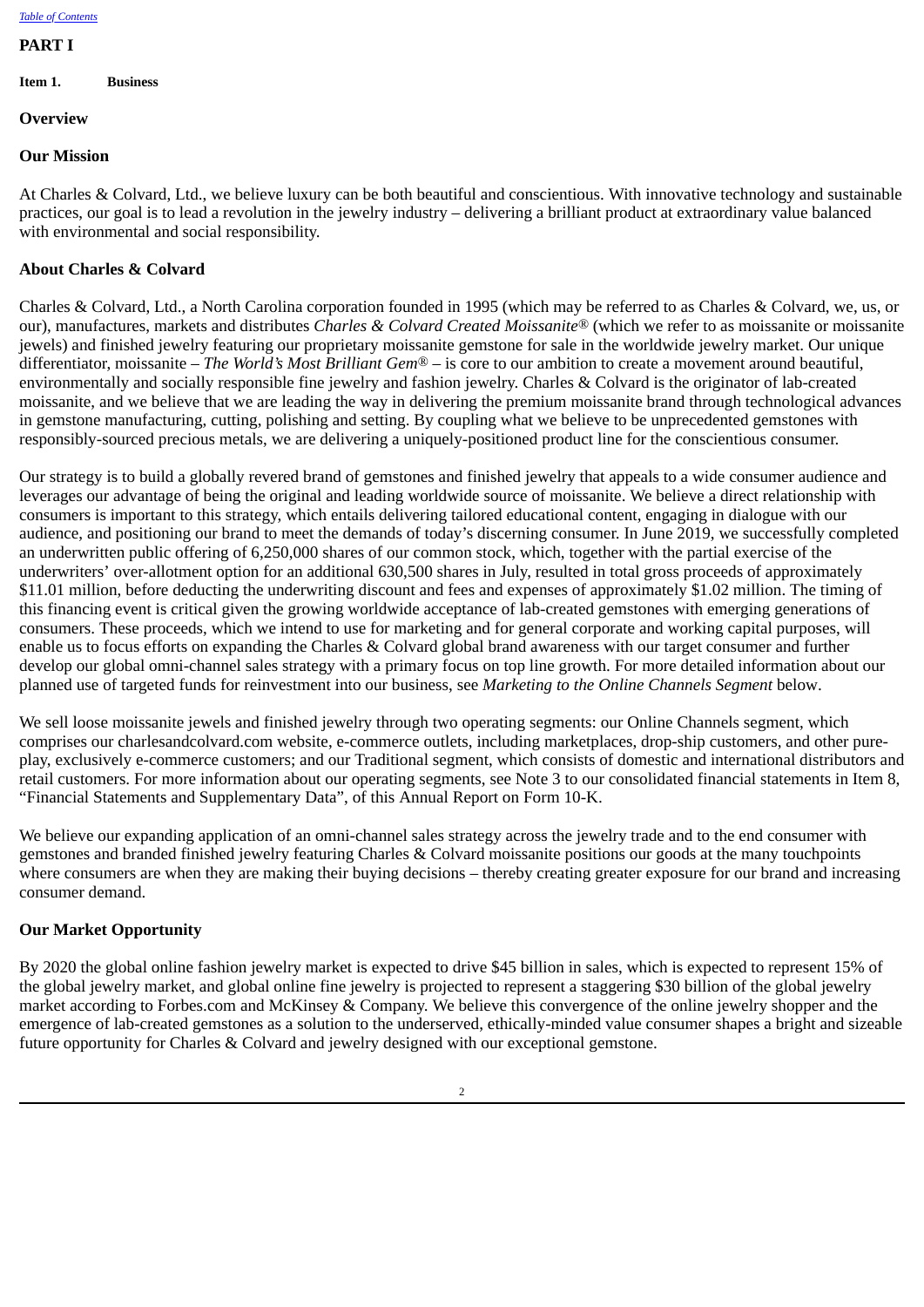[Table of Contents](#)

# PART I

**Item 1. Business**

## Overview

## Our Mission

At Charles & Colvard, Ltd., we believe luxury can be both beautiful and conscientious. With innovative technology and sustainable practices, our goal is to lead a revolution in the jewelry industry – delivering a brilliant product at extraordinary value balanced with environmental and social responsibility.

## About Charles & Colvard

Charles & Colvard, Ltd., a North Carolina corporation founded in 1995 (which may be referred to as Charles & Colvard, we, us, or our), manufactures, markets and distributes *Charles & Colvard Created Moissanite®* (which we refer to as moissanite or moissanite jewels) and finished jewelry featuring our proprietary moissanite gemstone for sale in the worldwide jewelry market. Our unique differentiator, moissanite – *The World's Most Brilliant Gem®* – is core to our ambition to create a movement around beautiful, environmentally and socially responsible fine jewelry and fashion jewelry. Charles & Colvard is the originator of lab-created moissanite, and we believe that we are leading the way in delivering the premium moissanite brand through technological advances in gemstone manufacturing, cutting, polishing and setting. By coupling what we believe to be unprecedented gemstones with responsibly-sourced precious metals, we are delivering a uniquely-positioned product line for the conscientious consumer.

Our strategy is to build a globally revered brand of gemstones and finished jewelry that appeals to a wide consumer audience and leverages our advantage of being the original and leading worldwide source of moissanite. We believe a direct relationship with consumers is important to this strategy, which entails delivering tailored educational content, engaging in dialogue with our audience, and positioning our brand to meet the demands of today's discerning consumer. In June 2019, we successfully completed an underwritten public offering of 6,250,000 shares of our common stock, which, together with the partial exercise of the underwriters' over-allotment option for an additional 630,500 shares in July, resulted in total gross proceeds of approximately $11.01 million, before deducting the underwriting discount and fees and expenses of approximately $1.02 million. The timing of this financing event is critical given the growing worldwide acceptance of lab-created gemstones with emerging generations of consumers. These proceeds, which we intend to use for marketing and for general corporate and working capital purposes, will enable us to focus efforts on expanding the Charles & Colvard global brand awareness with our target consumer and further develop our global omni-channel sales strategy with a primary focus on top line growth. For more detailed information about our planned use of targeted funds for reinvestment into our business, see *Marketing to the Online Channels Segment* below.

We sell loose moissanite jewels and finished jewelry through two operating segments: our Online Channels segment, which comprises our charlesandcolvard.com website, e-commerce outlets, including marketplaces, drop-ship customers, and other pure-play, exclusively e-commerce customers; and our Traditional segment, which consists of domestic and international distributors and retail customers. For more information about our operating segments, see Note 3 to our consolidated financial statements in Item 8, "Financial Statements and Supplementary Data", of this Annual Report on Form 10-K.

We believe our expanding application of an omni-channel sales strategy across the jewelry trade and to the end consumer with gemstones and branded finished jewelry featuring Charles & Colvard moissanite positions our goods at the many touchpoints where consumers are when they are making their buying decisions – thereby creating greater exposure for our brand and increasing consumer demand.

## Our Market Opportunity

By 2020 the global online fashion jewelry market is expected to drive $45 billion in sales, which is expected to represent 15% of the global jewelry market, and global online fine jewelry is projected to represent a staggering $30 billion of the global jewelry market according to Forbes.com and McKinsey & Company. We believe this convergence of the online jewelry shopper and the emergence of lab-created gemstones as a solution to the underserved, ethically-minded value consumer shapes a bright and sizeable future opportunity for Charles & Colvard and jewelry designed with our exceptional gemstone.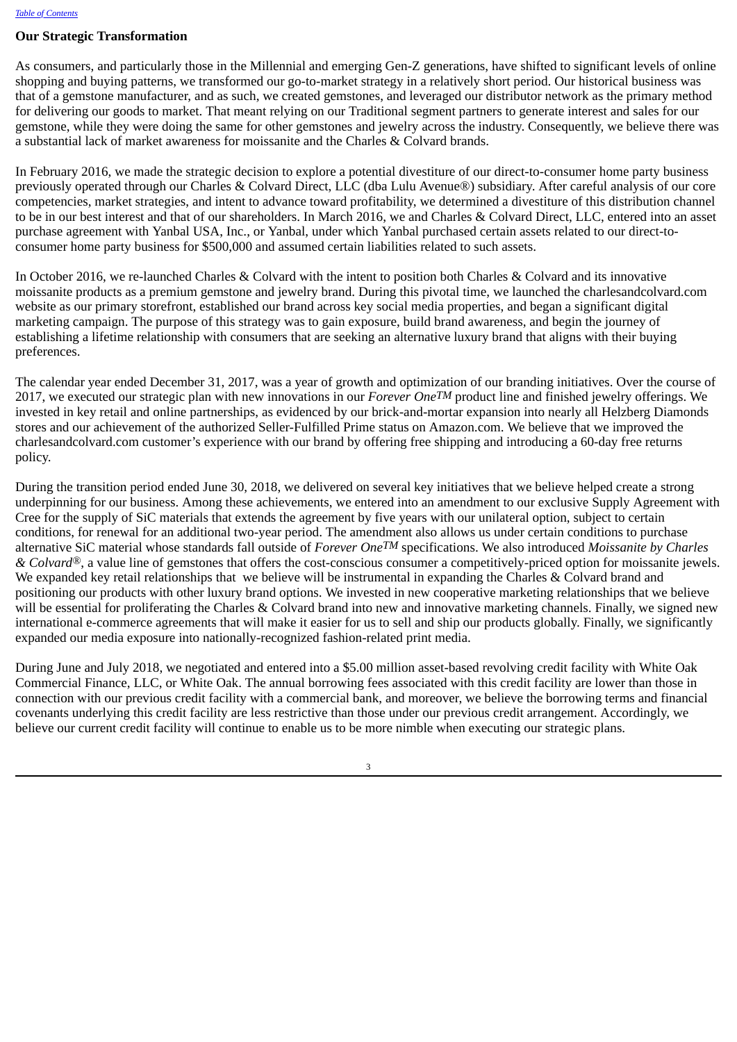## Our Strategic Transformation

As consumers, and particularly those in the Millennial and emerging Gen-Z generations, have shifted to significant levels of online shopping and buying patterns, we transformed our go-to-market strategy in a relatively short period. Our historical business was that of a gemstone manufacturer, and as such, we created gemstones, and leveraged our distributor network as the primary method for delivering our goods to market. That meant relying on our Traditional segment partners to generate interest and sales for our gemstone, while they were doing the same for other gemstones and jewelry across the industry. Consequently, we believe there was a substantial lack of market awareness for moissanite and the Charles & Colvard brands.

In February 2016, we made the strategic decision to explore a potential divestiture of our direct-to-consumer home party business previously operated through our Charles & Colvard Direct, LLC (dba Lulu Avenue®) subsidiary. After careful analysis of our core competencies, market strategies, and intent to advance toward profitability, we determined a divestiture of this distribution channel to be in our best interest and that of our shareholders. In March 2016, we and Charles & Colvard Direct, LLC, entered into an asset purchase agreement with Yanbal USA, Inc., or Yanbal, under which Yanbal purchased certain assets related to our direct-to-consumer home party business for $500,000 and assumed certain liabilities related to such assets.

In October 2016, we re-launched Charles & Colvard with the intent to position both Charles & Colvard and its innovative moissanite products as a premium gemstone and jewelry brand. During this pivotal time, we launched the charlesandcolvard.com website as our primary storefront, established our brand across key social media properties, and began a significant digital marketing campaign. The purpose of this strategy was to gain exposure, build brand awareness, and begin the journey of establishing a lifetime relationship with consumers that are seeking an alternative luxury brand that aligns with their buying preferences.

The calendar year ended December 31, 2017, was a year of growth and optimization of our branding initiatives. Over the course of 2017, we executed our strategic plan with new innovations in our *Forever One™* product line and finished jewelry offerings. We invested in key retail and online partnerships, as evidenced by our brick-and-mortar expansion into nearly all Helzberg Diamonds stores and our achievement of the authorized Seller-Fulfilled Prime status on Amazon.com. We believe that we improved the charlesandcolvard.com customer's experience with our brand by offering free shipping and introducing a 60-day free returns policy.

During the transition period ended June 30, 2018, we delivered on several key initiatives that we believe helped create a strong underpinning for our business. Among these achievements, we entered into an amendment to our exclusive Supply Agreement with Cree for the supply of SiC materials that extends the agreement by five years with our unilateral option, subject to certain conditions, for renewal for an additional two-year period. The amendment also allows us under certain conditions to purchase alternative SiC material whose standards fall outside of *Forever One™* specifications. We also introduced *Moissanite by Charles & Colvard®*, a value line of gemstones that offers the cost-conscious consumer a competitively-priced option for moissanite jewels. We expanded key retail relationships that we believe will be instrumental in expanding the Charles & Colvard brand and positioning our products with other luxury brand options. We invested in new cooperative marketing relationships that we believe will be essential for proliferating the Charles & Colvard brand into new and innovative marketing channels. Finally, we signed new international e-commerce agreements that will make it easier for us to sell and ship our products globally. Finally, we significantly expanded our media exposure into nationally-recognized fashion-related print media.

During June and July 2018, we negotiated and entered into a $5.00 million asset-based revolving credit facility with White Oak Commercial Finance, LLC, or White Oak. The annual borrowing fees associated with this credit facility are lower than those in connection with our previous credit facility with a commercial bank, and moreover, we believe the borrowing terms and financial covenants underlying this credit facility are less restrictive than those under our previous credit arrangement. Accordingly, we believe our current credit facility will continue to enable us to be more nimble when executing our strategic plans.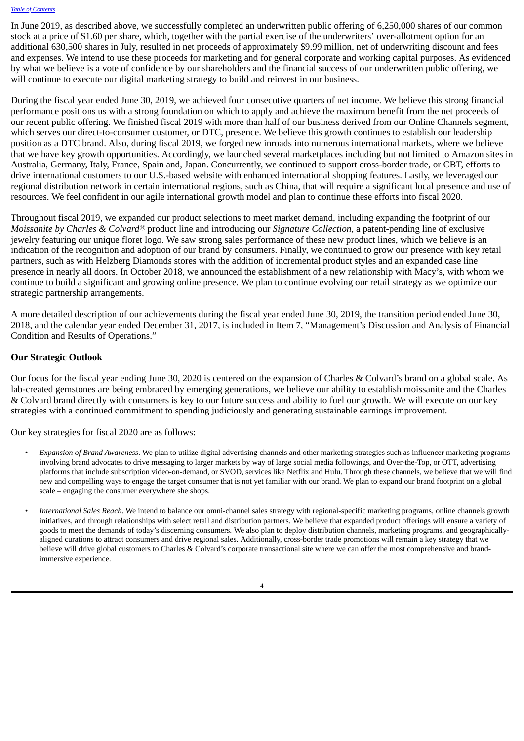In June 2019, as described above, we successfully completed an underwritten public offering of 6,250,000 shares of our common stock at a price of $1.60 per share, which, together with the partial exercise of the underwriters' over-allotment option for an additional 630,500 shares in July, resulted in net proceeds of approximately $9.99 million, net of underwriting discount and fees and expenses. We intend to use these proceeds for marketing and for general corporate and working capital purposes. As evidenced by what we believe is a vote of confidence by our shareholders and the financial success of our underwritten public offering, we will continue to execute our digital marketing strategy to build and reinvest in our business.

During the fiscal year ended June 30, 2019, we achieved four consecutive quarters of net income. We believe this strong financial performance positions us with a strong foundation on which to apply and achieve the maximum benefit from the net proceeds of our recent public offering. We finished fiscal 2019 with more than half of our business derived from our Online Channels segment, which serves our direct-to-consumer customer, or DTC, presence. We believe this growth continues to establish our leadership position as a DTC brand. Also, during fiscal 2019, we forged new inroads into numerous international markets, where we believe that we have key growth opportunities. Accordingly, we launched several marketplaces including but not limited to Amazon sites in Australia, Germany, Italy, France, Spain and, Japan. Concurrently, we continued to support cross-border trade, or CBT, efforts to drive international customers to our U.S.-based website with enhanced international shopping features. Lastly, we leveraged our regional distribution network in certain international regions, such as China, that will require a significant local presence and use of resources. We feel confident in our agile international growth model and plan to continue these efforts into fiscal 2020.

Throughout fiscal 2019, we expanded our product selections to meet market demand, including expanding the footprint of our *Moissanite by Charles & Colvard®* product line and introducing our *Signature Collection*, a patent-pending line of exclusive jewelry featuring our unique floret logo. We saw strong sales performance of these new product lines, which we believe is an indication of the recognition and adoption of our brand by consumers. Finally, we continued to grow our presence with key retail partners, such as with Helzberg Diamonds stores with the addition of incremental product styles and an expanded case line presence in nearly all doors. In October 2018, we announced the establishment of a new relationship with Macy's, with whom we continue to build a significant and growing online presence. We plan to continue evolving our retail strategy as we optimize our strategic partnership arrangements.

A more detailed description of our achievements during the fiscal year ended June 30, 2019, the transition period ended June 30, 2018, and the calendar year ended December 31, 2017, is included in Item 7, "Management's Discussion and Analysis of Financial Condition and Results of Operations."

**Our Strategic Outlook**

Our focus for the fiscal year ending June 30, 2020 is centered on the expansion of Charles & Colvard's brand on a global scale. As lab-created gemstones are being embraced by emerging generations, we believe our ability to establish moissanite and the Charles & Colvard brand directly with consumers is key to our future success and ability to fuel our growth. We will execute on our key strategies with a continued commitment to spending judiciously and generating sustainable earnings improvement.

Our key strategies for fiscal 2020 are as follows:

- *Expansion of Brand Awareness*. We plan to utilize digital advertising channels and other marketing strategies such as influencer marketing programs involving brand advocates to drive messaging to larger markets by way of large social media followings, and Over-the-Top, or OTT, advertising platforms that include subscription video-on-demand, or SVOD, services like Netflix and Hulu. Through these channels, we believe that we will find new and compelling ways to engage the target consumer that is not yet familiar with our brand. We plan to expand our brand footprint on a global scale – engaging the consumer everywhere she shops.

- *International Sales Reach*. We intend to balance our omni-channel sales strategy with regional-specific marketing programs, online channels growth initiatives, and through relationships with select retail and distribution partners. We believe that expanded product offerings will ensure a variety of goods to meet the demands of today's discerning consumers. We also plan to deploy distribution channels, marketing programs, and geographically-aligned curations to attract consumers and drive regional sales. Additionally, cross-border trade promotions will remain a key strategy that we believe will drive global customers to Charles & Colvard's corporate transactional site where we can offer the most comprehensive and brand-immersive experience.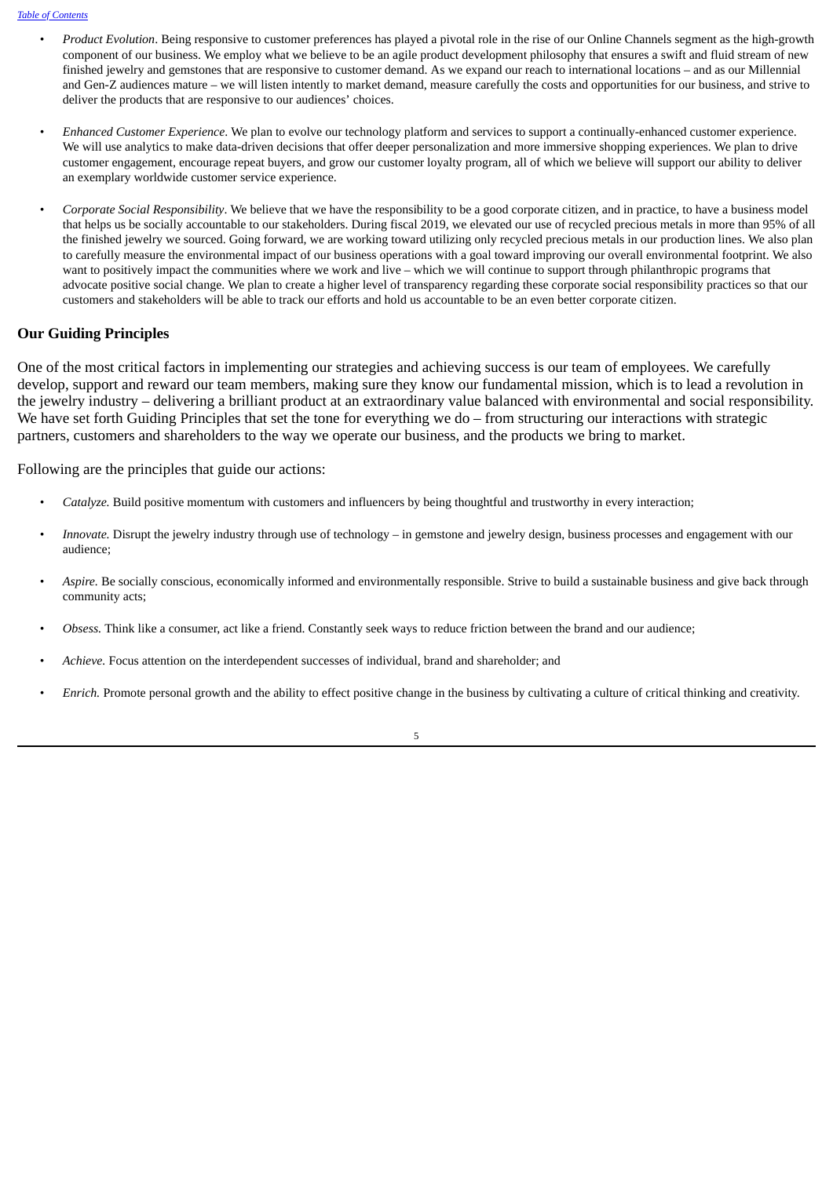- *Product Evolution*. Being responsive to customer preferences has played a pivotal role in the rise of our Online Channels segment as the high-growth component of our business. We employ what we believe to be an agile product development philosophy that ensures a swift and fluid stream of new finished jewelry and gemstones that are responsive to customer demand. As we expand our reach to international locations – and as our Millennial and Gen-Z audiences mature – we will listen intently to market demand, measure carefully the costs and opportunities for our business, and strive to deliver the products that are responsive to our audiences' choices.

- *Enhanced Customer Experience*. We plan to evolve our technology platform and services to support a continually-enhanced customer experience. We will use analytics to make data-driven decisions that offer deeper personalization and more immersive shopping experiences. We plan to drive customer engagement, encourage repeat buyers, and grow our customer loyalty program, all of which we believe will support our ability to deliver an exemplary worldwide customer service experience.

- *Corporate Social Responsibility*. We believe that we have the responsibility to be a good corporate citizen, and in practice, to have a business model that helps us be socially accountable to our stakeholders. During fiscal 2019, we elevated our use of recycled precious metals in more than 95% of all the finished jewelry we sourced. Going forward, we are working toward utilizing only recycled precious metals in our production lines. We also plan to carefully measure the environmental impact of our business operations with a goal toward improving our overall environmental footprint. We also want to positively impact the communities where we work and live – which we will continue to support through philanthropic programs that advocate positive social change. We plan to create a higher level of transparency regarding these corporate social responsibility practices so that our customers and stakeholders will be able to track our efforts and hold us accountable to be an even better corporate citizen.

## Our Guiding Principles

One of the most critical factors in implementing our strategies and achieving success is our team of employees. We carefully develop, support and reward our team members, making sure they know our fundamental mission, which is to lead a revolution in the jewelry industry – delivering a brilliant product at an extraordinary value balanced with environmental and social responsibility. We have set forth Guiding Principles that set the tone for everything we do – from structuring our interactions with strategic partners, customers and shareholders to the way we operate our business, and the products we bring to market.

Following are the principles that guide our actions:

- *Catalyze.* Build positive momentum with customers and influencers by being thoughtful and trustworthy in every interaction;

- *Innovate.* Disrupt the jewelry industry through use of technology – in gemstone and jewelry design, business processes and engagement with our audience;

- *Aspire.* Be socially conscious, economically informed and environmentally responsible. Strive to build a sustainable business and give back through community acts;

- *Obsess.* Think like a consumer, act like a friend. Constantly seek ways to reduce friction between the brand and our audience;

- *Achieve.* Focus attention on the interdependent successes of individual, brand and shareholder; and

- *Enrich.* Promote personal growth and the ability to effect positive change in the business by cultivating a culture of critical thinking and creativity.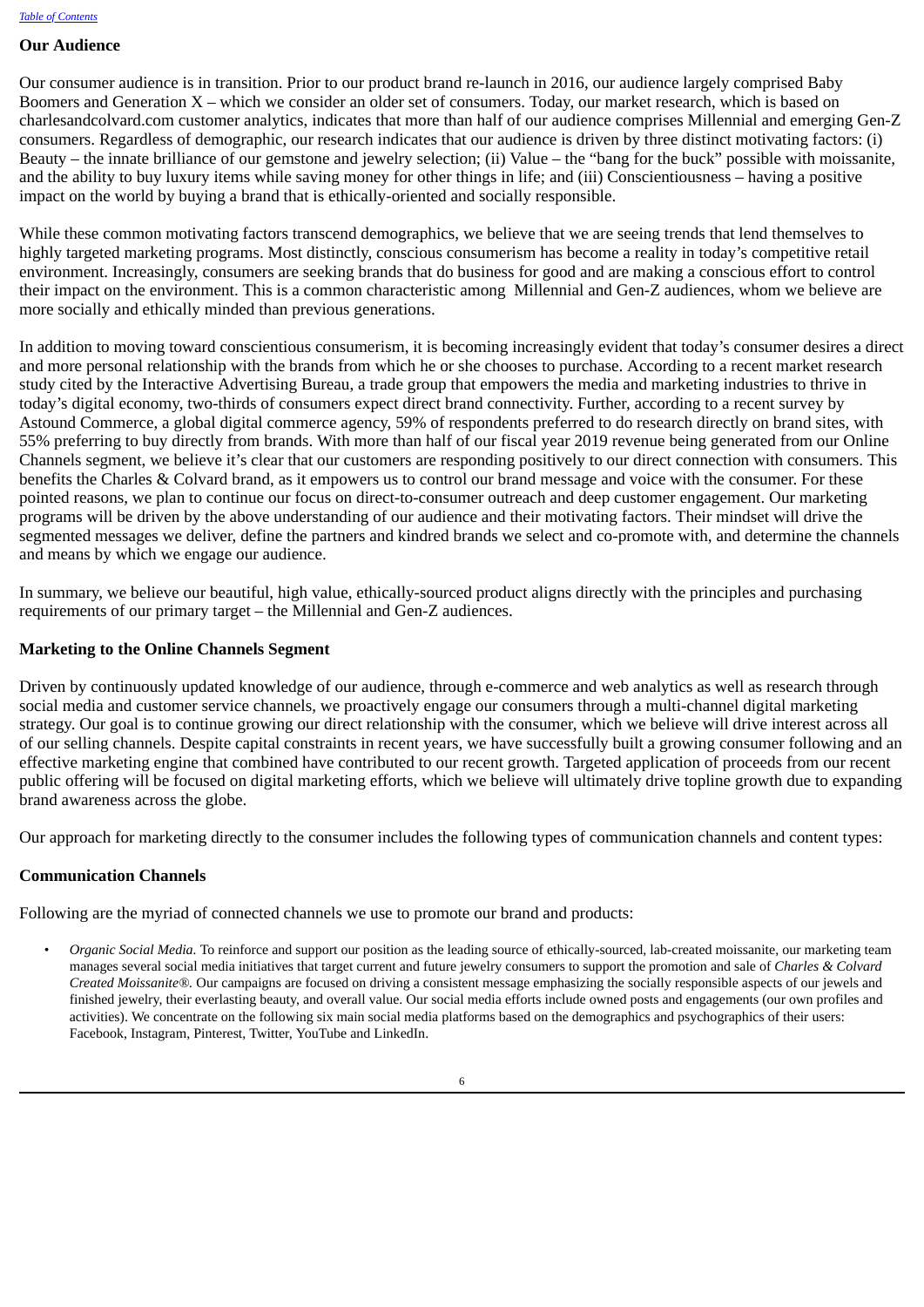## Our Audience

Our consumer audience is in transition. Prior to our product brand re-launch in 2016, our audience largely comprised Baby Boomers and Generation X – which we consider an older set of consumers. Today, our market research, which is based on charlesandcolvard.com customer analytics, indicates that more than half of our audience comprises Millennial and emerging Gen-Z consumers. Regardless of demographic, our research indicates that our audience is driven by three distinct motivating factors: (i) Beauty – the innate brilliance of our gemstone and jewelry selection; (ii) Value – the "bang for the buck" possible with moissanite, and the ability to buy luxury items while saving money for other things in life; and (iii) Conscientiousness – having a positive impact on the world by buying a brand that is ethically-oriented and socially responsible.

While these common motivating factors transcend demographics, we believe that we are seeing trends that lend themselves to highly targeted marketing programs. Most distinctly, conscious consumerism has become a reality in today's competitive retail environment. Increasingly, consumers are seeking brands that do business for good and are making a conscious effort to control their impact on the environment. This is a common characteristic among Millennial and Gen-Z audiences, whom we believe are more socially and ethically minded than previous generations.

In addition to moving toward conscientious consumerism, it is becoming increasingly evident that today's consumer desires a direct and more personal relationship with the brands from which he or she chooses to purchase. According to a recent market research study cited by the Interactive Advertising Bureau, a trade group that empowers the media and marketing industries to thrive in today's digital economy, two-thirds of consumers expect direct brand connectivity. Further, according to a recent survey by Astound Commerce, a global digital commerce agency, 59% of respondents preferred to do research directly on brand sites, with 55% preferring to buy directly from brands. With more than half of our fiscal year 2019 revenue being generated from our Online Channels segment, we believe it's clear that our customers are responding positively to our direct connection with consumers. This benefits the Charles & Colvard brand, as it empowers us to control our brand message and voice with the consumer. For these pointed reasons, we plan to continue our focus on direct-to-consumer outreach and deep customer engagement. Our marketing programs will be driven by the above understanding of our audience and their motivating factors. Their mindset will drive the segmented messages we deliver, define the partners and kindred brands we select and co-promote with, and determine the channels and means by which we engage our audience.

In summary, we believe our beautiful, high value, ethically-sourced product aligns directly with the principles and purchasing requirements of our primary target – the Millennial and Gen-Z audiences.

## Marketing to the Online Channels Segment

Driven by continuously updated knowledge of our audience, through e-commerce and web analytics as well as research through social media and customer service channels, we proactively engage our consumers through a multi-channel digital marketing strategy. Our goal is to continue growing our direct relationship with the consumer, which we believe will drive interest across all of our selling channels. Despite capital constraints in recent years, we have successfully built a growing consumer following and an effective marketing engine that combined have contributed to our recent growth. Targeted application of proceeds from our recent public offering will be focused on digital marketing efforts, which we believe will ultimately drive topline growth due to expanding brand awareness across the globe.

Our approach for marketing directly to the consumer includes the following types of communication channels and content types:

## Communication Channels

Following are the myriad of connected channels we use to promote our brand and products:

- *Organic Social Media.* To reinforce and support our position as the leading source of ethically-sourced, lab-created moissanite, our marketing team manages several social media initiatives that target current and future jewelry consumers to support the promotion and sale of *Charles & Colvard Created Moissanite®*. Our campaigns are focused on driving a consistent message emphasizing the socially responsible aspects of our jewels and finished jewelry, their everlasting beauty, and overall value. Our social media efforts include owned posts and engagements (our own profiles and activities). We concentrate on the following six main social media platforms based on the demographics and psychographics of their users: Facebook, Instagram, Pinterest, Twitter, YouTube and LinkedIn.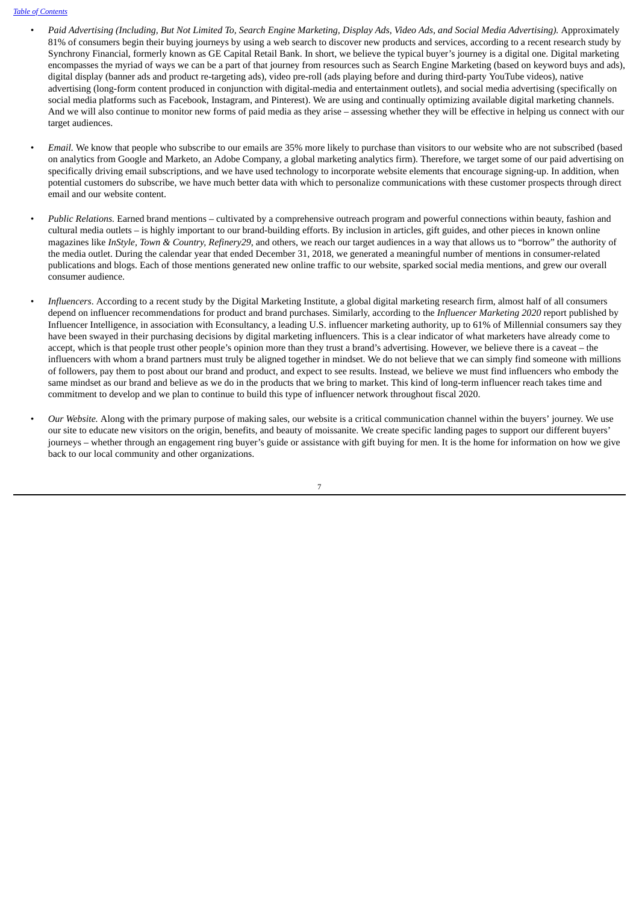- *Paid Advertising (Including, But Not Limited To, Search Engine Marketing, Display Ads, Video Ads, and Social Media Advertising).* Approximately 81% of consumers begin their buying journeys by using a web search to discover new products and services, according to a recent research study by Synchrony Financial, formerly known as GE Capital Retail Bank. In short, we believe the typical buyer's journey is a digital one. Digital marketing encompasses the myriad of ways we can be a part of that journey from resources such as Search Engine Marketing (based on keyword buys and ads), digital display (banner ads and product re-targeting ads), video pre-roll (ads playing before and during third-party YouTube videos), native advertising (long-form content produced in conjunction with digital-media and entertainment outlets), and social media advertising (specifically on social media platforms such as Facebook, Instagram, and Pinterest). We are using and continually optimizing available digital marketing channels. And we will also continue to monitor new forms of paid media as they arise – assessing whether they will be effective in helping us connect with our target audiences.

- *Email.* We know that people who subscribe to our emails are 35% more likely to purchase than visitors to our website who are not subscribed (based on analytics from Google and Marketo, an Adobe Company, a global marketing analytics firm). Therefore, we target some of our paid advertising on specifically driving email subscriptions, and we have used technology to incorporate website elements that encourage signing-up. In addition, when potential customers do subscribe, we have much better data with which to personalize communications with these customer prospects through direct email and our website content.

- *Public Relations.* Earned brand mentions – cultivated by a comprehensive outreach program and powerful connections within beauty, fashion and cultural media outlets – is highly important to our brand-building efforts. By inclusion in articles, gift guides, and other pieces in known online magazines like *InStyle*, *Town & Country*, *Refinery29*, and others, we reach our target audiences in a way that allows us to "borrow" the authority of the media outlet. During the calendar year that ended December 31, 2018, we generated a meaningful number of mentions in consumer-related publications and blogs. Each of those mentions generated new online traffic to our website, sparked social media mentions, and grew our overall consumer audience.

- *Influencers*. According to a recent study by the Digital Marketing Institute, a global digital marketing research firm, almost half of all consumers depend on influencer recommendations for product and brand purchases. Similarly, according to the *Influencer Marketing 2020* report published by Influencer Intelligence, in association with Econsultancy, a leading U.S. influencer marketing authority, up to 61% of Millennial consumers say they have been swayed in their purchasing decisions by digital marketing influencers. This is a clear indicator of what marketers have already come to accept, which is that people trust other people's opinion more than they trust a brand's advertising. However, we believe there is a caveat – the influencers with whom a brand partners must truly be aligned together in mindset. We do not believe that we can simply find someone with millions of followers, pay them to post about our brand and product, and expect to see results. Instead, we believe we must find influencers who embody the same mindset as our brand and believe as we do in the products that we bring to market. This kind of long-term influencer reach takes time and commitment to develop and we plan to continue to build this type of influencer network throughout fiscal 2020.

- *Our Website.* Along with the primary purpose of making sales, our website is a critical communication channel within the buyers' journey. We use our site to educate new visitors on the origin, benefits, and beauty of moissanite. We create specific landing pages to support our different buyers' journeys – whether through an engagement ring buyer's guide or assistance with gift buying for men. It is the home for information on how we give back to our local community and other organizations.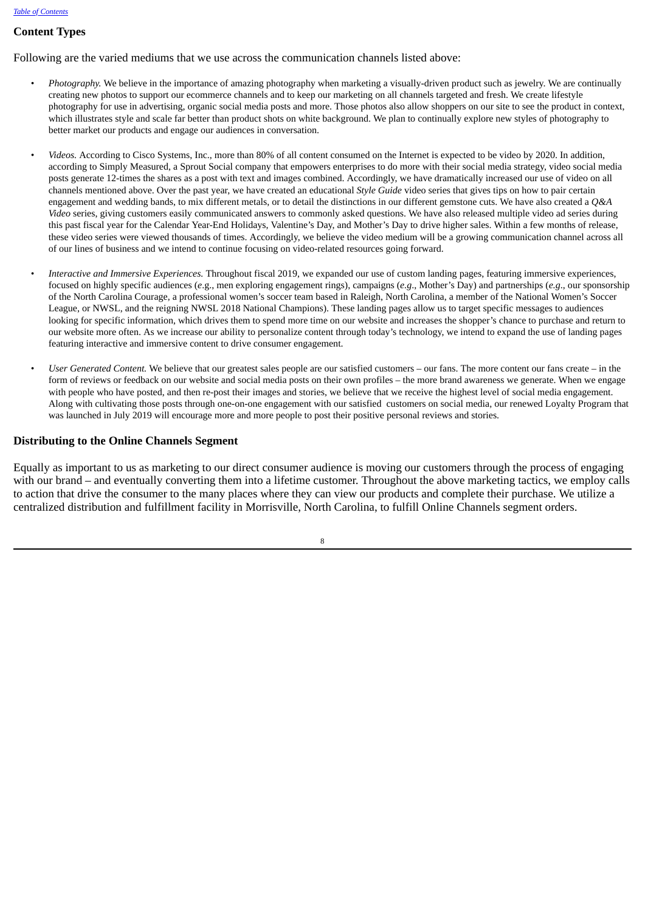## Content Types

Following are the varied mediums that we use across the communication channels listed above:

- *Photography.* We believe in the importance of amazing photography when marketing a visually-driven product such as jewelry. We are continually creating new photos to support our ecommerce channels and to keep our marketing on all channels targeted and fresh. We create lifestyle photography for use in advertising, organic social media posts and more. Those photos also allow shoppers on our site to see the product in context, which illustrates style and scale far better than product shots on white background. We plan to continually explore new styles of photography to better market our products and engage our audiences in conversation.

- *Videos.* According to Cisco Systems, Inc., more than 80% of all content consumed on the Internet is expected to be video by 2020. In addition, according to Simply Measured, a Sprout Social company that empowers enterprises to do more with their social media strategy, video social media posts generate 12-times the shares as a post with text and images combined. Accordingly, we have dramatically increased our use of video on all channels mentioned above. Over the past year, we have created an educational *Style Guide* video series that gives tips on how to pair certain engagement and wedding bands, to mix different metals, or to detail the distinctions in our different gemstone cuts. We have also created a *Q&A Video* series, giving customers easily communicated answers to commonly asked questions. We have also released multiple video ad series during this past fiscal year for the Calendar Year-End Holidays, Valentine's Day, and Mother's Day to drive higher sales. Within a few months of release, these video series were viewed thousands of times. Accordingly, we believe the video medium will be a growing communication channel across all of our lines of business and we intend to continue focusing on video-related resources going forward.

- *Interactive and Immersive Experiences.* Throughout fiscal 2019, we expanded our use of custom landing pages, featuring immersive experiences, focused on highly specific audiences (*e*.g., men exploring engagement rings), campaigns (*e.g*., Mother's Day) and partnerships (*e.g*., our sponsorship of the North Carolina Courage, a professional women's soccer team based in Raleigh, North Carolina, a member of the National Women's Soccer League, or NWSL, and the reigning NWSL 2018 National Champions). These landing pages allow us to target specific messages to audiences looking for specific information, which drives them to spend more time on our website and increases the shopper's chance to purchase and return to our website more often. As we increase our ability to personalize content through today's technology, we intend to expand the use of landing pages featuring interactive and immersive content to drive consumer engagement.

- *User Generated Content.* We believe that our greatest sales people are our satisfied customers – our fans. The more content our fans create – in the form of reviews or feedback on our website and social media posts on their own profiles – the more brand awareness we generate. When we engage with people who have posted, and then re-post their images and stories, we believe that we receive the highest level of social media engagement. Along with cultivating those posts through one-on-one engagement with our satisfied customers on social media, our renewed Loyalty Program that was launched in July 2019 will encourage more and more people to post their positive personal reviews and stories.

## Distributing to the Online Channels Segment

Equally as important to us as marketing to our direct consumer audience is moving our customers through the process of engaging with our brand – and eventually converting them into a lifetime customer. Throughout the above marketing tactics, we employ calls to action that drive the consumer to the many places where they can view our products and complete their purchase. We utilize a centralized distribution and fulfillment facility in Morrisville, North Carolina, to fulfill Online Channels segment orders.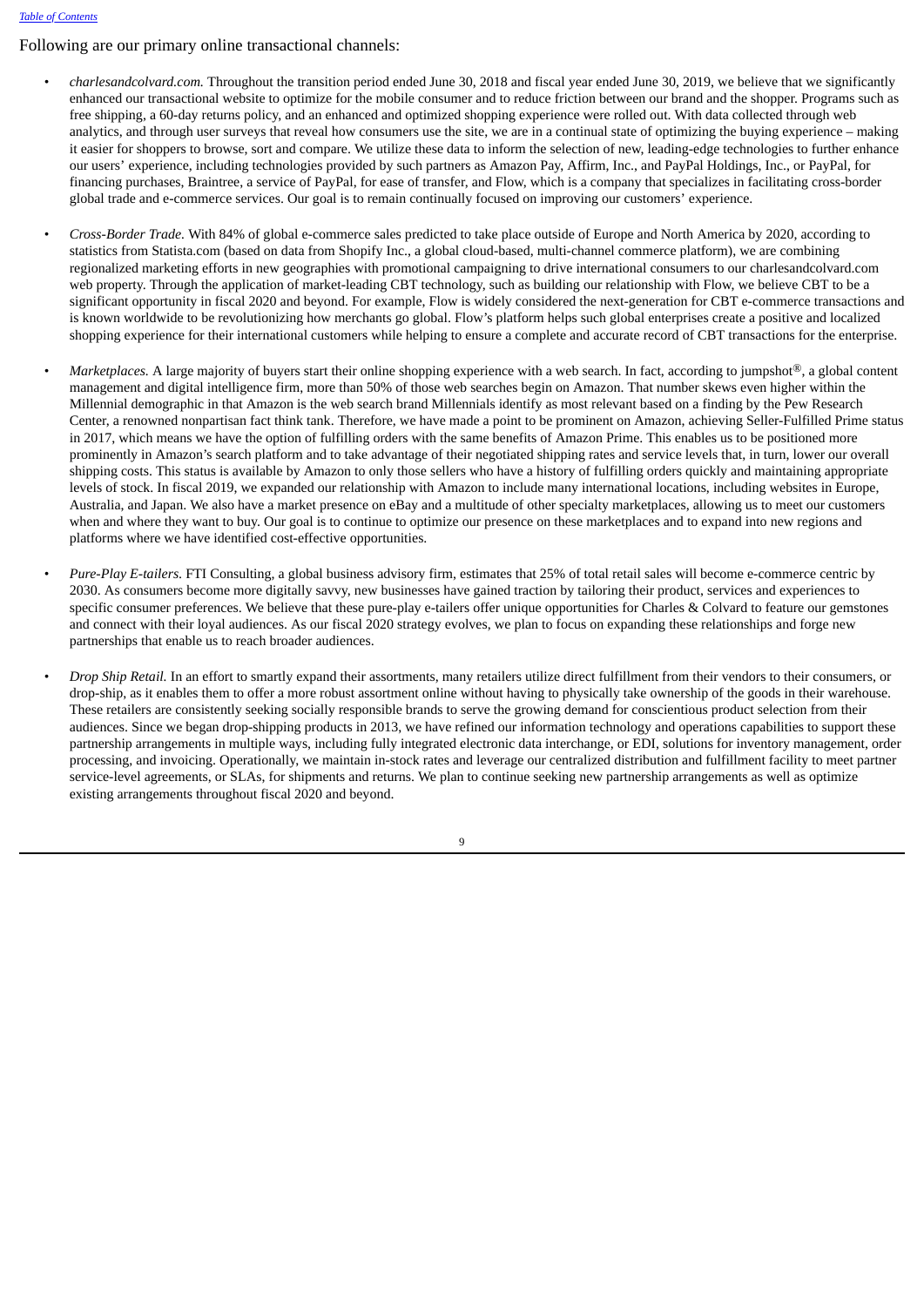Following are our primary online transactional channels:

- *charlesandcolvard.com.* Throughout the transition period ended June 30, 2018 and fiscal year ended June 30, 2019, we believe that we significantly enhanced our transactional website to optimize for the mobile consumer and to reduce friction between our brand and the shopper. Programs such as free shipping, a 60-day returns policy, and an enhanced and optimized shopping experience were rolled out. With data collected through web analytics, and through user surveys that reveal how consumers use the site, we are in a continual state of optimizing the buying experience – making it easier for shoppers to browse, sort and compare. We utilize these data to inform the selection of new, leading-edge technologies to further enhance our users' experience, including technologies provided by such partners as Amazon Pay, Affirm, Inc., and PayPal Holdings, Inc., or PayPal, for financing purchases, Braintree, a service of PayPal, for ease of transfer, and Flow, which is a company that specializes in facilitating cross-border global trade and e-commerce services. Our goal is to remain continually focused on improving our customers' experience.

- *Cross-Border Trade.* With 84% of global e-commerce sales predicted to take place outside of Europe and North America by 2020, according to statistics from Statista.com (based on data from Shopify Inc., a global cloud-based, multi-channel commerce platform), we are combining regionalized marketing efforts in new geographies with promotional campaigning to drive international consumers to our charlesandcolvard.com web property. Through the application of market-leading CBT technology, such as building our relationship with Flow, we believe CBT to be a significant opportunity in fiscal 2020 and beyond. For example, Flow is widely considered the next-generation for CBT e-commerce transactions and is known worldwide to be revolutionizing how merchants go global. Flow's platform helps such global enterprises create a positive and localized shopping experience for their international customers while helping to ensure a complete and accurate record of CBT transactions for the enterprise.

- *Marketplaces.* A large majority of buyers start their online shopping experience with a web search. In fact, according to jumpshot®, a global content management and digital intelligence firm, more than 50% of those web searches begin on Amazon. That number skews even higher within the Millennial demographic in that Amazon is the web search brand Millennials identify as most relevant based on a finding by the Pew Research Center, a renowned nonpartisan fact think tank. Therefore, we have made a point to be prominent on Amazon, achieving Seller-Fulfilled Prime status in 2017, which means we have the option of fulfilling orders with the same benefits of Amazon Prime. This enables us to be positioned more prominently in Amazon's search platform and to take advantage of their negotiated shipping rates and service levels that, in turn, lower our overall shipping costs. This status is available by Amazon to only those sellers who have a history of fulfilling orders quickly and maintaining appropriate levels of stock. In fiscal 2019, we expanded our relationship with Amazon to include many international locations, including websites in Europe, Australia, and Japan. We also have a market presence on eBay and a multitude of other specialty marketplaces, allowing us to meet our customers when and where they want to buy. Our goal is to continue to optimize our presence on these marketplaces and to expand into new regions and platforms where we have identified cost-effective opportunities.

- *Pure-Play E-tailers.* FTI Consulting, a global business advisory firm, estimates that 25% of total retail sales will become e-commerce centric by 2030. As consumers become more digitally savvy, new businesses have gained traction by tailoring their product, services and experiences to specific consumer preferences. We believe that these pure-play e-tailers offer unique opportunities for Charles & Colvard to feature our gemstones and connect with their loyal audiences. As our fiscal 2020 strategy evolves, we plan to focus on expanding these relationships and forge new partnerships that enable us to reach broader audiences.

- *Drop Ship Retail.* In an effort to smartly expand their assortments, many retailers utilize direct fulfillment from their vendors to their consumers, or drop-ship, as it enables them to offer a more robust assortment online without having to physically take ownership of the goods in their warehouse. These retailers are consistently seeking socially responsible brands to serve the growing demand for conscientious product selection from their audiences. Since we began drop-shipping products in 2013, we have refined our information technology and operations capabilities to support these partnership arrangements in multiple ways, including fully integrated electronic data interchange, or EDI, solutions for inventory management, order processing, and invoicing. Operationally, we maintain in-stock rates and leverage our centralized distribution and fulfillment facility to meet partner service-level agreements, or SLAs, for shipments and returns. We plan to continue seeking new partnership arrangements as well as optimize existing arrangements throughout fiscal 2020 and beyond.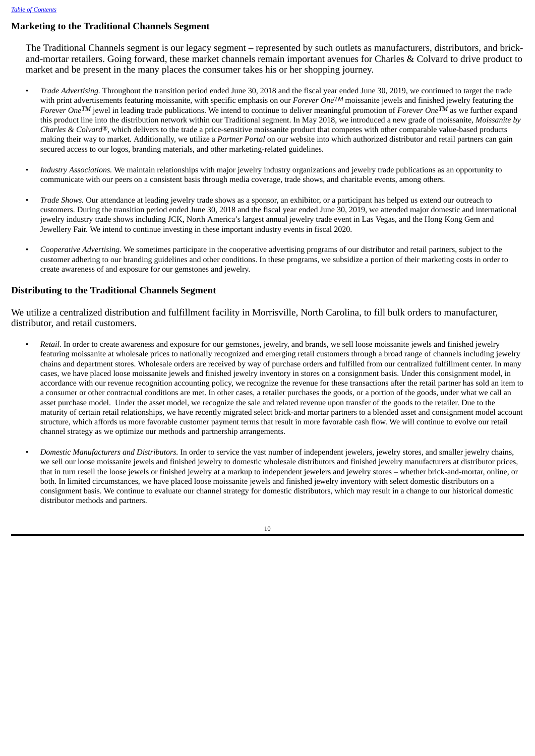## Marketing to the Traditional Channels Segment

The Traditional Channels segment is our legacy segment – represented by such outlets as manufacturers, distributors, and brick-and-mortar retailers. Going forward, these market channels remain important avenues for Charles & Colvard to drive product to market and be present in the many places the consumer takes his or her shopping journey.

- *Trade Advertising.* Throughout the transition period ended June 30, 2018 and the fiscal year ended June 30, 2019, we continued to target the trade with print advertisements featuring moissanite, with specific emphasis on our *Forever One™* moissanite jewels and finished jewelry featuring the *Forever One™* jewel in leading trade publications. We intend to continue to deliver meaningful promotion of *Forever One™* as we further expand this product line into the distribution network within our Traditional segment. In May 2018, we introduced a new grade of moissanite, *Moissanite by Charles & Colvard®*, which delivers to the trade a price-sensitive moissanite product that competes with other comparable value-based products making their way to market. Additionally, we utilize a *Partner Portal* on our website into which authorized distributor and retail partners can gain secured access to our logos, branding materials, and other marketing-related guidelines.

- *Industry Associations.* We maintain relationships with major jewelry industry organizations and jewelry trade publications as an opportunity to communicate with our peers on a consistent basis through media coverage, trade shows, and charitable events, among others.

- *Trade Shows.* Our attendance at leading jewelry trade shows as a sponsor, an exhibitor, or a participant has helped us extend our outreach to customers. During the transition period ended June 30, 2018 and the fiscal year ended June 30, 2019, we attended major domestic and international jewelry industry trade shows including JCK, North America's largest annual jewelry trade event in Las Vegas, and the Hong Kong Gem and Jewellery Fair. We intend to continue investing in these important industry events in fiscal 2020.

- *Cooperative Advertising.* We sometimes participate in the cooperative advertising programs of our distributor and retail partners, subject to the customer adhering to our branding guidelines and other conditions. In these programs, we subsidize a portion of their marketing costs in order to create awareness of and exposure for our gemstones and jewelry.

## Distributing to the Traditional Channels Segment

We utilize a centralized distribution and fulfillment facility in Morrisville, North Carolina, to fill bulk orders to manufacturer, distributor, and retail customers.

- *Retail.* In order to create awareness and exposure for our gemstones, jewelry, and brands, we sell loose moissanite jewels and finished jewelry featuring moissanite at wholesale prices to nationally recognized and emerging retail customers through a broad range of channels including jewelry chains and department stores. Wholesale orders are received by way of purchase orders and fulfilled from our centralized fulfillment center. In many cases, we have placed loose moissanite jewels and finished jewelry inventory in stores on a consignment basis. Under this consignment model, in accordance with our revenue recognition accounting policy, we recognize the revenue for these transactions after the retail partner has sold an item to a consumer or other contractual conditions are met. In other cases, a retailer purchases the goods, or a portion of the goods, under what we call an asset purchase model. Under the asset model, we recognize the sale and related revenue upon transfer of the goods to the retailer. Due to the maturity of certain retail relationships, we have recently migrated select brick-and mortar partners to a blended asset and consignment model account structure, which affords us more favorable customer payment terms that result in more favorable cash flow. We will continue to evolve our retail channel strategy as we optimize our methods and partnership arrangements.

- *Domestic Manufacturers and Distributors.* In order to service the vast number of independent jewelers, jewelry stores, and smaller jewelry chains, we sell our loose moissanite jewels and finished jewelry to domestic wholesale distributors and finished jewelry manufacturers at distributor prices, that in turn resell the loose jewels or finished jewelry at a markup to independent jewelers and jewelry stores – whether brick-and-mortar, online, or both. In limited circumstances, we have placed loose moissanite jewels and finished jewelry inventory with select domestic distributors on a consignment basis. We continue to evaluate our channel strategy for domestic distributors, which may result in a change to our historical domestic distributor methods and partners.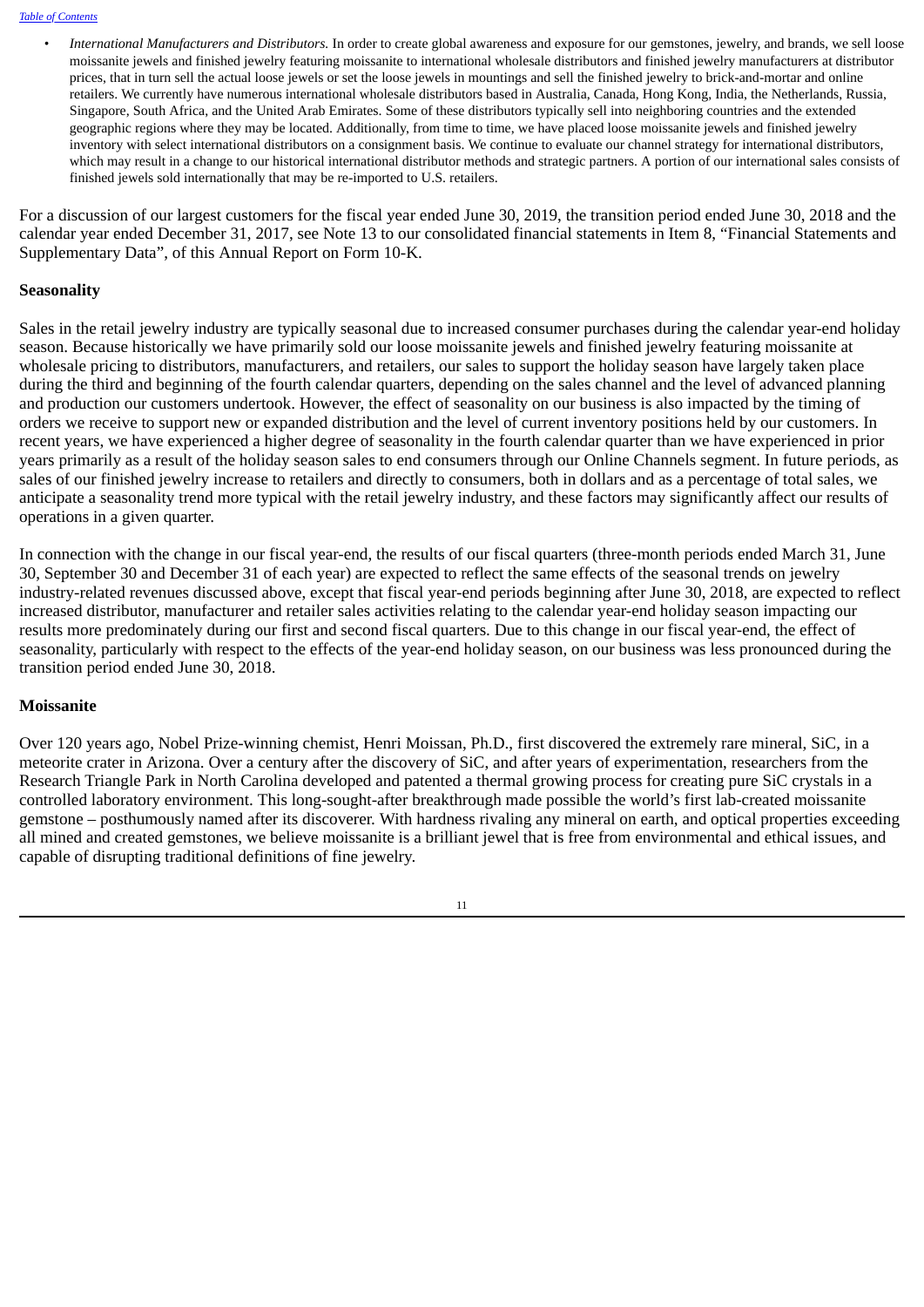- *International Manufacturers and Distributors.* In order to create global awareness and exposure for our gemstones, jewelry, and brands, we sell loose moissanite jewels and finished jewelry featuring moissanite to international wholesale distributors and finished jewelry manufacturers at distributor prices, that in turn sell the actual loose jewels or set the loose jewels in mountings and sell the finished jewelry to brick-and-mortar and online retailers. We currently have numerous international wholesale distributors based in Australia, Canada, Hong Kong, India, the Netherlands, Russia, Singapore, South Africa, and the United Arab Emirates. Some of these distributors typically sell into neighboring countries and the extended geographic regions where they may be located. Additionally, from time to time, we have placed loose moissanite jewels and finished jewelry inventory with select international distributors on a consignment basis. We continue to evaluate our channel strategy for international distributors, which may result in a change to our historical international distributor methods and strategic partners. A portion of our international sales consists of finished jewels sold internationally that may be re-imported to U.S. retailers.

For a discussion of our largest customers for the fiscal year ended June 30, 2019, the transition period ended June 30, 2018 and the calendar year ended December 31, 2017, see Note 13 to our consolidated financial statements in Item 8, "Financial Statements and Supplementary Data", of this Annual Report on Form 10-K.

**Seasonality**

Sales in the retail jewelry industry are typically seasonal due to increased consumer purchases during the calendar year-end holiday season. Because historically we have primarily sold our loose moissanite jewels and finished jewelry featuring moissanite at wholesale pricing to distributors, manufacturers, and retailers, our sales to support the holiday season have largely taken place during the third and beginning of the fourth calendar quarters, depending on the sales channel and the level of advanced planning and production our customers undertook. However, the effect of seasonality on our business is also impacted by the timing of orders we receive to support new or expanded distribution and the level of current inventory positions held by our customers. In recent years, we have experienced a higher degree of seasonality in the fourth calendar quarter than we have experienced in prior years primarily as a result of the holiday season sales to end consumers through our Online Channels segment. In future periods, as sales of our finished jewelry increase to retailers and directly to consumers, both in dollars and as a percentage of total sales, we anticipate a seasonality trend more typical with the retail jewelry industry, and these factors may significantly affect our results of operations in a given quarter.

In connection with the change in our fiscal year-end, the results of our fiscal quarters (three-month periods ended March 31, June 30, September 30 and December 31 of each year) are expected to reflect the same effects of the seasonal trends on jewelry industry-related revenues discussed above, except that fiscal year-end periods beginning after June 30, 2018, are expected to reflect increased distributor, manufacturer and retailer sales activities relating to the calendar year-end holiday season impacting our results more predominately during our first and second fiscal quarters. Due to this change in our fiscal year-end, the effect of seasonality, particularly with respect to the effects of the year-end holiday season, on our business was less pronounced during the transition period ended June 30, 2018.

**Moissanite**

Over 120 years ago, Nobel Prize-winning chemist, Henri Moissan, Ph.D., first discovered the extremely rare mineral, SiC, in a meteorite crater in Arizona. Over a century after the discovery of SiC, and after years of experimentation, researchers from the Research Triangle Park in North Carolina developed and patented a thermal growing process for creating pure SiC crystals in a controlled laboratory environment. This long-sought-after breakthrough made possible the world's first lab-created moissanite gemstone – posthumously named after its discoverer. With hardness rivaling any mineral on earth, and optical properties exceeding all mined and created gemstones, we believe moissanite is a brilliant jewel that is free from environmental and ethical issues, and capable of disrupting traditional definitions of fine jewelry.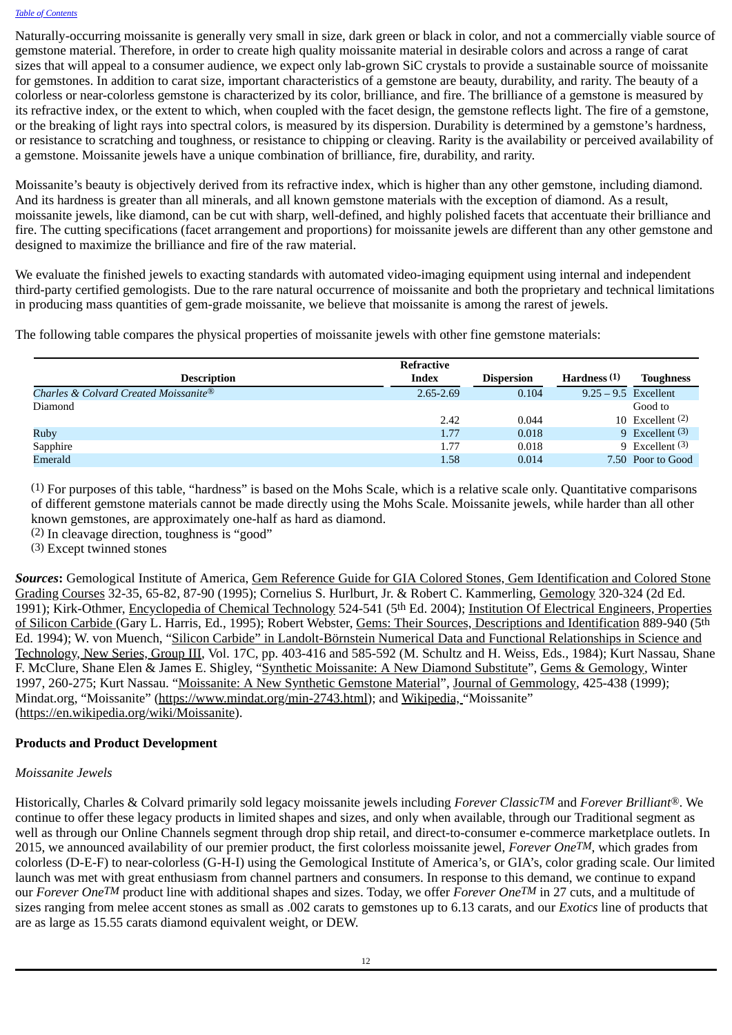Naturally-occurring moissanite is generally very small in size, dark green or black in color, and not a commercially viable source of gemstone material. Therefore, in order to create high quality moissanite material in desirable colors and across a range of carat sizes that will appeal to a consumer audience, we expect only lab-grown SiC crystals to provide a sustainable source of moissanite for gemstones. In addition to carat size, important characteristics of a gemstone are beauty, durability, and rarity. The beauty of a colorless or near-colorless gemstone is characterized by its color, brilliance, and fire. The brilliance of a gemstone is measured by its refractive index, or the extent to which, when coupled with the facet design, the gemstone reflects light. The fire of a gemstone, or the breaking of light rays into spectral colors, is measured by its dispersion. Durability is determined by a gemstone's hardness, or resistance to scratching and toughness, or resistance to chipping or cleaving. Rarity is the availability or perceived availability of a gemstone. Moissanite jewels have a unique combination of brilliance, fire, durability, and rarity.

Moissanite's beauty is objectively derived from its refractive index, which is higher than any other gemstone, including diamond. And its hardness is greater than all minerals, and all known gemstone materials with the exception of diamond. As a result, moissanite jewels, like diamond, can be cut with sharp, well-defined, and highly polished facets that accentuate their brilliance and fire. The cutting specifications (facet arrangement and proportions) for moissanite jewels are different than any other gemstone and designed to maximize the brilliance and fire of the raw material.

We evaluate the finished jewels to exacting standards with automated video-imaging equipment using internal and independent third-party certified gemologists. Due to the rare natural occurrence of moissanite and both the proprietary and technical limitations in producing mass quantities of gem-grade moissanite, we believe that moissanite is among the rarest of jewels.

The following table compares the physical properties of moissanite jewels with other fine gemstone materials:

| Description | Refractive Index | Dispersion | Hardness (1) | Toughness |
|---|---|---|---|---|
| *Charles & Colvard Created Moissanite®* | 2.65-2.69 | 0.104 | 9.25 – 9.5 | Excellent |
| Diamond | 2.42 | 0.044 | 10 | Good to Excellent (2) |
| Ruby | 1.77 | 0.018 | 9 | Excellent (3) |
| Sapphire | 1.77 | 0.018 | 9 | Excellent (3) |
| Emerald | 1.58 | 0.014 | 7.50 | Poor to Good |

(1) For purposes of this table, "hardness" is based on the Mohs Scale, which is a relative scale only. Quantitative comparisons of different gemstone materials cannot be made directly using the Mohs Scale. Moissanite jewels, while harder than all other known gemstones, are approximately one-half as hard as diamond.
(2) In cleavage direction, toughness is "good"
(3) Except twinned stones

***Sources*:** Gemological Institute of America, Gem Reference Guide for GIA Colored Stones, Gem Identification and Colored Stone Grading Courses 32-35, 65-82, 87-90 (1995); Cornelius S. Hurlburt, Jr. & Robert C. Kammerling, Gemology 320-324 (2d Ed. 1991); Kirk-Othmer, Encyclopedia of Chemical Technology 524-541 (5th Ed. 2004); Institution Of Electrical Engineers, Properties of Silicon Carbide (Gary L. Harris, Ed., 1995); Robert Webster, Gems: Their Sources, Descriptions and Identification 889-940 (5th Ed. 1994); W. von Muench, "Silicon Carbide" in Landolt-Börnstein Numerical Data and Functional Relationships in Science and Technology, New Series, Group III, Vol. 17C, pp. 403-416 and 585-592 (M. Schultz and H. Weiss, Eds., 1984); Kurt Nassau, Shane F. McClure, Shane Elen & James E. Shigley, "Synthetic Moissanite: A New Diamond Substitute", Gems & Gemology, Winter 1997, 260-275; Kurt Nassau. "Moissanite: A New Synthetic Gemstone Material", Journal of Gemmology, 425-438 (1999); Mindat.org, "Moissanite" (https://www.mindat.org/min-2743.html); and Wikipedia, "Moissanite" (https://en.wikipedia.org/wiki/Moissanite).

**Products and Product Development**

*Moissanite Jewels*

Historically, Charles & Colvard primarily sold legacy moissanite jewels including *Forever Classic™* and *Forever Brilliant®*. We continue to offer these legacy products in limited shapes and sizes, and only when available, through our Traditional segment as well as through our Online Channels segment through drop ship retail, and direct-to-consumer e-commerce marketplace outlets. In 2015, we announced availability of our premier product, the first colorless moissanite jewel, *Forever One™*, which grades from colorless (D-E-F) to near-colorless (G-H-I) using the Gemological Institute of America's, or GIA's, color grading scale. Our limited launch was met with great enthusiasm from channel partners and consumers. In response to this demand, we continue to expand our *Forever One™* product line with additional shapes and sizes. Today, we offer *Forever One™* in 27 cuts, and a multitude of sizes ranging from melee accent stones as small as .002 carats to gemstones up to 6.13 carats, and our *Exotics* line of products that are as large as 15.55 carats diamond equivalent weight, or DEW.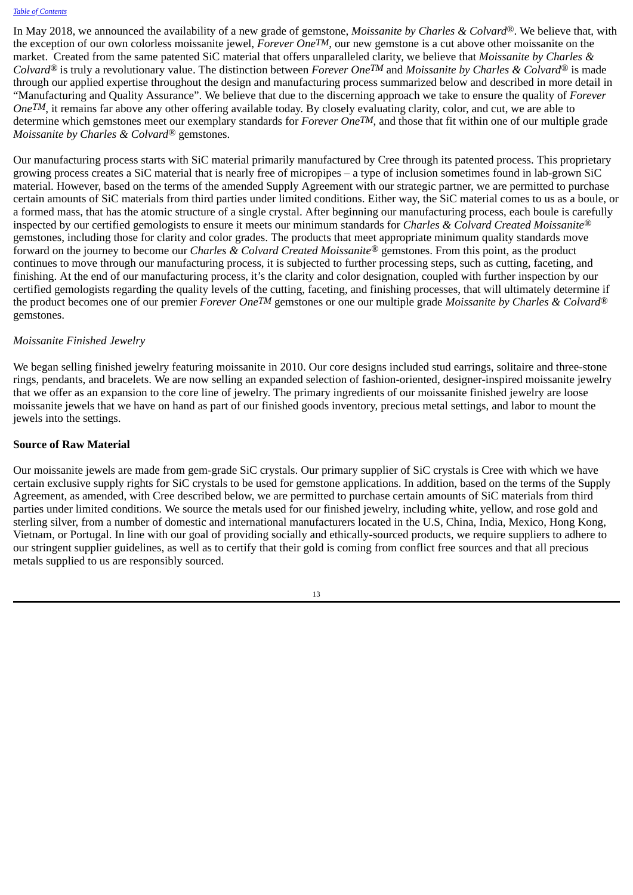In May 2018, we announced the availability of a new grade of gemstone, *Moissanite by Charles & Colvard®*. We believe that, with the exception of our own colorless moissanite jewel, *Forever One™*, our new gemstone is a cut above other moissanite on the market. Created from the same patented SiC material that offers unparalleled clarity, we believe that *Moissanite by Charles & Colvard®* is truly a revolutionary value. The distinction between *Forever One™* and *Moissanite by Charles & Colvard®* is made through our applied expertise throughout the design and manufacturing process summarized below and described in more detail in "Manufacturing and Quality Assurance". We believe that due to the discerning approach we take to ensure the quality of *Forever One™*, it remains far above any other offering available today. By closely evaluating clarity, color, and cut, we are able to determine which gemstones meet our exemplary standards for *Forever One™*, and those that fit within one of our multiple grade *Moissanite by Charles & Colvard®* gemstones.

Our manufacturing process starts with SiC material primarily manufactured by Cree through its patented process. This proprietary growing process creates a SiC material that is nearly free of micropipes – a type of inclusion sometimes found in lab-grown SiC material. However, based on the terms of the amended Supply Agreement with our strategic partner, we are permitted to purchase certain amounts of SiC materials from third parties under limited conditions. Either way, the SiC material comes to us as a boule, or a formed mass, that has the atomic structure of a single crystal. After beginning our manufacturing process, each boule is carefully inspected by our certified gemologists to ensure it meets our minimum standards for *Charles & Colvard Created Moissanite®* gemstones, including those for clarity and color grades. The products that meet appropriate minimum quality standards move forward on the journey to become our *Charles & Colvard Created Moissanite®* gemstones. From this point, as the product continues to move through our manufacturing process, it is subjected to further processing steps, such as cutting, faceting, and finishing. At the end of our manufacturing process, it's the clarity and color designation, coupled with further inspection by our certified gemologists regarding the quality levels of the cutting, faceting, and finishing processes, that will ultimately determine if the product becomes one of our premier *Forever One™* gemstones or one our multiple grade *Moissanite by Charles & Colvard®* gemstones.

*Moissanite Finished Jewelry*

We began selling finished jewelry featuring moissanite in 2010. Our core designs included stud earrings, solitaire and three-stone rings, pendants, and bracelets. We are now selling an expanded selection of fashion-oriented, designer-inspired moissanite jewelry that we offer as an expansion to the core line of jewelry. The primary ingredients of our moissanite finished jewelry are loose moissanite jewels that we have on hand as part of our finished goods inventory, precious metal settings, and labor to mount the jewels into the settings.

**Source of Raw Material**

Our moissanite jewels are made from gem-grade SiC crystals. Our primary supplier of SiC crystals is Cree with which we have certain exclusive supply rights for SiC crystals to be used for gemstone applications. In addition, based on the terms of the Supply Agreement, as amended, with Cree described below, we are permitted to purchase certain amounts of SiC materials from third parties under limited conditions. We source the metals used for our finished jewelry, including white, yellow, and rose gold and sterling silver, from a number of domestic and international manufacturers located in the U.S, China, India, Mexico, Hong Kong, Vietnam, or Portugal. In line with our goal of providing socially and ethically-sourced products, we require suppliers to adhere to our stringent supplier guidelines, as well as to certify that their gold is coming from conflict free sources and that all precious metals supplied to us are responsibly sourced.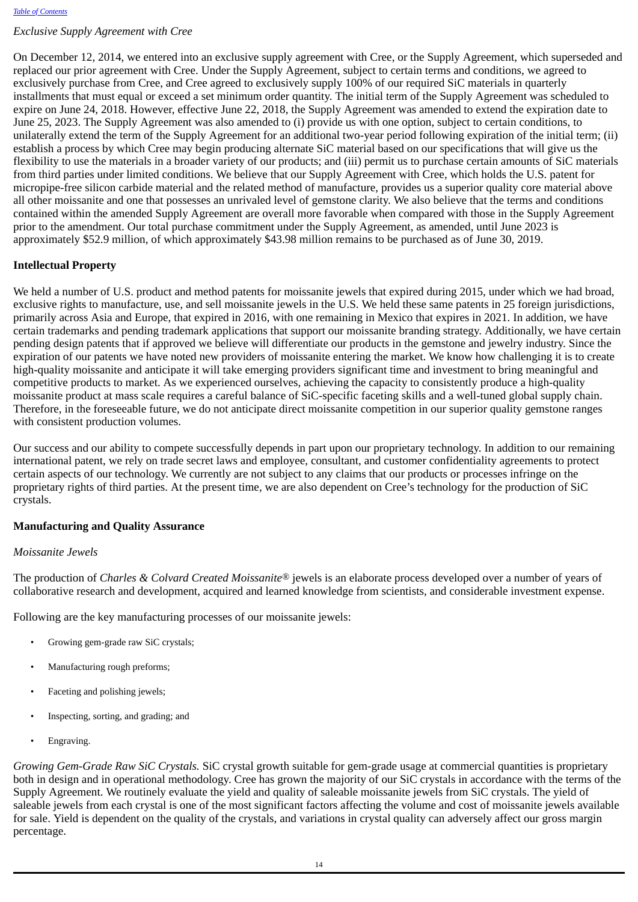*Exclusive Supply Agreement with Cree*

On December 12, 2014, we entered into an exclusive supply agreement with Cree, or the Supply Agreement, which superseded and replaced our prior agreement with Cree. Under the Supply Agreement, subject to certain terms and conditions, we agreed to exclusively purchase from Cree, and Cree agreed to exclusively supply 100% of our required SiC materials in quarterly installments that must equal or exceed a set minimum order quantity. The initial term of the Supply Agreement was scheduled to expire on June 24, 2018. However, effective June 22, 2018, the Supply Agreement was amended to extend the expiration date to June 25, 2023. The Supply Agreement was also amended to (i) provide us with one option, subject to certain conditions, to unilaterally extend the term of the Supply Agreement for an additional two-year period following expiration of the initial term; (ii) establish a process by which Cree may begin producing alternate SiC material based on our specifications that will give us the flexibility to use the materials in a broader variety of our products; and (iii) permit us to purchase certain amounts of SiC materials from third parties under limited conditions. We believe that our Supply Agreement with Cree, which holds the U.S. patent for micropipe-free silicon carbide material and the related method of manufacture, provides us a superior quality core material above all other moissanite and one that possesses an unrivaled level of gemstone clarity. We also believe that the terms and conditions contained within the amended Supply Agreement are overall more favorable when compared with those in the Supply Agreement prior to the amendment. Our total purchase commitment under the Supply Agreement, as amended, until June 2023 is approximately $52.9 million, of which approximately $43.98 million remains to be purchased as of June 30, 2019.

## Intellectual Property

We held a number of U.S. product and method patents for moissanite jewels that expired during 2015, under which we had broad, exclusive rights to manufacture, use, and sell moissanite jewels in the U.S. We held these same patents in 25 foreign jurisdictions, primarily across Asia and Europe, that expired in 2016, with one remaining in Mexico that expires in 2021. In addition, we have certain trademarks and pending trademark applications that support our moissanite branding strategy. Additionally, we have certain pending design patents that if approved we believe will differentiate our products in the gemstone and jewelry industry. Since the expiration of our patents we have noted new providers of moissanite entering the market. We know how challenging it is to create high-quality moissanite and anticipate it will take emerging providers significant time and investment to bring meaningful and competitive products to market. As we experienced ourselves, achieving the capacity to consistently produce a high-quality moissanite product at mass scale requires a careful balance of SiC-specific faceting skills and a well-tuned global supply chain. Therefore, in the foreseeable future, we do not anticipate direct moissanite competition in our superior quality gemstone ranges with consistent production volumes.

Our success and our ability to compete successfully depends in part upon our proprietary technology. In addition to our remaining international patent, we rely on trade secret laws and employee, consultant, and customer confidentiality agreements to protect certain aspects of our technology. We currently are not subject to any claims that our products or processes infringe on the proprietary rights of third parties. At the present time, we are also dependent on Cree's technology for the production of SiC crystals.

## Manufacturing and Quality Assurance

*Moissanite Jewels*

The production of *Charles & Colvard Created Moissanite®* jewels is an elaborate process developed over a number of years of collaborative research and development, acquired and learned knowledge from scientists, and considerable investment expense.

Following are the key manufacturing processes of our moissanite jewels:

- Growing gem-grade raw SiC crystals;
- Manufacturing rough preforms;
- Faceting and polishing jewels;
- Inspecting, sorting, and grading; and
- Engraving.

*Growing Gem-Grade Raw SiC Crystals.* SiC crystal growth suitable for gem-grade usage at commercial quantities is proprietary both in design and in operational methodology. Cree has grown the majority of our SiC crystals in accordance with the terms of the Supply Agreement. We routinely evaluate the yield and quality of saleable moissanite jewels from SiC crystals. The yield of saleable jewels from each crystal is one of the most significant factors affecting the volume and cost of moissanite jewels available for sale. Yield is dependent on the quality of the crystals, and variations in crystal quality can adversely affect our gross margin percentage.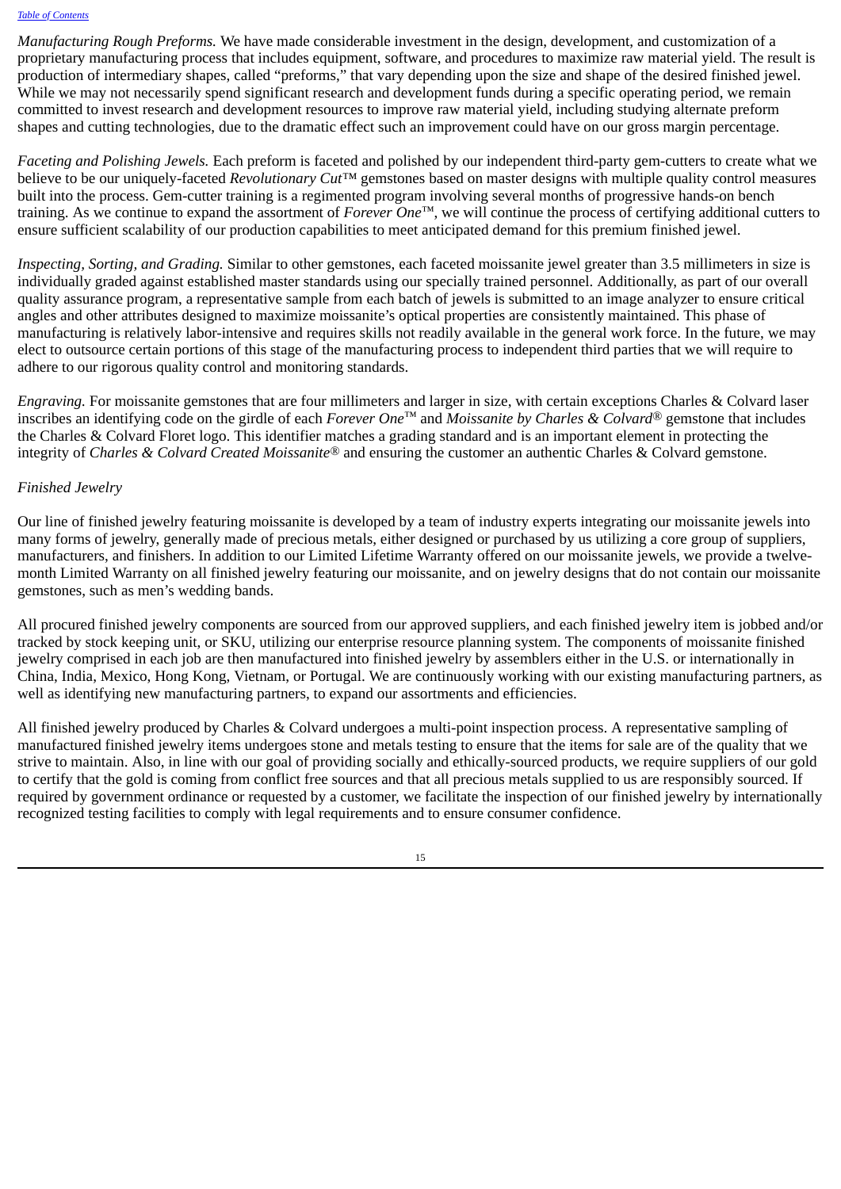*Manufacturing Rough Preforms.* We have made considerable investment in the design, development, and customization of a proprietary manufacturing process that includes equipment, software, and procedures to maximize raw material yield. The result is production of intermediary shapes, called "preforms," that vary depending upon the size and shape of the desired finished jewel. While we may not necessarily spend significant research and development funds during a specific operating period, we remain committed to invest research and development resources to improve raw material yield, including studying alternate preform shapes and cutting technologies, due to the dramatic effect such an improvement could have on our gross margin percentage.

*Faceting and Polishing Jewels.* Each preform is faceted and polished by our independent third-party gem-cutters to create what we believe to be our uniquely-faceted *Revolutionary Cut*™ gemstones based on master designs with multiple quality control measures built into the process. Gem-cutter training is a regimented program involving several months of progressive hands-on bench training. As we continue to expand the assortment of *Forever One*™, we will continue the process of certifying additional cutters to ensure sufficient scalability of our production capabilities to meet anticipated demand for this premium finished jewel.

*Inspecting, Sorting, and Grading.* Similar to other gemstones, each faceted moissanite jewel greater than 3.5 millimeters in size is individually graded against established master standards using our specially trained personnel. Additionally, as part of our overall quality assurance program, a representative sample from each batch of jewels is submitted to an image analyzer to ensure critical angles and other attributes designed to maximize moissanite's optical properties are consistently maintained. This phase of manufacturing is relatively labor-intensive and requires skills not readily available in the general work force. In the future, we may elect to outsource certain portions of this stage of the manufacturing process to independent third parties that we will require to adhere to our rigorous quality control and monitoring standards.

*Engraving.* For moissanite gemstones that are four millimeters and larger in size, with certain exceptions Charles & Colvard laser inscribes an identifying code on the girdle of each *Forever One*™ and *Moissanite by Charles & Colvard*® gemstone that includes the Charles & Colvard Floret logo. This identifier matches a grading standard and is an important element in protecting the integrity of *Charles & Colvard Created Moissanite*® and ensuring the customer an authentic Charles & Colvard gemstone.

*Finished Jewelry*

Our line of finished jewelry featuring moissanite is developed by a team of industry experts integrating our moissanite jewels into many forms of jewelry, generally made of precious metals, either designed or purchased by us utilizing a core group of suppliers, manufacturers, and finishers. In addition to our Limited Lifetime Warranty offered on our moissanite jewels, we provide a twelve-month Limited Warranty on all finished jewelry featuring our moissanite, and on jewelry designs that do not contain our moissanite gemstones, such as men's wedding bands.

All procured finished jewelry components are sourced from our approved suppliers, and each finished jewelry item is jobbed and/or tracked by stock keeping unit, or SKU, utilizing our enterprise resource planning system. The components of moissanite finished jewelry comprised in each job are then manufactured into finished jewelry by assemblers either in the U.S. or internationally in China, India, Mexico, Hong Kong, Vietnam, or Portugal. We are continuously working with our existing manufacturing partners, as well as identifying new manufacturing partners, to expand our assortments and efficiencies.

All finished jewelry produced by Charles & Colvard undergoes a multi-point inspection process. A representative sampling of manufactured finished jewelry items undergoes stone and metals testing to ensure that the items for sale are of the quality that we strive to maintain. Also, in line with our goal of providing socially and ethically-sourced products, we require suppliers of our gold to certify that the gold is coming from conflict free sources and that all precious metals supplied to us are responsibly sourced. If required by government ordinance or requested by a customer, we facilitate the inspection of our finished jewelry by internationally recognized testing facilities to comply with legal requirements and to ensure consumer confidence.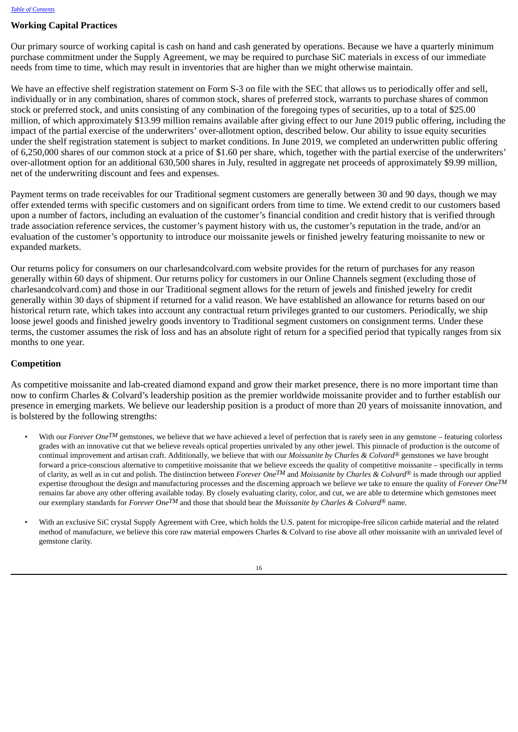## Working Capital Practices

Our primary source of working capital is cash on hand and cash generated by operations. Because we have a quarterly minimum purchase commitment under the Supply Agreement, we may be required to purchase SiC materials in excess of our immediate needs from time to time, which may result in inventories that are higher than we might otherwise maintain.

We have an effective shelf registration statement on Form S-3 on file with the SEC that allows us to periodically offer and sell, individually or in any combination, shares of common stock, shares of preferred stock, warrants to purchase shares of common stock or preferred stock, and units consisting of any combination of the foregoing types of securities, up to a total of $25.00 million, of which approximately $13.99 million remains available after giving effect to our June 2019 public offering, including the impact of the partial exercise of the underwriters' over-allotment option, described below. Our ability to issue equity securities under the shelf registration statement is subject to market conditions. In June 2019, we completed an underwritten public offering of 6,250,000 shares of our common stock at a price of $1.60 per share, which, together with the partial exercise of the underwriters' over-allotment option for an additional 630,500 shares in July, resulted in aggregate net proceeds of approximately $9.99 million, net of the underwriting discount and fees and expenses.

Payment terms on trade receivables for our Traditional segment customers are generally between 30 and 90 days, though we may offer extended terms with specific customers and on significant orders from time to time. We extend credit to our customers based upon a number of factors, including an evaluation of the customer's financial condition and credit history that is verified through trade association reference services, the customer's payment history with us, the customer's reputation in the trade, and/or an evaluation of the customer's opportunity to introduce our moissanite jewels or finished jewelry featuring moissanite to new or expanded markets.

Our returns policy for consumers on our charlesandcolvard.com website provides for the return of purchases for any reason generally within 60 days of shipment. Our returns policy for customers in our Online Channels segment (excluding those of charlesandcolvard.com) and those in our Traditional segment allows for the return of jewels and finished jewelry for credit generally within 30 days of shipment if returned for a valid reason. We have established an allowance for returns based on our historical return rate, which takes into account any contractual return privileges granted to our customers. Periodically, we ship loose jewel goods and finished jewelry goods inventory to Traditional segment customers on consignment terms. Under these terms, the customer assumes the risk of loss and has an absolute right of return for a specified period that typically ranges from six months to one year.

## Competition

As competitive moissanite and lab-created diamond expand and grow their market presence, there is no more important time than now to confirm Charles & Colvard's leadership position as the premier worldwide moissanite provider and to further establish our presence in emerging markets. We believe our leadership position is a product of more than 20 years of moissanite innovation, and is bolstered by the following strengths:

- With our *Forever One™* gemstones, we believe that we have achieved a level of perfection that is rarely seen in any gemstone – featuring colorless grades with an innovative cut that we believe reveals optical properties unrivaled by any other jewel. This pinnacle of production is the outcome of continual improvement and artisan craft. Additionally, we believe that with our *Moissanite by Charles & Colvard®* gemstones we have brought forward a price-conscious alternative to competitive moissanite that we believe exceeds the quality of competitive moissanite – specifically in terms of clarity, as well as in cut and polish. The distinction between *Forever One™* and *Moissanite by Charles & Colvard®* is made through our applied expertise throughout the design and manufacturing processes and the discerning approach we believe we take to ensure the quality of *Forever One™* remains far above any other offering available today. By closely evaluating clarity, color, and cut, we are able to determine which gemstones meet our exemplary standards for *Forever One™* and those that should bear the *Moissanite by Charles & Colvard®* name.

- With an exclusive SiC crystal Supply Agreement with Cree, which holds the U.S. patent for micropipe-free silicon carbide material and the related method of manufacture, we believe this core raw material empowers Charles & Colvard to rise above all other moissanite with an unrivaled level of gemstone clarity.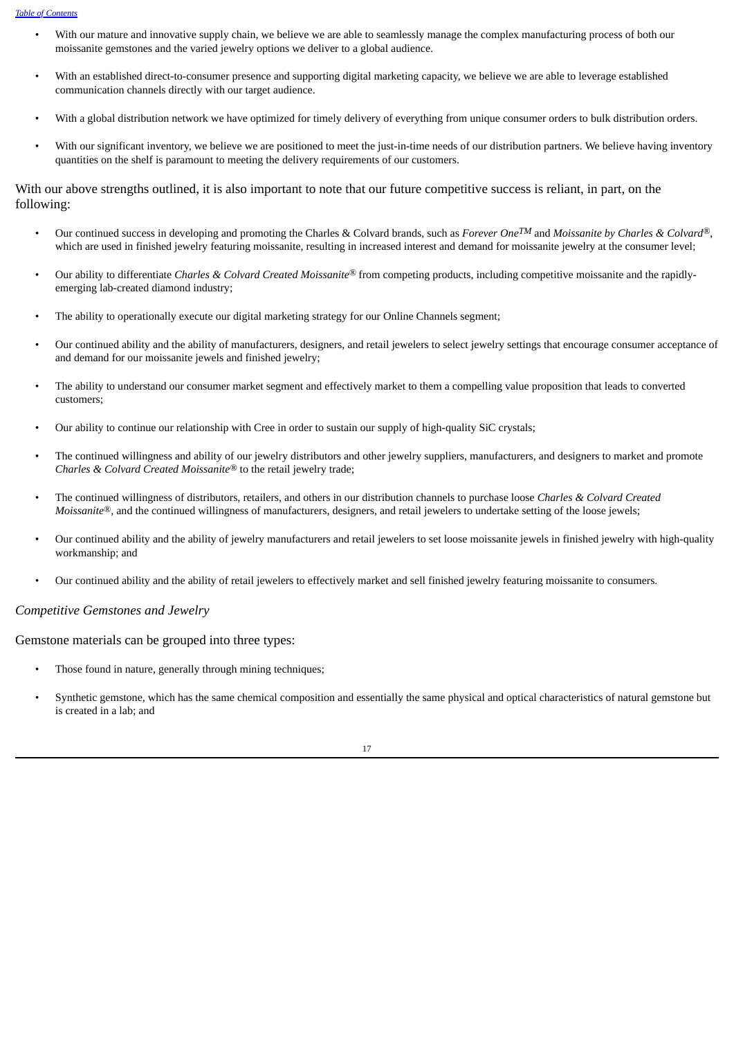- With our mature and innovative supply chain, we believe we are able to seamlessly manage the complex manufacturing process of both our moissanite gemstones and the varied jewelry options we deliver to a global audience.
- With an established direct-to-consumer presence and supporting digital marketing capacity, we believe we are able to leverage established communication channels directly with our target audience.
- With a global distribution network we have optimized for timely delivery of everything from unique consumer orders to bulk distribution orders.
- With our significant inventory, we believe we are positioned to meet the just-in-time needs of our distribution partners. We believe having inventory quantities on the shelf is paramount to meeting the delivery requirements of our customers.

With our above strengths outlined, it is also important to note that our future competitive success is reliant, in part, on the following:

- Our continued success in developing and promoting the Charles & Colvard brands, such as *Forever One™* and *Moissanite by Charles & Colvard®*, which are used in finished jewelry featuring moissanite, resulting in increased interest and demand for moissanite jewelry at the consumer level;
- Our ability to differentiate *Charles & Colvard Created Moissanite®* from competing products, including competitive moissanite and the rapidly-emerging lab-created diamond industry;
- The ability to operationally execute our digital marketing strategy for our Online Channels segment;
- Our continued ability and the ability of manufacturers, designers, and retail jewelers to select jewelry settings that encourage consumer acceptance of and demand for our moissanite jewels and finished jewelry;
- The ability to understand our consumer market segment and effectively market to them a compelling value proposition that leads to converted customers;
- Our ability to continue our relationship with Cree in order to sustain our supply of high-quality SiC crystals;
- The continued willingness and ability of our jewelry distributors and other jewelry suppliers, manufacturers, and designers to market and promote *Charles & Colvard Created Moissanite®* to the retail jewelry trade;
- The continued willingness of distributors, retailers, and others in our distribution channels to purchase loose *Charles & Colvard Created Moissanite®*, and the continued willingness of manufacturers, designers, and retail jewelers to undertake setting of the loose jewels;
- Our continued ability and the ability of jewelry manufacturers and retail jewelers to set loose moissanite jewels in finished jewelry with high-quality workmanship; and
- Our continued ability and the ability of retail jewelers to effectively market and sell finished jewelry featuring moissanite to consumers.

*Competitive Gemstones and Jewelry*

Gemstone materials can be grouped into three types:

- Those found in nature, generally through mining techniques;
- Synthetic gemstone, which has the same chemical composition and essentially the same physical and optical characteristics of natural gemstone but is created in a lab; and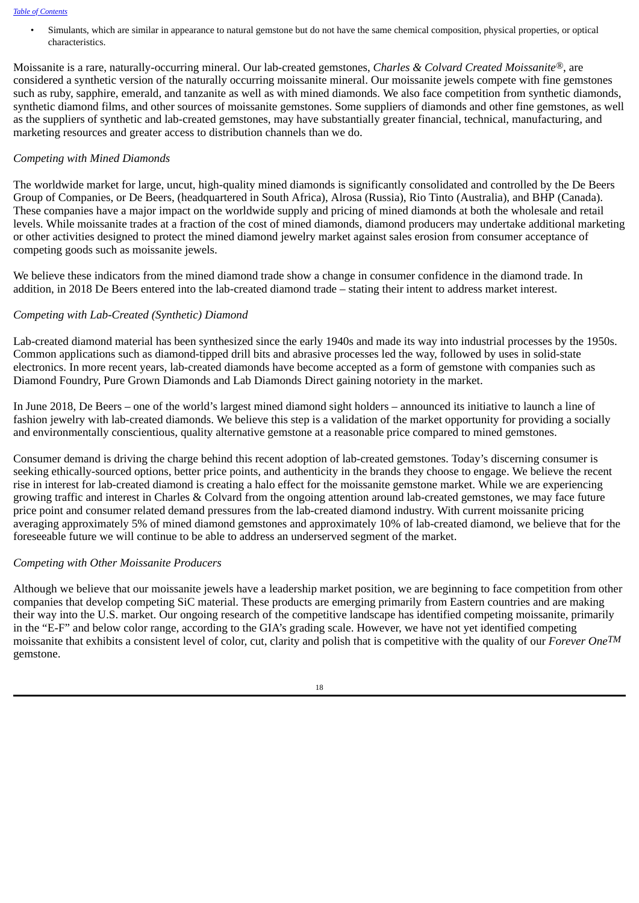- Simulants, which are similar in appearance to natural gemstone but do not have the same chemical composition, physical properties, or optical characteristics.

Moissanite is a rare, naturally-occurring mineral. Our lab-created gemstones, *Charles & Colvard Created Moissanite®*, are considered a synthetic version of the naturally occurring moissanite mineral. Our moissanite jewels compete with fine gemstones such as ruby, sapphire, emerald, and tanzanite as well as with mined diamonds. We also face competition from synthetic diamonds, synthetic diamond films, and other sources of moissanite gemstones. Some suppliers of diamonds and other fine gemstones, as well as the suppliers of synthetic and lab-created gemstones, may have substantially greater financial, technical, manufacturing, and marketing resources and greater access to distribution channels than we do.

*Competing with Mined Diamonds*

The worldwide market for large, uncut, high-quality mined diamonds is significantly consolidated and controlled by the De Beers Group of Companies, or De Beers, (headquartered in South Africa), Alrosa (Russia), Rio Tinto (Australia), and BHP (Canada). These companies have a major impact on the worldwide supply and pricing of mined diamonds at both the wholesale and retail levels. While moissanite trades at a fraction of the cost of mined diamonds, diamond producers may undertake additional marketing or other activities designed to protect the mined diamond jewelry market against sales erosion from consumer acceptance of competing goods such as moissanite jewels.

We believe these indicators from the mined diamond trade show a change in consumer confidence in the diamond trade. In addition, in 2018 De Beers entered into the lab-created diamond trade – stating their intent to address market interest.

*Competing with Lab-Created (Synthetic) Diamond*

Lab-created diamond material has been synthesized since the early 1940s and made its way into industrial processes by the 1950s. Common applications such as diamond-tipped drill bits and abrasive processes led the way, followed by uses in solid-state electronics. In more recent years, lab-created diamonds have become accepted as a form of gemstone with companies such as Diamond Foundry, Pure Grown Diamonds and Lab Diamonds Direct gaining notoriety in the market.

In June 2018, De Beers – one of the world's largest mined diamond sight holders – announced its initiative to launch a line of fashion jewelry with lab-created diamonds. We believe this step is a validation of the market opportunity for providing a socially and environmentally conscientious, quality alternative gemstone at a reasonable price compared to mined gemstones.

Consumer demand is driving the charge behind this recent adoption of lab-created gemstones. Today's discerning consumer is seeking ethically-sourced options, better price points, and authenticity in the brands they choose to engage. We believe the recent rise in interest for lab-created diamond is creating a halo effect for the moissanite gemstone market. While we are experiencing growing traffic and interest in Charles & Colvard from the ongoing attention around lab-created gemstones, we may face future price point and consumer related demand pressures from the lab-created diamond industry. With current moissanite pricing averaging approximately 5% of mined diamond gemstones and approximately 10% of lab-created diamond, we believe that for the foreseeable future we will continue to be able to address an underserved segment of the market.

*Competing with Other Moissanite Producers*

Although we believe that our moissanite jewels have a leadership market position, we are beginning to face competition from other companies that develop competing SiC material. These products are emerging primarily from Eastern countries and are making their way into the U.S. market. Our ongoing research of the competitive landscape has identified competing moissanite, primarily in the "E-F" and below color range, according to the GIA's grading scale. However, we have not yet identified competing moissanite that exhibits a consistent level of color, cut, clarity and polish that is competitive with the quality of our *Forever One™* gemstone.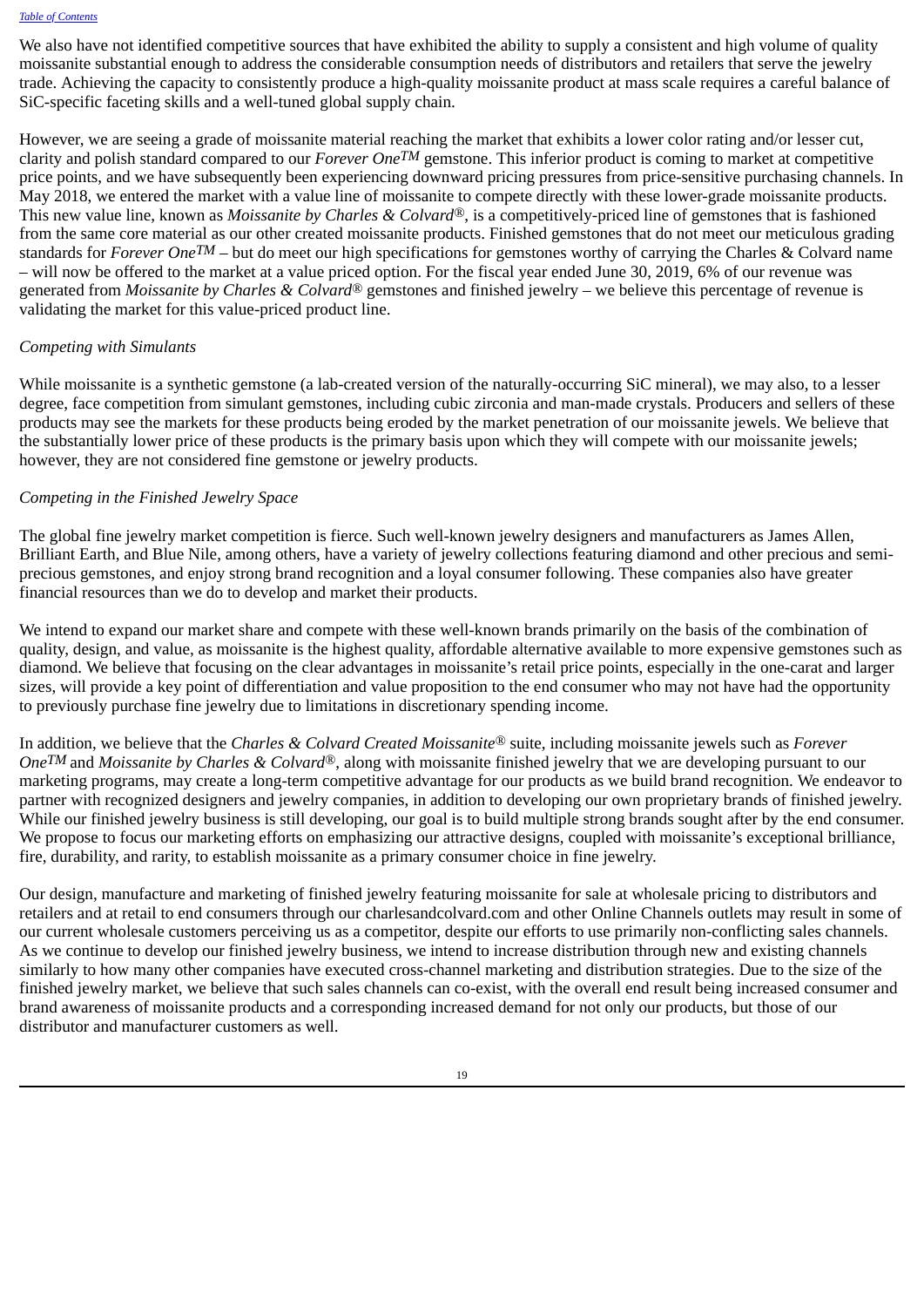We also have not identified competitive sources that have exhibited the ability to supply a consistent and high volume of quality moissanite substantial enough to address the considerable consumption needs of distributors and retailers that serve the jewelry trade. Achieving the capacity to consistently produce a high-quality moissanite product at mass scale requires a careful balance of SiC-specific faceting skills and a well-tuned global supply chain.

However, we are seeing a grade of moissanite material reaching the market that exhibits a lower color rating and/or lesser cut, clarity and polish standard compared to our *Forever One™* gemstone. This inferior product is coming to market at competitive price points, and we have subsequently been experiencing downward pricing pressures from price-sensitive purchasing channels. In May 2018, we entered the market with a value line of moissanite to compete directly with these lower-grade moissanite products. This new value line, known as *Moissanite by Charles & Colvard®*, is a competitively-priced line of gemstones that is fashioned from the same core material as our other created moissanite products. Finished gemstones that do not meet our meticulous grading standards for *Forever One™* – but do meet our high specifications for gemstones worthy of carrying the Charles & Colvard name – will now be offered to the market at a value priced option. For the fiscal year ended June 30, 2019, 6% of our revenue was generated from *Moissanite by Charles & Colvard®* gemstones and finished jewelry – we believe this percentage of revenue is validating the market for this value-priced product line.

*Competing with Simulants*

While moissanite is a synthetic gemstone (a lab-created version of the naturally-occurring SiC mineral), we may also, to a lesser degree, face competition from simulant gemstones, including cubic zirconia and man-made crystals. Producers and sellers of these products may see the markets for these products being eroded by the market penetration of our moissanite jewels. We believe that the substantially lower price of these products is the primary basis upon which they will compete with our moissanite jewels; however, they are not considered fine gemstone or jewelry products.

*Competing in the Finished Jewelry Space*

The global fine jewelry market competition is fierce. Such well-known jewelry designers and manufacturers as James Allen, Brilliant Earth, and Blue Nile, among others, have a variety of jewelry collections featuring diamond and other precious and semi-precious gemstones, and enjoy strong brand recognition and a loyal consumer following. These companies also have greater financial resources than we do to develop and market their products.

We intend to expand our market share and compete with these well-known brands primarily on the basis of the combination of quality, design, and value, as moissanite is the highest quality, affordable alternative available to more expensive gemstones such as diamond. We believe that focusing on the clear advantages in moissanite's retail price points, especially in the one-carat and larger sizes, will provide a key point of differentiation and value proposition to the end consumer who may not have had the opportunity to previously purchase fine jewelry due to limitations in discretionary spending income.

In addition, we believe that the *Charles & Colvard Created Moissanite®* suite, including moissanite jewels such as *Forever One™* and *Moissanite by Charles & Colvard®*, along with moissanite finished jewelry that we are developing pursuant to our marketing programs, may create a long-term competitive advantage for our products as we build brand recognition. We endeavor to partner with recognized designers and jewelry companies, in addition to developing our own proprietary brands of finished jewelry. While our finished jewelry business is still developing, our goal is to build multiple strong brands sought after by the end consumer. We propose to focus our marketing efforts on emphasizing our attractive designs, coupled with moissanite's exceptional brilliance, fire, durability, and rarity, to establish moissanite as a primary consumer choice in fine jewelry.

Our design, manufacture and marketing of finished jewelry featuring moissanite for sale at wholesale pricing to distributors and retailers and at retail to end consumers through our charlesandcolvard.com and other Online Channels outlets may result in some of our current wholesale customers perceiving us as a competitor, despite our efforts to use primarily non-conflicting sales channels. As we continue to develop our finished jewelry business, we intend to increase distribution through new and existing channels similarly to how many other companies have executed cross-channel marketing and distribution strategies. Due to the size of the finished jewelry market, we believe that such sales channels can co-exist, with the overall end result being increased consumer and brand awareness of moissanite products and a corresponding increased demand for not only our products, but those of our distributor and manufacturer customers as well.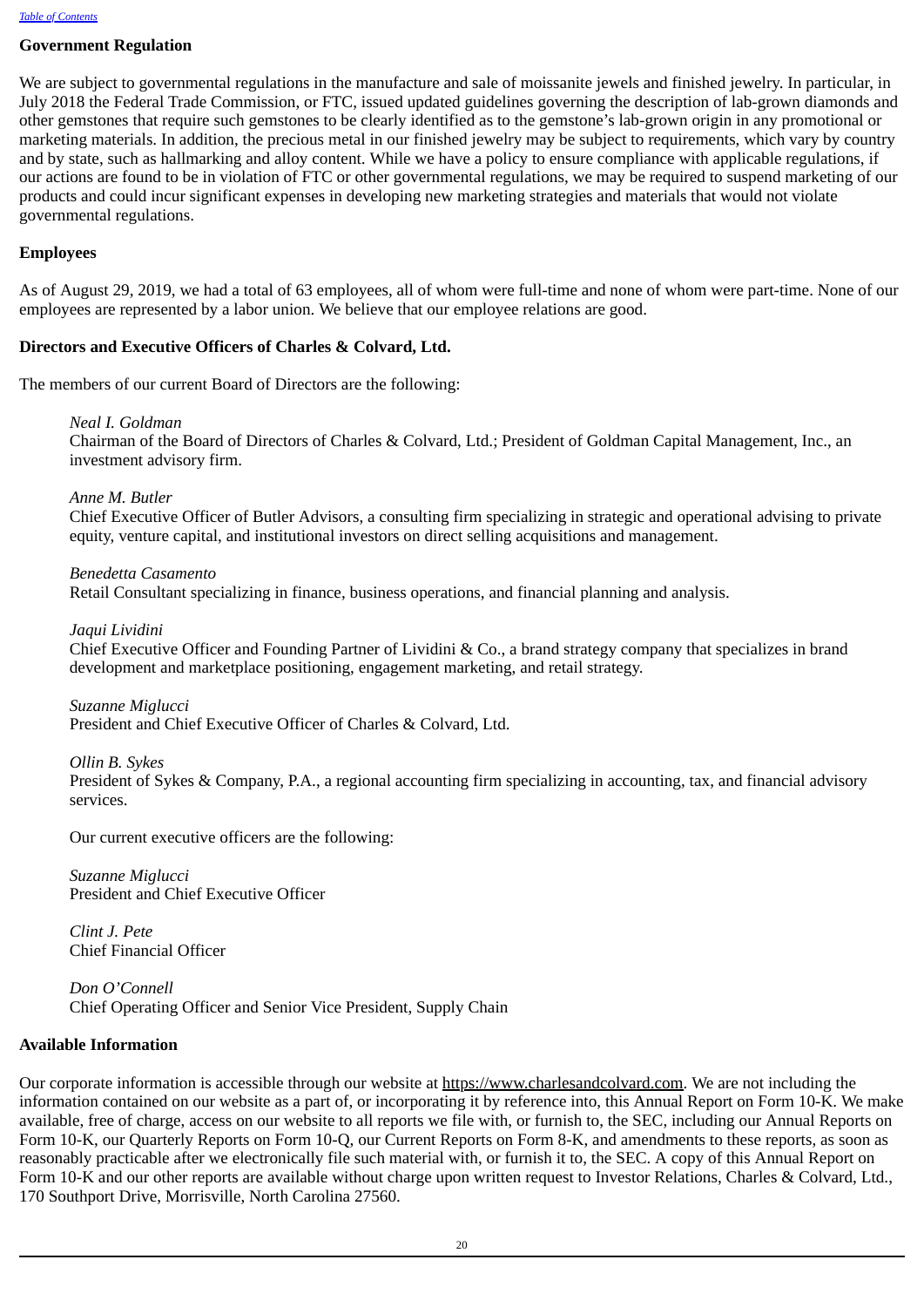## Government Regulation

We are subject to governmental regulations in the manufacture and sale of moissanite jewels and finished jewelry. In particular, in July 2018 the Federal Trade Commission, or FTC, issued updated guidelines governing the description of lab-grown diamonds and other gemstones that require such gemstones to be clearly identified as to the gemstone's lab-grown origin in any promotional or marketing materials. In addition, the precious metal in our finished jewelry may be subject to requirements, which vary by country and by state, such as hallmarking and alloy content. While we have a policy to ensure compliance with applicable regulations, if our actions are found to be in violation of FTC or other governmental regulations, we may be required to suspend marketing of our products and could incur significant expenses in developing new marketing strategies and materials that would not violate governmental regulations.

## Employees

As of August 29, 2019, we had a total of 63 employees, all of whom were full-time and none of whom were part-time. None of our employees are represented by a labor union. We believe that our employee relations are good.

## Directors and Executive Officers of Charles & Colvard, Ltd.

The members of our current Board of Directors are the following:

*Neal I. Goldman*
Chairman of the Board of Directors of Charles & Colvard, Ltd.; President of Goldman Capital Management, Inc., an investment advisory firm.

*Anne M. Butler*
Chief Executive Officer of Butler Advisors, a consulting firm specializing in strategic and operational advising to private equity, venture capital, and institutional investors on direct selling acquisitions and management.

*Benedetta Casamento*
Retail Consultant specializing in finance, business operations, and financial planning and analysis.

*Jaqui Lividini*
Chief Executive Officer and Founding Partner of Lividini & Co., a brand strategy company that specializes in brand development and marketplace positioning, engagement marketing, and retail strategy.

*Suzanne Miglucci*
President and Chief Executive Officer of Charles & Colvard, Ltd.

*Ollin B. Sykes*
President of Sykes & Company, P.A., a regional accounting firm specializing in accounting, tax, and financial advisory services.

Our current executive officers are the following:

*Suzanne Miglucci*
President and Chief Executive Officer

*Clint J. Pete*
Chief Financial Officer

*Don O'Connell*
Chief Operating Officer and Senior Vice President, Supply Chain

## Available Information

Our corporate information is accessible through our website at https://www.charlesandcolvard.com. We are not including the information contained on our website as a part of, or incorporating it by reference into, this Annual Report on Form 10-K. We make available, free of charge, access on our website to all reports we file with, or furnish to, the SEC, including our Annual Reports on Form 10-K, our Quarterly Reports on Form 10-Q, our Current Reports on Form 8-K, and amendments to these reports, as soon as reasonably practicable after we electronically file such material with, or furnish it to, the SEC. A copy of this Annual Report on Form 10-K and our other reports are available without charge upon written request to Investor Relations, Charles & Colvard, Ltd., 170 Southport Drive, Morrisville, North Carolina 27560.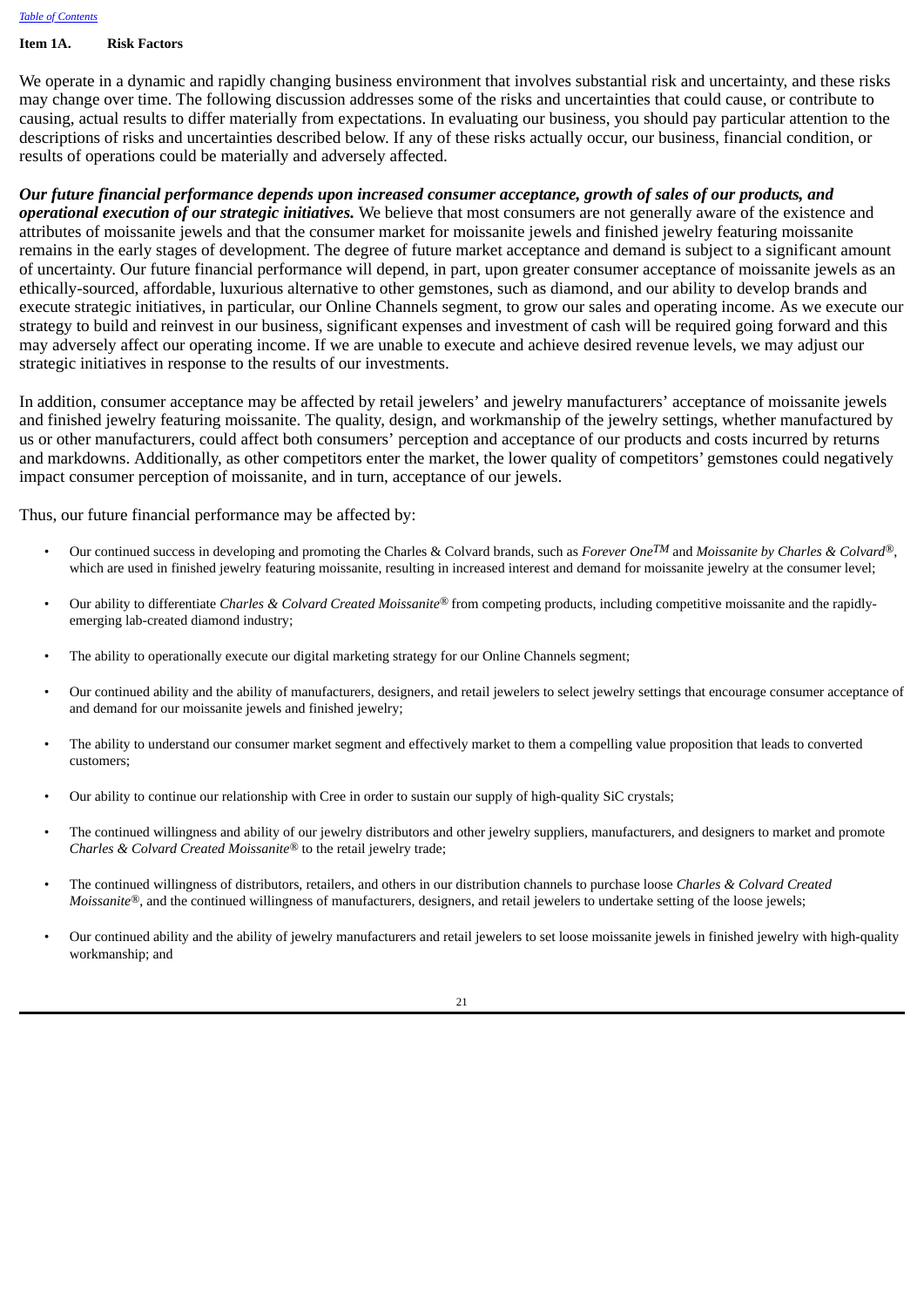## Item 1A. Risk Factors

We operate in a dynamic and rapidly changing business environment that involves substantial risk and uncertainty, and these risks may change over time. The following discussion addresses some of the risks and uncertainties that could cause, or contribute to causing, actual results to differ materially from expectations. In evaluating our business, you should pay particular attention to the descriptions of risks and uncertainties described below. If any of these risks actually occur, our business, financial condition, or results of operations could be materially and adversely affected.

***Our future financial performance depends upon increased consumer acceptance, growth of sales of our products, and operational execution of our strategic initiatives.*** We believe that most consumers are not generally aware of the existence and attributes of moissanite jewels and that the consumer market for moissanite jewels and finished jewelry featuring moissanite remains in the early stages of development. The degree of future market acceptance and demand is subject to a significant amount of uncertainty. Our future financial performance will depend, in part, upon greater consumer acceptance of moissanite jewels as an ethically-sourced, affordable, luxurious alternative to other gemstones, such as diamond, and our ability to develop brands and execute strategic initiatives, in particular, our Online Channels segment, to grow our sales and operating income. As we execute our strategy to build and reinvest in our business, significant expenses and investment of cash will be required going forward and this may adversely affect our operating income. If we are unable to execute and achieve desired revenue levels, we may adjust our strategic initiatives in response to the results of our investments.

In addition, consumer acceptance may be affected by retail jewelers' and jewelry manufacturers' acceptance of moissanite jewels and finished jewelry featuring moissanite. The quality, design, and workmanship of the jewelry settings, whether manufactured by us or other manufacturers, could affect both consumers' perception and acceptance of our products and costs incurred by returns and markdowns. Additionally, as other competitors enter the market, the lower quality of competitors' gemstones could negatively impact consumer perception of moissanite, and in turn, acceptance of our jewels.

Thus, our future financial performance may be affected by:

- Our continued success in developing and promoting the Charles & Colvard brands, such as *Forever One™* and *Moissanite by Charles & Colvard®*, which are used in finished jewelry featuring moissanite, resulting in increased interest and demand for moissanite jewelry at the consumer level;
- Our ability to differentiate *Charles & Colvard Created Moissanite®* from competing products, including competitive moissanite and the rapidly-emerging lab-created diamond industry;
- The ability to operationally execute our digital marketing strategy for our Online Channels segment;
- Our continued ability and the ability of manufacturers, designers, and retail jewelers to select jewelry settings that encourage consumer acceptance of and demand for our moissanite jewels and finished jewelry;
- The ability to understand our consumer market segment and effectively market to them a compelling value proposition that leads to converted customers;
- Our ability to continue our relationship with Cree in order to sustain our supply of high-quality SiC crystals;
- The continued willingness and ability of our jewelry distributors and other jewelry suppliers, manufacturers, and designers to market and promote *Charles & Colvard Created Moissanite®* to the retail jewelry trade;
- The continued willingness of distributors, retailers, and others in our distribution channels to purchase loose *Charles & Colvard Created Moissanite®*, and the continued willingness of manufacturers, designers, and retail jewelers to undertake setting of the loose jewels;
- Our continued ability and the ability of jewelry manufacturers and retail jewelers to set loose moissanite jewels in finished jewelry with high-quality workmanship; and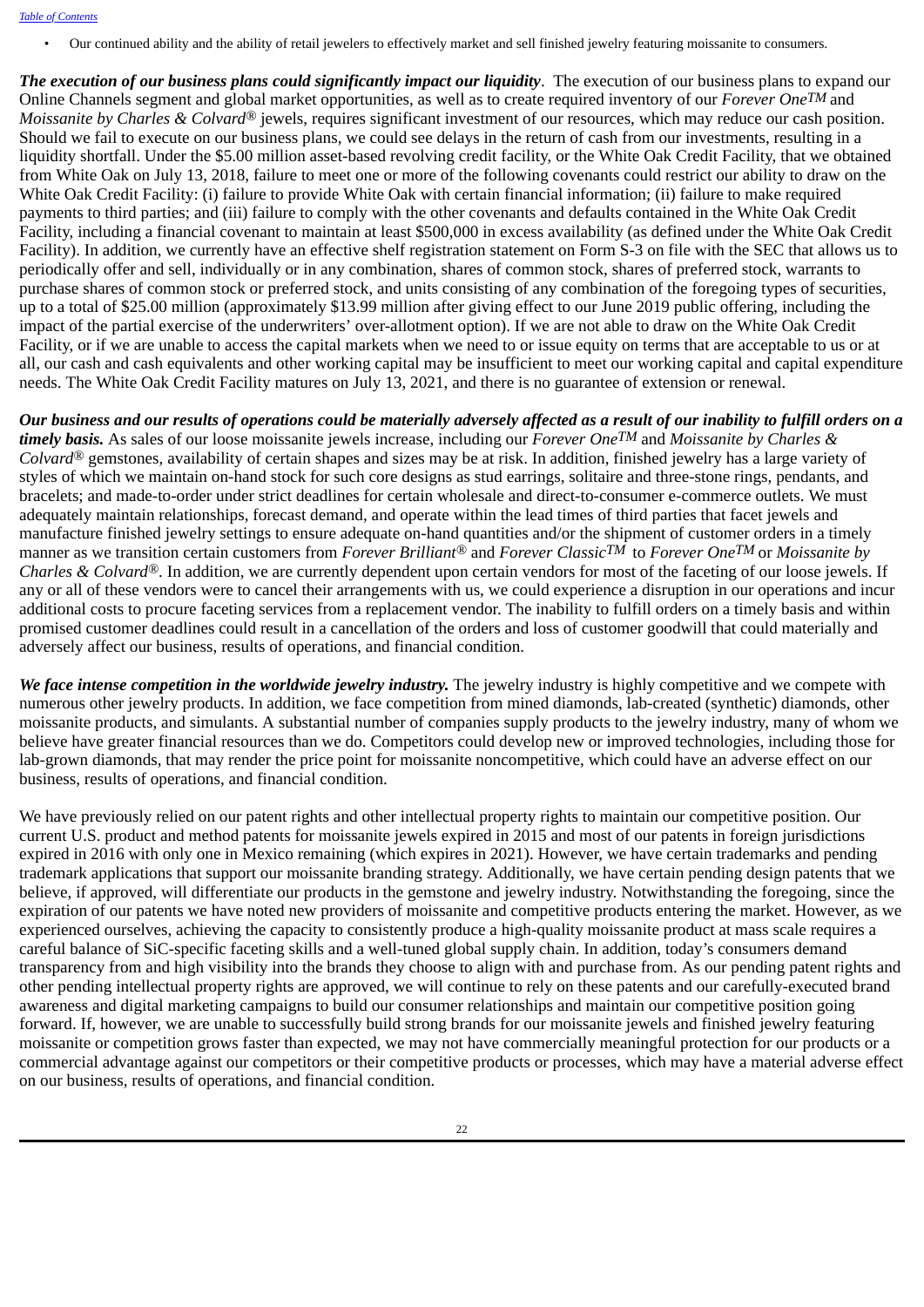- Our continued ability and the ability of retail jewelers to effectively market and sell finished jewelry featuring moissanite to consumers.

***The execution of our business plans could significantly impact our liquidity***. The execution of our business plans to expand our Online Channels segment and global market opportunities, as well as to create required inventory of our *Forever One*TM and *Moissanite by Charles & Colvard*® jewels, requires significant investment of our resources, which may reduce our cash position. Should we fail to execute on our business plans, we could see delays in the return of cash from our investments, resulting in a liquidity shortfall. Under the $5.00 million asset-based revolving credit facility, or the White Oak Credit Facility, that we obtained from White Oak on July 13, 2018, failure to meet one or more of the following covenants could restrict our ability to draw on the White Oak Credit Facility: (i) failure to provide White Oak with certain financial information; (ii) failure to make required payments to third parties; and (iii) failure to comply with the other covenants and defaults contained in the White Oak Credit Facility, including a financial covenant to maintain at least $500,000 in excess availability (as defined under the White Oak Credit Facility). In addition, we currently have an effective shelf registration statement on Form S-3 on file with the SEC that allows us to periodically offer and sell, individually or in any combination, shares of common stock, shares of preferred stock, warrants to purchase shares of common stock or preferred stock, and units consisting of any combination of the foregoing types of securities, up to a total of $25.00 million (approximately $13.99 million after giving effect to our June 2019 public offering, including the impact of the partial exercise of the underwriters' over-allotment option). If we are not able to draw on the White Oak Credit Facility, or if we are unable to access the capital markets when we need to or issue equity on terms that are acceptable to us or at all, our cash and cash equivalents and other working capital may be insufficient to meet our working capital and capital expenditure needs. The White Oak Credit Facility matures on July 13, 2021, and there is no guarantee of extension or renewal.

***Our business and our results of operations could be materially adversely affected as a result of our inability to fulfill orders on a timely basis.*** As sales of our loose moissanite jewels increase, including our *Forever One*TM and *Moissanite by Charles & Colvard*® gemstones, availability of certain shapes and sizes may be at risk. In addition, finished jewelry has a large variety of styles of which we maintain on-hand stock for such core designs as stud earrings, solitaire and three-stone rings, pendants, and bracelets; and made-to-order under strict deadlines for certain wholesale and direct-to-consumer e-commerce outlets. We must adequately maintain relationships, forecast demand, and operate within the lead times of third parties that facet jewels and manufacture finished jewelry settings to ensure adequate on-hand quantities and/or the shipment of customer orders in a timely manner as we transition certain customers from *Forever Brilliant*® and *Forever Classic*TM to *Forever One*TM or *Moissanite by Charles & Colvard*®. In addition, we are currently dependent upon certain vendors for most of the faceting of our loose jewels. If any or all of these vendors were to cancel their arrangements with us, we could experience a disruption in our operations and incur additional costs to procure faceting services from a replacement vendor. The inability to fulfill orders on a timely basis and within promised customer deadlines could result in a cancellation of the orders and loss of customer goodwill that could materially and adversely affect our business, results of operations, and financial condition.

***We face intense competition in the worldwide jewelry industry.*** The jewelry industry is highly competitive and we compete with numerous other jewelry products. In addition, we face competition from mined diamonds, lab-created (synthetic) diamonds, other moissanite products, and simulants. A substantial number of companies supply products to the jewelry industry, many of whom we believe have greater financial resources than we do. Competitors could develop new or improved technologies, including those for lab-grown diamonds, that may render the price point for moissanite noncompetitive, which could have an adverse effect on our business, results of operations, and financial condition.

We have previously relied on our patent rights and other intellectual property rights to maintain our competitive position. Our current U.S. product and method patents for moissanite jewels expired in 2015 and most of our patents in foreign jurisdictions expired in 2016 with only one in Mexico remaining (which expires in 2021). However, we have certain trademarks and pending trademark applications that support our moissanite branding strategy. Additionally, we have certain pending design patents that we believe, if approved, will differentiate our products in the gemstone and jewelry industry. Notwithstanding the foregoing, since the expiration of our patents we have noted new providers of moissanite and competitive products entering the market. However, as we experienced ourselves, achieving the capacity to consistently produce a high-quality moissanite product at mass scale requires a careful balance of SiC-specific faceting skills and a well-tuned global supply chain. In addition, today's consumers demand transparency from and high visibility into the brands they choose to align with and purchase from. As our pending patent rights and other pending intellectual property rights are approved, we will continue to rely on these patents and our carefully-executed brand awareness and digital marketing campaigns to build our consumer relationships and maintain our competitive position going forward. If, however, we are unable to successfully build strong brands for our moissanite jewels and finished jewelry featuring moissanite or competition grows faster than expected, we may not have commercially meaningful protection for our products or a commercial advantage against our competitors or their competitive products or processes, which may have a material adverse effect on our business, results of operations, and financial condition.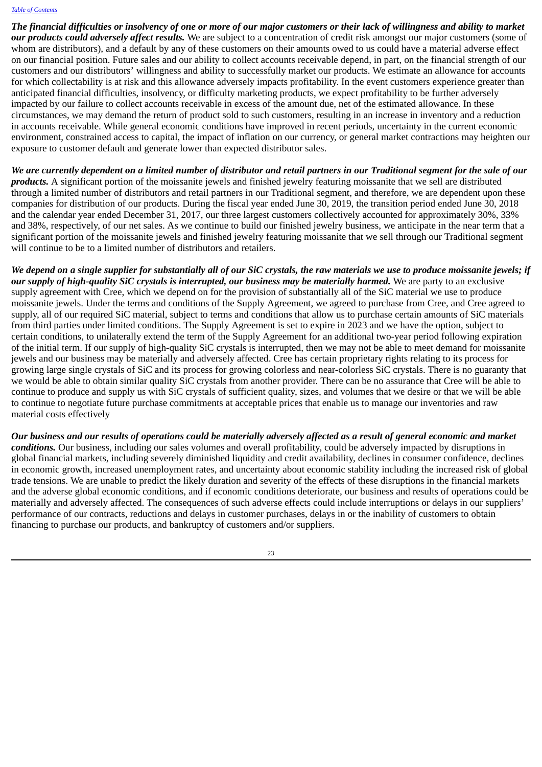***The financial difficulties or insolvency of one or more of our major customers or their lack of willingness and ability to market our products could adversely affect results.*** We are subject to a concentration of credit risk amongst our major customers (some of whom are distributors), and a default by any of these customers on their amounts owed to us could have a material adverse effect on our financial position. Future sales and our ability to collect accounts receivable depend, in part, on the financial strength of our customers and our distributors' willingness and ability to successfully market our products. We estimate an allowance for accounts for which collectability is at risk and this allowance adversely impacts profitability. In the event customers experience greater than anticipated financial difficulties, insolvency, or difficulty marketing products, we expect profitability to be further adversely impacted by our failure to collect accounts receivable in excess of the amount due, net of the estimated allowance. In these circumstances, we may demand the return of product sold to such customers, resulting in an increase in inventory and a reduction in accounts receivable. While general economic conditions have improved in recent periods, uncertainty in the current economic environment, constrained access to capital, the impact of inflation on our currency, or general market contractions may heighten our exposure to customer default and generate lower than expected distributor sales.

***We are currently dependent on a limited number of distributor and retail partners in our Traditional segment for the sale of our products.*** A significant portion of the moissanite jewels and finished jewelry featuring moissanite that we sell are distributed through a limited number of distributors and retail partners in our Traditional segment, and therefore, we are dependent upon these companies for distribution of our products. During the fiscal year ended June 30, 2019, the transition period ended June 30, 2018 and the calendar year ended December 31, 2017, our three largest customers collectively accounted for approximately 30%, 33% and 38%, respectively, of our net sales. As we continue to build our finished jewelry business, we anticipate in the near term that a significant portion of the moissanite jewels and finished jewelry featuring moissanite that we sell through our Traditional segment will continue to be to a limited number of distributors and retailers.

***We depend on a single supplier for substantially all of our SiC crystals, the raw materials we use to produce moissanite jewels; if our supply of high-quality SiC crystals is interrupted, our business may be materially harmed.*** We are party to an exclusive supply agreement with Cree, which we depend on for the provision of substantially all of the SiC material we use to produce moissanite jewels. Under the terms and conditions of the Supply Agreement, we agreed to purchase from Cree, and Cree agreed to supply, all of our required SiC material, subject to terms and conditions that allow us to purchase certain amounts of SiC materials from third parties under limited conditions. The Supply Agreement is set to expire in 2023 and we have the option, subject to certain conditions, to unilaterally extend the term of the Supply Agreement for an additional two-year period following expiration of the initial term. If our supply of high-quality SiC crystals is interrupted, then we may not be able to meet demand for moissanite jewels and our business may be materially and adversely affected. Cree has certain proprietary rights relating to its process for growing large single crystals of SiC and its process for growing colorless and near-colorless SiC crystals. There is no guaranty that we would be able to obtain similar quality SiC crystals from another provider. There can be no assurance that Cree will be able to continue to produce and supply us with SiC crystals of sufficient quality, sizes, and volumes that we desire or that we will be able to continue to negotiate future purchase commitments at acceptable prices that enable us to manage our inventories and raw material costs effectively

***Our business and our results of operations could be materially adversely affected as a result of general economic and market conditions.*** Our business, including our sales volumes and overall profitability, could be adversely impacted by disruptions in global financial markets, including severely diminished liquidity and credit availability, declines in consumer confidence, declines in economic growth, increased unemployment rates, and uncertainty about economic stability including the increased risk of global trade tensions. We are unable to predict the likely duration and severity of the effects of these disruptions in the financial markets and the adverse global economic conditions, and if economic conditions deteriorate, our business and results of operations could be materially and adversely affected. The consequences of such adverse effects could include interruptions or delays in our suppliers' performance of our contracts, reductions and delays in customer purchases, delays in or the inability of customers to obtain financing to purchase our products, and bankruptcy of customers and/or suppliers.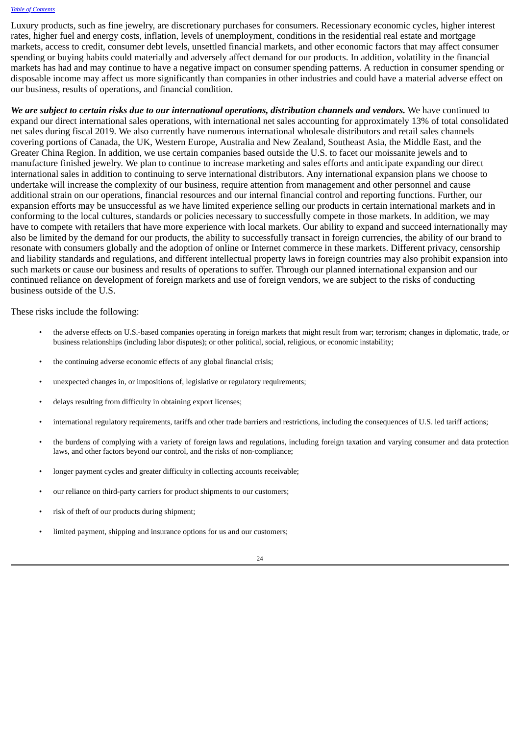Luxury products, such as fine jewelry, are discretionary purchases for consumers. Recessionary economic cycles, higher interest rates, higher fuel and energy costs, inflation, levels of unemployment, conditions in the residential real estate and mortgage markets, access to credit, consumer debt levels, unsettled financial markets, and other economic factors that may affect consumer spending or buying habits could materially and adversely affect demand for our products. In addition, volatility in the financial markets has had and may continue to have a negative impact on consumer spending patterns. A reduction in consumer spending or disposable income may affect us more significantly than companies in other industries and could have a material adverse effect on our business, results of operations, and financial condition.

***We are subject to certain risks due to our international operations, distribution channels and vendors.*** We have continued to expand our direct international sales operations, with international net sales accounting for approximately 13% of total consolidated net sales during fiscal 2019. We also currently have numerous international wholesale distributors and retail sales channels covering portions of Canada, the UK, Western Europe, Australia and New Zealand, Southeast Asia, the Middle East, and the Greater China Region. In addition, we use certain companies based outside the U.S. to facet our moissanite jewels and to manufacture finished jewelry. We plan to continue to increase marketing and sales efforts and anticipate expanding our direct international sales in addition to continuing to serve international distributors. Any international expansion plans we choose to undertake will increase the complexity of our business, require attention from management and other personnel and cause additional strain on our operations, financial resources and our internal financial control and reporting functions. Further, our expansion efforts may be unsuccessful as we have limited experience selling our products in certain international markets and in conforming to the local cultures, standards or policies necessary to successfully compete in those markets. In addition, we may have to compete with retailers that have more experience with local markets. Our ability to expand and succeed internationally may also be limited by the demand for our products, the ability to successfully transact in foreign currencies, the ability of our brand to resonate with consumers globally and the adoption of online or Internet commerce in these markets. Different privacy, censorship and liability standards and regulations, and different intellectual property laws in foreign countries may also prohibit expansion into such markets or cause our business and results of operations to suffer. Through our planned international expansion and our continued reliance on development of foreign markets and use of foreign vendors, we are subject to the risks of conducting business outside of the U.S.

These risks include the following:

- the adverse effects on U.S.-based companies operating in foreign markets that might result from war; terrorism; changes in diplomatic, trade, or business relationships (including labor disputes); or other political, social, religious, or economic instability;
- the continuing adverse economic effects of any global financial crisis;
- unexpected changes in, or impositions of, legislative or regulatory requirements;
- delays resulting from difficulty in obtaining export licenses;
- international regulatory requirements, tariffs and other trade barriers and restrictions, including the consequences of U.S. led tariff actions;
- the burdens of complying with a variety of foreign laws and regulations, including foreign taxation and varying consumer and data protection laws, and other factors beyond our control, and the risks of non-compliance;
- longer payment cycles and greater difficulty in collecting accounts receivable;
- our reliance on third-party carriers for product shipments to our customers;
- risk of theft of our products during shipment;
- limited payment, shipping and insurance options for us and our customers;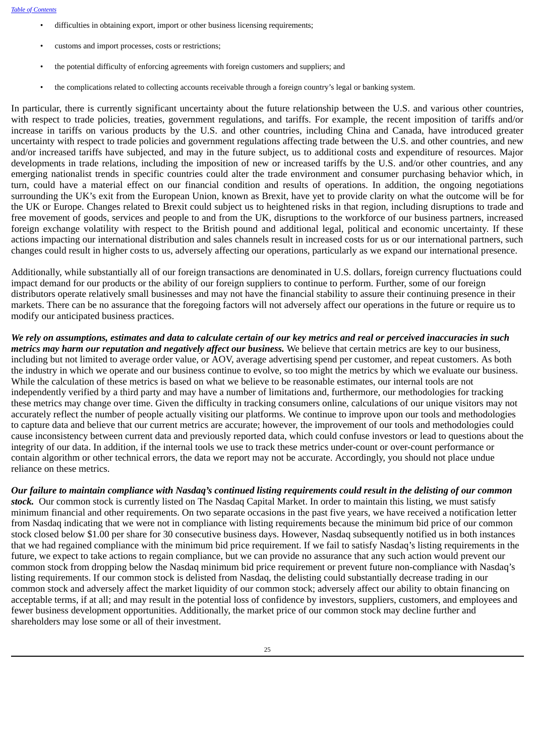- difficulties in obtaining export, import or other business licensing requirements;
- customs and import processes, costs or restrictions;
- the potential difficulty of enforcing agreements with foreign customers and suppliers; and
- the complications related to collecting accounts receivable through a foreign country's legal or banking system.

In particular, there is currently significant uncertainty about the future relationship between the U.S. and various other countries, with respect to trade policies, treaties, government regulations, and tariffs. For example, the recent imposition of tariffs and/or increase in tariffs on various products by the U.S. and other countries, including China and Canada, have introduced greater uncertainty with respect to trade policies and government regulations affecting trade between the U.S. and other countries, and new and/or increased tariffs have subjected, and may in the future subject, us to additional costs and expenditure of resources. Major developments in trade relations, including the imposition of new or increased tariffs by the U.S. and/or other countries, and any emerging nationalist trends in specific countries could alter the trade environment and consumer purchasing behavior which, in turn, could have a material effect on our financial condition and results of operations. In addition, the ongoing negotiations surrounding the UK's exit from the European Union, known as Brexit, have yet to provide clarity on what the outcome will be for the UK or Europe. Changes related to Brexit could subject us to heightened risks in that region, including disruptions to trade and free movement of goods, services and people to and from the UK, disruptions to the workforce of our business partners, increased foreign exchange volatility with respect to the British pound and additional legal, political and economic uncertainty. If these actions impacting our international distribution and sales channels result in increased costs for us or our international partners, such changes could result in higher costs to us, adversely affecting our operations, particularly as we expand our international presence.

Additionally, while substantially all of our foreign transactions are denominated in U.S. dollars, foreign currency fluctuations could impact demand for our products or the ability of our foreign suppliers to continue to perform. Further, some of our foreign distributors operate relatively small businesses and may not have the financial stability to assure their continuing presence in their markets. There can be no assurance that the foregoing factors will not adversely affect our operations in the future or require us to modify our anticipated business practices.

***We rely on assumptions, estimates and data to calculate certain of our key metrics and real or perceived inaccuracies in such metrics may harm our reputation and negatively affect our business.*** We believe that certain metrics are key to our business, including but not limited to average order value, or AOV, average advertising spend per customer, and repeat customers. As both the industry in which we operate and our business continue to evolve, so too might the metrics by which we evaluate our business. While the calculation of these metrics is based on what we believe to be reasonable estimates, our internal tools are not independently verified by a third party and may have a number of limitations and, furthermore, our methodologies for tracking these metrics may change over time. Given the difficulty in tracking consumers online, calculations of our unique visitors may not accurately reflect the number of people actually visiting our platforms. We continue to improve upon our tools and methodologies to capture data and believe that our current metrics are accurate; however, the improvement of our tools and methodologies could cause inconsistency between current data and previously reported data, which could confuse investors or lead to questions about the integrity of our data. In addition, if the internal tools we use to track these metrics under-count or over-count performance or contain algorithm or other technical errors, the data we report may not be accurate. Accordingly, you should not place undue reliance on these metrics.

***Our failure to maintain compliance with Nasdaq's continued listing requirements could result in the delisting of our common stock.*** Our common stock is currently listed on The Nasdaq Capital Market. In order to maintain this listing, we must satisfy minimum financial and other requirements. On two separate occasions in the past five years, we have received a notification letter from Nasdaq indicating that we were not in compliance with listing requirements because the minimum bid price of our common stock closed below $1.00 per share for 30 consecutive business days. However, Nasdaq subsequently notified us in both instances that we had regained compliance with the minimum bid price requirement. If we fail to satisfy Nasdaq's listing requirements in the future, we expect to take actions to regain compliance, but we can provide no assurance that any such action would prevent our common stock from dropping below the Nasdaq minimum bid price requirement or prevent future non-compliance with Nasdaq's listing requirements. If our common stock is delisted from Nasdaq, the delisting could substantially decrease trading in our common stock and adversely affect the market liquidity of our common stock; adversely affect our ability to obtain financing on acceptable terms, if at all; and may result in the potential loss of confidence by investors, suppliers, customers, and employees and fewer business development opportunities. Additionally, the market price of our common stock may decline further and shareholders may lose some or all of their investment.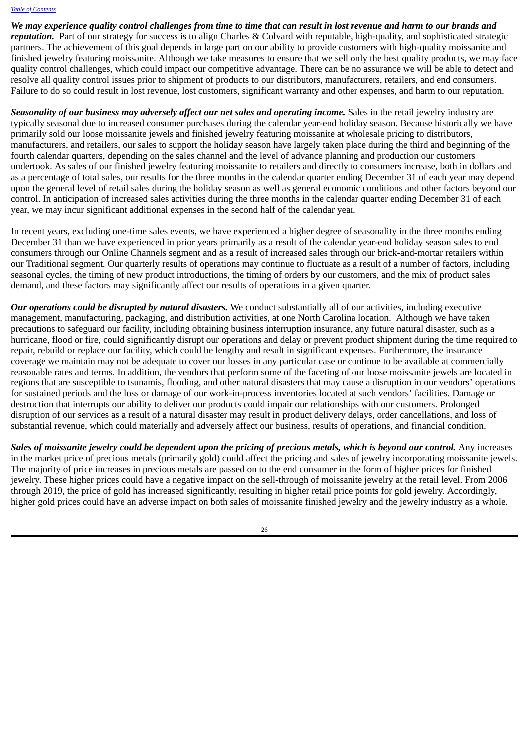***We may experience quality control challenges from time to time that can result in lost revenue and harm to our brands and reputation.*** Part of our strategy for success is to align Charles & Colvard with reputable, high-quality, and sophisticated strategic partners. The achievement of this goal depends in large part on our ability to provide customers with high-quality moissanite and finished jewelry featuring moissanite. Although we take measures to ensure that we sell only the best quality products, we may face quality control challenges, which could impact our competitive advantage. There can be no assurance we will be able to detect and resolve all quality control issues prior to shipment of products to our distributors, manufacturers, retailers, and end consumers. Failure to do so could result in lost revenue, lost customers, significant warranty and other expenses, and harm to our reputation.

***Seasonality of our business may adversely affect our net sales and operating income.*** Sales in the retail jewelry industry are typically seasonal due to increased consumer purchases during the calendar year-end holiday season. Because historically we have primarily sold our loose moissanite jewels and finished jewelry featuring moissanite at wholesale pricing to distributors, manufacturers, and retailers, our sales to support the holiday season have largely taken place during the third and beginning of the fourth calendar quarters, depending on the sales channel and the level of advance planning and production our customers undertook. As sales of our finished jewelry featuring moissanite to retailers and directly to consumers increase, both in dollars and as a percentage of total sales, our results for the three months in the calendar quarter ending December 31 of each year may depend upon the general level of retail sales during the holiday season as well as general economic conditions and other factors beyond our control. In anticipation of increased sales activities during the three months in the calendar quarter ending December 31 of each year, we may incur significant additional expenses in the second half of the calendar year.

In recent years, excluding one-time sales events, we have experienced a higher degree of seasonality in the three months ending December 31 than we have experienced in prior years primarily as a result of the calendar year-end holiday season sales to end consumers through our Online Channels segment and as a result of increased sales through our brick-and-mortar retailers within our Traditional segment. Our quarterly results of operations may continue to fluctuate as a result of a number of factors, including seasonal cycles, the timing of new product introductions, the timing of orders by our customers, and the mix of product sales demand, and these factors may significantly affect our results of operations in a given quarter.

***Our operations could be disrupted by natural disasters.*** We conduct substantially all of our activities, including executive management, manufacturing, packaging, and distribution activities, at one North Carolina location. Although we have taken precautions to safeguard our facility, including obtaining business interruption insurance, any future natural disaster, such as a hurricane, flood or fire, could significantly disrupt our operations and delay or prevent product shipment during the time required to repair, rebuild or replace our facility, which could be lengthy and result in significant expenses. Furthermore, the insurance coverage we maintain may not be adequate to cover our losses in any particular case or continue to be available at commercially reasonable rates and terms. In addition, the vendors that perform some of the faceting of our loose moissanite jewels are located in regions that are susceptible to tsunamis, flooding, and other natural disasters that may cause a disruption in our vendors' operations for sustained periods and the loss or damage of our work-in-process inventories located at such vendors' facilities. Damage or destruction that interrupts our ability to deliver our products could impair our relationships with our customers. Prolonged disruption of our services as a result of a natural disaster may result in product delivery delays, order cancellations, and loss of substantial revenue, which could materially and adversely affect our business, results of operations, and financial condition.

***Sales of moissanite jewelry could be dependent upon the pricing of precious metals, which is beyond our control.*** Any increases in the market price of precious metals (primarily gold) could affect the pricing and sales of jewelry incorporating moissanite jewels. The majority of price increases in precious metals are passed on to the end consumer in the form of higher prices for finished jewelry. These higher prices could have a negative impact on the sell-through of moissanite jewelry at the retail level. From 2006 through 2019, the price of gold has increased significantly, resulting in higher retail price points for gold jewelry. Accordingly, higher gold prices could have an adverse impact on both sales of moissanite finished jewelry and the jewelry industry as a whole.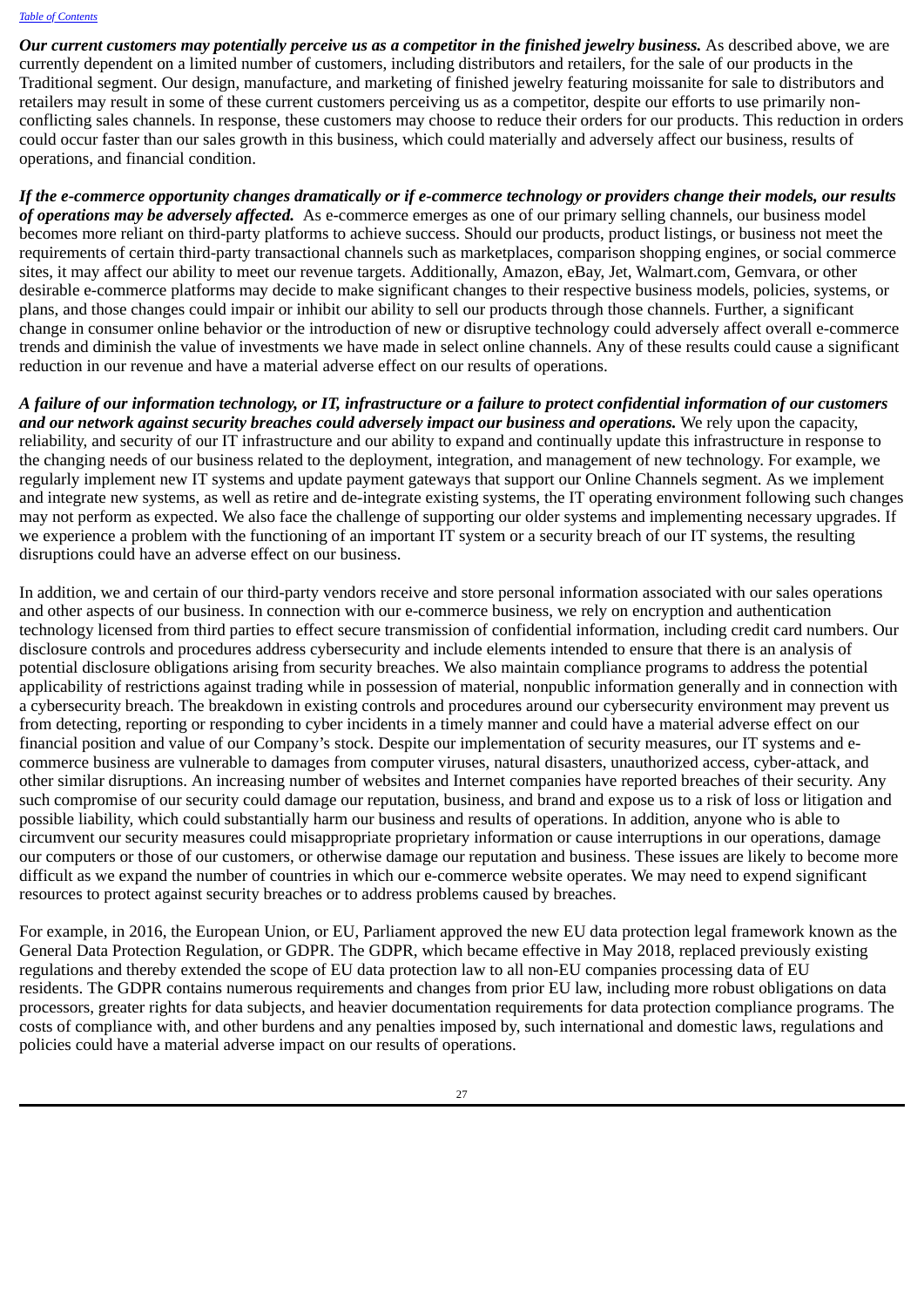***Our current customers may potentially perceive us as a competitor in the finished jewelry business.*** As described above, we are currently dependent on a limited number of customers, including distributors and retailers, for the sale of our products in the Traditional segment. Our design, manufacture, and marketing of finished jewelry featuring moissanite for sale to distributors and retailers may result in some of these current customers perceiving us as a competitor, despite our efforts to use primarily non-conflicting sales channels. In response, these customers may choose to reduce their orders for our products. This reduction in orders could occur faster than our sales growth in this business, which could materially and adversely affect our business, results of operations, and financial condition.

***If the e-commerce opportunity changes dramatically or if e-commerce technology or providers change their models, our results of operations may be adversely affected.*** As e-commerce emerges as one of our primary selling channels, our business model becomes more reliant on third-party platforms to achieve success. Should our products, product listings, or business not meet the requirements of certain third-party transactional channels such as marketplaces, comparison shopping engines, or social commerce sites, it may affect our ability to meet our revenue targets. Additionally, Amazon, eBay, Jet, Walmart.com, Gemvara, or other desirable e-commerce platforms may decide to make significant changes to their respective business models, policies, systems, or plans, and those changes could impair or inhibit our ability to sell our products through those channels. Further, a significant change in consumer online behavior or the introduction of new or disruptive technology could adversely affect overall e-commerce trends and diminish the value of investments we have made in select online channels. Any of these results could cause a significant reduction in our revenue and have a material adverse effect on our results of operations.

***A failure of our information technology, or IT, infrastructure or a failure to protect confidential information of our customers and our network against security breaches could adversely impact our business and operations.*** We rely upon the capacity, reliability, and security of our IT infrastructure and our ability to expand and continually update this infrastructure in response to the changing needs of our business related to the deployment, integration, and management of new technology. For example, we regularly implement new IT systems and update payment gateways that support our Online Channels segment. As we implement and integrate new systems, as well as retire and de-integrate existing systems, the IT operating environment following such changes may not perform as expected. We also face the challenge of supporting our older systems and implementing necessary upgrades. If we experience a problem with the functioning of an important IT system or a security breach of our IT systems, the resulting disruptions could have an adverse effect on our business.

In addition, we and certain of our third-party vendors receive and store personal information associated with our sales operations and other aspects of our business. In connection with our e-commerce business, we rely on encryption and authentication technology licensed from third parties to effect secure transmission of confidential information, including credit card numbers. Our disclosure controls and procedures address cybersecurity and include elements intended to ensure that there is an analysis of potential disclosure obligations arising from security breaches. We also maintain compliance programs to address the potential applicability of restrictions against trading while in possession of material, nonpublic information generally and in connection with a cybersecurity breach. The breakdown in existing controls and procedures around our cybersecurity environment may prevent us from detecting, reporting or responding to cyber incidents in a timely manner and could have a material adverse effect on our financial position and value of our Company's stock. Despite our implementation of security measures, our IT systems and e-commerce business are vulnerable to damages from computer viruses, natural disasters, unauthorized access, cyber-attack, and other similar disruptions. An increasing number of websites and Internet companies have reported breaches of their security. Any such compromise of our security could damage our reputation, business, and brand and expose us to a risk of loss or litigation and possible liability, which could substantially harm our business and results of operations. In addition, anyone who is able to circumvent our security measures could misappropriate proprietary information or cause interruptions in our operations, damage our computers or those of our customers, or otherwise damage our reputation and business. These issues are likely to become more difficult as we expand the number of countries in which our e-commerce website operates. We may need to expend significant resources to protect against security breaches or to address problems caused by breaches.

For example, in 2016, the European Union, or EU, Parliament approved the new EU data protection legal framework known as the General Data Protection Regulation, or GDPR. The GDPR, which became effective in May 2018, replaced previously existing regulations and thereby extended the scope of EU data protection law to all non-EU companies processing data of EU residents. The GDPR contains numerous requirements and changes from prior EU law, including more robust obligations on data processors, greater rights for data subjects, and heavier documentation requirements for data protection compliance programs. The costs of compliance with, and other burdens and any penalties imposed by, such international and domestic laws, regulations and policies could have a material adverse impact on our results of operations.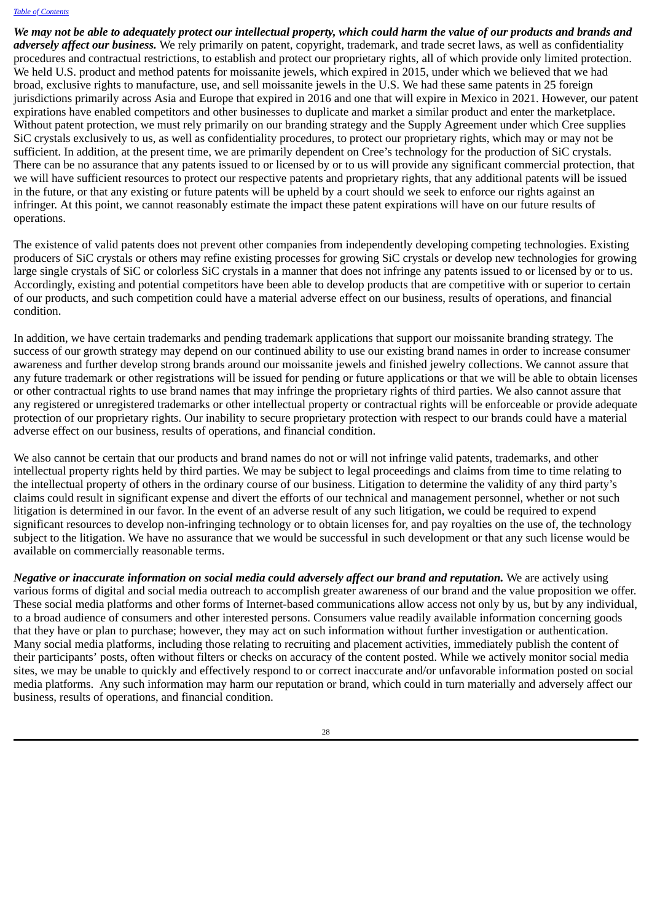***We may not be able to adequately protect our intellectual property, which could harm the value of our products and brands and adversely affect our business.*** We rely primarily on patent, copyright, trademark, and trade secret laws, as well as confidentiality procedures and contractual restrictions, to establish and protect our proprietary rights, all of which provide only limited protection. We held U.S. product and method patents for moissanite jewels, which expired in 2015, under which we believed that we had broad, exclusive rights to manufacture, use, and sell moissanite jewels in the U.S. We had these same patents in 25 foreign jurisdictions primarily across Asia and Europe that expired in 2016 and one that will expire in Mexico in 2021. However, our patent expirations have enabled competitors and other businesses to duplicate and market a similar product and enter the marketplace. Without patent protection, we must rely primarily on our branding strategy and the Supply Agreement under which Cree supplies SiC crystals exclusively to us, as well as confidentiality procedures, to protect our proprietary rights, which may or may not be sufficient. In addition, at the present time, we are primarily dependent on Cree's technology for the production of SiC crystals. There can be no assurance that any patents issued to or licensed by or to us will provide any significant commercial protection, that we will have sufficient resources to protect our respective patents and proprietary rights, that any additional patents will be issued in the future, or that any existing or future patents will be upheld by a court should we seek to enforce our rights against an infringer. At this point, we cannot reasonably estimate the impact these patent expirations will have on our future results of operations.

The existence of valid patents does not prevent other companies from independently developing competing technologies. Existing producers of SiC crystals or others may refine existing processes for growing SiC crystals or develop new technologies for growing large single crystals of SiC or colorless SiC crystals in a manner that does not infringe any patents issued to or licensed by or to us. Accordingly, existing and potential competitors have been able to develop products that are competitive with or superior to certain of our products, and such competition could have a material adverse effect on our business, results of operations, and financial condition.

In addition, we have certain trademarks and pending trademark applications that support our moissanite branding strategy. The success of our growth strategy may depend on our continued ability to use our existing brand names in order to increase consumer awareness and further develop strong brands around our moissanite jewels and finished jewelry collections. We cannot assure that any future trademark or other registrations will be issued for pending or future applications or that we will be able to obtain licenses or other contractual rights to use brand names that may infringe the proprietary rights of third parties. We also cannot assure that any registered or unregistered trademarks or other intellectual property or contractual rights will be enforceable or provide adequate protection of our proprietary rights. Our inability to secure proprietary protection with respect to our brands could have a material adverse effect on our business, results of operations, and financial condition.

We also cannot be certain that our products and brand names do not or will not infringe valid patents, trademarks, and other intellectual property rights held by third parties. We may be subject to legal proceedings and claims from time to time relating to the intellectual property of others in the ordinary course of our business. Litigation to determine the validity of any third party's claims could result in significant expense and divert the efforts of our technical and management personnel, whether or not such litigation is determined in our favor. In the event of an adverse result of any such litigation, we could be required to expend significant resources to develop non-infringing technology or to obtain licenses for, and pay royalties on the use of, the technology subject to the litigation. We have no assurance that we would be successful in such development or that any such license would be available on commercially reasonable terms.

***Negative or inaccurate information on social media could adversely affect our brand and reputation.*** We are actively using various forms of digital and social media outreach to accomplish greater awareness of our brand and the value proposition we offer. These social media platforms and other forms of Internet-based communications allow access not only by us, but by any individual, to a broad audience of consumers and other interested persons. Consumers value readily available information concerning goods that they have or plan to purchase; however, they may act on such information without further investigation or authentication. Many social media platforms, including those relating to recruiting and placement activities, immediately publish the content of their participants' posts, often without filters or checks on accuracy of the content posted. While we actively monitor social media sites, we may be unable to quickly and effectively respond to or correct inaccurate and/or unfavorable information posted on social media platforms. Any such information may harm our reputation or brand, which could in turn materially and adversely affect our business, results of operations, and financial condition.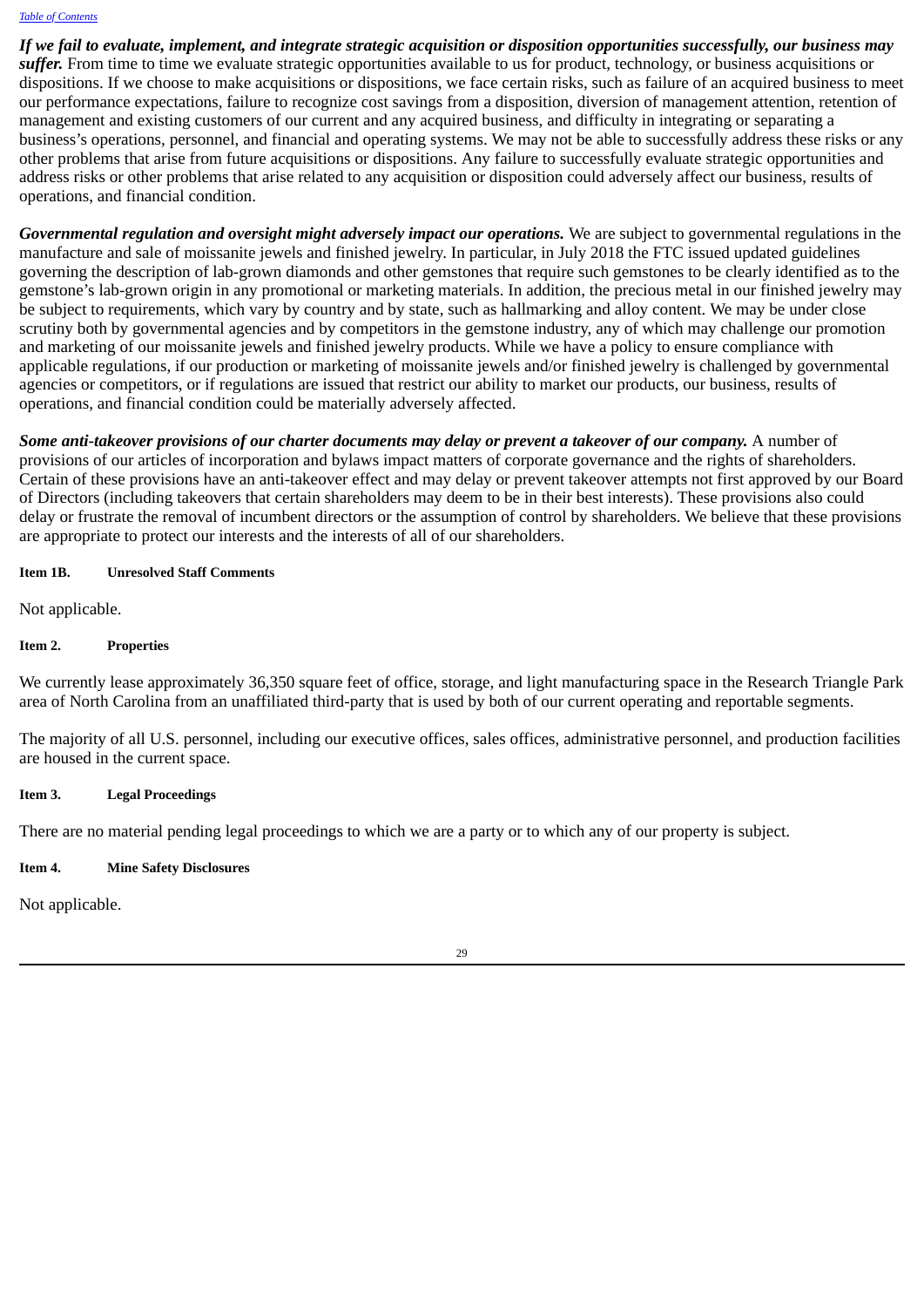***If we fail to evaluate, implement, and integrate strategic acquisition or disposition opportunities successfully, our business may suffer.*** From time to time we evaluate strategic opportunities available to us for product, technology, or business acquisitions or dispositions. If we choose to make acquisitions or dispositions, we face certain risks, such as failure of an acquired business to meet our performance expectations, failure to recognize cost savings from a disposition, diversion of management attention, retention of management and existing customers of our current and any acquired business, and difficulty in integrating or separating a business's operations, personnel, and financial and operating systems. We may not be able to successfully address these risks or any other problems that arise from future acquisitions or dispositions. Any failure to successfully evaluate strategic opportunities and address risks or other problems that arise related to any acquisition or disposition could adversely affect our business, results of operations, and financial condition.

***Governmental regulation and oversight might adversely impact our operations.*** We are subject to governmental regulations in the manufacture and sale of moissanite jewels and finished jewelry. In particular, in July 2018 the FTC issued updated guidelines governing the description of lab-grown diamonds and other gemstones that require such gemstones to be clearly identified as to the gemstone's lab-grown origin in any promotional or marketing materials. In addition, the precious metal in our finished jewelry may be subject to requirements, which vary by country and by state, such as hallmarking and alloy content. We may be under close scrutiny both by governmental agencies and by competitors in the gemstone industry, any of which may challenge our promotion and marketing of our moissanite jewels and finished jewelry products. While we have a policy to ensure compliance with applicable regulations, if our production or marketing of moissanite jewels and/or finished jewelry is challenged by governmental agencies or competitors, or if regulations are issued that restrict our ability to market our products, our business, results of operations, and financial condition could be materially adversely affected.

***Some anti-takeover provisions of our charter documents may delay or prevent a takeover of our company.*** A number of provisions of our articles of incorporation and bylaws impact matters of corporate governance and the rights of shareholders. Certain of these provisions have an anti-takeover effect and may delay or prevent takeover attempts not first approved by our Board of Directors (including takeovers that certain shareholders may deem to be in their best interests). These provisions also could delay or frustrate the removal of incumbent directors or the assumption of control by shareholders. We believe that these provisions are appropriate to protect our interests and the interests of all of our shareholders.

**Item 1B. Unresolved Staff Comments**

Not applicable.

**Item 2. Properties**

We currently lease approximately 36,350 square feet of office, storage, and light manufacturing space in the Research Triangle Park area of North Carolina from an unaffiliated third-party that is used by both of our current operating and reportable segments.

The majority of all U.S. personnel, including our executive offices, sales offices, administrative personnel, and production facilities are housed in the current space.

**Item 3. Legal Proceedings**

There are no material pending legal proceedings to which we are a party or to which any of our property is subject.

**Item 4. Mine Safety Disclosures**

Not applicable.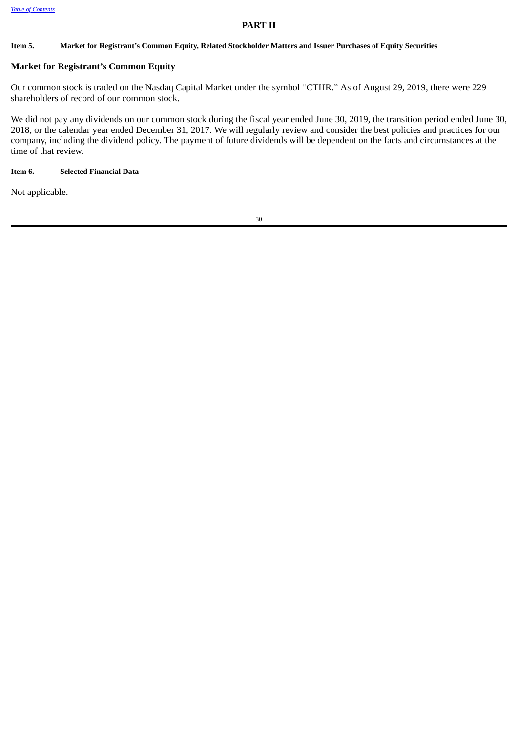# PART II

**Item 5. Market for Registrant's Common Equity, Related Stockholder Matters and Issuer Purchases of Equity Securities**

## Market for Registrant's Common Equity

Our common stock is traded on the Nasdaq Capital Market under the symbol "CTHR." As of August 29, 2019, there were 229 shareholders of record of our common stock.

We did not pay any dividends on our common stock during the fiscal year ended June 30, 2019, the transition period ended June 30, 2018, or the calendar year ended December 31, 2017. We will regularly review and consider the best policies and practices for our company, including the dividend policy. The payment of future dividends will be dependent on the facts and circumstances at the time of that review.

**Item 6. Selected Financial Data**

Not applicable.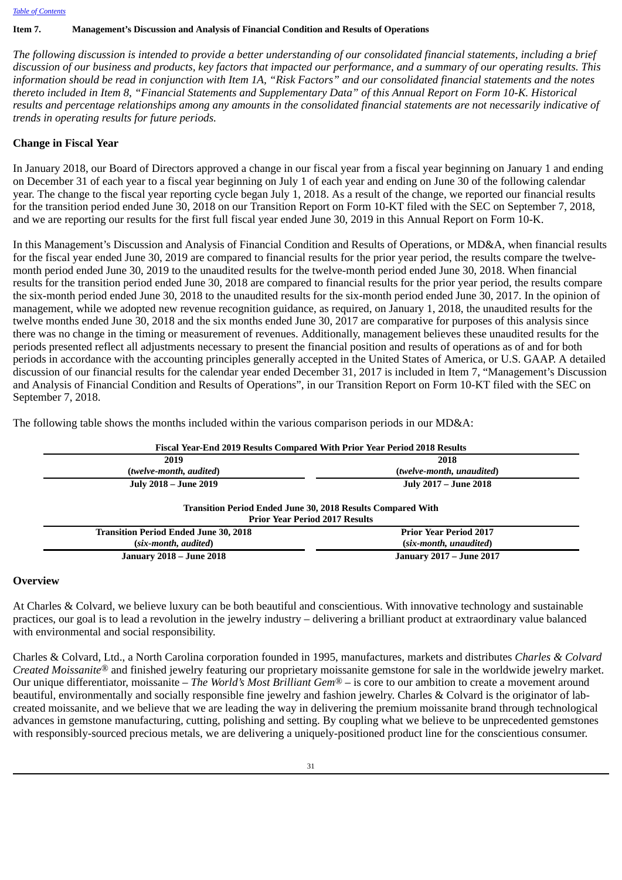[Table of Contents](#)

## Item 7. Management's Discussion and Analysis of Financial Condition and Results of Operations

*The following discussion is intended to provide a better understanding of our consolidated financial statements, including a brief discussion of our business and products, key factors that impacted our performance, and a summary of our operating results. This information should be read in conjunction with Item 1A, "Risk Factors" and our consolidated financial statements and the notes thereto included in Item 8, "Financial Statements and Supplementary Data" of this Annual Report on Form 10-K. Historical results and percentage relationships among any amounts in the consolidated financial statements are not necessarily indicative of trends in operating results for future periods.*

### Change in Fiscal Year

In January 2018, our Board of Directors approved a change in our fiscal year from a fiscal year beginning on January 1 and ending on December 31 of each year to a fiscal year beginning on July 1 of each year and ending on June 30 of the following calendar year. The change to the fiscal year reporting cycle began July 1, 2018. As a result of the change, we reported our financial results for the transition period ended June 30, 2018 on our Transition Report on Form 10-KT filed with the SEC on September 7, 2018, and we are reporting our results for the first full fiscal year ended June 30, 2019 in this Annual Report on Form 10-K.

In this Management's Discussion and Analysis of Financial Condition and Results of Operations, or MD&A, when financial results for the fiscal year ended June 30, 2019 are compared to financial results for the prior year period, the results compare the twelve-month period ended June 30, 2019 to the unaudited results for the twelve-month period ended June 30, 2018. When financial results for the transition period ended June 30, 2018 are compared to financial results for the prior year period, the results compare the six-month period ended June 30, 2018 to the unaudited results for the six-month period ended June 30, 2017. In the opinion of management, while we adopted new revenue recognition guidance, as required, on January 1, 2018, the unaudited results for the twelve months ended June 30, 2018 and the six months ended June 30, 2017 are comparative for purposes of this analysis since there was no change in the timing or measurement of revenues. Additionally, management believes these unaudited results for the periods presented reflect all adjustments necessary to present the financial position and results of operations as of and for both periods in accordance with the accounting principles generally accepted in the United States of America, or U.S. GAAP. A detailed discussion of our financial results for the calendar year ended December 31, 2017 is included in Item 7, "Management's Discussion and Analysis of Financial Condition and Results of Operations", in our Transition Report on Form 10-KT filed with the SEC on September 7, 2018.

The following table shows the months included within the various comparison periods in our MD&A:

| **Fiscal Year-End 2019 Results Compared With Prior Year Period 2018 Results** | |
|---|---|
| **2019** | **2018** |
| **(*twelve-month, audited*)** | **(*twelve-month, unaudited*)** |
| **July 2018 – June 2019** | **July 2017 – June 2018** |

| **Transition Period Ended June 30, 2018 Results Compared With Prior Year Period 2017 Results** | |
|---|---|
| **Transition Period Ended June 30, 2018** | **Prior Year Period 2017** |
| **(*six-month, audited*)** | **(*six-month, unaudited*)** |
| **January 2018 – June 2018** | **January 2017 – June 2017** |

### Overview

At Charles & Colvard, we believe luxury can be both beautiful and conscientious. With innovative technology and sustainable practices, our goal is to lead a revolution in the jewelry industry – delivering a brilliant product at extraordinary value balanced with environmental and social responsibility.

Charles & Colvard, Ltd., a North Carolina corporation founded in 1995, manufactures, markets and distributes *Charles & Colvard Created Moissanite®* and finished jewelry featuring our proprietary moissanite gemstone for sale in the worldwide jewelry market. Our unique differentiator, moissanite – *The World's Most Brilliant Gem®* – is core to our ambition to create a movement around beautiful, environmentally and socially responsible fine jewelry and fashion jewelry. Charles & Colvard is the originator of lab-created moissanite, and we believe that we are leading the way in delivering the premium moissanite brand through technological advances in gemstone manufacturing, cutting, polishing and setting. By coupling what we believe to be unprecedented gemstones with responsibly-sourced precious metals, we are delivering a uniquely-positioned product line for the conscientious consumer.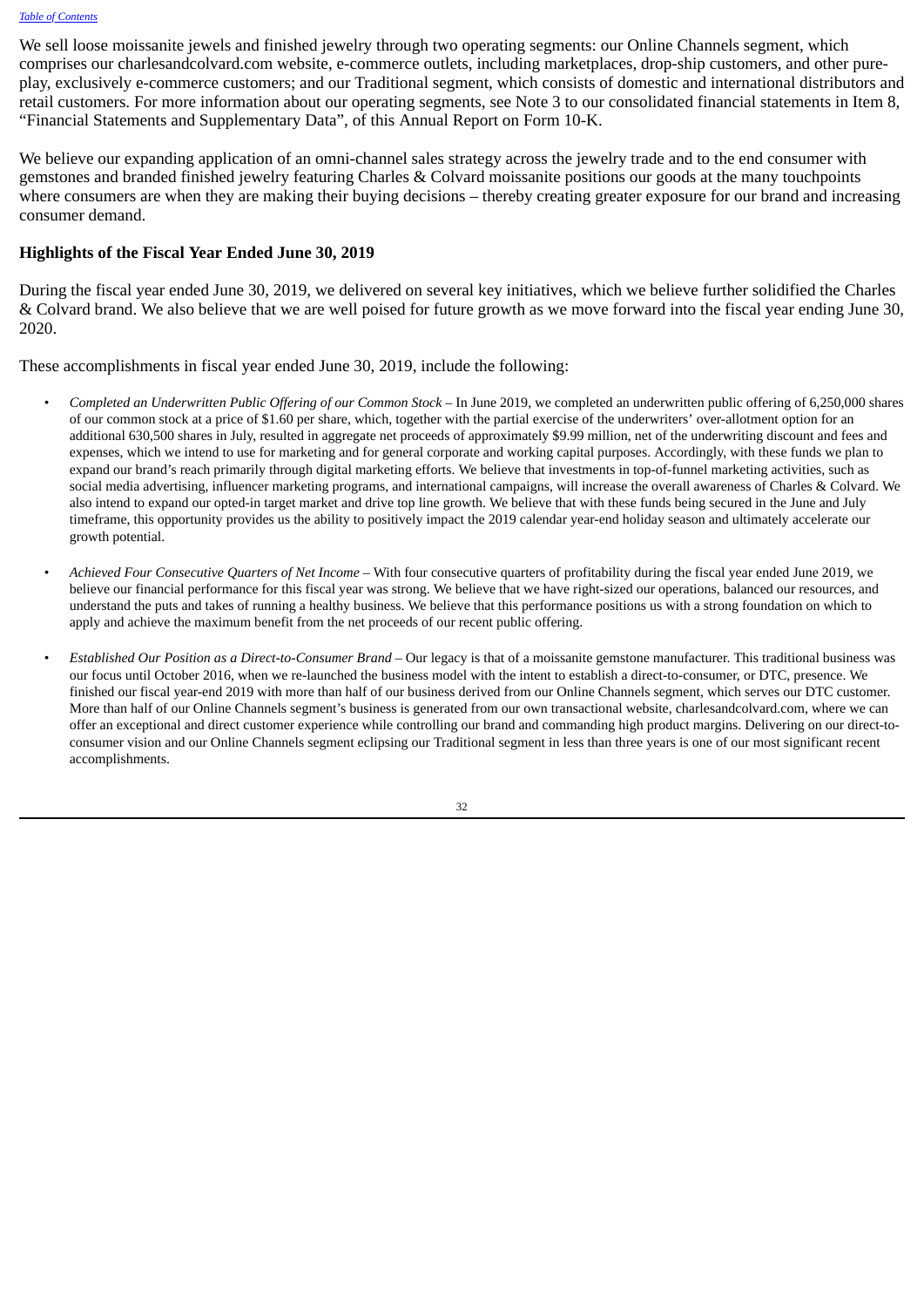We sell loose moissanite jewels and finished jewelry through two operating segments: our Online Channels segment, which comprises our charlesandcolvard.com website, e-commerce outlets, including marketplaces, drop-ship customers, and other pure-play, exclusively e-commerce customers; and our Traditional segment, which consists of domestic and international distributors and retail customers. For more information about our operating segments, see Note 3 to our consolidated financial statements in Item 8, "Financial Statements and Supplementary Data", of this Annual Report on Form 10-K.

We believe our expanding application of an omni-channel sales strategy across the jewelry trade and to the end consumer with gemstones and branded finished jewelry featuring Charles & Colvard moissanite positions our goods at the many touchpoints where consumers are when they are making their buying decisions – thereby creating greater exposure for our brand and increasing consumer demand.

## Highlights of the Fiscal Year Ended June 30, 2019

During the fiscal year ended June 30, 2019, we delivered on several key initiatives, which we believe further solidified the Charles & Colvard brand. We also believe that we are well poised for future growth as we move forward into the fiscal year ending June 30, 2020.

These accomplishments in fiscal year ended June 30, 2019, include the following:

- *Completed an Underwritten Public Offering of our Common Stock* – In June 2019, we completed an underwritten public offering of 6,250,000 shares of our common stock at a price of $1.60 per share, which, together with the partial exercise of the underwriters' over-allotment option for an additional 630,500 shares in July, resulted in aggregate net proceeds of approximately $9.99 million, net of the underwriting discount and fees and expenses, which we intend to use for marketing and for general corporate and working capital purposes. Accordingly, with these funds we plan to expand our brand's reach primarily through digital marketing efforts. We believe that investments in top-of-funnel marketing activities, such as social media advertising, influencer marketing programs, and international campaigns, will increase the overall awareness of Charles & Colvard. We also intend to expand our opted-in target market and drive top line growth. We believe that with these funds being secured in the June and July timeframe, this opportunity provides us the ability to positively impact the 2019 calendar year-end holiday season and ultimately accelerate our growth potential.

- *Achieved Four Consecutive Quarters of Net Income* – With four consecutive quarters of profitability during the fiscal year ended June 2019, we believe our financial performance for this fiscal year was strong. We believe that we have right-sized our operations, balanced our resources, and understand the puts and takes of running a healthy business. We believe that this performance positions us with a strong foundation on which to apply and achieve the maximum benefit from the net proceeds of our recent public offering.

- *Established Our Position as a Direct-to-Consumer Brand* – Our legacy is that of a moissanite gemstone manufacturer. This traditional business was our focus until October 2016, when we re-launched the business model with the intent to establish a direct-to-consumer, or DTC, presence. We finished our fiscal year-end 2019 with more than half of our business derived from our Online Channels segment, which serves our DTC customer. More than half of our Online Channels segment's business is generated from our own transactional website, charlesandcolvard.com, where we can offer an exceptional and direct customer experience while controlling our brand and commanding high product margins. Delivering on our direct-to-consumer vision and our Online Channels segment eclipsing our Traditional segment in less than three years is one of our most significant recent accomplishments.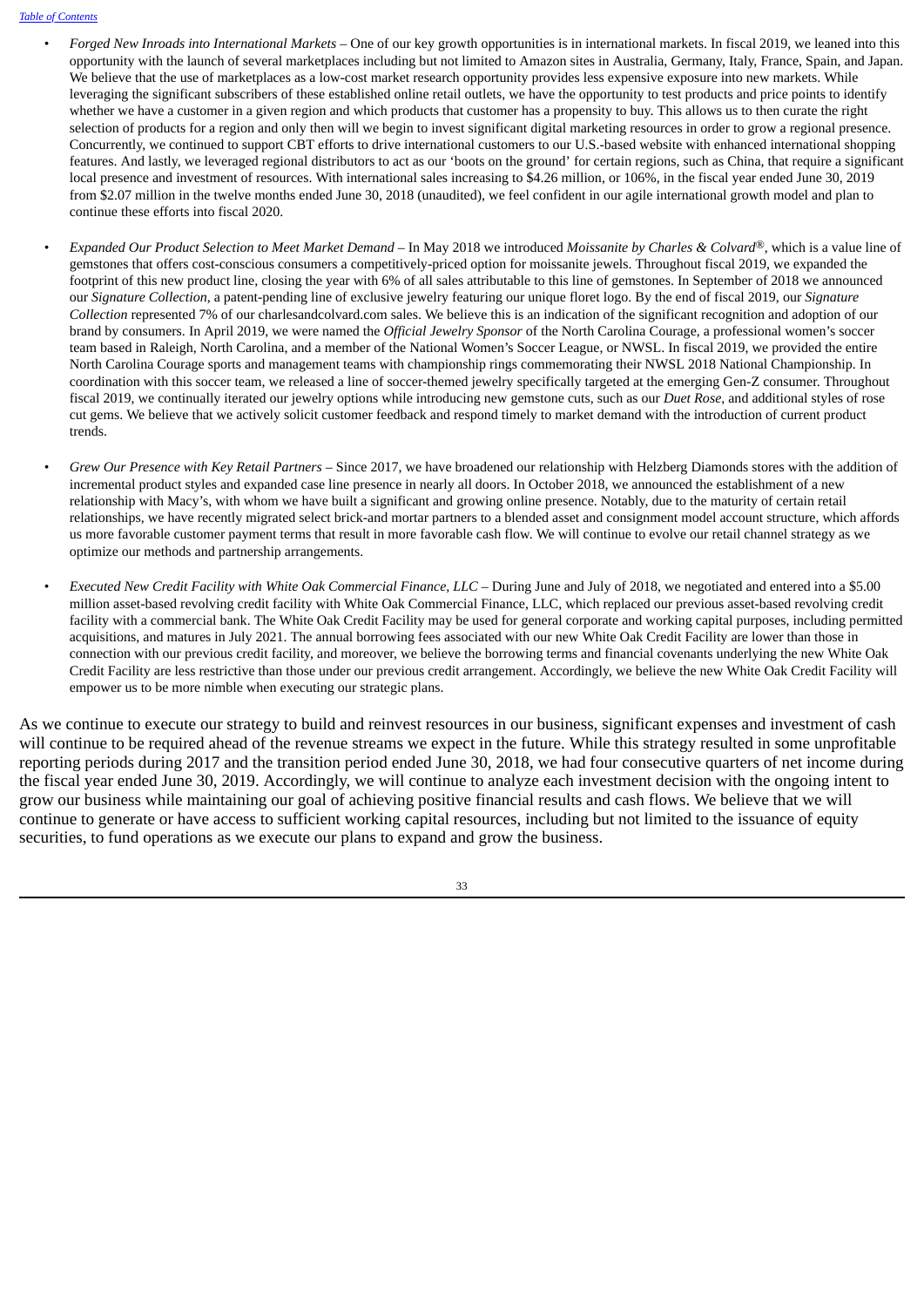- *Forged New Inroads into International Markets* – One of our key growth opportunities is in international markets. In fiscal 2019, we leaned into this opportunity with the launch of several marketplaces including but not limited to Amazon sites in Australia, Germany, Italy, France, Spain, and Japan. We believe that the use of marketplaces as a low-cost market research opportunity provides less expensive exposure into new markets. While leveraging the significant subscribers of these established online retail outlets, we have the opportunity to test products and price points to identify whether we have a customer in a given region and which products that customer has a propensity to buy. This allows us to then curate the right selection of products for a region and only then will we begin to invest significant digital marketing resources in order to grow a regional presence. Concurrently, we continued to support CBT efforts to drive international customers to our U.S.-based website with enhanced international shopping features. And lastly, we leveraged regional distributors to act as our 'boots on the ground' for certain regions, such as China, that require a significant local presence and investment of resources. With international sales increasing to $4.26 million, or 106%, in the fiscal year ended June 30, 2019 from $2.07 million in the twelve months ended June 30, 2018 (unaudited), we feel confident in our agile international growth model and plan to continue these efforts into fiscal 2020.

- *Expanded Our Product Selection to Meet Market Demand* – In May 2018 we introduced *Moissanite by Charles & Colvard*®, which is a value line of gemstones that offers cost-conscious consumers a competitively-priced option for moissanite jewels. Throughout fiscal 2019, we expanded the footprint of this new product line, closing the year with 6% of all sales attributable to this line of gemstones. In September of 2018 we announced our *Signature Collection*, a patent-pending line of exclusive jewelry featuring our unique floret logo. By the end of fiscal 2019, our *Signature Collection* represented 7% of our charlesandcolvard.com sales. We believe this is an indication of the significant recognition and adoption of our brand by consumers. In April 2019, we were named the *Official Jewelry Sponsor* of the North Carolina Courage, a professional women's soccer team based in Raleigh, North Carolina, and a member of the National Women's Soccer League, or NWSL. In fiscal 2019, we provided the entire North Carolina Courage sports and management teams with championship rings commemorating their NWSL 2018 National Championship. In coordination with this soccer team, we released a line of soccer-themed jewelry specifically targeted at the emerging Gen-Z consumer. Throughout fiscal 2019, we continually iterated our jewelry options while introducing new gemstone cuts, such as our *Duet Rose*, and additional styles of rose cut gems. We believe that we actively solicit customer feedback and respond timely to market demand with the introduction of current product trends.

- *Grew Our Presence with Key Retail Partners* – Since 2017, we have broadened our relationship with Helzberg Diamonds stores with the addition of incremental product styles and expanded case line presence in nearly all doors. In October 2018, we announced the establishment of a new relationship with Macy's, with whom we have built a significant and growing online presence. Notably, due to the maturity of certain retail relationships, we have recently migrated select brick-and mortar partners to a blended asset and consignment model account structure, which affords us more favorable customer payment terms that result in more favorable cash flow. We will continue to evolve our retail channel strategy as we optimize our methods and partnership arrangements.

- *Executed New Credit Facility with White Oak Commercial Finance, LLC* – During June and July of 2018, we negotiated and entered into a $5.00 million asset-based revolving credit facility with White Oak Commercial Finance, LLC, which replaced our previous asset-based revolving credit facility with a commercial bank. The White Oak Credit Facility may be used for general corporate and working capital purposes, including permitted acquisitions, and matures in July 2021. The annual borrowing fees associated with our new White Oak Credit Facility are lower than those in connection with our previous credit facility, and moreover, we believe the borrowing terms and financial covenants underlying the new White Oak Credit Facility are less restrictive than those under our previous credit arrangement. Accordingly, we believe the new White Oak Credit Facility will empower us to be more nimble when executing our strategic plans.

As we continue to execute our strategy to build and reinvest resources in our business, significant expenses and investment of cash will continue to be required ahead of the revenue streams we expect in the future. While this strategy resulted in some unprofitable reporting periods during 2017 and the transition period ended June 30, 2018, we had four consecutive quarters of net income during the fiscal year ended June 30, 2019. Accordingly, we will continue to analyze each investment decision with the ongoing intent to grow our business while maintaining our goal of achieving positive financial results and cash flows. We believe that we will continue to generate or have access to sufficient working capital resources, including but not limited to the issuance of equity securities, to fund operations as we execute our plans to expand and grow the business.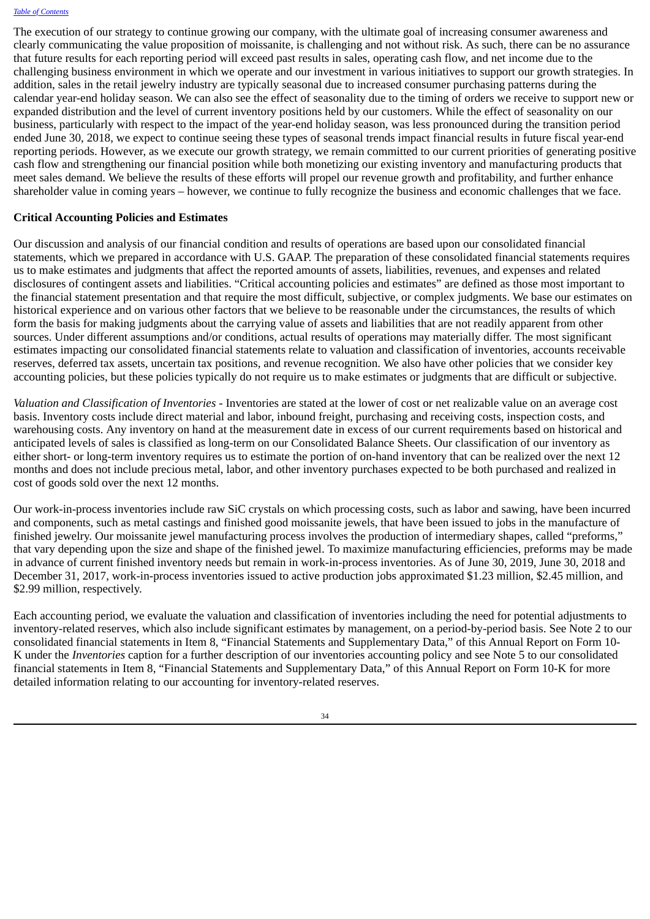The execution of our strategy to continue growing our company, with the ultimate goal of increasing consumer awareness and clearly communicating the value proposition of moissanite, is challenging and not without risk. As such, there can be no assurance that future results for each reporting period will exceed past results in sales, operating cash flow, and net income due to the challenging business environment in which we operate and our investment in various initiatives to support our growth strategies. In addition, sales in the retail jewelry industry are typically seasonal due to increased consumer purchasing patterns during the calendar year-end holiday season. We can also see the effect of seasonality due to the timing of orders we receive to support new or expanded distribution and the level of current inventory positions held by our customers. While the effect of seasonality on our business, particularly with respect to the impact of the year-end holiday season, was less pronounced during the transition period ended June 30, 2018, we expect to continue seeing these types of seasonal trends impact financial results in future fiscal year-end reporting periods. However, as we execute our growth strategy, we remain committed to our current priorities of generating positive cash flow and strengthening our financial position while both monetizing our existing inventory and manufacturing products that meet sales demand. We believe the results of these efforts will propel our revenue growth and profitability, and further enhance shareholder value in coming years – however, we continue to fully recognize the business and economic challenges that we face.

## Critical Accounting Policies and Estimates

Our discussion and analysis of our financial condition and results of operations are based upon our consolidated financial statements, which we prepared in accordance with U.S. GAAP. The preparation of these consolidated financial statements requires us to make estimates and judgments that affect the reported amounts of assets, liabilities, revenues, and expenses and related disclosures of contingent assets and liabilities. "Critical accounting policies and estimates" are defined as those most important to the financial statement presentation and that require the most difficult, subjective, or complex judgments. We base our estimates on historical experience and on various other factors that we believe to be reasonable under the circumstances, the results of which form the basis for making judgments about the carrying value of assets and liabilities that are not readily apparent from other sources. Under different assumptions and/or conditions, actual results of operations may materially differ. The most significant estimates impacting our consolidated financial statements relate to valuation and classification of inventories, accounts receivable reserves, deferred tax assets, uncertain tax positions, and revenue recognition. We also have other policies that we consider key accounting policies, but these policies typically do not require us to make estimates or judgments that are difficult or subjective.

*Valuation and Classification of Inventories* - Inventories are stated at the lower of cost or net realizable value on an average cost basis. Inventory costs include direct material and labor, inbound freight, purchasing and receiving costs, inspection costs, and warehousing costs. Any inventory on hand at the measurement date in excess of our current requirements based on historical and anticipated levels of sales is classified as long-term on our Consolidated Balance Sheets. Our classification of our inventory as either short- or long-term inventory requires us to estimate the portion of on-hand inventory that can be realized over the next 12 months and does not include precious metal, labor, and other inventory purchases expected to be both purchased and realized in cost of goods sold over the next 12 months.

Our work-in-process inventories include raw SiC crystals on which processing costs, such as labor and sawing, have been incurred and components, such as metal castings and finished good moissanite jewels, that have been issued to jobs in the manufacture of finished jewelry. Our moissanite jewel manufacturing process involves the production of intermediary shapes, called "preforms," that vary depending upon the size and shape of the finished jewel. To maximize manufacturing efficiencies, preforms may be made in advance of current finished inventory needs but remain in work-in-process inventories. As of June 30, 2019, June 30, 2018 and December 31, 2017, work-in-process inventories issued to active production jobs approximated $1.23 million, $2.45 million, and $2.99 million, respectively.

Each accounting period, we evaluate the valuation and classification of inventories including the need for potential adjustments to inventory-related reserves, which also include significant estimates by management, on a period-by-period basis. See Note 2 to our consolidated financial statements in Item 8, "Financial Statements and Supplementary Data," of this Annual Report on Form 10-K under the *Inventories* caption for a further description of our inventories accounting policy and see Note 5 to our consolidated financial statements in Item 8, "Financial Statements and Supplementary Data," of this Annual Report on Form 10-K for more detailed information relating to our accounting for inventory-related reserves.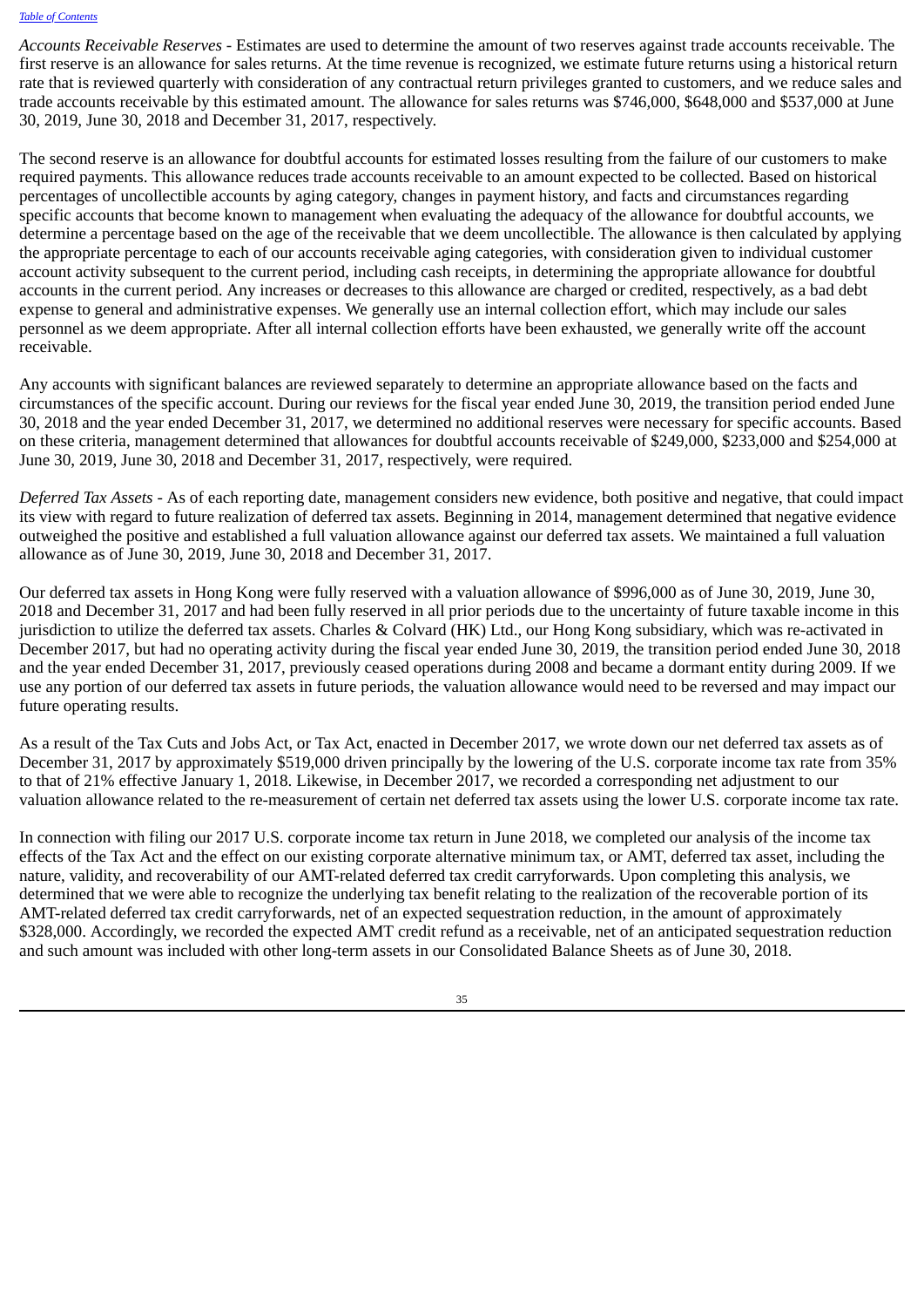*Accounts Receivable Reserves* - Estimates are used to determine the amount of two reserves against trade accounts receivable. The first reserve is an allowance for sales returns. At the time revenue is recognized, we estimate future returns using a historical return rate that is reviewed quarterly with consideration of any contractual return privileges granted to customers, and we reduce sales and trade accounts receivable by this estimated amount. The allowance for sales returns was $746,000, $648,000 and $537,000 at June 30, 2019, June 30, 2018 and December 31, 2017, respectively.

The second reserve is an allowance for doubtful accounts for estimated losses resulting from the failure of our customers to make required payments. This allowance reduces trade accounts receivable to an amount expected to be collected. Based on historical percentages of uncollectible accounts by aging category, changes in payment history, and facts and circumstances regarding specific accounts that become known to management when evaluating the adequacy of the allowance for doubtful accounts, we determine a percentage based on the age of the receivable that we deem uncollectible. The allowance is then calculated by applying the appropriate percentage to each of our accounts receivable aging categories, with consideration given to individual customer account activity subsequent to the current period, including cash receipts, in determining the appropriate allowance for doubtful accounts in the current period. Any increases or decreases to this allowance are charged or credited, respectively, as a bad debt expense to general and administrative expenses. We generally use an internal collection effort, which may include our sales personnel as we deem appropriate. After all internal collection efforts have been exhausted, we generally write off the account receivable.

Any accounts with significant balances are reviewed separately to determine an appropriate allowance based on the facts and circumstances of the specific account. During our reviews for the fiscal year ended June 30, 2019, the transition period ended June 30, 2018 and the year ended December 31, 2017, we determined no additional reserves were necessary for specific accounts. Based on these criteria, management determined that allowances for doubtful accounts receivable of $249,000, $233,000 and $254,000 at June 30, 2019, June 30, 2018 and December 31, 2017, respectively, were required.

*Deferred Tax Assets* - As of each reporting date, management considers new evidence, both positive and negative, that could impact its view with regard to future realization of deferred tax assets. Beginning in 2014, management determined that negative evidence outweighed the positive and established a full valuation allowance against our deferred tax assets. We maintained a full valuation allowance as of June 30, 2019, June 30, 2018 and December 31, 2017.

Our deferred tax assets in Hong Kong were fully reserved with a valuation allowance of $996,000 as of June 30, 2019, June 30, 2018 and December 31, 2017 and had been fully reserved in all prior periods due to the uncertainty of future taxable income in this jurisdiction to utilize the deferred tax assets. Charles & Colvard (HK) Ltd., our Hong Kong subsidiary, which was re-activated in December 2017, but had no operating activity during the fiscal year ended June 30, 2019, the transition period ended June 30, 2018 and the year ended December 31, 2017, previously ceased operations during 2008 and became a dormant entity during 2009. If we use any portion of our deferred tax assets in future periods, the valuation allowance would need to be reversed and may impact our future operating results.

As a result of the Tax Cuts and Jobs Act, or Tax Act, enacted in December 2017, we wrote down our net deferred tax assets as of December 31, 2017 by approximately $519,000 driven principally by the lowering of the U.S. corporate income tax rate from 35% to that of 21% effective January 1, 2018. Likewise, in December 2017, we recorded a corresponding net adjustment to our valuation allowance related to the re-measurement of certain net deferred tax assets using the lower U.S. corporate income tax rate.

In connection with filing our 2017 U.S. corporate income tax return in June 2018, we completed our analysis of the income tax effects of the Tax Act and the effect on our existing corporate alternative minimum tax, or AMT, deferred tax asset, including the nature, validity, and recoverability of our AMT-related deferred tax credit carryforwards. Upon completing this analysis, we determined that we were able to recognize the underlying tax benefit relating to the realization of the recoverable portion of its AMT-related deferred tax credit carryforwards, net of an expected sequestration reduction, in the amount of approximately $328,000. Accordingly, we recorded the expected AMT credit refund as a receivable, net of an anticipated sequestration reduction and such amount was included with other long-term assets in our Consolidated Balance Sheets as of June 30, 2018.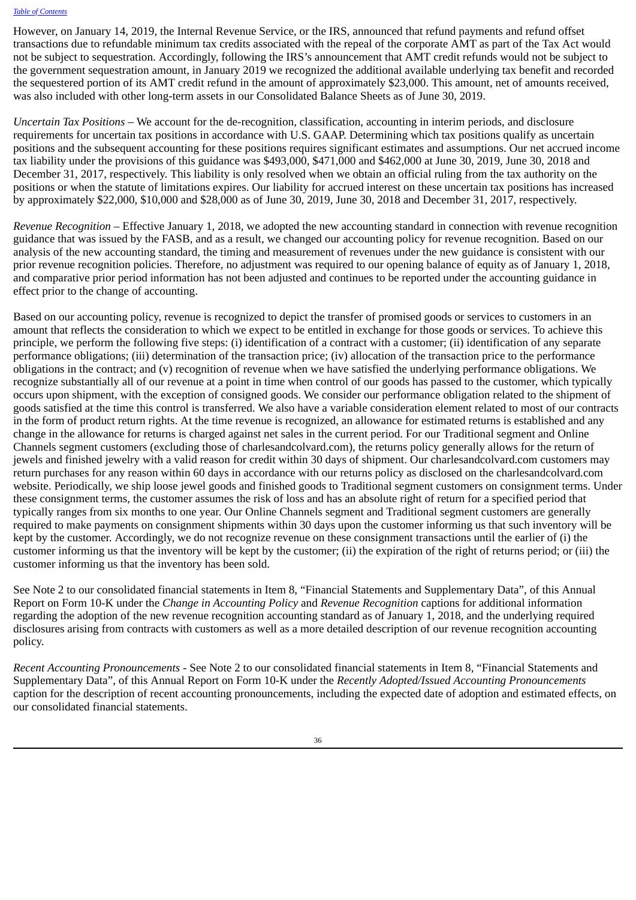However, on January 14, 2019, the Internal Revenue Service, or the IRS, announced that refund payments and refund offset transactions due to refundable minimum tax credits associated with the repeal of the corporate AMT as part of the Tax Act would not be subject to sequestration. Accordingly, following the IRS's announcement that AMT credit refunds would not be subject to the government sequestration amount, in January 2019 we recognized the additional available underlying tax benefit and recorded the sequestered portion of its AMT credit refund in the amount of approximately $23,000. This amount, net of amounts received, was also included with other long-term assets in our Consolidated Balance Sheets as of June 30, 2019.

*Uncertain Tax Positions* – We account for the de-recognition, classification, accounting in interim periods, and disclosure requirements for uncertain tax positions in accordance with U.S. GAAP. Determining which tax positions qualify as uncertain positions and the subsequent accounting for these positions requires significant estimates and assumptions. Our net accrued income tax liability under the provisions of this guidance was $493,000, $471,000 and $462,000 at June 30, 2019, June 30, 2018 and December 31, 2017, respectively. This liability is only resolved when we obtain an official ruling from the tax authority on the positions or when the statute of limitations expires. Our liability for accrued interest on these uncertain tax positions has increased by approximately $22,000, $10,000 and $28,000 as of June 30, 2019, June 30, 2018 and December 31, 2017, respectively.

*Revenue Recognition* – Effective January 1, 2018, we adopted the new accounting standard in connection with revenue recognition guidance that was issued by the FASB, and as a result, we changed our accounting policy for revenue recognition. Based on our analysis of the new accounting standard, the timing and measurement of revenues under the new guidance is consistent with our prior revenue recognition policies. Therefore, no adjustment was required to our opening balance of equity as of January 1, 2018, and comparative prior period information has not been adjusted and continues to be reported under the accounting guidance in effect prior to the change of accounting.

Based on our accounting policy, revenue is recognized to depict the transfer of promised goods or services to customers in an amount that reflects the consideration to which we expect to be entitled in exchange for those goods or services. To achieve this principle, we perform the following five steps: (i) identification of a contract with a customer; (ii) identification of any separate performance obligations; (iii) determination of the transaction price; (iv) allocation of the transaction price to the performance obligations in the contract; and (v) recognition of revenue when we have satisfied the underlying performance obligations. We recognize substantially all of our revenue at a point in time when control of our goods has passed to the customer, which typically occurs upon shipment, with the exception of consigned goods. We consider our performance obligation related to the shipment of goods satisfied at the time this control is transferred. We also have a variable consideration element related to most of our contracts in the form of product return rights. At the time revenue is recognized, an allowance for estimated returns is established and any change in the allowance for returns is charged against net sales in the current period. For our Traditional segment and Online Channels segment customers (excluding those of charlesandcolvard.com), the returns policy generally allows for the return of jewels and finished jewelry with a valid reason for credit within 30 days of shipment. Our charlesandcolvard.com customers may return purchases for any reason within 60 days in accordance with our returns policy as disclosed on the charlesandcolvard.com website. Periodically, we ship loose jewel goods and finished goods to Traditional segment customers on consignment terms. Under these consignment terms, the customer assumes the risk of loss and has an absolute right of return for a specified period that typically ranges from six months to one year. Our Online Channels segment and Traditional segment customers are generally required to make payments on consignment shipments within 30 days upon the customer informing us that such inventory will be kept by the customer. Accordingly, we do not recognize revenue on these consignment transactions until the earlier of (i) the customer informing us that the inventory will be kept by the customer; (ii) the expiration of the right of returns period; or (iii) the customer informing us that the inventory has been sold.

See Note 2 to our consolidated financial statements in Item 8, "Financial Statements and Supplementary Data", of this Annual Report on Form 10-K under the *Change in Accounting Policy* and *Revenue Recognition* captions for additional information regarding the adoption of the new revenue recognition accounting standard as of January 1, 2018, and the underlying required disclosures arising from contracts with customers as well as a more detailed description of our revenue recognition accounting policy.

*Recent Accounting Pronouncements* - See Note 2 to our consolidated financial statements in Item 8, "Financial Statements and Supplementary Data", of this Annual Report on Form 10-K under the *Recently Adopted/Issued Accounting Pronouncements* caption for the description of recent accounting pronouncements, including the expected date of adoption and estimated effects, on our consolidated financial statements.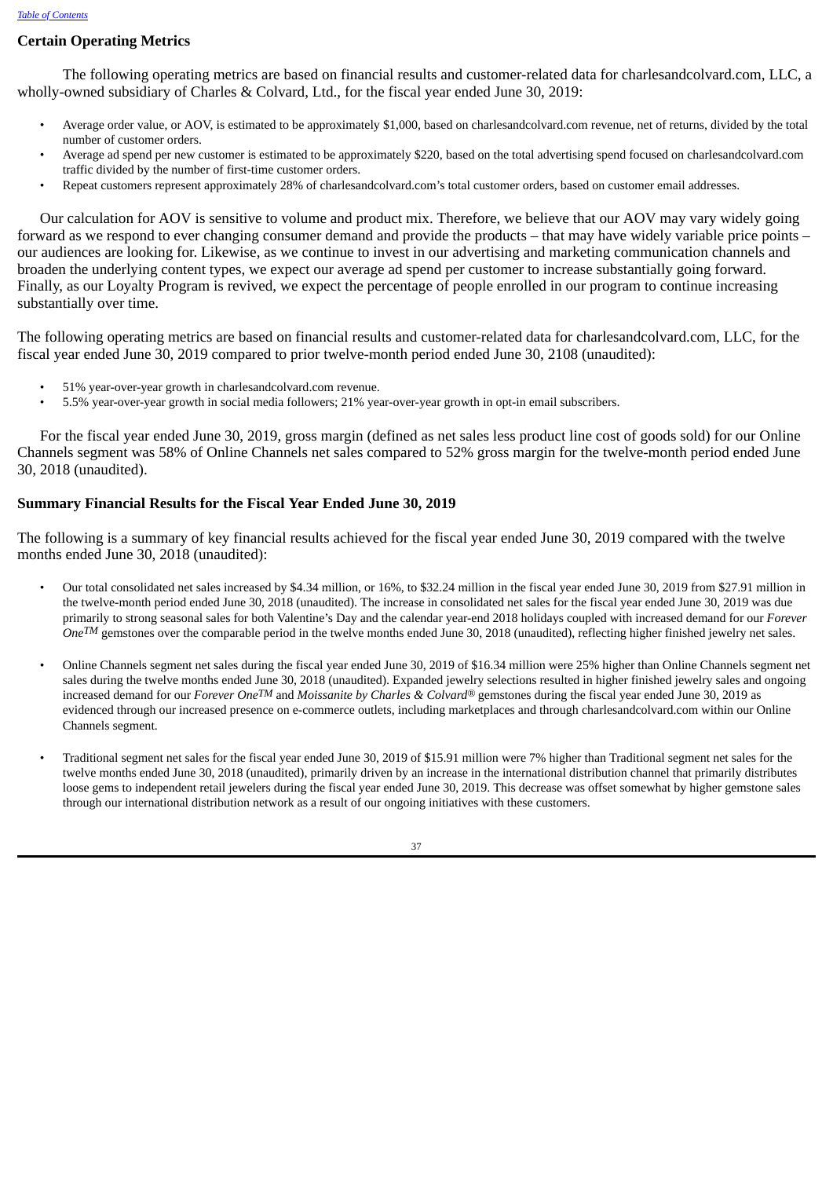[Table of Contents](#)

## Certain Operating Metrics

The following operating metrics are based on financial results and customer-related data for charlesandcolvard.com, LLC, a wholly-owned subsidiary of Charles & Colvard, Ltd., for the fiscal year ended June 30, 2019:

- Average order value, or AOV, is estimated to be approximately $1,000, based on charlesandcolvard.com revenue, net of returns, divided by the total number of customer orders.
- Average ad spend per new customer is estimated to be approximately $220, based on the total advertising spend focused on charlesandcolvard.com traffic divided by the number of first-time customer orders.
- Repeat customers represent approximately 28% of charlesandcolvard.com's total customer orders, based on customer email addresses.

Our calculation for AOV is sensitive to volume and product mix. Therefore, we believe that our AOV may vary widely going forward as we respond to ever changing consumer demand and provide the products – that may have widely variable price points – our audiences are looking for. Likewise, as we continue to invest in our advertising and marketing communication channels and broaden the underlying content types, we expect our average ad spend per customer to increase substantially going forward. Finally, as our Loyalty Program is revived, we expect the percentage of people enrolled in our program to continue increasing substantially over time.

The following operating metrics are based on financial results and customer-related data for charlesandcolvard.com, LLC, for the fiscal year ended June 30, 2019 compared to prior twelve-month period ended June 30, 2108 (unaudited):

- 51% year-over-year growth in charlesandcolvard.com revenue.
- 5.5% year-over-year growth in social media followers; 21% year-over-year growth in opt-in email subscribers.

For the fiscal year ended June 30, 2019, gross margin (defined as net sales less product line cost of goods sold) for our Online Channels segment was 58% of Online Channels net sales compared to 52% gross margin for the twelve-month period ended June 30, 2018 (unaudited).

## Summary Financial Results for the Fiscal Year Ended June 30, 2019

The following is a summary of key financial results achieved for the fiscal year ended June 30, 2019 compared with the twelve months ended June 30, 2018 (unaudited):

- Our total consolidated net sales increased by $4.34 million, or 16%, to $32.24 million in the fiscal year ended June 30, 2019 from $27.91 million in the twelve-month period ended June 30, 2018 (unaudited). The increase in consolidated net sales for the fiscal year ended June 30, 2019 was due primarily to strong seasonal sales for both Valentine's Day and the calendar year-end 2018 holidays coupled with increased demand for our *Forever One™* gemstones over the comparable period in the twelve months ended June 30, 2018 (unaudited), reflecting higher finished jewelry net sales.

- Online Channels segment net sales during the fiscal year ended June 30, 2019 of $16.34 million were 25% higher than Online Channels segment net sales during the twelve months ended June 30, 2018 (unaudited). Expanded jewelry selections resulted in higher finished jewelry sales and ongoing increased demand for our *Forever One™* and *Moissanite by Charles & Colvard®* gemstones during the fiscal year ended June 30, 2019 as evidenced through our increased presence on e-commerce outlets, including marketplaces and through charlesandcolvard.com within our Online Channels segment.

- Traditional segment net sales for the fiscal year ended June 30, 2019 of $15.91 million were 7% higher than Traditional segment net sales for the twelve months ended June 30, 2018 (unaudited), primarily driven by an increase in the international distribution channel that primarily distributes loose gems to independent retail jewelers during the fiscal year ended June 30, 2019. This decrease was offset somewhat by higher gemstone sales through our international distribution network as a result of our ongoing initiatives with these customers.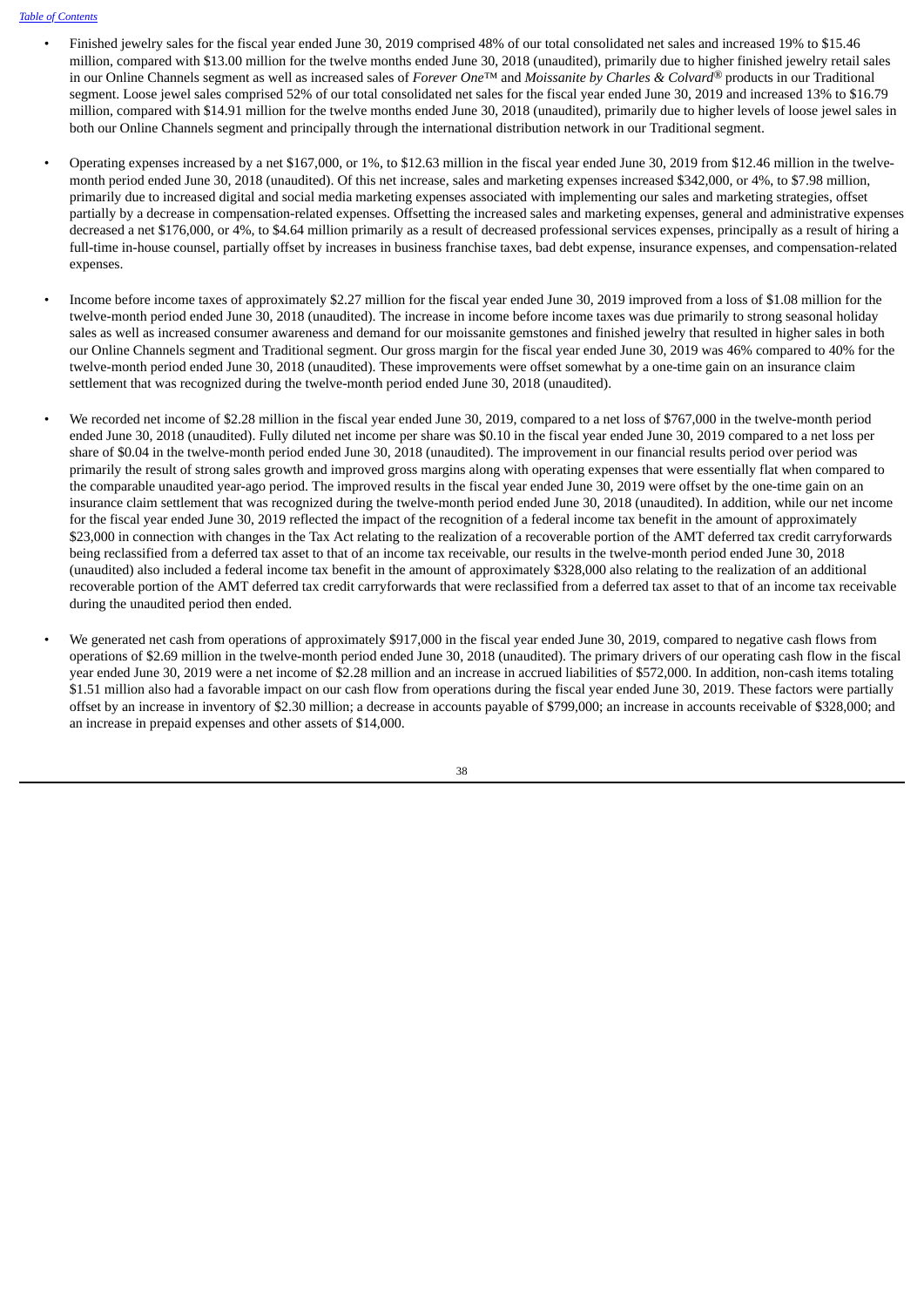- Finished jewelry sales for the fiscal year ended June 30, 2019 comprised 48% of our total consolidated net sales and increased 19% to $15.46 million, compared with $13.00 million for the twelve months ended June 30, 2018 (unaudited), primarily due to higher finished jewelry retail sales in our Online Channels segment as well as increased sales of *Forever One*™ and *Moissanite by Charles & Colvard*® products in our Traditional segment. Loose jewel sales comprised 52% of our total consolidated net sales for the fiscal year ended June 30, 2019 and increased 13% to $16.79 million, compared with $14.91 million for the twelve months ended June 30, 2018 (unaudited), primarily due to higher levels of loose jewel sales in both our Online Channels segment and principally through the international distribution network in our Traditional segment.

- Operating expenses increased by a net $167,000, or 1%, to $12.63 million in the fiscal year ended June 30, 2019 from $12.46 million in the twelve-month period ended June 30, 2018 (unaudited). Of this net increase, sales and marketing expenses increased $342,000, or 4%, to $7.98 million, primarily due to increased digital and social media marketing expenses associated with implementing our sales and marketing strategies, offset partially by a decrease in compensation-related expenses. Offsetting the increased sales and marketing expenses, general and administrative expenses decreased a net $176,000, or 4%, to $4.64 million primarily as a result of decreased professional services expenses, principally as a result of hiring a full-time in-house counsel, partially offset by increases in business franchise taxes, bad debt expense, insurance expenses, and compensation-related expenses.

- Income before income taxes of approximately $2.27 million for the fiscal year ended June 30, 2019 improved from a loss of $1.08 million for the twelve-month period ended June 30, 2018 (unaudited). The increase in income before income taxes was due primarily to strong seasonal holiday sales as well as increased consumer awareness and demand for our moissanite gemstones and finished jewelry that resulted in higher sales in both our Online Channels segment and Traditional segment. Our gross margin for the fiscal year ended June 30, 2019 was 46% compared to 40% for the twelve-month period ended June 30, 2018 (unaudited). These improvements were offset somewhat by a one-time gain on an insurance claim settlement that was recognized during the twelve-month period ended June 30, 2018 (unaudited).

- We recorded net income of $2.28 million in the fiscal year ended June 30, 2019, compared to a net loss of $767,000 in the twelve-month period ended June 30, 2018 (unaudited). Fully diluted net income per share was $0.10 in the fiscal year ended June 30, 2019 compared to a net loss per share of $0.04 in the twelve-month period ended June 30, 2018 (unaudited). The improvement in our financial results period over period was primarily the result of strong sales growth and improved gross margins along with operating expenses that were essentially flat when compared to the comparable unaudited year-ago period. The improved results in the fiscal year ended June 30, 2019 were offset by the one-time gain on an insurance claim settlement that was recognized during the twelve-month period ended June 30, 2018 (unaudited). In addition, while our net income for the fiscal year ended June 30, 2019 reflected the impact of the recognition of a federal income tax benefit in the amount of approximately $23,000 in connection with changes in the Tax Act relating to the realization of a recoverable portion of the AMT deferred tax credit carryforwards being reclassified from a deferred tax asset to that of an income tax receivable, our results in the twelve-month period ended June 30, 2018 (unaudited) also included a federal income tax benefit in the amount of approximately $328,000 also relating to the realization of an additional recoverable portion of the AMT deferred tax credit carryforwards that were reclassified from a deferred tax asset to that of an income tax receivable during the unaudited period then ended.

- We generated net cash from operations of approximately $917,000 in the fiscal year ended June 30, 2019, compared to negative cash flows from operations of $2.69 million in the twelve-month period ended June 30, 2018 (unaudited). The primary drivers of our operating cash flow in the fiscal year ended June 30, 2019 were a net income of $2.28 million and an increase in accrued liabilities of $572,000. In addition, non-cash items totaling $1.51 million also had a favorable impact on our cash flow from operations during the fiscal year ended June 30, 2019. These factors were partially offset by an increase in inventory of $2.30 million; a decrease in accounts payable of $799,000; an increase in accounts receivable of $328,000; and an increase in prepaid expenses and other assets of $14,000.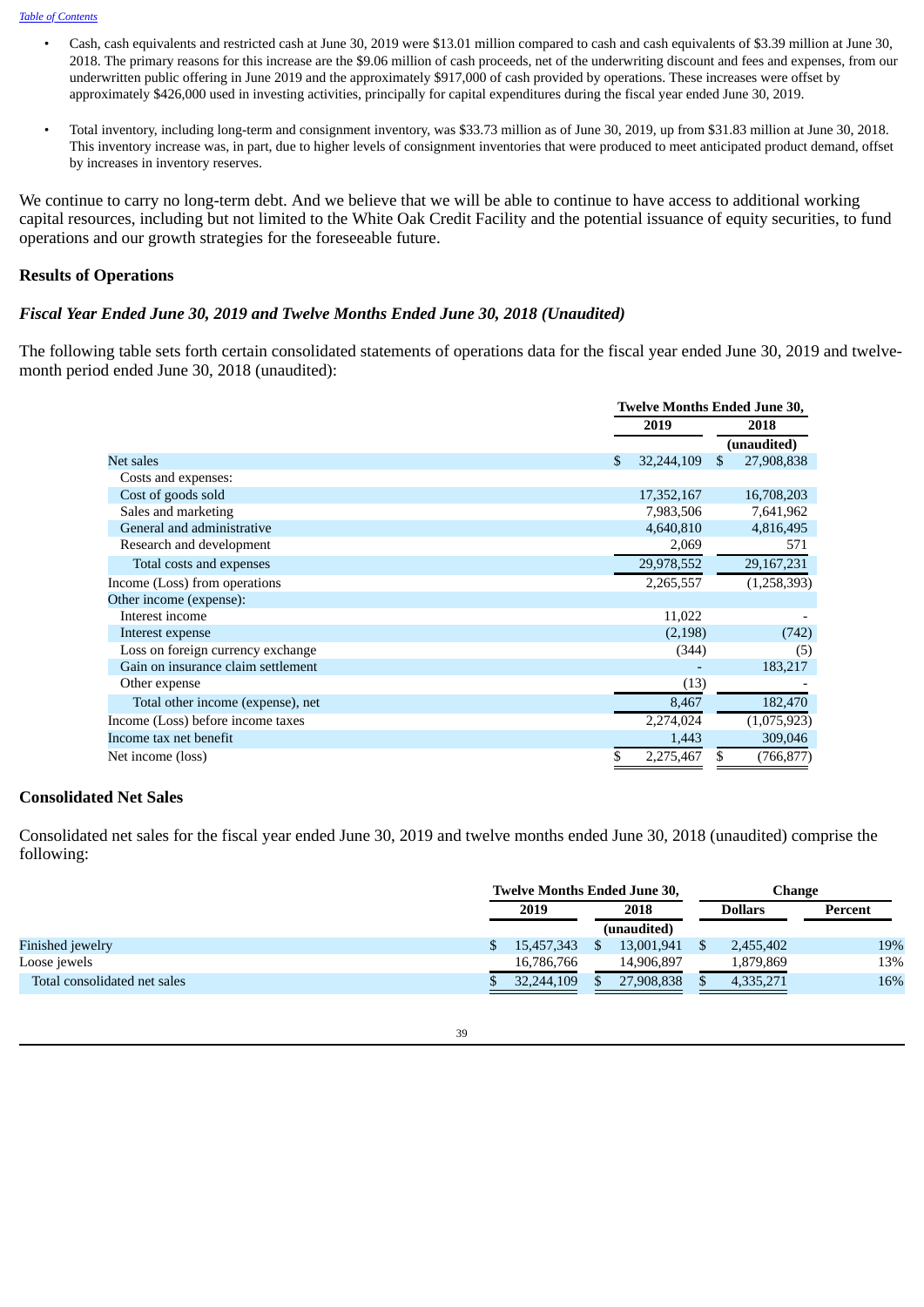- Cash, cash equivalents and restricted cash at June 30, 2019 were $13.01 million compared to cash and cash equivalents of $3.39 million at June 30, 2018. The primary reasons for this increase are the $9.06 million of cash proceeds, net of the underwriting discount and fees and expenses, from our underwritten public offering in June 2019 and the approximately $917,000 of cash provided by operations. These increases were offset by approximately $426,000 used in investing activities, principally for capital expenditures during the fiscal year ended June 30, 2019.

- Total inventory, including long-term and consignment inventory, was $33.73 million as of June 30, 2019, up from $31.83 million at June 30, 2018. This inventory increase was, in part, due to higher levels of consignment inventories that were produced to meet anticipated product demand, offset by increases in inventory reserves.

We continue to carry no long-term debt. And we believe that we will be able to continue to have access to additional working capital resources, including but not limited to the White Oak Credit Facility and the potential issuance of equity securities, to fund operations and our growth strategies for the foreseeable future.

## Results of Operations

### *Fiscal Year Ended June 30, 2019 and Twelve Months Ended June 30, 2018 (Unaudited)*

The following table sets forth certain consolidated statements of operations data for the fiscal year ended June 30, 2019 and twelve-month period ended June 30, 2018 (unaudited):

| | Twelve Months Ended June 30, | |
|---|---|---|
| | 2019 | 2018 |
| | | (unaudited) |
| Net sales | $ 32,244,109 | $ 27,908,838 |
| Costs and expenses: | | |
| Cost of goods sold | 17,352,167 | 16,708,203 |
| Sales and marketing | 7,983,506 | 7,641,962 |
| General and administrative | 4,640,810 | 4,816,495 |
| Research and development | 2,069 | 571 |
| Total costs and expenses | 29,978,552 | 29,167,231 |
| Income (Loss) from operations | 2,265,557 | (1,258,393) |
| Other income (expense): | | |
| Interest income | 11,022 | - |
| Interest expense | (2,198) | (742) |
| Loss on foreign currency exchange | (344) | (5) |
| Gain on insurance claim settlement | - | 183,217 |
| Other expense | (13) | - |
| Total other income (expense), net | 8,467 | 182,470 |
| Income (Loss) before income taxes | 2,274,024 | (1,075,923) |
| Income tax net benefit | 1,443 | 309,046 |
| Net income (loss) | $ 2,275,467 | $ (766,877) |

## Consolidated Net Sales

Consolidated net sales for the fiscal year ended June 30, 2019 and twelve months ended June 30, 2018 (unaudited) comprise the following:

| | Twelve Months Ended June 30, | | Change | |
|---|---|---|---|---|
| | 2019 | 2018 | Dollars | Percent |
| | | (unaudited) | | |
| Finished jewelry | $ 15,457,343 | $ 13,001,941 | $ 2,455,402 | 19% |
| Loose jewels | 16,786,766 | 14,906,897 | 1,879,869 | 13% |
| Total consolidated net sales | $ 32,244,109 | $ 27,908,838 | $ 4,335,271 | 16% |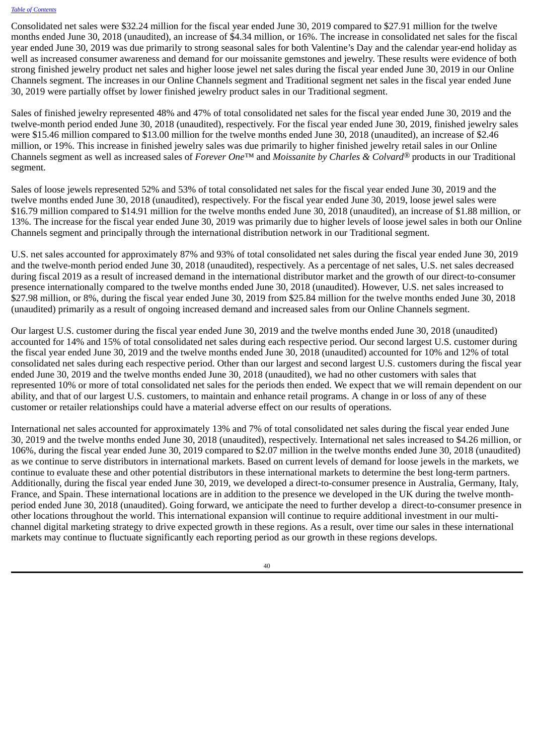Consolidated net sales were $32.24 million for the fiscal year ended June 30, 2019 compared to $27.91 million for the twelve months ended June 30, 2018 (unaudited), an increase of $4.34 million, or 16%. The increase in consolidated net sales for the fiscal year ended June 30, 2019 was due primarily to strong seasonal sales for both Valentine's Day and the calendar year-end holiday as well as increased consumer awareness and demand for our moissanite gemstones and jewelry. These results were evidence of both strong finished jewelry product net sales and higher loose jewel net sales during the fiscal year ended June 30, 2019 in our Online Channels segment. The increases in our Online Channels segment and Traditional segment net sales in the fiscal year ended June 30, 2019 were partially offset by lower finished jewelry product sales in our Traditional segment.

Sales of finished jewelry represented 48% and 47% of total consolidated net sales for the fiscal year ended June 30, 2019 and the twelve-month period ended June 30, 2018 (unaudited), respectively. For the fiscal year ended June 30, 2019, finished jewelry sales were $15.46 million compared to $13.00 million for the twelve months ended June 30, 2018 (unaudited), an increase of $2.46 million, or 19%. This increase in finished jewelry sales was due primarily to higher finished jewelry retail sales in our Online Channels segment as well as increased sales of *Forever One*™ and *Moissanite by Charles & Colvard*® products in our Traditional segment.

Sales of loose jewels represented 52% and 53% of total consolidated net sales for the fiscal year ended June 30, 2019 and the twelve months ended June 30, 2018 (unaudited), respectively. For the fiscal year ended June 30, 2019, loose jewel sales were $16.79 million compared to $14.91 million for the twelve months ended June 30, 2018 (unaudited), an increase of $1.88 million, or 13%. The increase for the fiscal year ended June 30, 2019 was primarily due to higher levels of loose jewel sales in both our Online Channels segment and principally through the international distribution network in our Traditional segment.

U.S. net sales accounted for approximately 87% and 93% of total consolidated net sales during the fiscal year ended June 30, 2019 and the twelve-month period ended June 30, 2018 (unaudited), respectively. As a percentage of net sales, U.S. net sales decreased during fiscal 2019 as a result of increased demand in the international distributor market and the growth of our direct-to-consumer presence internationally compared to the twelve months ended June 30, 2018 (unaudited). However, U.S. net sales increased to $27.98 million, or 8%, during the fiscal year ended June 30, 2019 from $25.84 million for the twelve months ended June 30, 2018 (unaudited) primarily as a result of ongoing increased demand and increased sales from our Online Channels segment.

Our largest U.S. customer during the fiscal year ended June 30, 2019 and the twelve months ended June 30, 2018 (unaudited) accounted for 14% and 15% of total consolidated net sales during each respective period. Our second largest U.S. customer during the fiscal year ended June 30, 2019 and the twelve months ended June 30, 2018 (unaudited) accounted for 10% and 12% of total consolidated net sales during each respective period. Other than our largest and second largest U.S. customers during the fiscal year ended June 30, 2019 and the twelve months ended June 30, 2018 (unaudited), we had no other customers with sales that represented 10% or more of total consolidated net sales for the periods then ended. We expect that we will remain dependent on our ability, and that of our largest U.S. customers, to maintain and enhance retail programs. A change in or loss of any of these customer or retailer relationships could have a material adverse effect on our results of operations.

International net sales accounted for approximately 13% and 7% of total consolidated net sales during the fiscal year ended June 30, 2019 and the twelve months ended June 30, 2018 (unaudited), respectively. International net sales increased to $4.26 million, or 106%, during the fiscal year ended June 30, 2019 compared to $2.07 million in the twelve months ended June 30, 2018 (unaudited) as we continue to serve distributors in international markets. Based on current levels of demand for loose jewels in the markets, we continue to evaluate these and other potential distributors in these international markets to determine the best long-term partners. Additionally, during the fiscal year ended June 30, 2019, we developed a direct-to-consumer presence in Australia, Germany, Italy, France, and Spain. These international locations are in addition to the presence we developed in the UK during the twelve month-period ended June 30, 2018 (unaudited). Going forward, we anticipate the need to further develop a direct-to-consumer presence in other locations throughout the world. This international expansion will continue to require additional investment in our multi-channel digital marketing strategy to drive expected growth in these regions. As a result, over time our sales in these international markets may continue to fluctuate significantly each reporting period as our growth in these regions develops.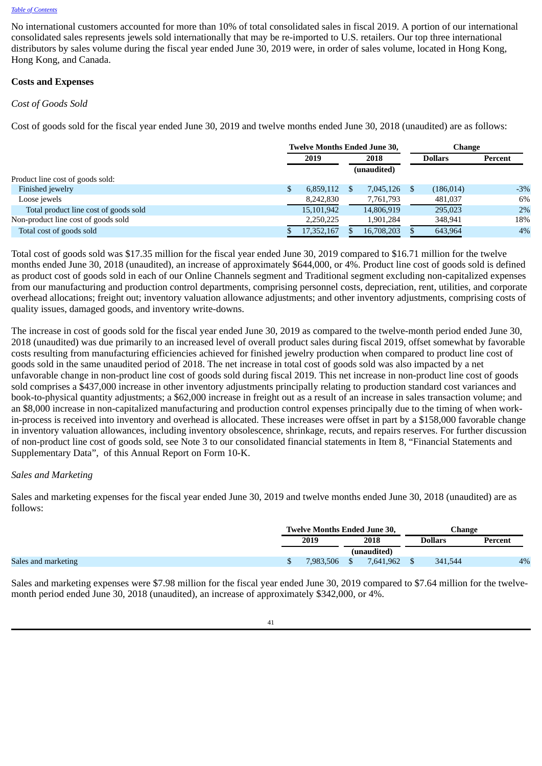No international customers accounted for more than 10% of total consolidated sales in fiscal 2019. A portion of our international consolidated sales represents jewels sold internationally that may be re-imported to U.S. retailers. Our top three international distributors by sales volume during the fiscal year ended June 30, 2019 were, in order of sales volume, located in Hong Kong, Hong Kong, and Canada.

**Costs and Expenses**

*Cost of Goods Sold*

Cost of goods sold for the fiscal year ended June 30, 2019 and twelve months ended June 30, 2018 (unaudited) are as follows:

| | Twelve Months Ended June 30, | | Change | |
|---|---|---|---|---|
| | 2019 | 2018 | Dollars | Percent |
| | | (unaudited) | | |
| Product line cost of goods sold: | | | | |
| Finished jewelry | $ 6,859,112 | $ 7,045,126 | $ (186,014) | -3% |
| Loose jewels | 8,242,830 | 7,761,793 | 481,037 | 6% |
| Total product line cost of goods sold | 15,101,942 | 14,806,919 | 295,023 | 2% |
| Non-product line cost of goods sold | 2,250,225 | 1,901,284 | 348,941 | 18% |
| Total cost of goods sold | $ 17,352,167 | $ 16,708,203 | $ 643,964 | 4% |

Total cost of goods sold was $17.35 million for the fiscal year ended June 30, 2019 compared to $16.71 million for the twelve months ended June 30, 2018 (unaudited), an increase of approximately $644,000, or 4%. Product line cost of goods sold is defined as product cost of goods sold in each of our Online Channels segment and Traditional segment excluding non-capitalized expenses from our manufacturing and production control departments, comprising personnel costs, depreciation, rent, utilities, and corporate overhead allocations; freight out; inventory valuation allowance adjustments; and other inventory adjustments, comprising costs of quality issues, damaged goods, and inventory write-downs.

The increase in cost of goods sold for the fiscal year ended June 30, 2019 as compared to the twelve-month period ended June 30, 2018 (unaudited) was due primarily to an increased level of overall product sales during fiscal 2019, offset somewhat by favorable costs resulting from manufacturing efficiencies achieved for finished jewelry production when compared to product line cost of goods sold in the same unaudited period of 2018. The net increase in total cost of goods sold was also impacted by a net unfavorable change in non-product line cost of goods sold during fiscal 2019. This net increase in non-product line cost of goods sold comprises a $437,000 increase in other inventory adjustments principally relating to production standard cost variances and book-to-physical quantity adjustments; a $62,000 increase in freight out as a result of an increase in sales transaction volume; and an $8,000 increase in non-capitalized manufacturing and production control expenses principally due to the timing of when work-in-process is received into inventory and overhead is allocated. These increases were offset in part by a $158,000 favorable change in inventory valuation allowances, including inventory obsolescence, shrinkage, recuts, and repairs reserves. For further discussion of non-product line cost of goods sold, see Note 3 to our consolidated financial statements in Item 8, "Financial Statements and Supplementary Data", of this Annual Report on Form 10-K.

*Sales and Marketing*

Sales and marketing expenses for the fiscal year ended June 30, 2019 and twelve months ended June 30, 2018 (unaudited) are as follows:

| | Twelve Months Ended June 30, | | Change | |
|---|---|---|---|---|
| | 2019 | 2018 | Dollars | Percent |
| | | (unaudited) | | |
| Sales and marketing | $ 7,983,506 | $ 7,641,962 | $ 341,544 | 4% |

Sales and marketing expenses were $7.98 million for the fiscal year ended June 30, 2019 compared to $7.64 million for the twelve-month period ended June 30, 2018 (unaudited), an increase of approximately $342,000, or 4%.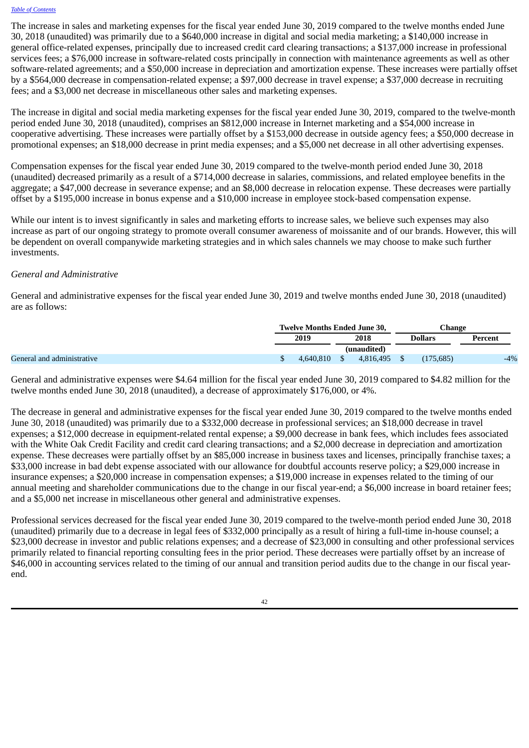The increase in sales and marketing expenses for the fiscal year ended June 30, 2019 compared to the twelve months ended June 30, 2018 (unaudited) was primarily due to a $640,000 increase in digital and social media marketing; a $140,000 increase in general office-related expenses, principally due to increased credit card clearing transactions; a $137,000 increase in professional services fees; a $76,000 increase in software-related costs principally in connection with maintenance agreements as well as other software-related agreements; and a $50,000 increase in depreciation and amortization expense. These increases were partially offset by a $564,000 decrease in compensation-related expense; a $97,000 decrease in travel expense; a $37,000 decrease in recruiting fees; and a $3,000 net decrease in miscellaneous other sales and marketing expenses.

The increase in digital and social media marketing expenses for the fiscal year ended June 30, 2019, compared to the twelve-month period ended June 30, 2018 (unaudited), comprises an $812,000 increase in Internet marketing and a $54,000 increase in cooperative advertising. These increases were partially offset by a $153,000 decrease in outside agency fees; a $50,000 decrease in promotional expenses; an $18,000 decrease in print media expenses; and a $5,000 net decrease in all other advertising expenses.

Compensation expenses for the fiscal year ended June 30, 2019 compared to the twelve-month period ended June 30, 2018 (unaudited) decreased primarily as a result of a $714,000 decrease in salaries, commissions, and related employee benefits in the aggregate; a $47,000 decrease in severance expense; and an $8,000 decrease in relocation expense. These decreases were partially offset by a $195,000 increase in bonus expense and a $10,000 increase in employee stock-based compensation expense.

While our intent is to invest significantly in sales and marketing efforts to increase sales, we believe such expenses may also increase as part of our ongoing strategy to promote overall consumer awareness of moissanite and of our brands. However, this will be dependent on overall companywide marketing strategies and in which sales channels we may choose to make such further investments.

*General and Administrative*

General and administrative expenses for the fiscal year ended June 30, 2019 and twelve months ended June 30, 2018 (unaudited) are as follows:

| | Twelve Months Ended June 30, | | Change | |
|---|---|---|---|---|
| | 2019 | 2018 | Dollars | Percent |
| | | (unaudited) | | |
| General and administrative | $ 4,640,810 | $ 4,816,495 | $ (175,685) | -4% |

General and administrative expenses were $4.64 million for the fiscal year ended June 30, 2019 compared to $4.82 million for the twelve months ended June 30, 2018 (unaudited), a decrease of approximately $176,000, or 4%.

The decrease in general and administrative expenses for the fiscal year ended June 30, 2019 compared to the twelve months ended June 30, 2018 (unaudited) was primarily due to a $332,000 decrease in professional services; an $18,000 decrease in travel expenses; a $12,000 decrease in equipment-related rental expense; a $9,000 decrease in bank fees, which includes fees associated with the White Oak Credit Facility and credit card clearing transactions; and a $2,000 decrease in depreciation and amortization expense. These decreases were partially offset by an $85,000 increase in business taxes and licenses, principally franchise taxes; a $33,000 increase in bad debt expense associated with our allowance for doubtful accounts reserve policy; a $29,000 increase in insurance expenses; a $20,000 increase in compensation expenses; a $19,000 increase in expenses related to the timing of our annual meeting and shareholder communications due to the change in our fiscal year-end; a $6,000 increase in board retainer fees; and a $5,000 net increase in miscellaneous other general and administrative expenses.

Professional services decreased for the fiscal year ended June 30, 2019 compared to the twelve-month period ended June 30, 2018 (unaudited) primarily due to a decrease in legal fees of $332,000 principally as a result of hiring a full-time in-house counsel; a $23,000 decrease in investor and public relations expenses; and a decrease of $23,000 in consulting and other professional services primarily related to financial reporting consulting fees in the prior period. These decreases were partially offset by an increase of $46,000 in accounting services related to the timing of our annual and transition period audits due to the change in our fiscal year-end.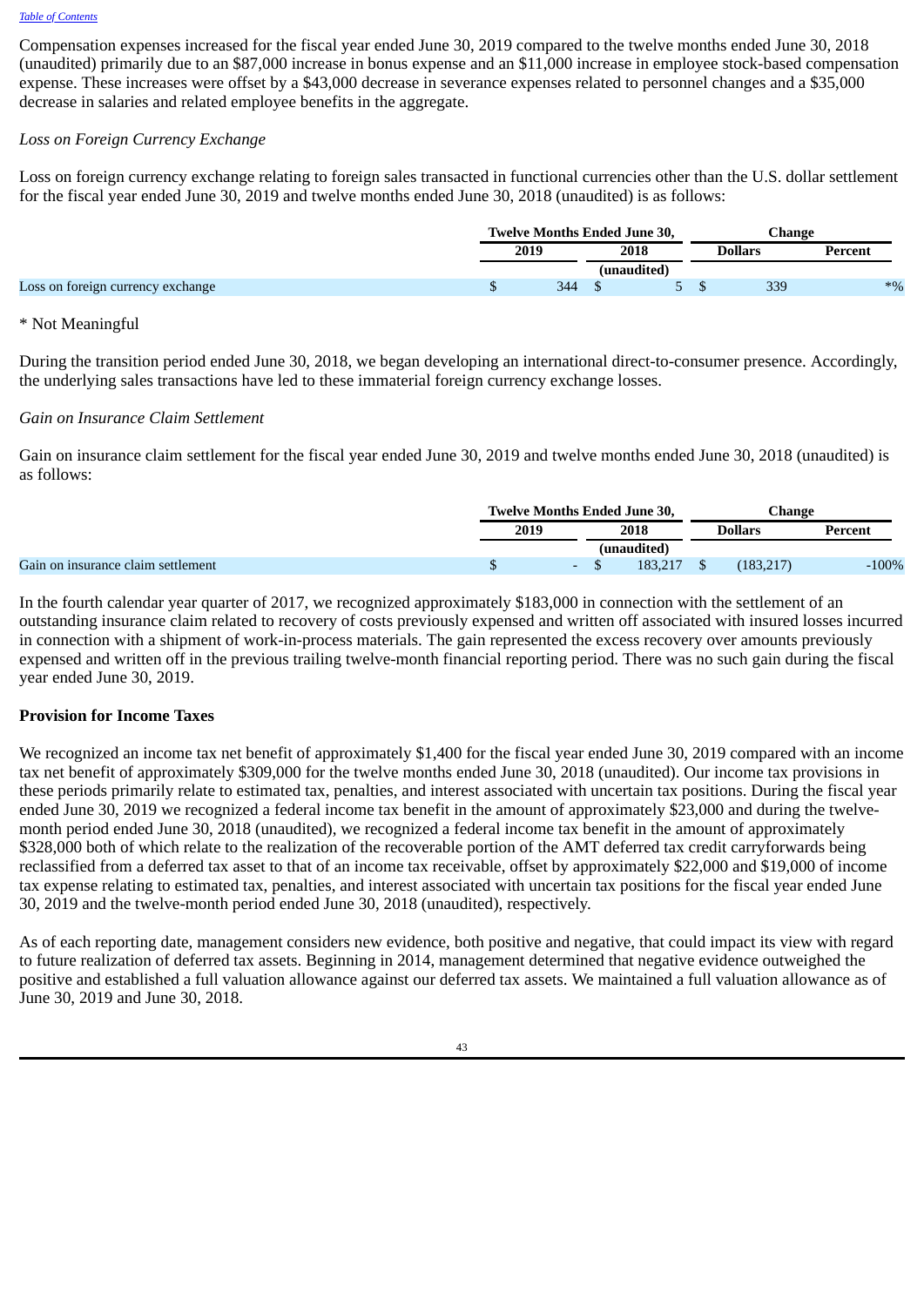Compensation expenses increased for the fiscal year ended June 30, 2019 compared to the twelve months ended June 30, 2018 (unaudited) primarily due to an $87,000 increase in bonus expense and an $11,000 increase in employee stock-based compensation expense. These increases were offset by a $43,000 decrease in severance expenses related to personnel changes and a $35,000 decrease in salaries and related employee benefits in the aggregate.

*Loss on Foreign Currency Exchange*

Loss on foreign currency exchange relating to foreign sales transacted in functional currencies other than the U.S. dollar settlement for the fiscal year ended June 30, 2019 and twelve months ended June 30, 2018 (unaudited) is as follows:

| | Twelve Months Ended June 30, | | Change | |
|---|---|---|---|---|
| | 2019 | 2018 | Dollars | Percent |
| | | (unaudited) | | |
| Loss on foreign currency exchange | $ 344 | $ 5 | $ 339 | *% |

\* Not Meaningful

During the transition period ended June 30, 2018, we began developing an international direct-to-consumer presence. Accordingly, the underlying sales transactions have led to these immaterial foreign currency exchange losses.

*Gain on Insurance Claim Settlement*

Gain on insurance claim settlement for the fiscal year ended June 30, 2019 and twelve months ended June 30, 2018 (unaudited) is as follows:

| | Twelve Months Ended June 30, | | Change | |
|---|---|---|---|---|
| | 2019 | 2018 | Dollars | Percent |
| | | (unaudited) | | |
| Gain on insurance claim settlement | $ - | $ 183,217 | $ (183,217) | -100% |

In the fourth calendar year quarter of 2017, we recognized approximately $183,000 in connection with the settlement of an outstanding insurance claim related to recovery of costs previously expensed and written off associated with insured losses incurred in connection with a shipment of work-in-process materials. The gain represented the excess recovery over amounts previously expensed and written off in the previous trailing twelve-month financial reporting period. There was no such gain during the fiscal year ended June 30, 2019.

**Provision for Income Taxes**

We recognized an income tax net benefit of approximately $1,400 for the fiscal year ended June 30, 2019 compared with an income tax net benefit of approximately $309,000 for the twelve months ended June 30, 2018 (unaudited). Our income tax provisions in these periods primarily relate to estimated tax, penalties, and interest associated with uncertain tax positions. During the fiscal year ended June 30, 2019 we recognized a federal income tax benefit in the amount of approximately $23,000 and during the twelve-month period ended June 30, 2018 (unaudited), we recognized a federal income tax benefit in the amount of approximately $328,000 both of which relate to the realization of the recoverable portion of the AMT deferred tax credit carryforwards being reclassified from a deferred tax asset to that of an income tax receivable, offset by approximately $22,000 and $19,000 of income tax expense relating to estimated tax, penalties, and interest associated with uncertain tax positions for the fiscal year ended June 30, 2019 and the twelve-month period ended June 30, 2018 (unaudited), respectively.

As of each reporting date, management considers new evidence, both positive and negative, that could impact its view with regard to future realization of deferred tax assets. Beginning in 2014, management determined that negative evidence outweighed the positive and established a full valuation allowance against our deferred tax assets. We maintained a full valuation allowance as of June 30, 2019 and June 30, 2018.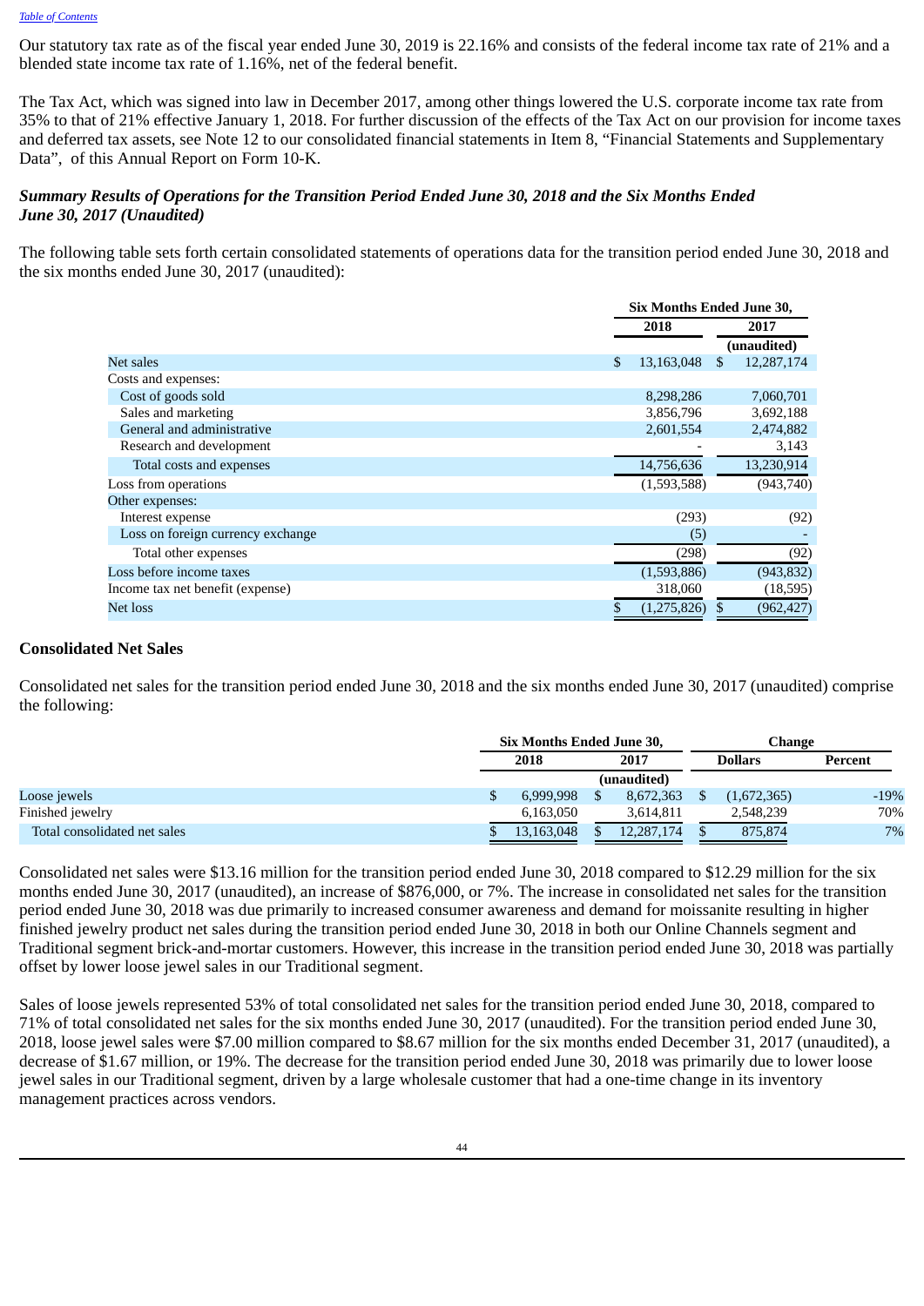[Table of Contents](#)

Our statutory tax rate as of the fiscal year ended June 30, 2019 is 22.16% and consists of the federal income tax rate of 21% and a blended state income tax rate of 1.16%, net of the federal benefit.

The Tax Act, which was signed into law in December 2017, among other things lowered the U.S. corporate income tax rate from 35% to that of 21% effective January 1, 2018. For further discussion of the effects of the Tax Act on our provision for income taxes and deferred tax assets, see Note 12 to our consolidated financial statements in Item 8, "Financial Statements and Supplementary Data", of this Annual Report on Form 10-K.

### *Summary Results of Operations for the Transition Period Ended June 30, 2018 and the Six Months Ended June 30, 2017 (Unaudited)*

The following table sets forth certain consolidated statements of operations data for the transition period ended June 30, 2018 and the six months ended June 30, 2017 (unaudited):

| | Six Months Ended June 30, | |
|---|---|---|
| | 2018 | 2017 |
| | | (unaudited) |
| Net sales | $ 13,163,048 | $ 12,287,174 |
| Costs and expenses: | | |
| Cost of goods sold | 8,298,286 | 7,060,701 |
| Sales and marketing | 3,856,796 | 3,692,188 |
| General and administrative | 2,601,554 | 2,474,882 |
| Research and development | - | 3,143 |
| Total costs and expenses | 14,756,636 | 13,230,914 |
| Loss from operations | (1,593,588) | (943,740) |
| Other expenses: | | |
| Interest expense | (293) | (92) |
| Loss on foreign currency exchange | (5) | - |
| Total other expenses | (298) | (92) |
| Loss before income taxes | (1,593,886) | (943,832) |
| Income tax net benefit (expense) | 318,060 | (18,595) |
| Net loss | $ (1,275,826) | $ (962,427) |

**Consolidated Net Sales**

Consolidated net sales for the transition period ended June 30, 2018 and the six months ended June 30, 2017 (unaudited) comprise the following:

| | Six Months Ended June 30, | | Change | |
|---|---|---|---|---|
| | 2018 | 2017 | Dollars | Percent |
| | | (unaudited) | | |
| Loose jewels | $ 6,999,998 | $ 8,672,363 | $ (1,672,365) | -19% |
| Finished jewelry | 6,163,050 | 3,614,811 | 2,548,239 | 70% |
| Total consolidated net sales | $ 13,163,048 | $ 12,287,174 | $ 875,874 | 7% |

Consolidated net sales were $13.16 million for the transition period ended June 30, 2018 compared to $12.29 million for the six months ended June 30, 2017 (unaudited), an increase of $876,000, or 7%. The increase in consolidated net sales for the transition period ended June 30, 2018 was due primarily to increased consumer awareness and demand for moissanite resulting in higher finished jewelry product net sales during the transition period ended June 30, 2018 in both our Online Channels segment and Traditional segment brick-and-mortar customers. However, this increase in the transition period ended June 30, 2018 was partially offset by lower loose jewel sales in our Traditional segment.

Sales of loose jewels represented 53% of total consolidated net sales for the transition period ended June 30, 2018, compared to 71% of total consolidated net sales for the six months ended June 30, 2017 (unaudited). For the transition period ended June 30, 2018, loose jewel sales were $7.00 million compared to $8.67 million for the six months ended December 31, 2017 (unaudited), a decrease of $1.67 million, or 19%. The decrease for the transition period ended June 30, 2018 was primarily due to lower loose jewel sales in our Traditional segment, driven by a large wholesale customer that had a one-time change in its inventory management practices across vendors.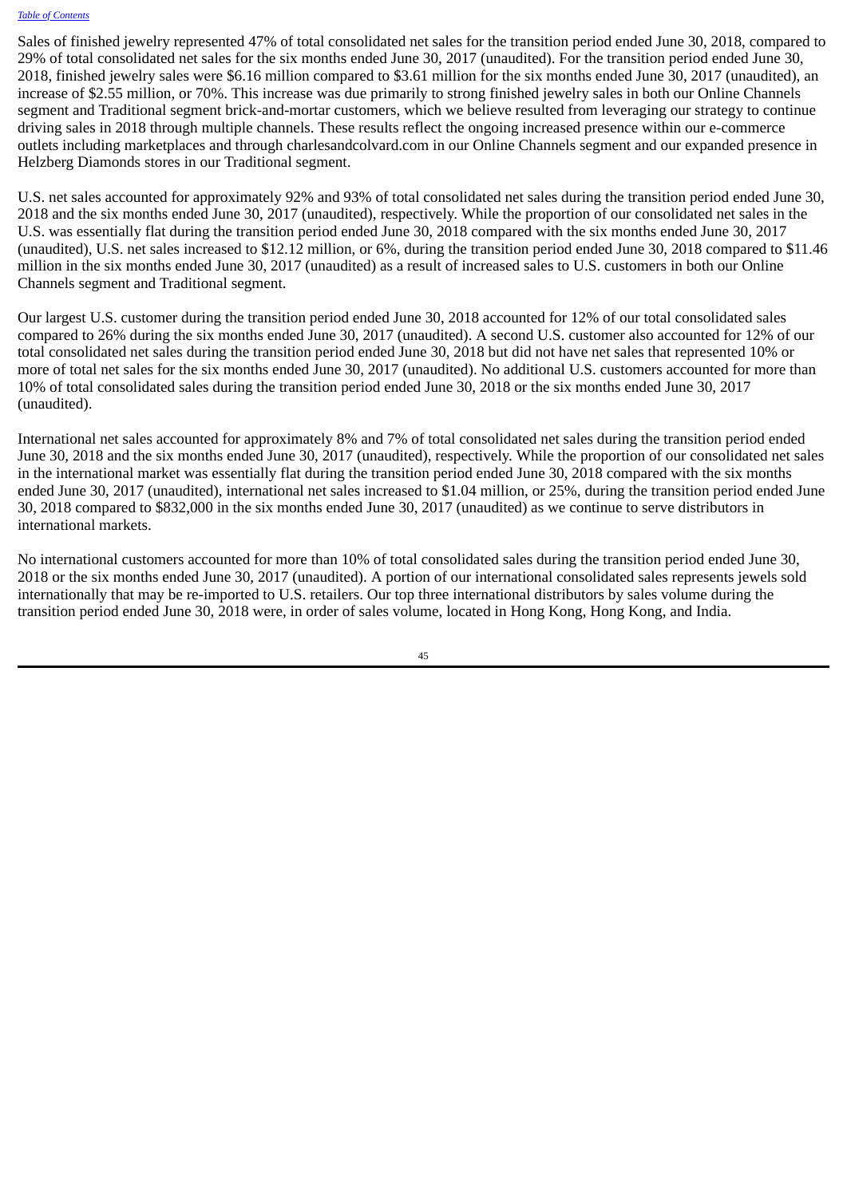Sales of finished jewelry represented 47% of total consolidated net sales for the transition period ended June 30, 2018, compared to 29% of total consolidated net sales for the six months ended June 30, 2017 (unaudited). For the transition period ended June 30, 2018, finished jewelry sales were $6.16 million compared to $3.61 million for the six months ended June 30, 2017 (unaudited), an increase of $2.55 million, or 70%. This increase was due primarily to strong finished jewelry sales in both our Online Channels segment and Traditional segment brick-and-mortar customers, which we believe resulted from leveraging our strategy to continue driving sales in 2018 through multiple channels. These results reflect the ongoing increased presence within our e-commerce outlets including marketplaces and through charlesandcolvard.com in our Online Channels segment and our expanded presence in Helzberg Diamonds stores in our Traditional segment.

U.S. net sales accounted for approximately 92% and 93% of total consolidated net sales during the transition period ended June 30, 2018 and the six months ended June 30, 2017 (unaudited), respectively. While the proportion of our consolidated net sales in the U.S. was essentially flat during the transition period ended June 30, 2018 compared with the six months ended June 30, 2017 (unaudited), U.S. net sales increased to $12.12 million, or 6%, during the transition period ended June 30, 2018 compared to $11.46 million in the six months ended June 30, 2017 (unaudited) as a result of increased sales to U.S. customers in both our Online Channels segment and Traditional segment.

Our largest U.S. customer during the transition period ended June 30, 2018 accounted for 12% of our total consolidated sales compared to 26% during the six months ended June 30, 2017 (unaudited). A second U.S. customer also accounted for 12% of our total consolidated net sales during the transition period ended June 30, 2018 but did not have net sales that represented 10% or more of total net sales for the six months ended June 30, 2017 (unaudited). No additional U.S. customers accounted for more than 10% of total consolidated sales during the transition period ended June 30, 2018 or the six months ended June 30, 2017 (unaudited).

International net sales accounted for approximately 8% and 7% of total consolidated net sales during the transition period ended June 30, 2018 and the six months ended June 30, 2017 (unaudited), respectively. While the proportion of our consolidated net sales in the international market was essentially flat during the transition period ended June 30, 2018 compared with the six months ended June 30, 2017 (unaudited), international net sales increased to $1.04 million, or 25%, during the transition period ended June 30, 2018 compared to $832,000 in the six months ended June 30, 2017 (unaudited) as we continue to serve distributors in international markets.

No international customers accounted for more than 10% of total consolidated sales during the transition period ended June 30, 2018 or the six months ended June 30, 2017 (unaudited). A portion of our international consolidated sales represents jewels sold internationally that may be re-imported to U.S. retailers. Our top three international distributors by sales volume during the transition period ended June 30, 2018 were, in order of sales volume, located in Hong Kong, Hong Kong, and India.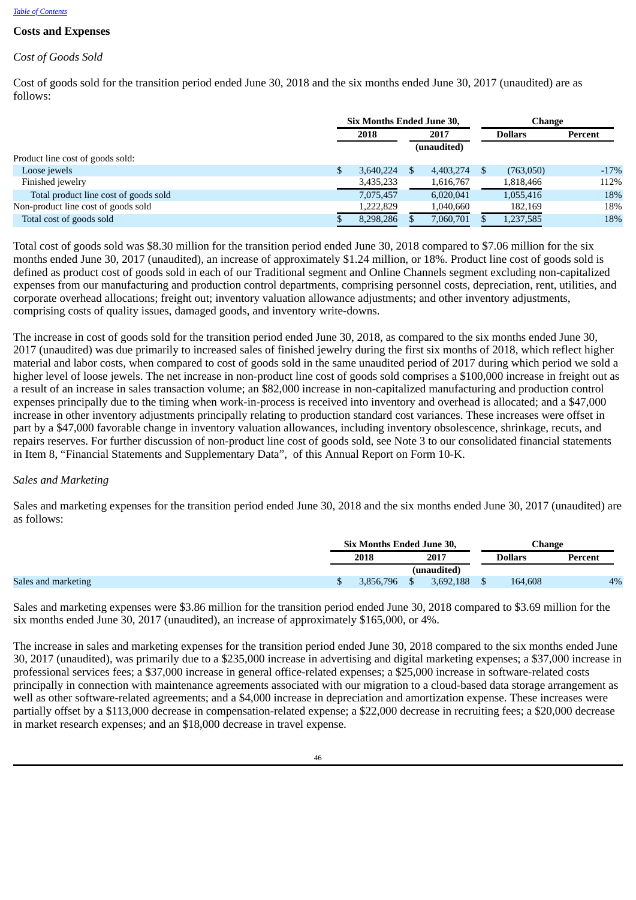[Table of Contents](#)

## Costs and Expenses

*Cost of Goods Sold*

Cost of goods sold for the transition period ended June 30, 2018 and the six months ended June 30, 2017 (unaudited) are as follows:

| | Six Months Ended June 30, | | Change | |
|---|---|---|---|---|
| | 2018 | 2017 | Dollars | Percent |
| | | (unaudited) | | |
| Product line cost of goods sold: | | | | |
| Loose jewels | $ 3,640,224 | $ 4,403,274 | $ (763,050) | -17% |
| Finished jewelry | 3,435,233 | 1,616,767 | 1,818,466 | 112% |
| Total product line cost of goods sold | 7,075,457 | 6,020,041 | 1,055,416 | 18% |
| Non-product line cost of goods sold | 1,222,829 | 1,040,660 | 182,169 | 18% |
| Total cost of goods sold | $ 8,298,286 | $ 7,060,701 | $ 1,237,585 | 18% |

Total cost of goods sold was $8.30 million for the transition period ended June 30, 2018 compared to $7.06 million for the six months ended June 30, 2017 (unaudited), an increase of approximately $1.24 million, or 18%. Product line cost of goods sold is defined as product cost of goods sold in each of our Traditional segment and Online Channels segment excluding non-capitalized expenses from our manufacturing and production control departments, comprising personnel costs, depreciation, rent, utilities, and corporate overhead allocations; freight out; inventory valuation allowance adjustments; and other inventory adjustments, comprising costs of quality issues, damaged goods, and inventory write-downs.

The increase in cost of goods sold for the transition period ended June 30, 2018, as compared to the six months ended June 30, 2017 (unaudited) was due primarily to increased sales of finished jewelry during the first six months of 2018, which reflect higher material and labor costs, when compared to cost of goods sold in the same unaudited period of 2017 during which period we sold a higher level of loose jewels. The net increase in non-product line cost of goods sold comprises a $100,000 increase in freight out as a result of an increase in sales transaction volume; an $82,000 increase in non-capitalized manufacturing and production control expenses principally due to the timing when work-in-process is received into inventory and overhead is allocated; and a $47,000 increase in other inventory adjustments principally relating to production standard cost variances. These increases were offset in part by a $47,000 favorable change in inventory valuation allowances, including inventory obsolescence, shrinkage, recuts, and repairs reserves. For further discussion of non-product line cost of goods sold, see Note 3 to our consolidated financial statements in Item 8, "Financial Statements and Supplementary Data", of this Annual Report on Form 10-K.

*Sales and Marketing*

Sales and marketing expenses for the transition period ended June 30, 2018 and the six months ended June 30, 2017 (unaudited) are as follows:

| | Six Months Ended June 30, | | Change | |
|---|---|---|---|---|
| | 2018 | 2017 | Dollars | Percent |
| | | (unaudited) | | |
| Sales and marketing | $ 3,856,796 | $ 3,692,188 | $ 164,608 | 4% |

Sales and marketing expenses were $3.86 million for the transition period ended June 30, 2018 compared to $3.69 million for the six months ended June 30, 2017 (unaudited), an increase of approximately $165,000, or 4%.

The increase in sales and marketing expenses for the transition period ended June 30, 2018 compared to the six months ended June 30, 2017 (unaudited), was primarily due to a $235,000 increase in advertising and digital marketing expenses; a $37,000 increase in professional services fees; a $37,000 increase in general office-related expenses; a $25,000 increase in software-related costs principally in connection with maintenance agreements associated with our migration to a cloud-based data storage arrangement as well as other software-related agreements; and a $4,000 increase in depreciation and amortization expense. These increases were partially offset by a $113,000 decrease in compensation-related expense; a $22,000 decrease in recruiting fees; a $20,000 decrease in market research expenses; and an $18,000 decrease in travel expense.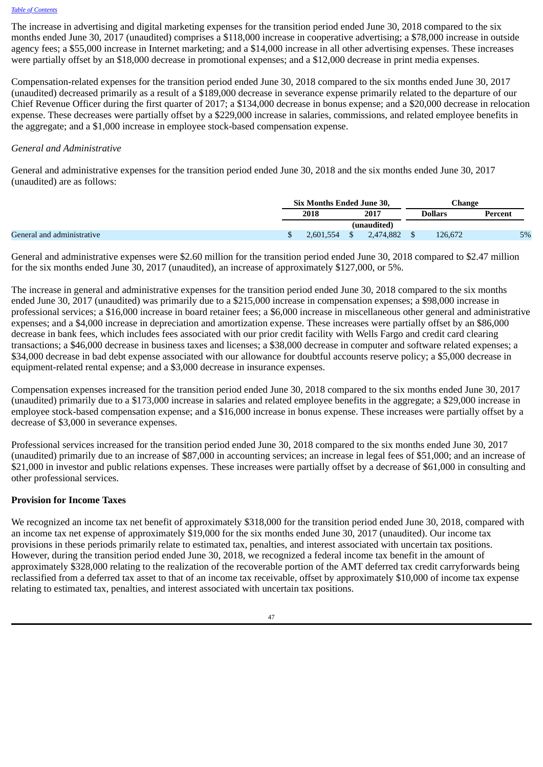The increase in advertising and digital marketing expenses for the transition period ended June 30, 2018 compared to the six months ended June 30, 2017 (unaudited) comprises a $118,000 increase in cooperative advertising; a $78,000 increase in outside agency fees; a $55,000 increase in Internet marketing; and a $14,000 increase in all other advertising expenses. These increases were partially offset by an $18,000 decrease in promotional expenses; and a $12,000 decrease in print media expenses.

Compensation-related expenses for the transition period ended June 30, 2018 compared to the six months ended June 30, 2017 (unaudited) decreased primarily as a result of a $189,000 decrease in severance expense primarily related to the departure of our Chief Revenue Officer during the first quarter of 2017; a $134,000 decrease in bonus expense; and a $20,000 decrease in relocation expense. These decreases were partially offset by a $229,000 increase in salaries, commissions, and related employee benefits in the aggregate; and a $1,000 increase in employee stock-based compensation expense.

*General and Administrative*

General and administrative expenses for the transition period ended June 30, 2018 and the six months ended June 30, 2017 (unaudited) are as follows:

| | Six Months Ended June 30, | | Change | |
|---|---|---|---|---|
| | 2018 | 2017 | Dollars | Percent |
| | | (unaudited) | | |
| General and administrative | $ 2,601,554 | $ 2,474,882 | $ 126,672 | 5% |

General and administrative expenses were $2.60 million for the transition period ended June 30, 2018 compared to $2.47 million for the six months ended June 30, 2017 (unaudited), an increase of approximately $127,000, or 5%.

The increase in general and administrative expenses for the transition period ended June 30, 2018 compared to the six months ended June 30, 2017 (unaudited) was primarily due to a $215,000 increase in compensation expenses; a $98,000 increase in professional services; a $16,000 increase in board retainer fees; a $6,000 increase in miscellaneous other general and administrative expenses; and a $4,000 increase in depreciation and amortization expense. These increases were partially offset by an $86,000 decrease in bank fees, which includes fees associated with our prior credit facility with Wells Fargo and credit card clearing transactions; a $46,000 decrease in business taxes and licenses; a $38,000 decrease in computer and software related expenses; a $34,000 decrease in bad debt expense associated with our allowance for doubtful accounts reserve policy; a $5,000 decrease in equipment-related rental expense; and a $3,000 decrease in insurance expenses.

Compensation expenses increased for the transition period ended June 30, 2018 compared to the six months ended June 30, 2017 (unaudited) primarily due to a $173,000 increase in salaries and related employee benefits in the aggregate; a $29,000 increase in employee stock-based compensation expense; and a $16,000 increase in bonus expense. These increases were partially offset by a decrease of $3,000 in severance expenses.

Professional services increased for the transition period ended June 30, 2018 compared to the six months ended June 30, 2017 (unaudited) primarily due to an increase of $87,000 in accounting services; an increase in legal fees of $51,000; and an increase of $21,000 in investor and public relations expenses. These increases were partially offset by a decrease of $61,000 in consulting and other professional services.

**Provision for Income Taxes**

We recognized an income tax net benefit of approximately $318,000 for the transition period ended June 30, 2018, compared with an income tax net expense of approximately $19,000 for the six months ended June 30, 2017 (unaudited). Our income tax provisions in these periods primarily relate to estimated tax, penalties, and interest associated with uncertain tax positions. However, during the transition period ended June 30, 2018, we recognized a federal income tax benefit in the amount of approximately $328,000 relating to the realization of the recoverable portion of the AMT deferred tax credit carryforwards being reclassified from a deferred tax asset to that of an income tax receivable, offset by approximately $10,000 of income tax expense relating to estimated tax, penalties, and interest associated with uncertain tax positions.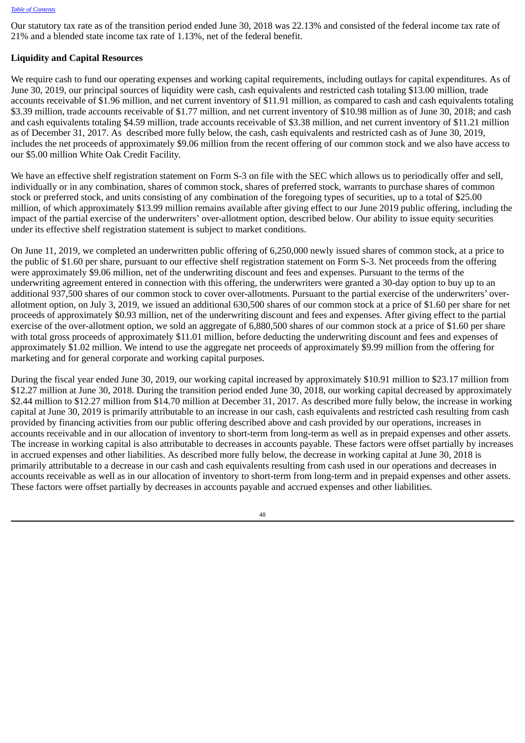Our statutory tax rate as of the transition period ended June 30, 2018 was 22.13% and consisted of the federal income tax rate of 21% and a blended state income tax rate of 1.13%, net of the federal benefit.

**Liquidity and Capital Resources**

We require cash to fund our operating expenses and working capital requirements, including outlays for capital expenditures. As of June 30, 2019, our principal sources of liquidity were cash, cash equivalents and restricted cash totaling $13.00 million, trade accounts receivable of $1.96 million, and net current inventory of $11.91 million, as compared to cash and cash equivalents totaling $3.39 million, trade accounts receivable of $1.77 million, and net current inventory of $10.98 million as of June 30, 2018; and cash and cash equivalents totaling $4.59 million, trade accounts receivable of $3.38 million, and net current inventory of $11.21 million as of December 31, 2017. As described more fully below, the cash, cash equivalents and restricted cash as of June 30, 2019, includes the net proceeds of approximately $9.06 million from the recent offering of our common stock and we also have access to our $5.00 million White Oak Credit Facility.

We have an effective shelf registration statement on Form S-3 on file with the SEC which allows us to periodically offer and sell, individually or in any combination, shares of common stock, shares of preferred stock, warrants to purchase shares of common stock or preferred stock, and units consisting of any combination of the foregoing types of securities, up to a total of $25.00 million, of which approximately $13.99 million remains available after giving effect to our June 2019 public offering, including the impact of the partial exercise of the underwriters' over-allotment option, described below. Our ability to issue equity securities under its effective shelf registration statement is subject to market conditions.

On June 11, 2019, we completed an underwritten public offering of 6,250,000 newly issued shares of common stock, at a price to the public of $1.60 per share, pursuant to our effective shelf registration statement on Form S-3. Net proceeds from the offering were approximately $9.06 million, net of the underwriting discount and fees and expenses. Pursuant to the terms of the underwriting agreement entered in connection with this offering, the underwriters were granted a 30-day option to buy up to an additional 937,500 shares of our common stock to cover over-allotments. Pursuant to the partial exercise of the underwriters' over-allotment option, on July 3, 2019, we issued an additional 630,500 shares of our common stock at a price of $1.60 per share for net proceeds of approximately $0.93 million, net of the underwriting discount and fees and expenses. After giving effect to the partial exercise of the over-allotment option, we sold an aggregate of 6,880,500 shares of our common stock at a price of $1.60 per share with total gross proceeds of approximately $11.01 million, before deducting the underwriting discount and fees and expenses of approximately $1.02 million. We intend to use the aggregate net proceeds of approximately $9.99 million from the offering for marketing and for general corporate and working capital purposes.

During the fiscal year ended June 30, 2019, our working capital increased by approximately $10.91 million to $23.17 million from $12.27 million at June 30, 2018. During the transition period ended June 30, 2018, our working capital decreased by approximately $2.44 million to $12.27 million from $14.70 million at December 31, 2017. As described more fully below, the increase in working capital at June 30, 2019 is primarily attributable to an increase in our cash, cash equivalents and restricted cash resulting from cash provided by financing activities from our public offering described above and cash provided by our operations, increases in accounts receivable and in our allocation of inventory to short-term from long-term as well as in prepaid expenses and other assets. The increase in working capital is also attributable to decreases in accounts payable. These factors were offset partially by increases in accrued expenses and other liabilities. As described more fully below, the decrease in working capital at June 30, 2018 is primarily attributable to a decrease in our cash and cash equivalents resulting from cash used in our operations and decreases in accounts receivable as well as in our allocation of inventory to short-term from long-term and in prepaid expenses and other assets. These factors were offset partially by decreases in accounts payable and accrued expenses and other liabilities.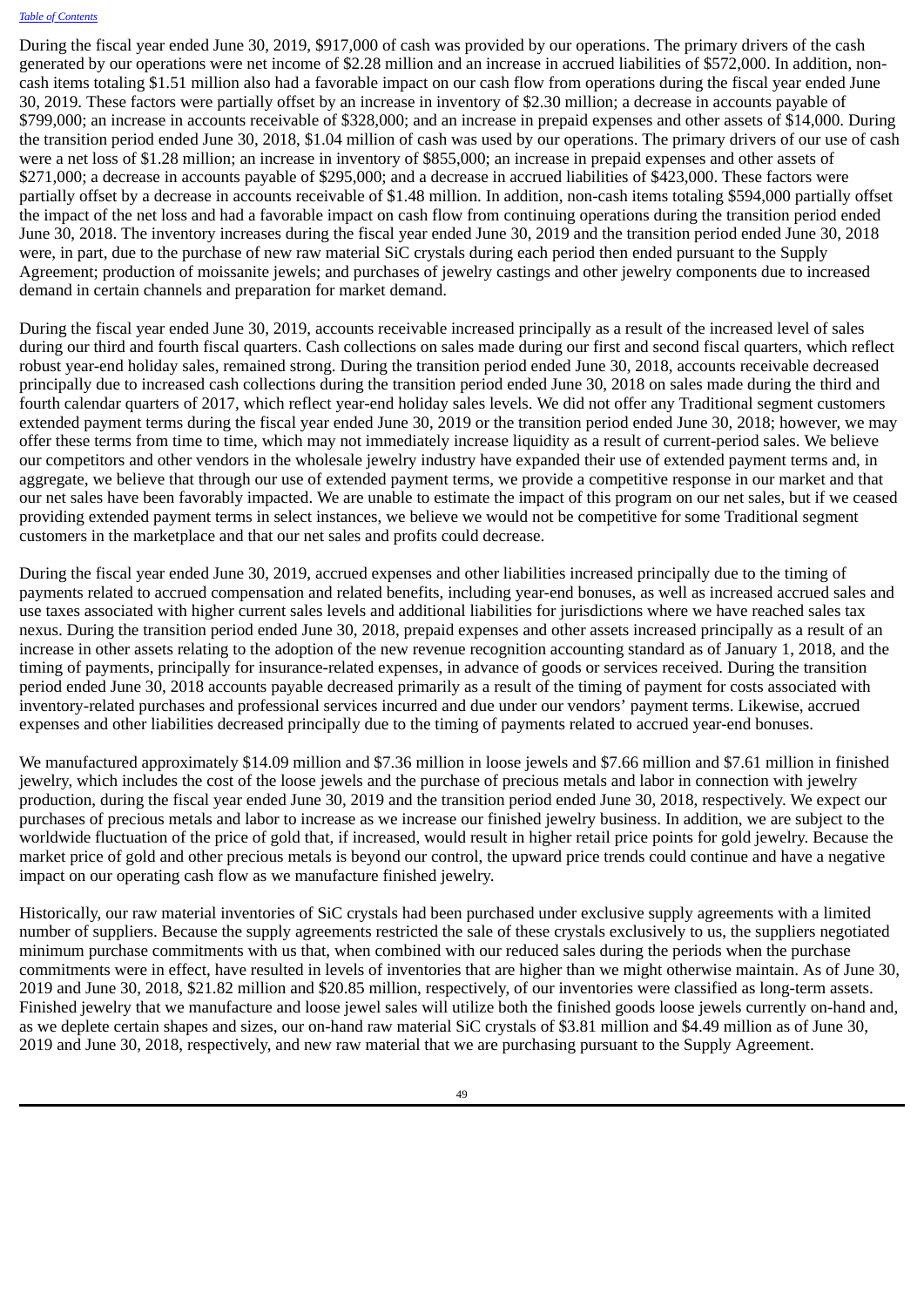During the fiscal year ended June 30, 2019, $917,000 of cash was provided by our operations. The primary drivers of the cash generated by our operations were net income of $2.28 million and an increase in accrued liabilities of $572,000. In addition, non-cash items totaling $1.51 million also had a favorable impact on our cash flow from operations during the fiscal year ended June 30, 2019. These factors were partially offset by an increase in inventory of $2.30 million; a decrease in accounts payable of $799,000; an increase in accounts receivable of $328,000; and an increase in prepaid expenses and other assets of $14,000. During the transition period ended June 30, 2018, $1.04 million of cash was used by our operations. The primary drivers of our use of cash were a net loss of $1.28 million; an increase in inventory of $855,000; an increase in prepaid expenses and other assets of $271,000; a decrease in accounts payable of $295,000; and a decrease in accrued liabilities of $423,000. These factors were partially offset by a decrease in accounts receivable of $1.48 million. In addition, non-cash items totaling $594,000 partially offset the impact of the net loss and had a favorable impact on cash flow from continuing operations during the transition period ended June 30, 2018. The inventory increases during the fiscal year ended June 30, 2019 and the transition period ended June 30, 2018 were, in part, due to the purchase of new raw material SiC crystals during each period then ended pursuant to the Supply Agreement; production of moissanite jewels; and purchases of jewelry castings and other jewelry components due to increased demand in certain channels and preparation for market demand.

During the fiscal year ended June 30, 2019, accounts receivable increased principally as a result of the increased level of sales during our third and fourth fiscal quarters. Cash collections on sales made during our first and second fiscal quarters, which reflect robust year-end holiday sales, remained strong. During the transition period ended June 30, 2018, accounts receivable decreased principally due to increased cash collections during the transition period ended June 30, 2018 on sales made during the third and fourth calendar quarters of 2017, which reflect year-end holiday sales levels. We did not offer any Traditional segment customers extended payment terms during the fiscal year ended June 30, 2019 or the transition period ended June 30, 2018; however, we may offer these terms from time to time, which may not immediately increase liquidity as a result of current-period sales. We believe our competitors and other vendors in the wholesale jewelry industry have expanded their use of extended payment terms and, in aggregate, we believe that through our use of extended payment terms, we provide a competitive response in our market and that our net sales have been favorably impacted. We are unable to estimate the impact of this program on our net sales, but if we ceased providing extended payment terms in select instances, we believe we would not be competitive for some Traditional segment customers in the marketplace and that our net sales and profits could decrease.

During the fiscal year ended June 30, 2019, accrued expenses and other liabilities increased principally due to the timing of payments related to accrued compensation and related benefits, including year-end bonuses, as well as increased accrued sales and use taxes associated with higher current sales levels and additional liabilities for jurisdictions where we have reached sales tax nexus. During the transition period ended June 30, 2018, prepaid expenses and other assets increased principally as a result of an increase in other assets relating to the adoption of the new revenue recognition accounting standard as of January 1, 2018, and the timing of payments, principally for insurance-related expenses, in advance of goods or services received. During the transition period ended June 30, 2018 accounts payable decreased primarily as a result of the timing of payment for costs associated with inventory-related purchases and professional services incurred and due under our vendors' payment terms. Likewise, accrued expenses and other liabilities decreased principally due to the timing of payments related to accrued year-end bonuses.

We manufactured approximately $14.09 million and $7.36 million in loose jewels and $7.66 million and $7.61 million in finished jewelry, which includes the cost of the loose jewels and the purchase of precious metals and labor in connection with jewelry production, during the fiscal year ended June 30, 2019 and the transition period ended June 30, 2018, respectively. We expect our purchases of precious metals and labor to increase as we increase our finished jewelry business. In addition, we are subject to the worldwide fluctuation of the price of gold that, if increased, would result in higher retail price points for gold jewelry. Because the market price of gold and other precious metals is beyond our control, the upward price trends could continue and have a negative impact on our operating cash flow as we manufacture finished jewelry.

Historically, our raw material inventories of SiC crystals had been purchased under exclusive supply agreements with a limited number of suppliers. Because the supply agreements restricted the sale of these crystals exclusively to us, the suppliers negotiated minimum purchase commitments with us that, when combined with our reduced sales during the periods when the purchase commitments were in effect, have resulted in levels of inventories that are higher than we might otherwise maintain. As of June 30, 2019 and June 30, 2018, $21.82 million and $20.85 million, respectively, of our inventories were classified as long-term assets. Finished jewelry that we manufacture and loose jewel sales will utilize both the finished goods loose jewels currently on-hand and, as we deplete certain shapes and sizes, our on-hand raw material SiC crystals of $3.81 million and $4.49 million as of June 30, 2019 and June 30, 2018, respectively, and new raw material that we are purchasing pursuant to the Supply Agreement.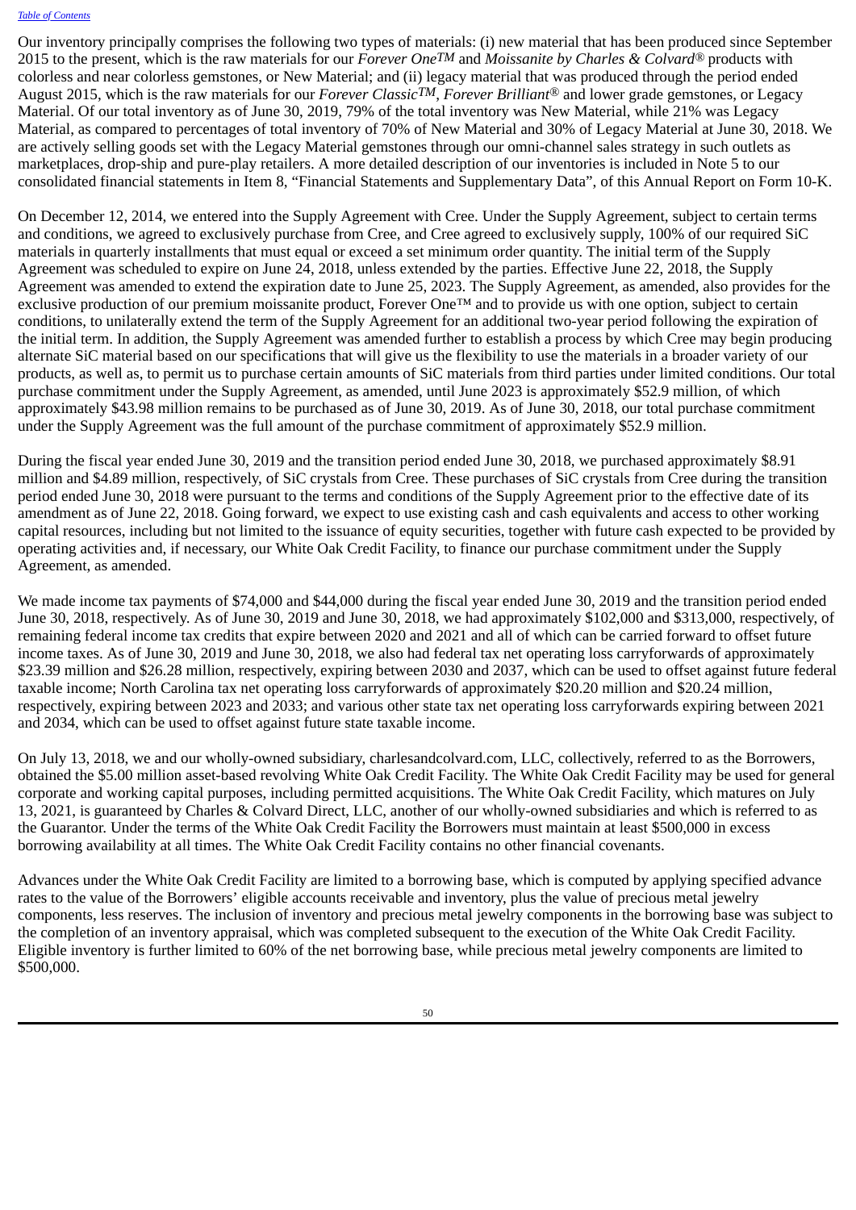Our inventory principally comprises the following two types of materials: (i) new material that has been produced since September 2015 to the present, which is the raw materials for our *Forever One™* and *Moissanite by Charles & Colvard®* products with colorless and near colorless gemstones, or New Material; and (ii) legacy material that was produced through the period ended August 2015, which is the raw materials for our *Forever Classic™*, *Forever Brilliant®* and lower grade gemstones, or Legacy Material. Of our total inventory as of June 30, 2019, 79% of the total inventory was New Material, while 21% was Legacy Material, as compared to percentages of total inventory of 70% of New Material and 30% of Legacy Material at June 30, 2018. We are actively selling goods set with the Legacy Material gemstones through our omni-channel sales strategy in such outlets as marketplaces, drop-ship and pure-play retailers. A more detailed description of our inventories is included in Note 5 to our consolidated financial statements in Item 8, "Financial Statements and Supplementary Data", of this Annual Report on Form 10-K.

On December 12, 2014, we entered into the Supply Agreement with Cree. Under the Supply Agreement, subject to certain terms and conditions, we agreed to exclusively purchase from Cree, and Cree agreed to exclusively supply, 100% of our required SiC materials in quarterly installments that must equal or exceed a set minimum order quantity. The initial term of the Supply Agreement was scheduled to expire on June 24, 2018, unless extended by the parties. Effective June 22, 2018, the Supply Agreement was amended to extend the expiration date to June 25, 2023. The Supply Agreement, as amended, also provides for the exclusive production of our premium moissanite product, Forever One™ and to provide us with one option, subject to certain conditions, to unilaterally extend the term of the Supply Agreement for an additional two-year period following the expiration of the initial term. In addition, the Supply Agreement was amended further to establish a process by which Cree may begin producing alternate SiC material based on our specifications that will give us the flexibility to use the materials in a broader variety of our products, as well as, to permit us to purchase certain amounts of SiC materials from third parties under limited conditions. Our total purchase commitment under the Supply Agreement, as amended, until June 2023 is approximately $52.9 million, of which approximately $43.98 million remains to be purchased as of June 30, 2019. As of June 30, 2018, our total purchase commitment under the Supply Agreement was the full amount of the purchase commitment of approximately $52.9 million.

During the fiscal year ended June 30, 2019 and the transition period ended June 30, 2018, we purchased approximately $8.91 million and $4.89 million, respectively, of SiC crystals from Cree. These purchases of SiC crystals from Cree during the transition period ended June 30, 2018 were pursuant to the terms and conditions of the Supply Agreement prior to the effective date of its amendment as of June 22, 2018. Going forward, we expect to use existing cash and cash equivalents and access to other working capital resources, including but not limited to the issuance of equity securities, together with future cash expected to be provided by operating activities and, if necessary, our White Oak Credit Facility, to finance our purchase commitment under the Supply Agreement, as amended.

We made income tax payments of $74,000 and $44,000 during the fiscal year ended June 30, 2019 and the transition period ended June 30, 2018, respectively. As of June 30, 2019 and June 30, 2018, we had approximately $102,000 and $313,000, respectively, of remaining federal income tax credits that expire between 2020 and 2021 and all of which can be carried forward to offset future income taxes. As of June 30, 2019 and June 30, 2018, we also had federal tax net operating loss carryforwards of approximately $23.39 million and $26.28 million, respectively, expiring between 2030 and 2037, which can be used to offset against future federal taxable income; North Carolina tax net operating loss carryforwards of approximately $20.20 million and $20.24 million, respectively, expiring between 2023 and 2033; and various other state tax net operating loss carryforwards expiring between 2021 and 2034, which can be used to offset against future state taxable income.

On July 13, 2018, we and our wholly-owned subsidiary, charlesandcolvard.com, LLC, collectively, referred to as the Borrowers, obtained the $5.00 million asset-based revolving White Oak Credit Facility. The White Oak Credit Facility may be used for general corporate and working capital purposes, including permitted acquisitions. The White Oak Credit Facility, which matures on July 13, 2021, is guaranteed by Charles & Colvard Direct, LLC, another of our wholly-owned subsidiaries and which is referred to as the Guarantor. Under the terms of the White Oak Credit Facility the Borrowers must maintain at least $500,000 in excess borrowing availability at all times. The White Oak Credit Facility contains no other financial covenants.

Advances under the White Oak Credit Facility are limited to a borrowing base, which is computed by applying specified advance rates to the value of the Borrowers' eligible accounts receivable and inventory, plus the value of precious metal jewelry components, less reserves. The inclusion of inventory and precious metal jewelry components in the borrowing base was subject to the completion of an inventory appraisal, which was completed subsequent to the execution of the White Oak Credit Facility. Eligible inventory is further limited to 60% of the net borrowing base, while precious metal jewelry components are limited to $500,000.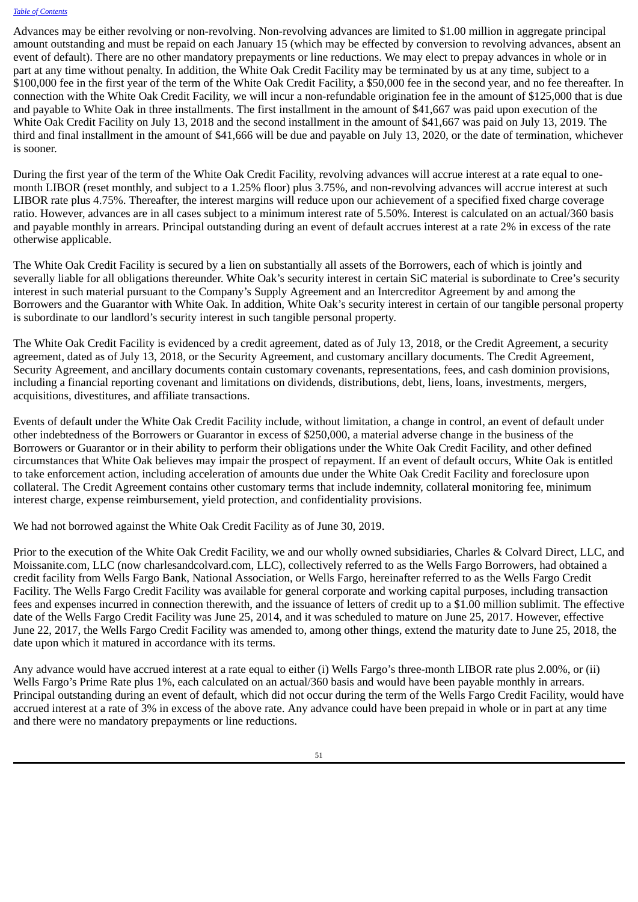Advances may be either revolving or non-revolving. Non-revolving advances are limited to $1.00 million in aggregate principal amount outstanding and must be repaid on each January 15 (which may be effected by conversion to revolving advances, absent an event of default). There are no other mandatory prepayments or line reductions. We may elect to prepay advances in whole or in part at any time without penalty. In addition, the White Oak Credit Facility may be terminated by us at any time, subject to a $100,000 fee in the first year of the term of the White Oak Credit Facility, a $50,000 fee in the second year, and no fee thereafter. In connection with the White Oak Credit Facility, we will incur a non-refundable origination fee in the amount of $125,000 that is due and payable to White Oak in three installments. The first installment in the amount of $41,667 was paid upon execution of the White Oak Credit Facility on July 13, 2018 and the second installment in the amount of $41,667 was paid on July 13, 2019. The third and final installment in the amount of $41,666 will be due and payable on July 13, 2020, or the date of termination, whichever is sooner.

During the first year of the term of the White Oak Credit Facility, revolving advances will accrue interest at a rate equal to one-month LIBOR (reset monthly, and subject to a 1.25% floor) plus 3.75%, and non-revolving advances will accrue interest at such LIBOR rate plus 4.75%. Thereafter, the interest margins will reduce upon our achievement of a specified fixed charge coverage ratio. However, advances are in all cases subject to a minimum interest rate of 5.50%. Interest is calculated on an actual/360 basis and payable monthly in arrears. Principal outstanding during an event of default accrues interest at a rate 2% in excess of the rate otherwise applicable.

The White Oak Credit Facility is secured by a lien on substantially all assets of the Borrowers, each of which is jointly and severally liable for all obligations thereunder. White Oak's security interest in certain SiC material is subordinate to Cree's security interest in such material pursuant to the Company's Supply Agreement and an Intercreditor Agreement by and among the Borrowers and the Guarantor with White Oak. In addition, White Oak's security interest in certain of our tangible personal property is subordinate to our landlord's security interest in such tangible personal property.

The White Oak Credit Facility is evidenced by a credit agreement, dated as of July 13, 2018, or the Credit Agreement, a security agreement, dated as of July 13, 2018, or the Security Agreement, and customary ancillary documents. The Credit Agreement, Security Agreement, and ancillary documents contain customary covenants, representations, fees, and cash dominion provisions, including a financial reporting covenant and limitations on dividends, distributions, debt, liens, loans, investments, mergers, acquisitions, divestitures, and affiliate transactions.

Events of default under the White Oak Credit Facility include, without limitation, a change in control, an event of default under other indebtedness of the Borrowers or Guarantor in excess of $250,000, a material adverse change in the business of the Borrowers or Guarantor or in their ability to perform their obligations under the White Oak Credit Facility, and other defined circumstances that White Oak believes may impair the prospect of repayment. If an event of default occurs, White Oak is entitled to take enforcement action, including acceleration of amounts due under the White Oak Credit Facility and foreclosure upon collateral. The Credit Agreement contains other customary terms that include indemnity, collateral monitoring fee, minimum interest charge, expense reimbursement, yield protection, and confidentiality provisions.

We had not borrowed against the White Oak Credit Facility as of June 30, 2019.

Prior to the execution of the White Oak Credit Facility, we and our wholly owned subsidiaries, Charles & Colvard Direct, LLC, and Moissanite.com, LLC (now charlesandcolvard.com, LLC), collectively referred to as the Wells Fargo Borrowers, had obtained a credit facility from Wells Fargo Bank, National Association, or Wells Fargo, hereinafter referred to as the Wells Fargo Credit Facility. The Wells Fargo Credit Facility was available for general corporate and working capital purposes, including transaction fees and expenses incurred in connection therewith, and the issuance of letters of credit up to a $1.00 million sublimit. The effective date of the Wells Fargo Credit Facility was June 25, 2014, and it was scheduled to mature on June 25, 2017. However, effective June 22, 2017, the Wells Fargo Credit Facility was amended to, among other things, extend the maturity date to June 25, 2018, the date upon which it matured in accordance with its terms.

Any advance would have accrued interest at a rate equal to either (i) Wells Fargo's three-month LIBOR rate plus 2.00%, or (ii) Wells Fargo's Prime Rate plus 1%, each calculated on an actual/360 basis and would have been payable monthly in arrears. Principal outstanding during an event of default, which did not occur during the term of the Wells Fargo Credit Facility, would have accrued interest at a rate of 3% in excess of the above rate. Any advance could have been prepaid in whole or in part at any time and there were no mandatory prepayments or line reductions.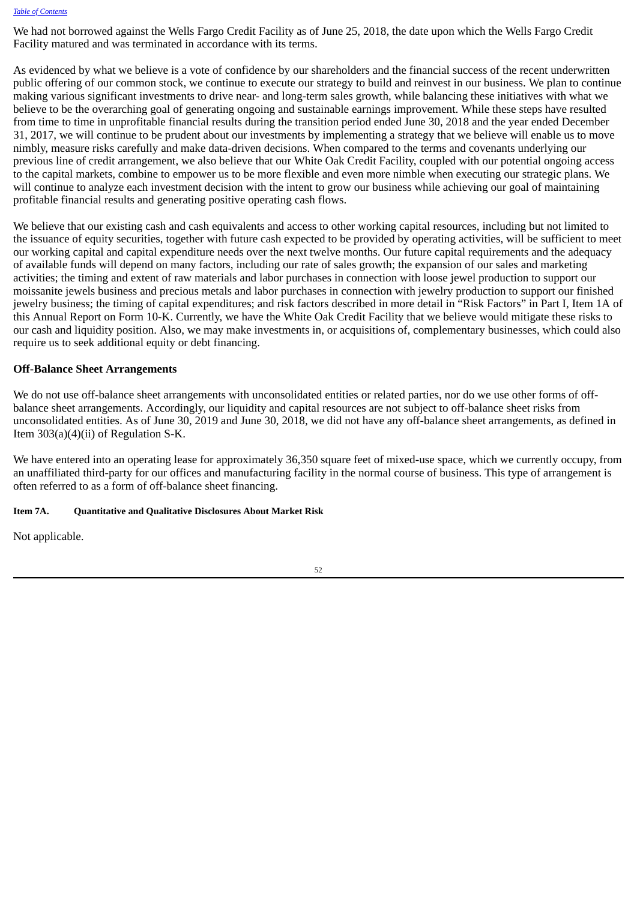We had not borrowed against the Wells Fargo Credit Facility as of June 25, 2018, the date upon which the Wells Fargo Credit Facility matured and was terminated in accordance with its terms.

As evidenced by what we believe is a vote of confidence by our shareholders and the financial success of the recent underwritten public offering of our common stock, we continue to execute our strategy to build and reinvest in our business. We plan to continue making various significant investments to drive near- and long-term sales growth, while balancing these initiatives with what we believe to be the overarching goal of generating ongoing and sustainable earnings improvement. While these steps have resulted from time to time in unprofitable financial results during the transition period ended June 30, 2018 and the year ended December 31, 2017, we will continue to be prudent about our investments by implementing a strategy that we believe will enable us to move nimbly, measure risks carefully and make data-driven decisions. When compared to the terms and covenants underlying our previous line of credit arrangement, we also believe that our White Oak Credit Facility, coupled with our potential ongoing access to the capital markets, combine to empower us to be more flexible and even more nimble when executing our strategic plans. We will continue to analyze each investment decision with the intent to grow our business while achieving our goal of maintaining profitable financial results and generating positive operating cash flows.

We believe that our existing cash and cash equivalents and access to other working capital resources, including but not limited to the issuance of equity securities, together with future cash expected to be provided by operating activities, will be sufficient to meet our working capital and capital expenditure needs over the next twelve months. Our future capital requirements and the adequacy of available funds will depend on many factors, including our rate of sales growth; the expansion of our sales and marketing activities; the timing and extent of raw materials and labor purchases in connection with loose jewel production to support our moissanite jewels business and precious metals and labor purchases in connection with jewelry production to support our finished jewelry business; the timing of capital expenditures; and risk factors described in more detail in "Risk Factors" in Part I, Item 1A of this Annual Report on Form 10-K. Currently, we have the White Oak Credit Facility that we believe would mitigate these risks to our cash and liquidity position. Also, we may make investments in, or acquisitions of, complementary businesses, which could also require us to seek additional equity or debt financing.

## Off-Balance Sheet Arrangements

We do not use off-balance sheet arrangements with unconsolidated entities or related parties, nor do we use other forms of off-balance sheet arrangements. Accordingly, our liquidity and capital resources are not subject to off-balance sheet risks from unconsolidated entities. As of June 30, 2019 and June 30, 2018, we did not have any off-balance sheet arrangements, as defined in Item 303(a)(4)(ii) of Regulation S-K.

We have entered into an operating lease for approximately 36,350 square feet of mixed-use space, which we currently occupy, from an unaffiliated third-party for our offices and manufacturing facility in the normal course of business. This type of arrangement is often referred to as a form of off-balance sheet financing.

### Item 7A. Quantitative and Qualitative Disclosures About Market Risk

Not applicable.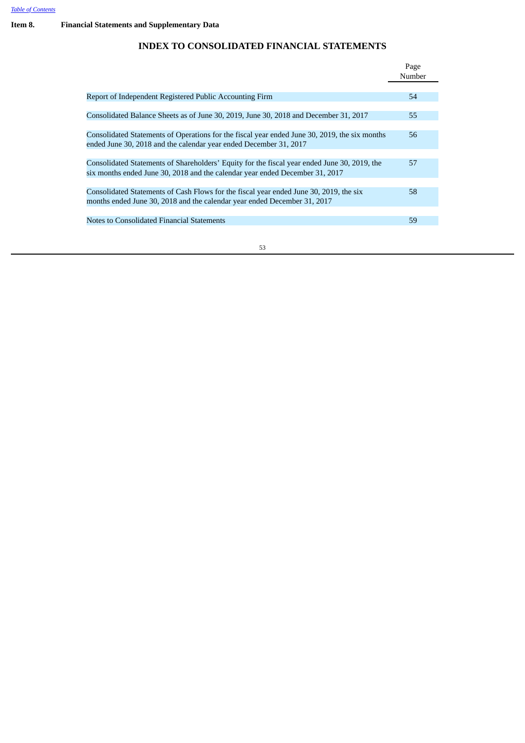**Item 8. Financial Statements and Supplementary Data**

## INDEX TO CONSOLIDATED FINANCIAL STATEMENTS

| | Page Number |
|---|---|
| Report of Independent Registered Public Accounting Firm | 54 |
| Consolidated Balance Sheets as of June 30, 2019, June 30, 2018 and December 31, 2017 | 55 |
| Consolidated Statements of Operations for the fiscal year ended June 30, 2019, the six months ended June 30, 2018 and the calendar year ended December 31, 2017 | 56 |
| Consolidated Statements of Shareholders' Equity for the fiscal year ended June 30, 2019, the six months ended June 30, 2018 and the calendar year ended December 31, 2017 | 57 |
| Consolidated Statements of Cash Flows for the fiscal year ended June 30, 2019, the six months ended June 30, 2018 and the calendar year ended December 31, 2017 | 58 |
| Notes to Consolidated Financial Statements | 59 |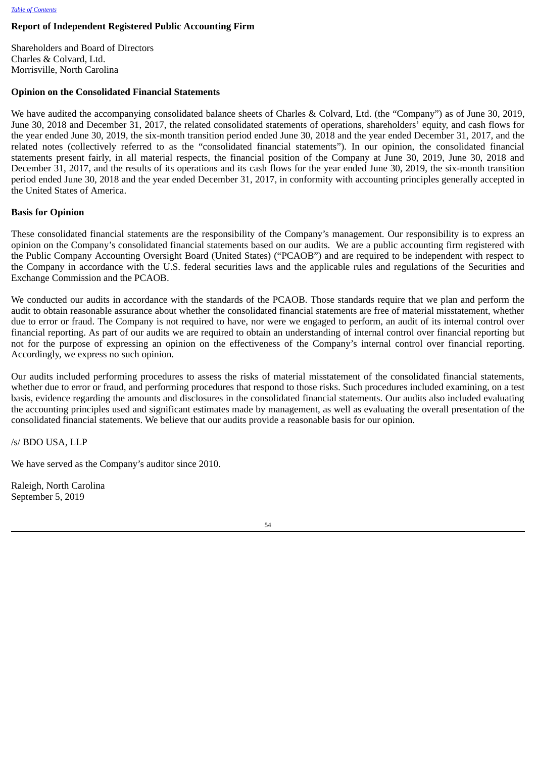# Report of Independent Registered Public Accounting Firm

Shareholders and Board of Directors
Charles & Colvard, Ltd.
Morrisville, North Carolina

## Opinion on the Consolidated Financial Statements

We have audited the accompanying consolidated balance sheets of Charles & Colvard, Ltd. (the "Company") as of June 30, 2019, June 30, 2018 and December 31, 2017, the related consolidated statements of operations, shareholders' equity, and cash flows for the year ended June 30, 2019, the six-month transition period ended June 30, 2018 and the year ended December 31, 2017, and the related notes (collectively referred to as the "consolidated financial statements"). In our opinion, the consolidated financial statements present fairly, in all material respects, the financial position of the Company at June 30, 2019, June 30, 2018 and December 31, 2017, and the results of its operations and its cash flows for the year ended June 30, 2019, the six-month transition period ended June 30, 2018 and the year ended December 31, 2017, in conformity with accounting principles generally accepted in the United States of America.

## Basis for Opinion

These consolidated financial statements are the responsibility of the Company's management. Our responsibility is to express an opinion on the Company's consolidated financial statements based on our audits. We are a public accounting firm registered with the Public Company Accounting Oversight Board (United States) ("PCAOB") and are required to be independent with respect to the Company in accordance with the U.S. federal securities laws and the applicable rules and regulations of the Securities and Exchange Commission and the PCAOB.

We conducted our audits in accordance with the standards of the PCAOB. Those standards require that we plan and perform the audit to obtain reasonable assurance about whether the consolidated financial statements are free of material misstatement, whether due to error or fraud. The Company is not required to have, nor were we engaged to perform, an audit of its internal control over financial reporting. As part of our audits we are required to obtain an understanding of internal control over financial reporting but not for the purpose of expressing an opinion on the effectiveness of the Company's internal control over financial reporting. Accordingly, we express no such opinion.

Our audits included performing procedures to assess the risks of material misstatement of the consolidated financial statements, whether due to error or fraud, and performing procedures that respond to those risks. Such procedures included examining, on a test basis, evidence regarding the amounts and disclosures in the consolidated financial statements. Our audits also included evaluating the accounting principles used and significant estimates made by management, as well as evaluating the overall presentation of the consolidated financial statements. We believe that our audits provide a reasonable basis for our opinion.

/s/ BDO USA, LLP

We have served as the Company's auditor since 2010.

Raleigh, North Carolina
September 5, 2019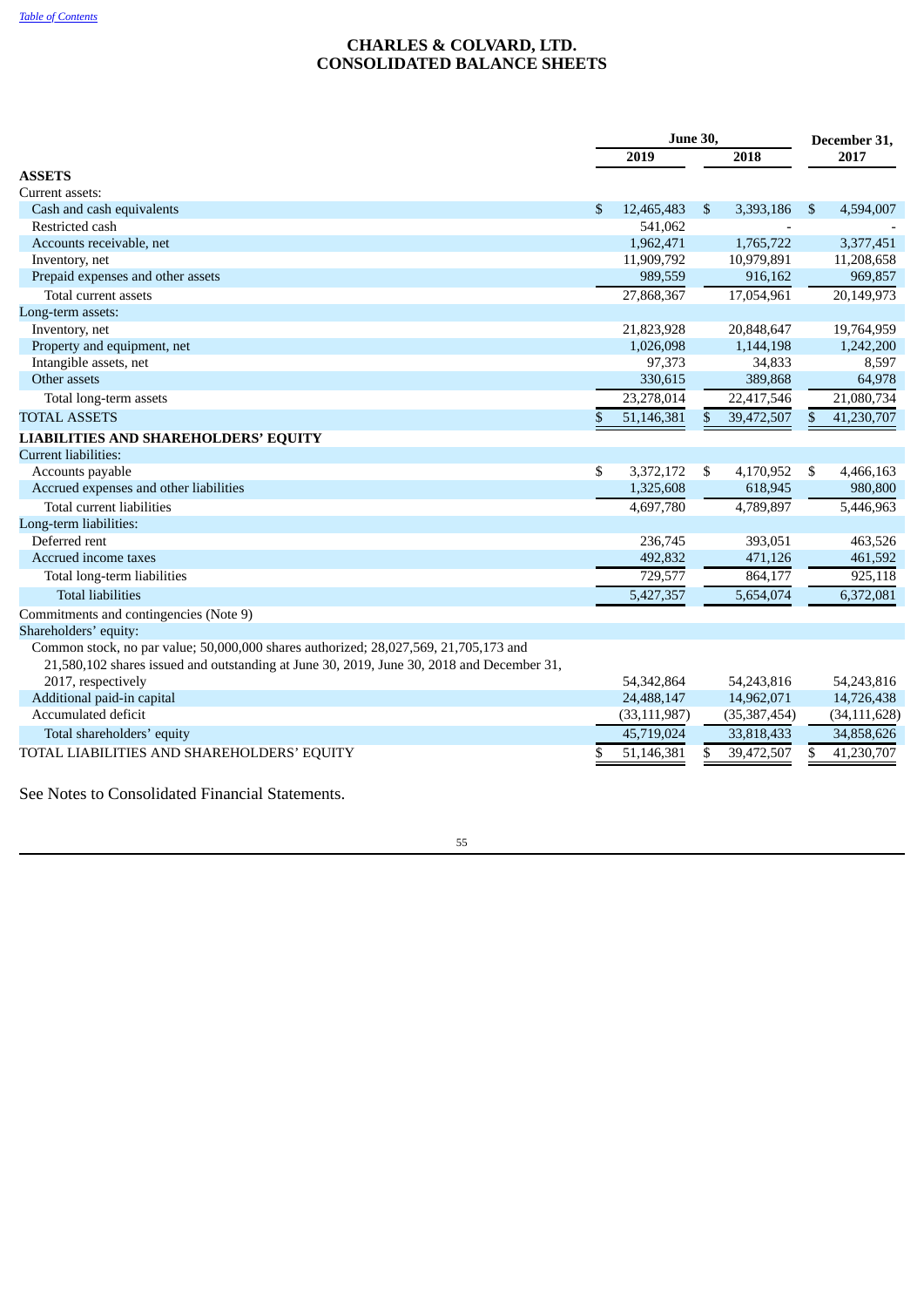# CHARLES & COLVARD, LTD.
# CONSOLIDATED BALANCE SHEETS

| | June 30, 2019 | June 30, 2018 | December 31, 2017 |
|---|---|---|---|
| **ASSETS** | | | |
| Current assets: | | | |
| Cash and cash equivalents | $ 12,465,483 | $ 3,393,186 | $ 4,594,007 |
| Restricted cash | 541,062 | - | - |
| Accounts receivable, net | 1,962,471 | 1,765,722 | 3,377,451 |
| Inventory, net | 11,909,792 | 10,979,891 | 11,208,658 |
| Prepaid expenses and other assets | 989,559 | 916,162 | 969,857 |
| Total current assets | 27,868,367 | 17,054,961 | 20,149,973 |
| Long-term assets: | | | |
| Inventory, net | 21,823,928 | 20,848,647 | 19,764,959 |
| Property and equipment, net | 1,026,098 | 1,144,198 | 1,242,200 |
| Intangible assets, net | 97,373 | 34,833 | 8,597 |
| Other assets | 330,615 | 389,868 | 64,978 |
| Total long-term assets | 23,278,014 | 22,417,546 | 21,080,734 |
| TOTAL ASSETS | $ 51,146,381 | $ 39,472,507 | $ 41,230,707 |
| **LIABILITIES AND SHAREHOLDERS' EQUITY** | | | |
| Current liabilities: | | | |
| Accounts payable | $ 3,372,172 | $ 4,170,952 | $ 4,466,163 |
| Accrued expenses and other liabilities | 1,325,608 | 618,945 | 980,800 |
| Total current liabilities | 4,697,780 | 4,789,897 | 5,446,963 |
| Long-term liabilities: | | | |
| Deferred rent | 236,745 | 393,051 | 463,526 |
| Accrued income taxes | 492,832 | 471,126 | 461,592 |
| Total long-term liabilities | 729,577 | 864,177 | 925,118 |
| Total liabilities | 5,427,357 | 5,654,074 | 6,372,081 |
| Commitments and contingencies (Note 9) | | | |
| Shareholders' equity: | | | |
| Common stock, no par value; 50,000,000 shares authorized; 28,027,569, 21,705,173 and 21,580,102 shares issued and outstanding at June 30, 2019, June 30, 2018 and December 31, 2017, respectively | 54,342,864 | 54,243,816 | 54,243,816 |
| Additional paid-in capital | 24,488,147 | 14,962,071 | 14,726,438 |
| Accumulated deficit | (33,111,987) | (35,387,454) | (34,111,628) |
| Total shareholders' equity | 45,719,024 | 33,818,433 | 34,858,626 |
| TOTAL LIABILITIES AND SHAREHOLDERS' EQUITY | $ 51,146,381 | $ 39,472,507 | $ 41,230,707 |

See Notes to Consolidated Financial Statements.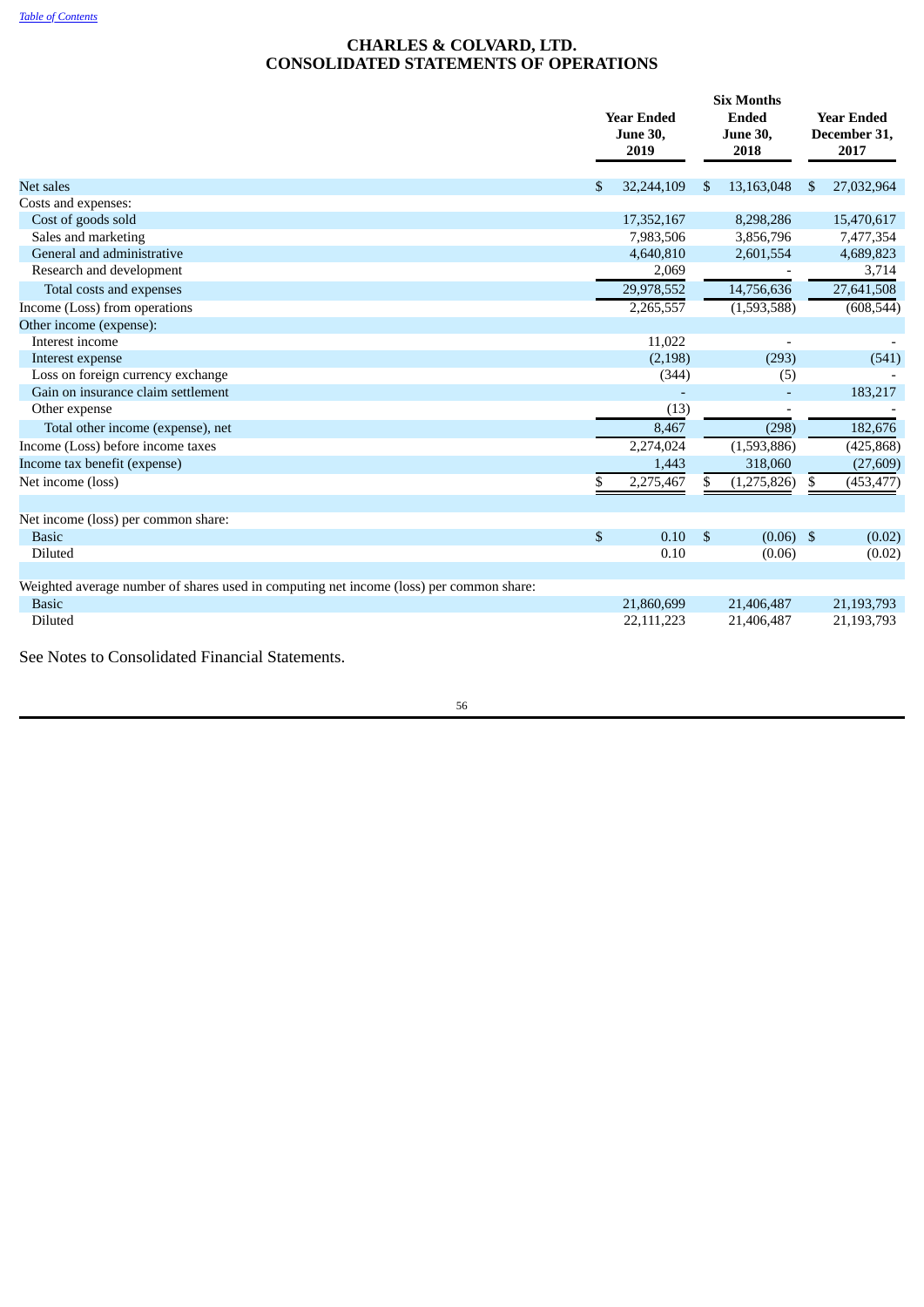[Table of Contents](#)

# CHARLES & COLVARD, LTD.
# CONSOLIDATED STATEMENTS OF OPERATIONS

| | Year Ended June 30, 2019 | Six Months Ended June 30, 2018 | Year Ended December 31, 2017 |
|---|---|---|---|
| Net sales | $ 32,244,109 | $ 13,163,048 | $ 27,032,964 |
| Costs and expenses: | | | |
| Cost of goods sold | 17,352,167 | 8,298,286 | 15,470,617 |
| Sales and marketing | 7,983,506 | 3,856,796 | 7,477,354 |
| General and administrative | 4,640,810 | 2,601,554 | 4,689,823 |
| Research and development | 2,069 | - | 3,714 |
| Total costs and expenses | 29,978,552 | 14,756,636 | 27,641,508 |
| Income (Loss) from operations | 2,265,557 | (1,593,588) | (608,544) |
| Other income (expense): | | | |
| Interest income | 11,022 | - | - |
| Interest expense | (2,198) | (293) | (541) |
| Loss on foreign currency exchange | (344) | (5) | - |
| Gain on insurance claim settlement | - | - | 183,217 |
| Other expense | (13) | - | - |
| Total other income (expense), net | 8,467 | (298) | 182,676 |
| Income (Loss) before income taxes | 2,274,024 | (1,593,886) | (425,868) |
| Income tax benefit (expense) | 1,443 | 318,060 | (27,609) |
| Net income (loss) | $ 2,275,467 | $ (1,275,826) | $ (453,477) |
| | | | |
| Net income (loss) per common share: | | | |
| Basic | $ 0.10 | $ (0.06) | $ (0.02) |
| Diluted | 0.10 | (0.06) | (0.02) |
| | | | |
| Weighted average number of shares used in computing net income (loss) per common share: | | | |
| Basic | 21,860,699 | 21,406,487 | 21,193,793 |
| Diluted | 22,111,223 | 21,406,487 | 21,193,793 |

See Notes to Consolidated Financial Statements.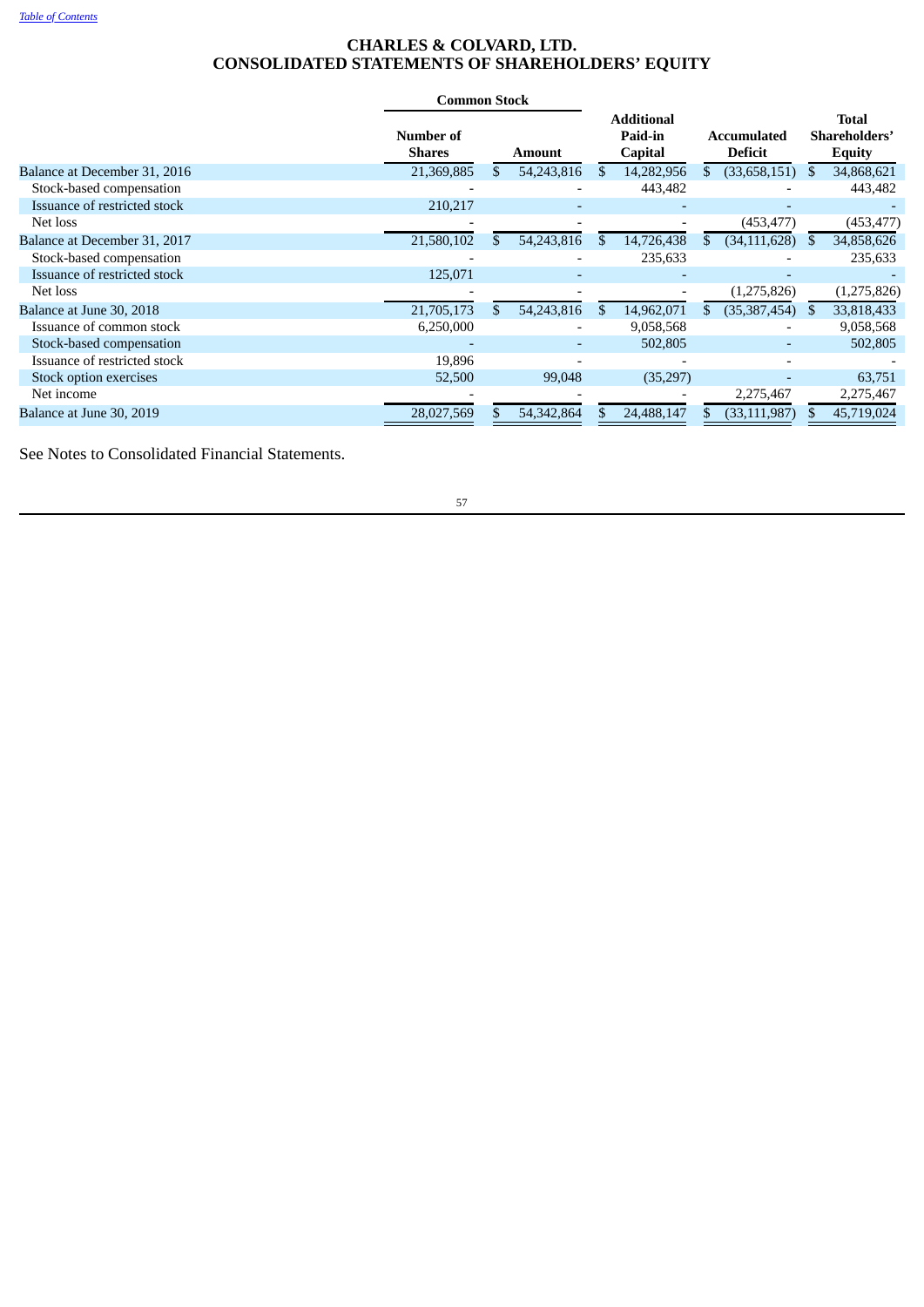[Table of Contents](#)

# CHARLES & COLVARD, LTD.
# CONSOLIDATED STATEMENTS OF SHAREHOLDERS' EQUITY

| | Common Stock | | Additional Paid-in Capital | Accumulated Deficit | Total Shareholders' Equity |
|---|---|---|---|---|---|
| | Number of Shares | Amount | | | |
| Balance at December 31, 2016 | 21,369,885 | $ 54,243,816 | $ 14,282,956 | $ (33,658,151) | $ 34,868,621 |
| Stock-based compensation | - | - | 443,482 | - | 443,482 |
| Issuance of restricted stock | 210,217 | - | - | - | - |
| Net loss | - | - | - | (453,477) | (453,477) |
| Balance at December 31, 2017 | 21,580,102 | $ 54,243,816 | $ 14,726,438 | $ (34,111,628) | $ 34,858,626 |
| Stock-based compensation | - | - | 235,633 | - | 235,633 |
| Issuance of restricted stock | 125,071 | - | - | - | - |
| Net loss | - | - | - | (1,275,826) | (1,275,826) |
| Balance at June 30, 2018 | 21,705,173 | $ 54,243,816 | $ 14,962,071 | $ (35,387,454) | $ 33,818,433 |
| Issuance of common stock | 6,250,000 | - | 9,058,568 | - | 9,058,568 |
| Stock-based compensation | - | - | 502,805 | - | 502,805 |
| Issuance of restricted stock | 19,896 | - | - | - | - |
| Stock option exercises | 52,500 | 99,048 | (35,297) | - | 63,751 |
| Net income | - | - | - | 2,275,467 | 2,275,467 |
| Balance at June 30, 2019 | 28,027,569 | $ 54,342,864 | $ 24,488,147 | $ (33,111,987) | $ 45,719,024 |

See Notes to Consolidated Financial Statements.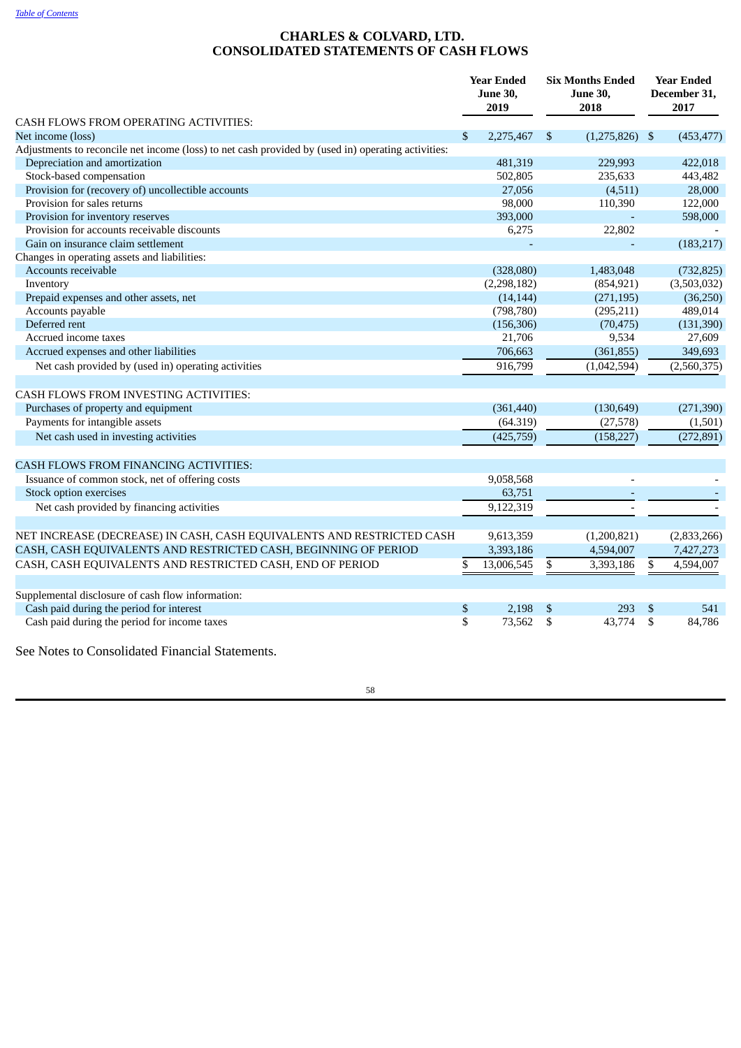# CHARLES & COLVARD, LTD.
# CONSOLIDATED STATEMENTS OF CASH FLOWS

| | Year Ended June 30, 2019 | Six Months Ended June 30, 2018 | Year Ended December 31, 2017 |
|---|---|---|---|
| CASH FLOWS FROM OPERATING ACTIVITIES: | | | |
| Net income (loss) | $ 2,275,467 | $ (1,275,826) | $ (453,477) |
| Adjustments to reconcile net income (loss) to net cash provided by (used in) operating activities: | | | |
| Depreciation and amortization | 481,319 | 229,993 | 422,018 |
| Stock-based compensation | 502,805 | 235,633 | 443,482 |
| Provision for (recovery of) uncollectible accounts | 27,056 | (4,511) | 28,000 |
| Provision for sales returns | 98,000 | 110,390 | 122,000 |
| Provision for inventory reserves | 393,000 | - | 598,000 |
| Provision for accounts receivable discounts | 6,275 | 22,802 | - |
| Gain on insurance claim settlement | - | - | (183,217) |
| Changes in operating assets and liabilities: | | | |
| Accounts receivable | (328,080) | 1,483,048 | (732,825) |
| Inventory | (2,298,182) | (854,921) | (3,503,032) |
| Prepaid expenses and other assets, net | (14,144) | (271,195) | (36,250) |
| Accounts payable | (798,780) | (295,211) | 489,014 |
| Deferred rent | (156,306) | (70,475) | (131,390) |
| Accrued income taxes | 21,706 | 9,534 | 27,609 |
| Accrued expenses and other liabilities | 706,663 | (361,855) | 349,693 |
| Net cash provided by (used in) operating activities | 916,799 | (1,042,594) | (2,560,375) |
| CASH FLOWS FROM INVESTING ACTIVITIES: | | | |
| Purchases of property and equipment | (361,440) | (130,649) | (271,390) |
| Payments for intangible assets | (64.319) | (27,578) | (1,501) |
| Net cash used in investing activities | (425,759) | (158,227) | (272,891) |
| CASH FLOWS FROM FINANCING ACTIVITIES: | | | |
| Issuance of common stock, net of offering costs | 9,058,568 | - | - |
| Stock option exercises | 63,751 | - | - |
| Net cash provided by financing activities | 9,122,319 | - | - |
| NET INCREASE (DECREASE) IN CASH, CASH EQUIVALENTS AND RESTRICTED CASH | 9,613,359 | (1,200,821) | (2,833,266) |
| CASH, CASH EQUIVALENTS AND RESTRICTED CASH, BEGINNING OF PERIOD | 3,393,186 | 4,594,007 | 7,427,273 |
| CASH, CASH EQUIVALENTS AND RESTRICTED CASH, END OF PERIOD | $ 13,006,545 | $ 3,393,186 | $ 4,594,007 |
| Supplemental disclosure of cash flow information: | | | |
| Cash paid during the period for interest | $ 2,198 | $ 293 | $ 541 |
| Cash paid during the period for income taxes | $ 73,562 | $ 43,774 | $ 84,786 |

See Notes to Consolidated Financial Statements.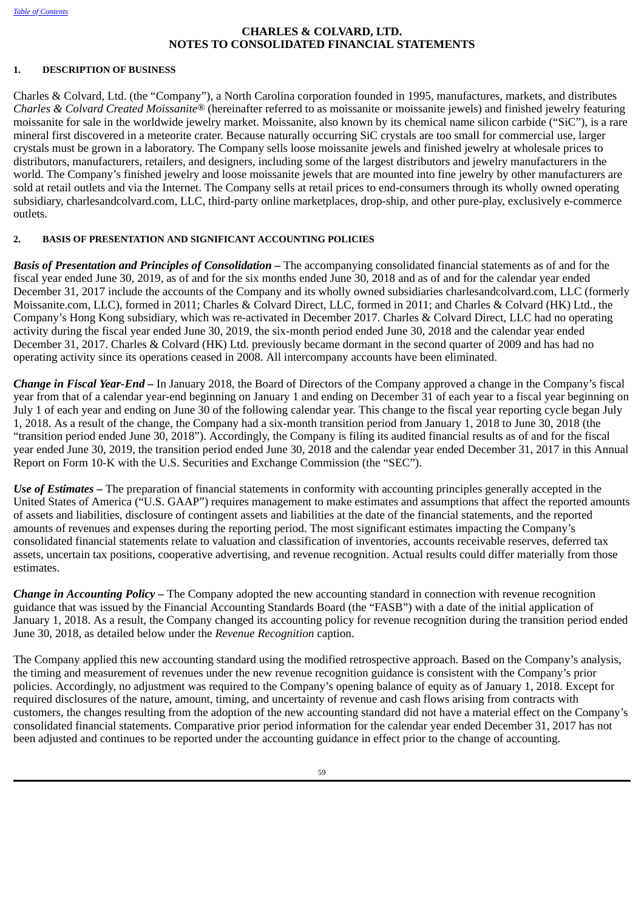# CHARLES & COLVARD, LTD.
# NOTES TO CONSOLIDATED FINANCIAL STATEMENTS

## 1. DESCRIPTION OF BUSINESS

Charles & Colvard, Ltd. (the "Company"), a North Carolina corporation founded in 1995, manufactures, markets, and distributes *Charles & Colvard Created Moissanite®* (hereinafter referred to as moissanite or moissanite jewels) and finished jewelry featuring moissanite for sale in the worldwide jewelry market. Moissanite, also known by its chemical name silicon carbide ("SiC"), is a rare mineral first discovered in a meteorite crater. Because naturally occurring SiC crystals are too small for commercial use, larger crystals must be grown in a laboratory. The Company sells loose moissanite jewels and finished jewelry at wholesale prices to distributors, manufacturers, retailers, and designers, including some of the largest distributors and jewelry manufacturers in the world. The Company's finished jewelry and loose moissanite jewels that are mounted into fine jewelry by other manufacturers are sold at retail outlets and via the Internet. The Company sells at retail prices to end-consumers through its wholly owned operating subsidiary, charlesandcolvard.com, LLC, third-party online marketplaces, drop-ship, and other pure-play, exclusively e-commerce outlets.

## 2. BASIS OF PRESENTATION AND SIGNIFICANT ACCOUNTING POLICIES

***Basis of Presentation and Principles of Consolidation –*** The accompanying consolidated financial statements as of and for the fiscal year ended June 30, 2019, as of and for the six months ended June 30, 2018 and as of and for the calendar year ended December 31, 2017 include the accounts of the Company and its wholly owned subsidiaries charlesandcolvard.com, LLC (formerly Moissanite.com, LLC), formed in 2011; Charles & Colvard Direct, LLC, formed in 2011; and Charles & Colvard (HK) Ltd., the Company's Hong Kong subsidiary, which was re-activated in December 2017. Charles & Colvard Direct, LLC had no operating activity during the fiscal year ended June 30, 2019, the six-month period ended June 30, 2018 and the calendar year ended December 31, 2017. Charles & Colvard (HK) Ltd. previously became dormant in the second quarter of 2009 and has had no operating activity since its operations ceased in 2008. All intercompany accounts have been eliminated.

***Change in Fiscal Year-End –*** In January 2018, the Board of Directors of the Company approved a change in the Company's fiscal year from that of a calendar year-end beginning on January 1 and ending on December 31 of each year to a fiscal year beginning on July 1 of each year and ending on June 30 of the following calendar year. This change to the fiscal year reporting cycle began July 1, 2018. As a result of the change, the Company had a six-month transition period from January 1, 2018 to June 30, 2018 (the "transition period ended June 30, 2018"). Accordingly, the Company is filing its audited financial results as of and for the fiscal year ended June 30, 2019, the transition period ended June 30, 2018 and the calendar year ended December 31, 2017 in this Annual Report on Form 10-K with the U.S. Securities and Exchange Commission (the "SEC").

***Use of Estimates –*** The preparation of financial statements in conformity with accounting principles generally accepted in the United States of America ("U.S. GAAP") requires management to make estimates and assumptions that affect the reported amounts of assets and liabilities, disclosure of contingent assets and liabilities at the date of the financial statements, and the reported amounts of revenues and expenses during the reporting period. The most significant estimates impacting the Company's consolidated financial statements relate to valuation and classification of inventories, accounts receivable reserves, deferred tax assets, uncertain tax positions, cooperative advertising, and revenue recognition. Actual results could differ materially from those estimates.

***Change in Accounting Policy –*** The Company adopted the new accounting standard in connection with revenue recognition guidance that was issued by the Financial Accounting Standards Board (the "FASB") with a date of the initial application of January 1, 2018. As a result, the Company changed its accounting policy for revenue recognition during the transition period ended June 30, 2018, as detailed below under the *Revenue Recognition* caption.

The Company applied this new accounting standard using the modified retrospective approach. Based on the Company's analysis, the timing and measurement of revenues under the new revenue recognition guidance is consistent with the Company's prior policies. Accordingly, no adjustment was required to the Company's opening balance of equity as of January 1, 2018. Except for required disclosures of the nature, amount, timing, and uncertainty of revenue and cash flows arising from contracts with customers, the changes resulting from the adoption of the new accounting standard did not have a material effect on the Company's consolidated financial statements. Comparative prior period information for the calendar year ended December 31, 2017 has not been adjusted and continues to be reported under the accounting guidance in effect prior to the change of accounting.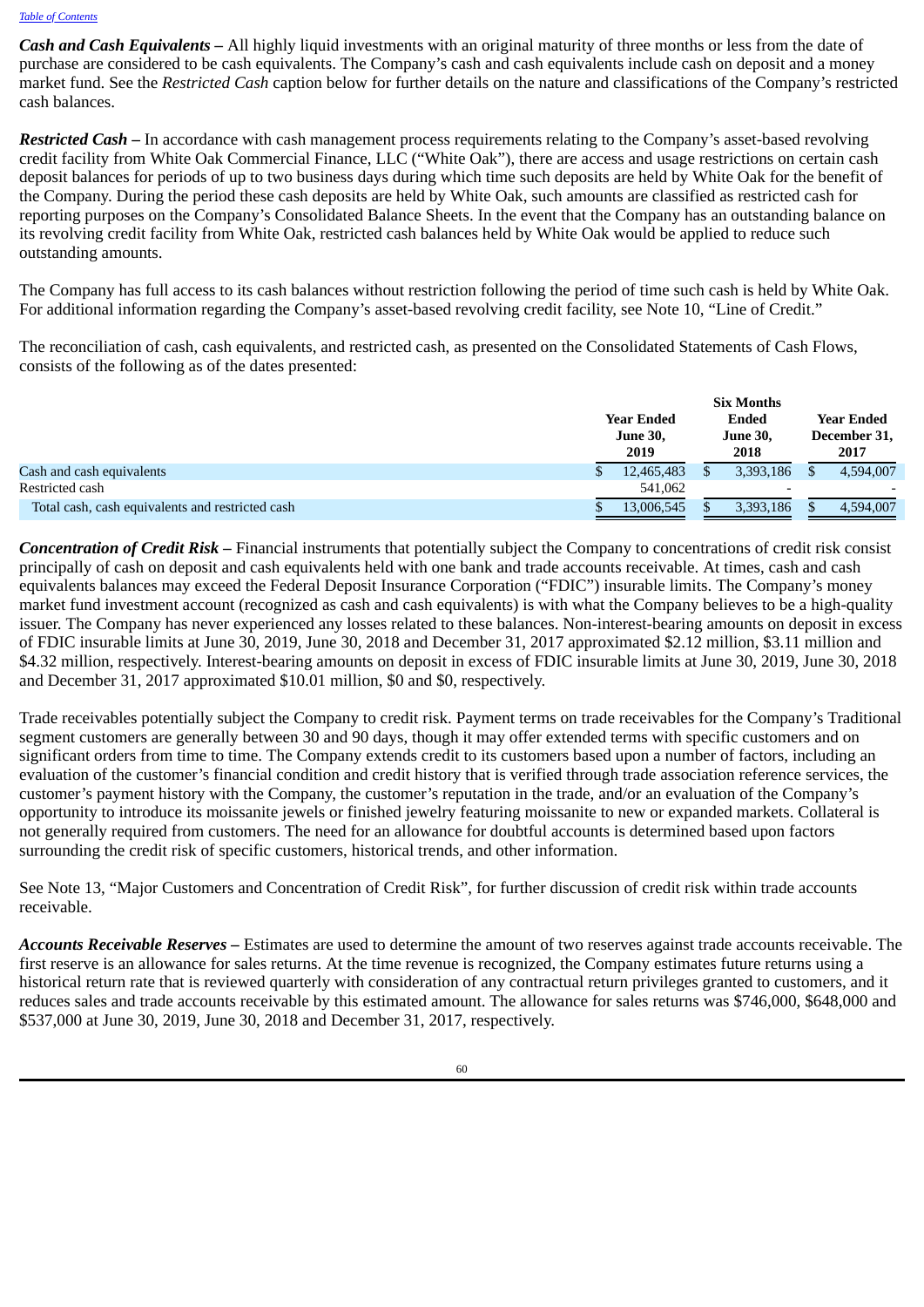***Cash and Cash Equivalents –*** All highly liquid investments with an original maturity of three months or less from the date of purchase are considered to be cash equivalents. The Company's cash and cash equivalents include cash on deposit and a money market fund. See the *Restricted Cash* caption below for further details on the nature and classifications of the Company's restricted cash balances.

***Restricted Cash –*** In accordance with cash management process requirements relating to the Company's asset-based revolving credit facility from White Oak Commercial Finance, LLC ("White Oak"), there are access and usage restrictions on certain cash deposit balances for periods of up to two business days during which time such deposits are held by White Oak for the benefit of the Company. During the period these cash deposits are held by White Oak, such amounts are classified as restricted cash for reporting purposes on the Company's Consolidated Balance Sheets. In the event that the Company has an outstanding balance on its revolving credit facility from White Oak, restricted cash balances held by White Oak would be applied to reduce such outstanding amounts.

The Company has full access to its cash balances without restriction following the period of time such cash is held by White Oak. For additional information regarding the Company's asset-based revolving credit facility, see Note 10, "Line of Credit."

The reconciliation of cash, cash equivalents, and restricted cash, as presented on the Consolidated Statements of Cash Flows, consists of the following as of the dates presented:

| | Year Ended June 30, 2019 | Six Months Ended June 30, 2018 | Year Ended December 31, 2017 |
|---|---|---|---|
| Cash and cash equivalents | $ 12,465,483 | $ 3,393,186 | $ 4,594,007 |
| Restricted cash | 541,062 | - | - |
| Total cash, cash equivalents and restricted cash | $ 13,006,545 | $ 3,393,186 | $ 4,594,007 |

***Concentration of Credit Risk –*** Financial instruments that potentially subject the Company to concentrations of credit risk consist principally of cash on deposit and cash equivalents held with one bank and trade accounts receivable. At times, cash and cash equivalents balances may exceed the Federal Deposit Insurance Corporation ("FDIC") insurable limits. The Company's money market fund investment account (recognized as cash and cash equivalents) is with what the Company believes to be a high-quality issuer. The Company has never experienced any losses related to these balances. Non-interest-bearing amounts on deposit in excess of FDIC insurable limits at June 30, 2019, June 30, 2018 and December 31, 2017 approximated $2.12 million, $3.11 million and $4.32 million, respectively. Interest-bearing amounts on deposit in excess of FDIC insurable limits at June 30, 2019, June 30, 2018 and December 31, 2017 approximated $10.01 million, $0 and $0, respectively.

Trade receivables potentially subject the Company to credit risk. Payment terms on trade receivables for the Company's Traditional segment customers are generally between 30 and 90 days, though it may offer extended terms with specific customers and on significant orders from time to time. The Company extends credit to its customers based upon a number of factors, including an evaluation of the customer's financial condition and credit history that is verified through trade association reference services, the customer's payment history with the Company, the customer's reputation in the trade, and/or an evaluation of the Company's opportunity to introduce its moissanite jewels or finished jewelry featuring moissanite to new or expanded markets. Collateral is not generally required from customers. The need for an allowance for doubtful accounts is determined based upon factors surrounding the credit risk of specific customers, historical trends, and other information.

See Note 13, "Major Customers and Concentration of Credit Risk", for further discussion of credit risk within trade accounts receivable.

***Accounts Receivable Reserves –*** Estimates are used to determine the amount of two reserves against trade accounts receivable. The first reserve is an allowance for sales returns. At the time revenue is recognized, the Company estimates future returns using a historical return rate that is reviewed quarterly with consideration of any contractual return privileges granted to customers, and it reduces sales and trade accounts receivable by this estimated amount. The allowance for sales returns was $746,000, $648,000 and $537,000 at June 30, 2019, June 30, 2018 and December 31, 2017, respectively.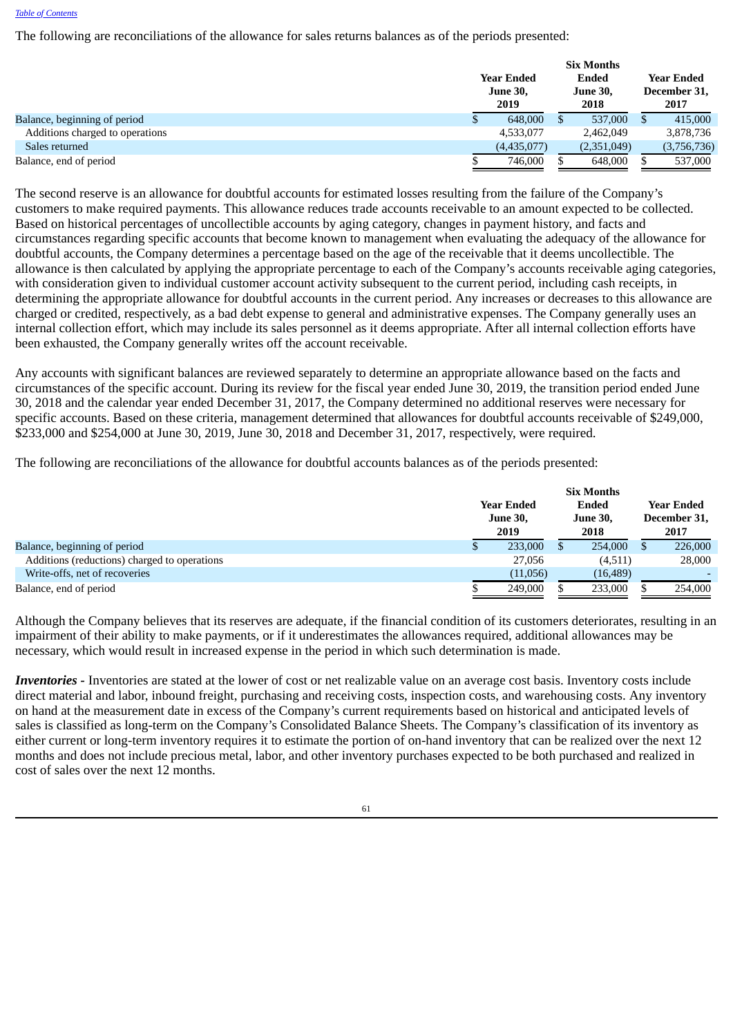The following are reconciliations of the allowance for sales returns balances as of the periods presented:

| | Year Ended June 30, 2019 | Six Months Ended June 30, 2018 | Year Ended December 31, 2017 |
|---|---|---|---|
| Balance, beginning of period | $ 648,000 | $ 537,000 | $ 415,000 |
| Additions charged to operations | 4,533,077 | 2,462,049 | 3,878,736 |
| Sales returned | (4,435,077) | (2,351,049) | (3,756,736) |
| Balance, end of period | $ 746,000 | $ 648,000 | $ 537,000 |

The second reserve is an allowance for doubtful accounts for estimated losses resulting from the failure of the Company's customers to make required payments. This allowance reduces trade accounts receivable to an amount expected to be collected. Based on historical percentages of uncollectible accounts by aging category, changes in payment history, and facts and circumstances regarding specific accounts that become known to management when evaluating the adequacy of the allowance for doubtful accounts, the Company determines a percentage based on the age of the receivable that it deems uncollectible. The allowance is then calculated by applying the appropriate percentage to each of the Company's accounts receivable aging categories, with consideration given to individual customer account activity subsequent to the current period, including cash receipts, in determining the appropriate allowance for doubtful accounts in the current period. Any increases or decreases to this allowance are charged or credited, respectively, as a bad debt expense to general and administrative expenses. The Company generally uses an internal collection effort, which may include its sales personnel as it deems appropriate. After all internal collection efforts have been exhausted, the Company generally writes off the account receivable.

Any accounts with significant balances are reviewed separately to determine an appropriate allowance based on the facts and circumstances of the specific account. During its review for the fiscal year ended June 30, 2019, the transition period ended June 30, 2018 and the calendar year ended December 31, 2017, the Company determined no additional reserves were necessary for specific accounts. Based on these criteria, management determined that allowances for doubtful accounts receivable of $249,000, $233,000 and $254,000 at June 30, 2019, June 30, 2018 and December 31, 2017, respectively, were required.

The following are reconciliations of the allowance for doubtful accounts balances as of the periods presented:

| | Year Ended June 30, 2019 | Six Months Ended June 30, 2018 | Year Ended December 31, 2017 |
|---|---|---|---|
| Balance, beginning of period | $ 233,000 | $ 254,000 | $ 226,000 |
| Additions (reductions) charged to operations | 27,056 | (4,511) | 28,000 |
| Write-offs, net of recoveries | (11,056) | (16,489) | - |
| Balance, end of period | $ 249,000 | $ 233,000 | $ 254,000 |

Although the Company believes that its reserves are adequate, if the financial condition of its customers deteriorates, resulting in an impairment of their ability to make payments, or if it underestimates the allowances required, additional allowances may be necessary, which would result in increased expense in the period in which such determination is made.

***Inventories*** **-** Inventories are stated at the lower of cost or net realizable value on an average cost basis. Inventory costs include direct material and labor, inbound freight, purchasing and receiving costs, inspection costs, and warehousing costs. Any inventory on hand at the measurement date in excess of the Company's current requirements based on historical and anticipated levels of sales is classified as long-term on the Company's Consolidated Balance Sheets. The Company's classification of its inventory as either current or long-term inventory requires it to estimate the portion of on-hand inventory that can be realized over the next 12 months and does not include precious metal, labor, and other inventory purchases expected to be both purchased and realized in cost of sales over the next 12 months.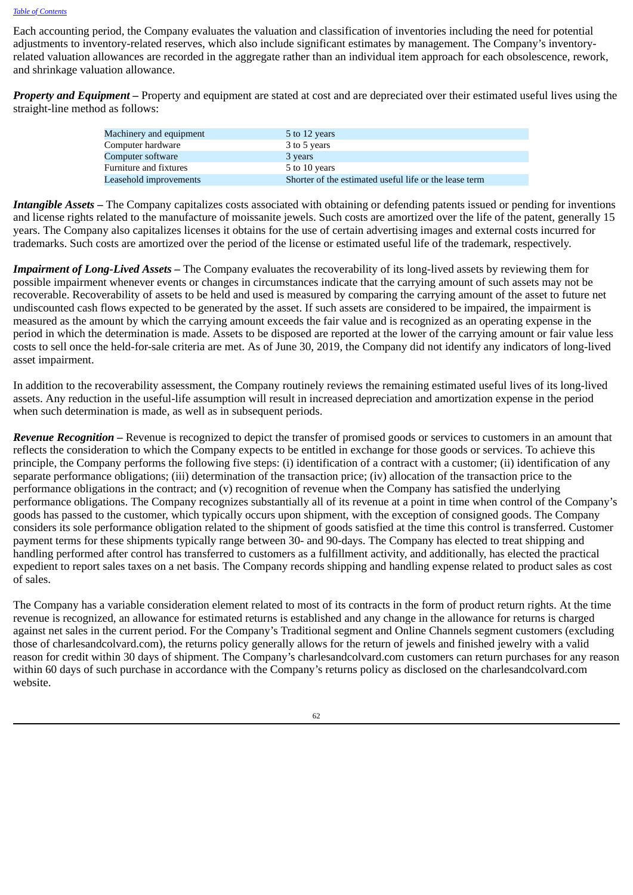Each accounting period, the Company evaluates the valuation and classification of inventories including the need for potential adjustments to inventory-related reserves, which also include significant estimates by management. The Company's inventory-related valuation allowances are recorded in the aggregate rather than an individual item approach for each obsolescence, rework, and shrinkage valuation allowance.

***Property and Equipment –*** Property and equipment are stated at cost and are depreciated over their estimated useful lives using the straight-line method as follows:

| | |
|---|---|
| Machinery and equipment | 5 to 12 years |
| Computer hardware | 3 to 5 years |
| Computer software | 3 years |
| Furniture and fixtures | 5 to 10 years |
| Leasehold improvements | Shorter of the estimated useful life or the lease term |

***Intangible Assets –*** The Company capitalizes costs associated with obtaining or defending patents issued or pending for inventions and license rights related to the manufacture of moissanite jewels. Such costs are amortized over the life of the patent, generally 15 years. The Company also capitalizes licenses it obtains for the use of certain advertising images and external costs incurred for trademarks. Such costs are amortized over the period of the license or estimated useful life of the trademark, respectively.

***Impairment of Long-Lived Assets –*** The Company evaluates the recoverability of its long-lived assets by reviewing them for possible impairment whenever events or changes in circumstances indicate that the carrying amount of such assets may not be recoverable. Recoverability of assets to be held and used is measured by comparing the carrying amount of the asset to future net undiscounted cash flows expected to be generated by the asset. If such assets are considered to be impaired, the impairment is measured as the amount by which the carrying amount exceeds the fair value and is recognized as an operating expense in the period in which the determination is made. Assets to be disposed are reported at the lower of the carrying amount or fair value less costs to sell once the held-for-sale criteria are met. As of June 30, 2019, the Company did not identify any indicators of long-lived asset impairment.

In addition to the recoverability assessment, the Company routinely reviews the remaining estimated useful lives of its long-lived assets. Any reduction in the useful-life assumption will result in increased depreciation and amortization expense in the period when such determination is made, as well as in subsequent periods.

***Revenue Recognition –*** Revenue is recognized to depict the transfer of promised goods or services to customers in an amount that reflects the consideration to which the Company expects to be entitled in exchange for those goods or services. To achieve this principle, the Company performs the following five steps: (i) identification of a contract with a customer; (ii) identification of any separate performance obligations; (iii) determination of the transaction price; (iv) allocation of the transaction price to the performance obligations in the contract; and (v) recognition of revenue when the Company has satisfied the underlying performance obligations. The Company recognizes substantially all of its revenue at a point in time when control of the Company's goods has passed to the customer, which typically occurs upon shipment, with the exception of consigned goods. The Company considers its sole performance obligation related to the shipment of goods satisfied at the time this control is transferred. Customer payment terms for these shipments typically range between 30- and 90-days. The Company has elected to treat shipping and handling performed after control has transferred to customers as a fulfillment activity, and additionally, has elected the practical expedient to report sales taxes on a net basis. The Company records shipping and handling expense related to product sales as cost of sales.

The Company has a variable consideration element related to most of its contracts in the form of product return rights. At the time revenue is recognized, an allowance for estimated returns is established and any change in the allowance for returns is charged against net sales in the current period. For the Company's Traditional segment and Online Channels segment customers (excluding those of charlesandcolvard.com), the returns policy generally allows for the return of jewels and finished jewelry with a valid reason for credit within 30 days of shipment. The Company's charlesandcolvard.com customers can return purchases for any reason within 60 days of such purchase in accordance with the Company's returns policy as disclosed on the charlesandcolvard.com website.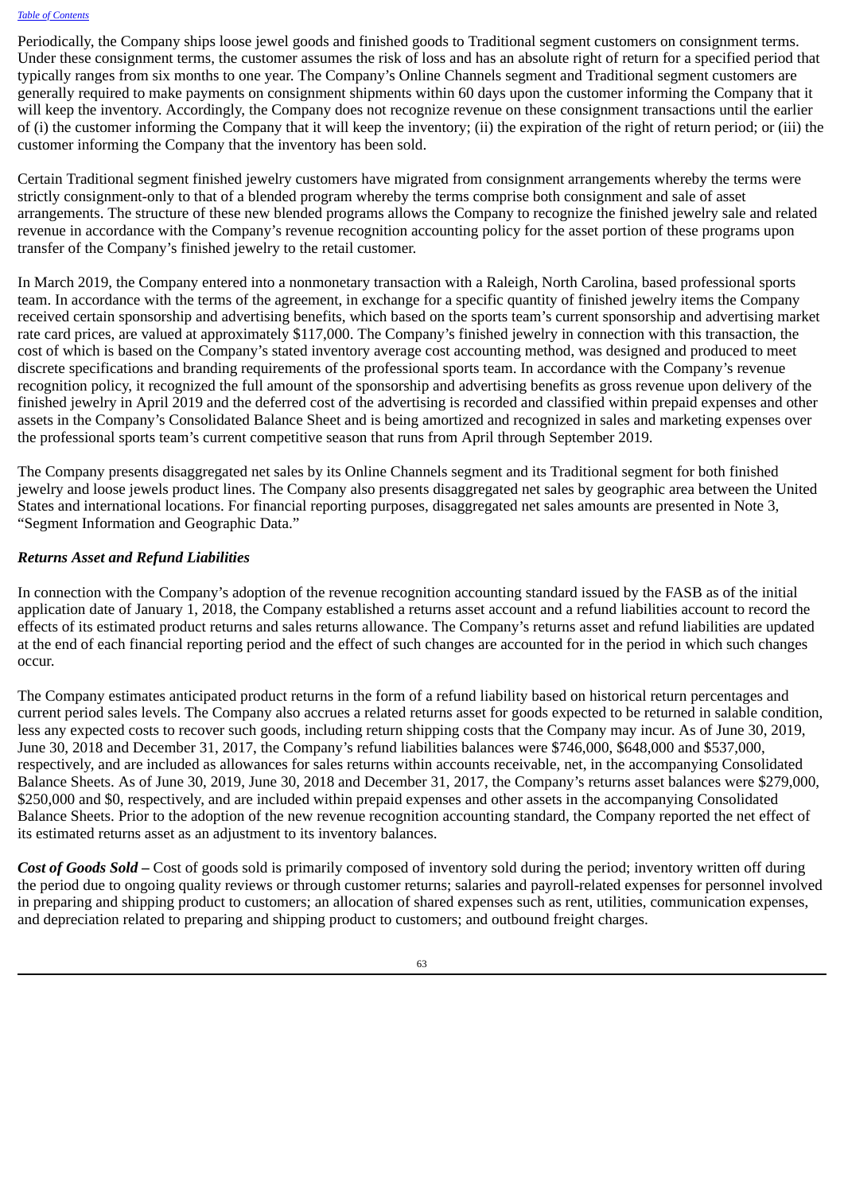Periodically, the Company ships loose jewel goods and finished goods to Traditional segment customers on consignment terms. Under these consignment terms, the customer assumes the risk of loss and has an absolute right of return for a specified period that typically ranges from six months to one year. The Company's Online Channels segment and Traditional segment customers are generally required to make payments on consignment shipments within 60 days upon the customer informing the Company that it will keep the inventory. Accordingly, the Company does not recognize revenue on these consignment transactions until the earlier of (i) the customer informing the Company that it will keep the inventory; (ii) the expiration of the right of return period; or (iii) the customer informing the Company that the inventory has been sold.

Certain Traditional segment finished jewelry customers have migrated from consignment arrangements whereby the terms were strictly consignment-only to that of a blended program whereby the terms comprise both consignment and sale of asset arrangements. The structure of these new blended programs allows the Company to recognize the finished jewelry sale and related revenue in accordance with the Company's revenue recognition accounting policy for the asset portion of these programs upon transfer of the Company's finished jewelry to the retail customer.

In March 2019, the Company entered into a nonmonetary transaction with a Raleigh, North Carolina, based professional sports team. In accordance with the terms of the agreement, in exchange for a specific quantity of finished jewelry items the Company received certain sponsorship and advertising benefits, which based on the sports team's current sponsorship and advertising market rate card prices, are valued at approximately $117,000. The Company's finished jewelry in connection with this transaction, the cost of which is based on the Company's stated inventory average cost accounting method, was designed and produced to meet discrete specifications and branding requirements of the professional sports team. In accordance with the Company's revenue recognition policy, it recognized the full amount of the sponsorship and advertising benefits as gross revenue upon delivery of the finished jewelry in April 2019 and the deferred cost of the advertising is recorded and classified within prepaid expenses and other assets in the Company's Consolidated Balance Sheet and is being amortized and recognized in sales and marketing expenses over the professional sports team's current competitive season that runs from April through September 2019.

The Company presents disaggregated net sales by its Online Channels segment and its Traditional segment for both finished jewelry and loose jewels product lines. The Company also presents disaggregated net sales by geographic area between the United States and international locations. For financial reporting purposes, disaggregated net sales amounts are presented in Note 3, "Segment Information and Geographic Data."

***Returns Asset and Refund Liabilities***

In connection with the Company's adoption of the revenue recognition accounting standard issued by the FASB as of the initial application date of January 1, 2018, the Company established a returns asset account and a refund liabilities account to record the effects of its estimated product returns and sales returns allowance. The Company's returns asset and refund liabilities are updated at the end of each financial reporting period and the effect of such changes are accounted for in the period in which such changes occur.

The Company estimates anticipated product returns in the form of a refund liability based on historical return percentages and current period sales levels. The Company also accrues a related returns asset for goods expected to be returned in salable condition, less any expected costs to recover such goods, including return shipping costs that the Company may incur. As of June 30, 2019, June 30, 2018 and December 31, 2017, the Company's refund liabilities balances were $746,000, $648,000 and $537,000, respectively, and are included as allowances for sales returns within accounts receivable, net, in the accompanying Consolidated Balance Sheets. As of June 30, 2019, June 30, 2018 and December 31, 2017, the Company's returns asset balances were $279,000, $250,000 and $0, respectively, and are included within prepaid expenses and other assets in the accompanying Consolidated Balance Sheets. Prior to the adoption of the new revenue recognition accounting standard, the Company reported the net effect of its estimated returns asset as an adjustment to its inventory balances.

***Cost of Goods Sold –*** Cost of goods sold is primarily composed of inventory sold during the period; inventory written off during the period due to ongoing quality reviews or through customer returns; salaries and payroll-related expenses for personnel involved in preparing and shipping product to customers; an allocation of shared expenses such as rent, utilities, communication expenses, and depreciation related to preparing and shipping product to customers; and outbound freight charges.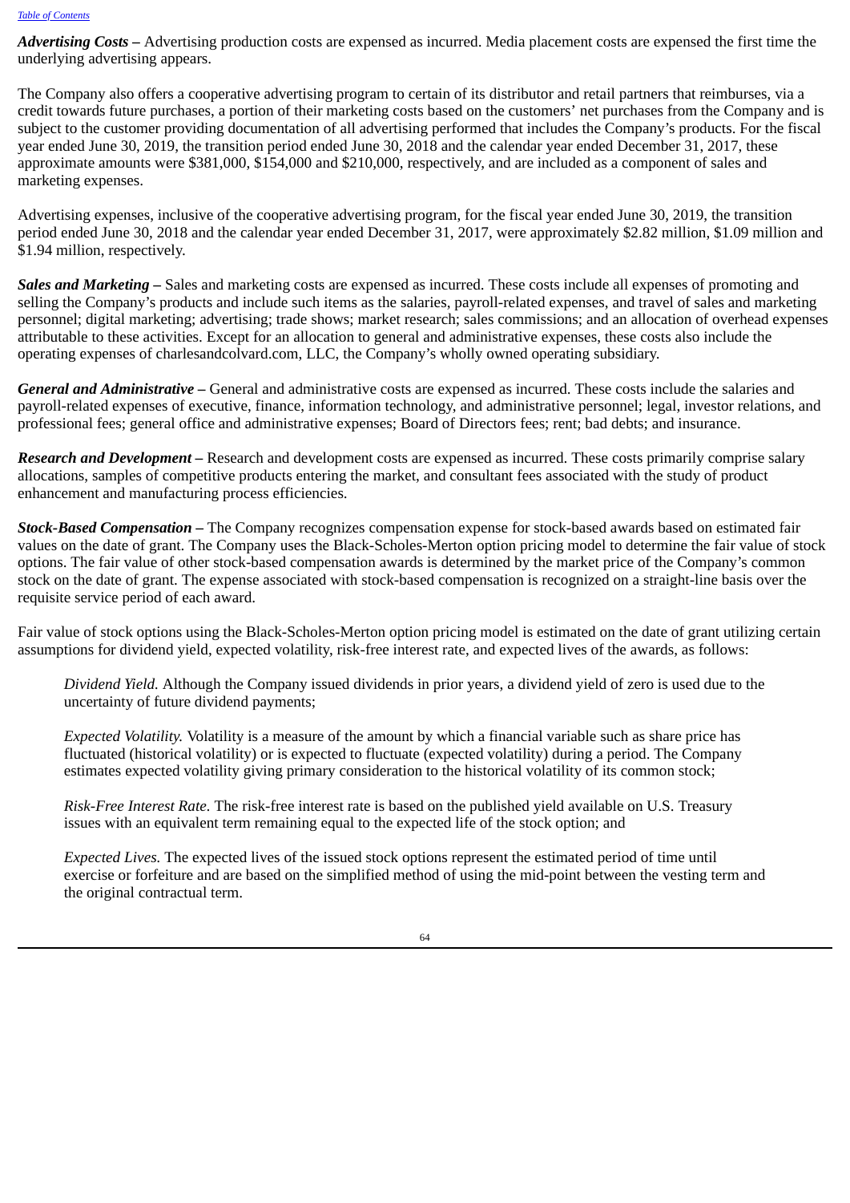***Advertising Costs –*** Advertising production costs are expensed as incurred. Media placement costs are expensed the first time the underlying advertising appears.

The Company also offers a cooperative advertising program to certain of its distributor and retail partners that reimburses, via a credit towards future purchases, a portion of their marketing costs based on the customers' net purchases from the Company and is subject to the customer providing documentation of all advertising performed that includes the Company's products. For the fiscal year ended June 30, 2019, the transition period ended June 30, 2018 and the calendar year ended December 31, 2017, these approximate amounts were $381,000, $154,000 and $210,000, respectively, and are included as a component of sales and marketing expenses.

Advertising expenses, inclusive of the cooperative advertising program, for the fiscal year ended June 30, 2019, the transition period ended June 30, 2018 and the calendar year ended December 31, 2017, were approximately $2.82 million, $1.09 million and $1.94 million, respectively.

***Sales and Marketing –*** Sales and marketing costs are expensed as incurred. These costs include all expenses of promoting and selling the Company's products and include such items as the salaries, payroll-related expenses, and travel of sales and marketing personnel; digital marketing; advertising; trade shows; market research; sales commissions; and an allocation of overhead expenses attributable to these activities. Except for an allocation to general and administrative expenses, these costs also include the operating expenses of charlesandcolvard.com, LLC, the Company's wholly owned operating subsidiary.

***General and Administrative –*** General and administrative costs are expensed as incurred. These costs include the salaries and payroll-related expenses of executive, finance, information technology, and administrative personnel; legal, investor relations, and professional fees; general office and administrative expenses; Board of Directors fees; rent; bad debts; and insurance.

***Research and Development –*** Research and development costs are expensed as incurred. These costs primarily comprise salary allocations, samples of competitive products entering the market, and consultant fees associated with the study of product enhancement and manufacturing process efficiencies.

***Stock-Based Compensation –*** The Company recognizes compensation expense for stock-based awards based on estimated fair values on the date of grant. The Company uses the Black-Scholes-Merton option pricing model to determine the fair value of stock options. The fair value of other stock-based compensation awards is determined by the market price of the Company's common stock on the date of grant. The expense associated with stock-based compensation is recognized on a straight-line basis over the requisite service period of each award.

Fair value of stock options using the Black-Scholes-Merton option pricing model is estimated on the date of grant utilizing certain assumptions for dividend yield, expected volatility, risk-free interest rate, and expected lives of the awards, as follows:

*Dividend Yield.* Although the Company issued dividends in prior years, a dividend yield of zero is used due to the uncertainty of future dividend payments;

*Expected Volatility.* Volatility is a measure of the amount by which a financial variable such as share price has fluctuated (historical volatility) or is expected to fluctuate (expected volatility) during a period. The Company estimates expected volatility giving primary consideration to the historical volatility of its common stock;

*Risk-Free Interest Rate.* The risk-free interest rate is based on the published yield available on U.S. Treasury issues with an equivalent term remaining equal to the expected life of the stock option; and

*Expected Lives.* The expected lives of the issued stock options represent the estimated period of time until exercise or forfeiture and are based on the simplified method of using the mid-point between the vesting term and the original contractual term.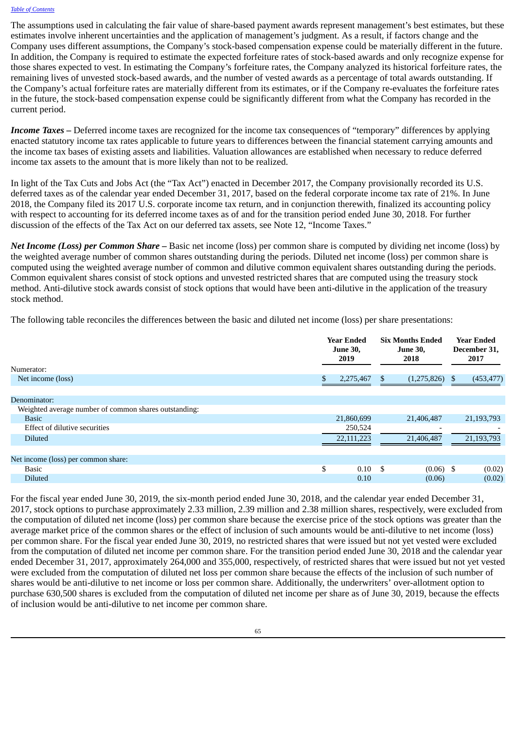The assumptions used in calculating the fair value of share-based payment awards represent management's best estimates, but these estimates involve inherent uncertainties and the application of management's judgment. As a result, if factors change and the Company uses different assumptions, the Company's stock-based compensation expense could be materially different in the future. In addition, the Company is required to estimate the expected forfeiture rates of stock-based awards and only recognize expense for those shares expected to vest. In estimating the Company's forfeiture rates, the Company analyzed its historical forfeiture rates, the remaining lives of unvested stock-based awards, and the number of vested awards as a percentage of total awards outstanding. If the Company's actual forfeiture rates are materially different from its estimates, or if the Company re-evaluates the forfeiture rates in the future, the stock-based compensation expense could be significantly different from what the Company has recorded in the current period.

***Income Taxes –*** Deferred income taxes are recognized for the income tax consequences of "temporary" differences by applying enacted statutory income tax rates applicable to future years to differences between the financial statement carrying amounts and the income tax bases of existing assets and liabilities. Valuation allowances are established when necessary to reduce deferred income tax assets to the amount that is more likely than not to be realized.

In light of the Tax Cuts and Jobs Act (the "Tax Act") enacted in December 2017, the Company provisionally recorded its U.S. deferred taxes as of the calendar year ended December 31, 2017, based on the federal corporate income tax rate of 21%. In June 2018, the Company filed its 2017 U.S. corporate income tax return, and in conjunction therewith, finalized its accounting policy with respect to accounting for its deferred income taxes as of and for the transition period ended June 30, 2018. For further discussion of the effects of the Tax Act on our deferred tax assets, see Note 12, "Income Taxes."

***Net Income (Loss) per Common Share –*** Basic net income (loss) per common share is computed by dividing net income (loss) by the weighted average number of common shares outstanding during the periods. Diluted net income (loss) per common share is computed using the weighted average number of common and dilutive common equivalent shares outstanding during the periods. Common equivalent shares consist of stock options and unvested restricted shares that are computed using the treasury stock method. Anti-dilutive stock awards consist of stock options that would have been anti-dilutive in the application of the treasury stock method.

The following table reconciles the differences between the basic and diluted net income (loss) per share presentations:

| | Year Ended June 30, 2019 | Six Months Ended June 30, 2018 | Year Ended December 31, 2017 |
|---|---|---|---|
| Numerator: | | | |
| Net income (loss) | $ 2,275,467 | $ (1,275,826) | $ (453,477) |
| Denominator: | | | |
| Weighted average number of common shares outstanding: | | | |
| Basic | 21,860,699 | 21,406,487 | 21,193,793 |
| Effect of dilutive securities | 250,524 | - | - |
| Diluted | 22,111,223 | 21,406,487 | 21,193,793 |
| Net income (loss) per common share: | | | |
| Basic | $ 0.10 | $ (0.06) | $ (0.02) |
| Diluted | 0.10 | (0.06) | (0.02) |

For the fiscal year ended June 30, 2019, the six-month period ended June 30, 2018, and the calendar year ended December 31, 2017, stock options to purchase approximately 2.33 million, 2.39 million and 2.38 million shares, respectively, were excluded from the computation of diluted net income (loss) per common share because the exercise price of the stock options was greater than the average market price of the common shares or the effect of inclusion of such amounts would be anti-dilutive to net income (loss) per common share. For the fiscal year ended June 30, 2019, no restricted shares that were issued but not yet vested were excluded from the computation of diluted net income per common share. For the transition period ended June 30, 2018 and the calendar year ended December 31, 2017, approximately 264,000 and 355,000, respectively, of restricted shares that were issued but not yet vested were excluded from the computation of diluted net loss per common share because the effects of the inclusion of such number of shares would be anti-dilutive to net income or loss per common share. Additionally, the underwriters' over-allotment option to purchase 630,500 shares is excluded from the computation of diluted net income per share as of June 30, 2019, because the effects of inclusion would be anti-dilutive to net income per common share.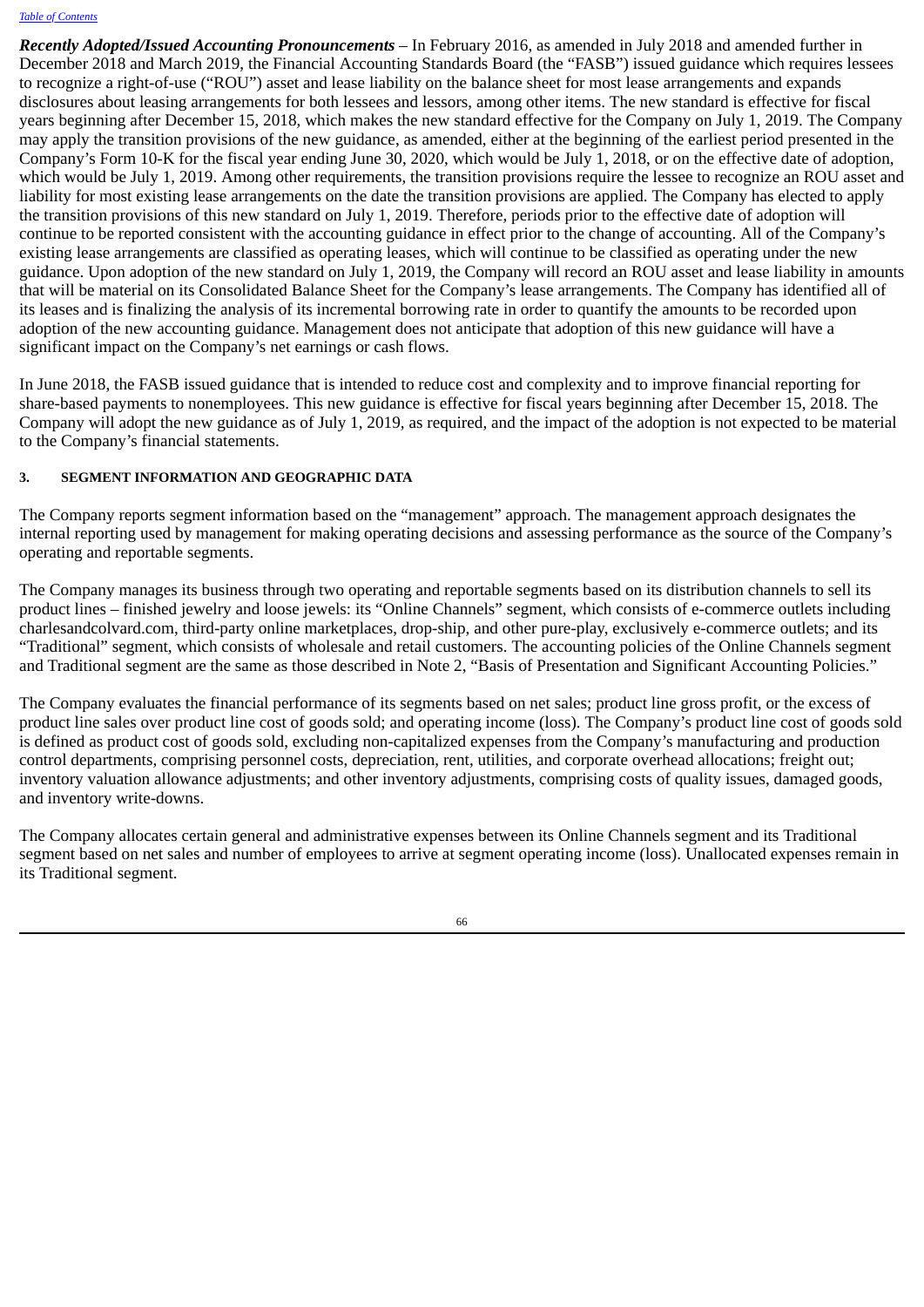***Recently Adopted/Issued Accounting Pronouncements*** – In February 2016, as amended in July 2018 and amended further in December 2018 and March 2019, the Financial Accounting Standards Board (the "FASB") issued guidance which requires lessees to recognize a right-of-use ("ROU") asset and lease liability on the balance sheet for most lease arrangements and expands disclosures about leasing arrangements for both lessees and lessors, among other items. The new standard is effective for fiscal years beginning after December 15, 2018, which makes the new standard effective for the Company on July 1, 2019. The Company may apply the transition provisions of the new guidance, as amended, either at the beginning of the earliest period presented in the Company's Form 10-K for the fiscal year ending June 30, 2020, which would be July 1, 2018, or on the effective date of adoption, which would be July 1, 2019. Among other requirements, the transition provisions require the lessee to recognize an ROU asset and liability for most existing lease arrangements on the date the transition provisions are applied. The Company has elected to apply the transition provisions of this new standard on July 1, 2019. Therefore, periods prior to the effective date of adoption will continue to be reported consistent with the accounting guidance in effect prior to the change of accounting. All of the Company's existing lease arrangements are classified as operating leases, which will continue to be classified as operating under the new guidance. Upon adoption of the new standard on July 1, 2019, the Company will record an ROU asset and lease liability in amounts that will be material on its Consolidated Balance Sheet for the Company's lease arrangements. The Company has identified all of its leases and is finalizing the analysis of its incremental borrowing rate in order to quantify the amounts to be recorded upon adoption of the new accounting guidance. Management does not anticipate that adoption of this new guidance will have a significant impact on the Company's net earnings or cash flows.

In June 2018, the FASB issued guidance that is intended to reduce cost and complexity and to improve financial reporting for share-based payments to nonemployees. This new guidance is effective for fiscal years beginning after December 15, 2018. The Company will adopt the new guidance as of July 1, 2019, as required, and the impact of the adoption is not expected to be material to the Company's financial statements.

## 3. SEGMENT INFORMATION AND GEOGRAPHIC DATA

The Company reports segment information based on the "management" approach. The management approach designates the internal reporting used by management for making operating decisions and assessing performance as the source of the Company's operating and reportable segments.

The Company manages its business through two operating and reportable segments based on its distribution channels to sell its product lines – finished jewelry and loose jewels: its "Online Channels" segment, which consists of e-commerce outlets including charlesandcolvard.com, third-party online marketplaces, drop-ship, and other pure-play, exclusively e-commerce outlets; and its "Traditional" segment, which consists of wholesale and retail customers. The accounting policies of the Online Channels segment and Traditional segment are the same as those described in Note 2, "Basis of Presentation and Significant Accounting Policies."

The Company evaluates the financial performance of its segments based on net sales; product line gross profit, or the excess of product line sales over product line cost of goods sold; and operating income (loss). The Company's product line cost of goods sold is defined as product cost of goods sold, excluding non-capitalized expenses from the Company's manufacturing and production control departments, comprising personnel costs, depreciation, rent, utilities, and corporate overhead allocations; freight out; inventory valuation allowance adjustments; and other inventory adjustments, comprising costs of quality issues, damaged goods, and inventory write-downs.

The Company allocates certain general and administrative expenses between its Online Channels segment and its Traditional segment based on net sales and number of employees to arrive at segment operating income (loss). Unallocated expenses remain in its Traditional segment.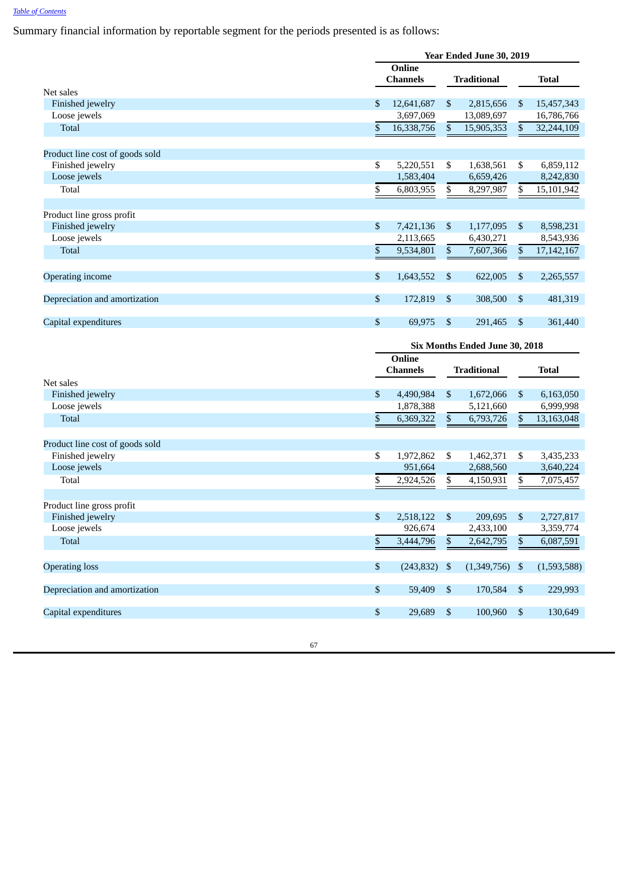Summary financial information by reportable segment for the periods presented is as follows:

| | Year Ended June 30, 2019 | | |
|---|---|---|---|
| | Online Channels | Traditional | Total |
| **Net sales** | | | |
| Finished jewelry | $ 12,641,687 | $ 2,815,656 | $ 15,457,343 |
| Loose jewels | 3,697,069 | 13,089,697 | 16,786,766 |
| Total | $ 16,338,756 | $ 15,905,353 | $ 32,244,109 |
| **Product line cost of goods sold** | | | |
| Finished jewelry | $ 5,220,551 | $ 1,638,561 | $ 6,859,112 |
| Loose jewels | 1,583,404 | 6,659,426 | 8,242,830 |
| Total | $ 6,803,955 | $ 8,297,987 | $ 15,101,942 |
| **Product line gross profit** | | | |
| Finished jewelry | $ 7,421,136 | $ 1,177,095 | $ 8,598,231 |
| Loose jewels | 2,113,665 | 6,430,271 | 8,543,936 |
| Total | $ 9,534,801 | $ 7,607,366 | $ 17,142,167 |
| Operating income | $ 1,643,552 | $ 622,005 | $ 2,265,557 |
| Depreciation and amortization | $ 172,819 | $ 308,500 | $ 481,319 |
| Capital expenditures | $ 69,975 | $ 291,465 | $ 361,440 |

| | Six Months Ended June 30, 2018 | | |
|---|---|---|---|
| | Online Channels | Traditional | Total |
| **Net sales** | | | |
| Finished jewelry | $ 4,490,984 | $ 1,672,066 | $ 6,163,050 |
| Loose jewels | 1,878,388 | 5,121,660 | 6,999,998 |
| Total | $ 6,369,322 | $ 6,793,726 | $ 13,163,048 |
| **Product line cost of goods sold** | | | |
| Finished jewelry | $ 1,972,862 | $ 1,462,371 | $ 3,435,233 |
| Loose jewels | 951,664 | 2,688,560 | 3,640,224 |
| Total | $ 2,924,526 | $ 4,150,931 | $ 7,075,457 |
| **Product line gross profit** | | | |
| Finished jewelry | $ 2,518,122 | $ 209,695 | $ 2,727,817 |
| Loose jewels | 926,674 | 2,433,100 | 3,359,774 |
| Total | $ 3,444,796 | $ 2,642,795 | $ 6,087,591 |
| Operating loss | $ (243,832) | $ (1,349,756) | $ (1,593,588) |
| Depreciation and amortization | $ 59,409 | $ 170,584 | $ 229,993 |
| Capital expenditures | $ 29,689 | $ 100,960 | $ 130,649 |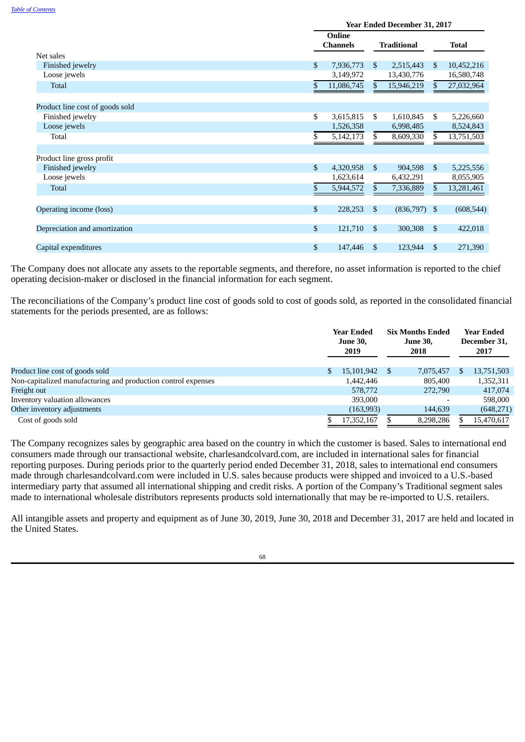| | Year Ended December 31, 2017 | | |
|---|---|---|---|
| | Online Channels | Traditional | Total |
| Net sales | | | |
| Finished jewelry | $ 7,936,773 | $ 2,515,443 | $ 10,452,216 |
| Loose jewels | 3,149,972 | 13,430,776 | 16,580,748 |
| Total | $ 11,086,745 | $ 15,946,219 | $ 27,032,964 |
| | | | |
| Product line cost of goods sold | | | |
| Finished jewelry | $ 3,615,815 | $ 1,610,845 | $ 5,226,660 |
| Loose jewels | 1,526,358 | 6,998,485 | 8,524,843 |
| Total | $ 5,142,173 | $ 8,609,330 | $ 13,751,503 |
| | | | |
| Product line gross profit | | | |
| Finished jewelry | $ 4,320,958 | $ 904,598 | $ 5,225,556 |
| Loose jewels | 1,623,614 | 6,432,291 | 8,055,905 |
| Total | $ 5,944,572 | $ 7,336,889 | $ 13,281,461 |
| | | | |
| Operating income (loss) | $ 228,253 | $ (836,797) | $ (608,544) |
| | | | |
| Depreciation and amortization | $ 121,710 | $ 300,308 | $ 422,018 |
| | | | |
| Capital expenditures | $ 147,446 | $ 123,944 | $ 271,390 |

The Company does not allocate any assets to the reportable segments, and therefore, no asset information is reported to the chief operating decision-maker or disclosed in the financial information for each segment.

The reconciliations of the Company's product line cost of goods sold to cost of goods sold, as reported in the consolidated financial statements for the periods presented, are as follows:

| | Year Ended June 30, 2019 | Six Months Ended June 30, 2018 | Year Ended December 31, 2017 |
|---|---|---|---|
| Product line cost of goods sold | $ 15,101,942 | $ 7,075,457 | $ 13,751,503 |
| Non-capitalized manufacturing and production control expenses | 1,442,446 | 805,400 | 1,352,311 |
| Freight out | 578,772 | 272,790 | 417,074 |
| Inventory valuation allowances | 393,000 | - | 598,000 |
| Other inventory adjustments | (163,993) | 144,639 | (648,271) |
| Cost of goods sold | $ 17,352,167 | $ 8,298,286 | $ 15,470,617 |

The Company recognizes sales by geographic area based on the country in which the customer is based. Sales to international end consumers made through our transactional website, charlesandcolvard.com, are included in international sales for financial reporting purposes. During periods prior to the quarterly period ended December 31, 2018, sales to international end consumers made through charlesandcolvard.com were included in U.S. sales because products were shipped and invoiced to a U.S.-based intermediary party that assumed all international shipping and credit risks. A portion of the Company's Traditional segment sales made to international wholesale distributors represents products sold internationally that may be re-imported to U.S. retailers.

All intangible assets and property and equipment as of June 30, 2019, June 30, 2018 and December 31, 2017 are held and located in the United States.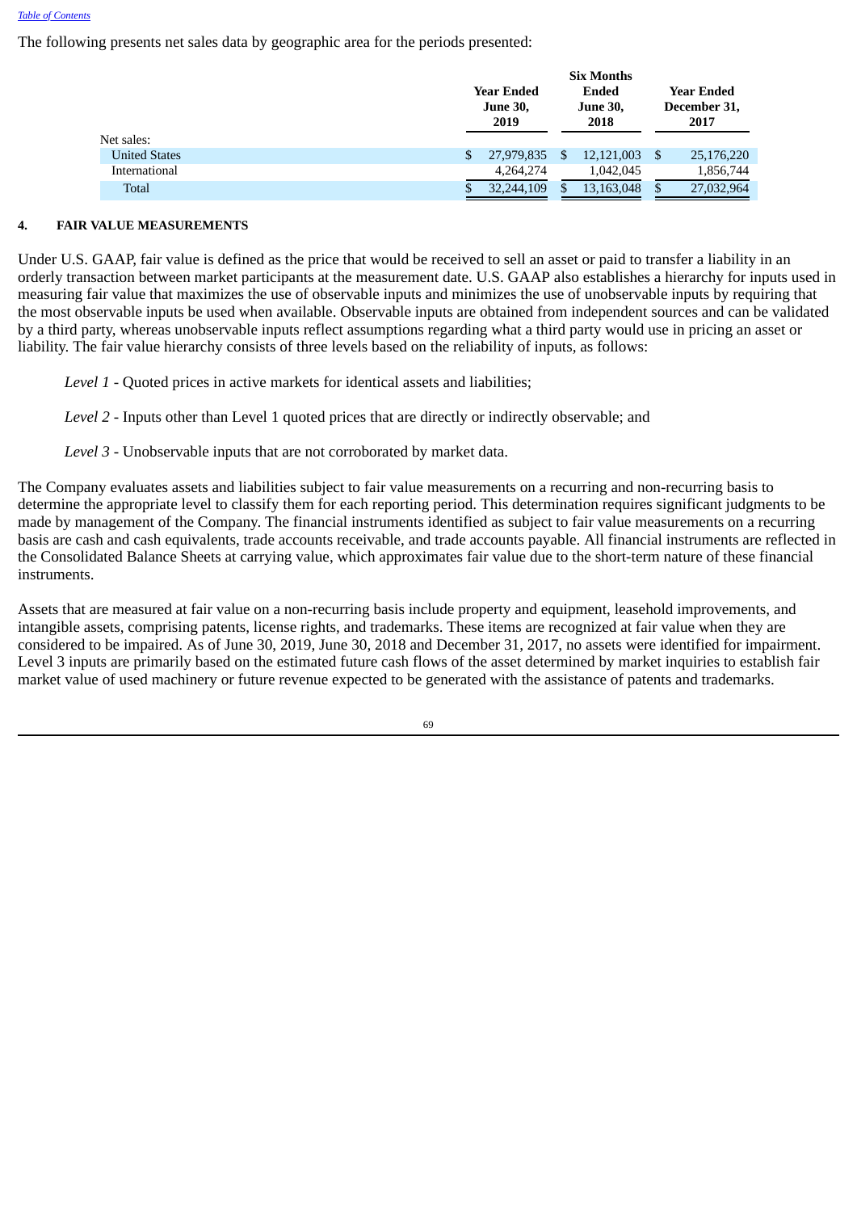The following presents net sales data by geographic area for the periods presented:

| | Year Ended June 30, 2019 | Six Months Ended June 30, 2018 | Year Ended December 31, 2017 |
|---|---|---|---|
| Net sales: | | | |
| United States | $ 27,979,835 | $ 12,121,003 | $ 25,176,220 |
| International | 4,264,274 | 1,042,045 | 1,856,744 |
| Total | $ 32,244,109 | $ 13,163,048 | $ 27,032,964 |

## 4. FAIR VALUE MEASUREMENTS

Under U.S. GAAP, fair value is defined as the price that would be received to sell an asset or paid to transfer a liability in an orderly transaction between market participants at the measurement date. U.S. GAAP also establishes a hierarchy for inputs used in measuring fair value that maximizes the use of observable inputs and minimizes the use of unobservable inputs by requiring that the most observable inputs be used when available. Observable inputs are obtained from independent sources and can be validated by a third party, whereas unobservable inputs reflect assumptions regarding what a third party would use in pricing an asset or liability. The fair value hierarchy consists of three levels based on the reliability of inputs, as follows:

*Level 1* - Quoted prices in active markets for identical assets and liabilities;

*Level 2* - Inputs other than Level 1 quoted prices that are directly or indirectly observable; and

*Level 3* - Unobservable inputs that are not corroborated by market data.

The Company evaluates assets and liabilities subject to fair value measurements on a recurring and non-recurring basis to determine the appropriate level to classify them for each reporting period. This determination requires significant judgments to be made by management of the Company. The financial instruments identified as subject to fair value measurements on a recurring basis are cash and cash equivalents, trade accounts receivable, and trade accounts payable. All financial instruments are reflected in the Consolidated Balance Sheets at carrying value, which approximates fair value due to the short-term nature of these financial instruments.

Assets that are measured at fair value on a non-recurring basis include property and equipment, leasehold improvements, and intangible assets, comprising patents, license rights, and trademarks. These items are recognized at fair value when they are considered to be impaired. As of June 30, 2019, June 30, 2018 and December 31, 2017, no assets were identified for impairment. Level 3 inputs are primarily based on the estimated future cash flows of the asset determined by market inquiries to establish fair market value of used machinery or future revenue expected to be generated with the assistance of patents and trademarks.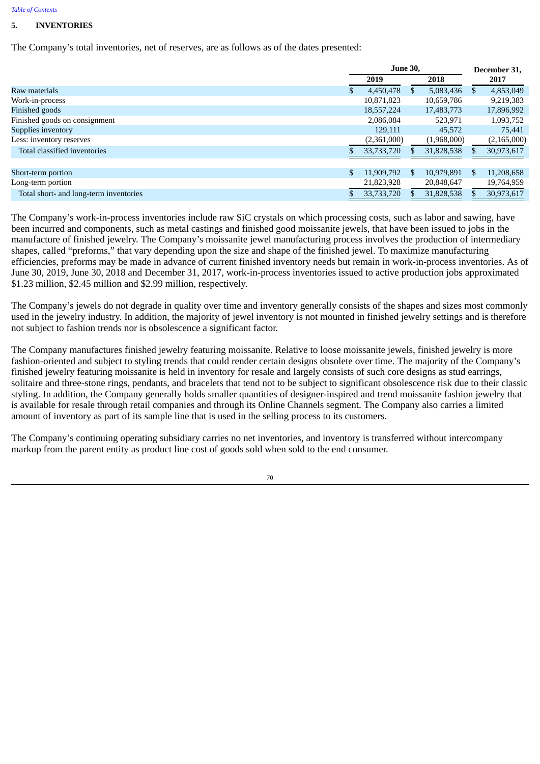## 5. INVENTORIES

The Company's total inventories, net of reserves, are as follows as of the dates presented:

| | June 30, 2019 | June 30, 2018 | December 31, 2017 |
|---|---|---|---|
| Raw materials | $ 4,450,478 | $ 5,083,436 | $ 4,853,049 |
| Work-in-process | 10,871,823 | 10,659,786 | 9,219,383 |
| Finished goods | 18,557,224 | 17,483,773 | 17,896,992 |
| Finished goods on consignment | 2,086,084 | 523,971 | 1,093,752 |
| Supplies inventory | 129,111 | 45,572 | 75,441 |
| Less: inventory reserves | (2,361,000) | (1,968,000) | (2,165,000) |
| Total classified inventories | $ 33,733,720 | $ 31,828,538 | $ 30,973,617 |
| | | | |
| Short-term portion | $ 11,909,792 | $ 10,979,891 | $ 11,208,658 |
| Long-term portion | 21,823,928 | 20,848,647 | 19,764,959 |
| Total short- and long-term inventories | $ 33,733,720 | $ 31,828,538 | $ 30,973,617 |

The Company's work-in-process inventories include raw SiC crystals on which processing costs, such as labor and sawing, have been incurred and components, such as metal castings and finished good moissanite jewels, that have been issued to jobs in the manufacture of finished jewelry. The Company's moissanite jewel manufacturing process involves the production of intermediary shapes, called "preforms," that vary depending upon the size and shape of the finished jewel. To maximize manufacturing efficiencies, preforms may be made in advance of current finished inventory needs but remain in work-in-process inventories. As of June 30, 2019, June 30, 2018 and December 31, 2017, work-in-process inventories issued to active production jobs approximated $1.23 million, $2.45 million and $2.99 million, respectively.

The Company's jewels do not degrade in quality over time and inventory generally consists of the shapes and sizes most commonly used in the jewelry industry. In addition, the majority of jewel inventory is not mounted in finished jewelry settings and is therefore not subject to fashion trends nor is obsolescence a significant factor.

The Company manufactures finished jewelry featuring moissanite. Relative to loose moissanite jewels, finished jewelry is more fashion-oriented and subject to styling trends that could render certain designs obsolete over time. The majority of the Company's finished jewelry featuring moissanite is held in inventory for resale and largely consists of such core designs as stud earrings, solitaire and three-stone rings, pendants, and bracelets that tend not to be subject to significant obsolescence risk due to their classic styling. In addition, the Company generally holds smaller quantities of designer-inspired and trend moissanite fashion jewelry that is available for resale through retail companies and through its Online Channels segment. The Company also carries a limited amount of inventory as part of its sample line that is used in the selling process to its customers.

The Company's continuing operating subsidiary carries no net inventories, and inventory is transferred without intercompany markup from the parent entity as product line cost of goods sold when sold to the end consumer.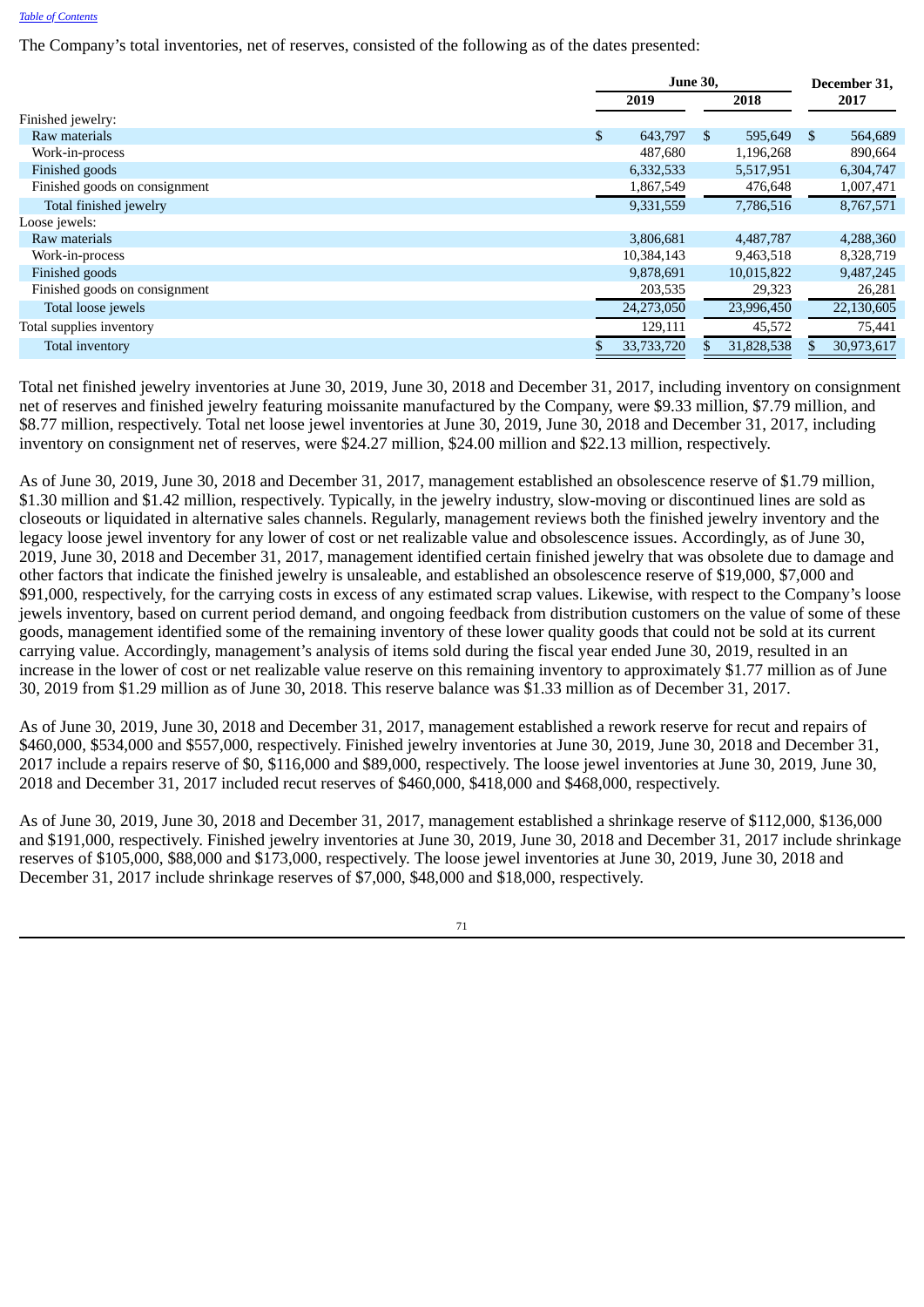The Company's total inventories, net of reserves, consisted of the following as of the dates presented:

| | June 30, 2019 | June 30, 2018 | December 31, 2017 |
|---|---|---|---|
| Finished jewelry: | | | |
| Raw materials | $ 643,797 | $ 595,649 | $ 564,689 |
| Work-in-process | 487,680 | 1,196,268 | 890,664 |
| Finished goods | 6,332,533 | 5,517,951 | 6,304,747 |
| Finished goods on consignment | 1,867,549 | 476,648 | 1,007,471 |
| Total finished jewelry | 9,331,559 | 7,786,516 | 8,767,571 |
| Loose jewels: | | | |
| Raw materials | 3,806,681 | 4,487,787 | 4,288,360 |
| Work-in-process | 10,384,143 | 9,463,518 | 8,328,719 |
| Finished goods | 9,878,691 | 10,015,822 | 9,487,245 |
| Finished goods on consignment | 203,535 | 29,323 | 26,281 |
| Total loose jewels | 24,273,050 | 23,996,450 | 22,130,605 |
| Total supplies inventory | 129,111 | 45,572 | 75,441 |
| Total inventory | $ 33,733,720 | $ 31,828,538 | $ 30,973,617 |

Total net finished jewelry inventories at June 30, 2019, June 30, 2018 and December 31, 2017, including inventory on consignment net of reserves and finished jewelry featuring moissanite manufactured by the Company, were $9.33 million, $7.79 million, and $8.77 million, respectively. Total net loose jewel inventories at June 30, 2019, June 30, 2018 and December 31, 2017, including inventory on consignment net of reserves, were $24.27 million, $24.00 million and $22.13 million, respectively.

As of June 30, 2019, June 30, 2018 and December 31, 2017, management established an obsolescence reserve of $1.79 million, $1.30 million and $1.42 million, respectively. Typically, in the jewelry industry, slow-moving or discontinued lines are sold as closeouts or liquidated in alternative sales channels. Regularly, management reviews both the finished jewelry inventory and the legacy loose jewel inventory for any lower of cost or net realizable value and obsolescence issues. Accordingly, as of June 30, 2019, June 30, 2018 and December 31, 2017, management identified certain finished jewelry that was obsolete due to damage and other factors that indicate the finished jewelry is unsaleable, and established an obsolescence reserve of $19,000, $7,000 and $91,000, respectively, for the carrying costs in excess of any estimated scrap values. Likewise, with respect to the Company's loose jewels inventory, based on current period demand, and ongoing feedback from distribution customers on the value of some of these goods, management identified some of the remaining inventory of these lower quality goods that could not be sold at its current carrying value. Accordingly, management's analysis of items sold during the fiscal year ended June 30, 2019, resulted in an increase in the lower of cost or net realizable value reserve on this remaining inventory to approximately $1.77 million as of June 30, 2019 from $1.29 million as of June 30, 2018. This reserve balance was $1.33 million as of December 31, 2017.

As of June 30, 2019, June 30, 2018 and December 31, 2017, management established a rework reserve for recut and repairs of $460,000, $534,000 and $557,000, respectively. Finished jewelry inventories at June 30, 2019, June 30, 2018 and December 31, 2017 include a repairs reserve of $0, $116,000 and $89,000, respectively. The loose jewel inventories at June 30, 2019, June 30, 2018 and December 31, 2017 included recut reserves of $460,000, $418,000 and $468,000, respectively.

As of June 30, 2019, June 30, 2018 and December 31, 2017, management established a shrinkage reserve of $112,000, $136,000 and $191,000, respectively. Finished jewelry inventories at June 30, 2019, June 30, 2018 and December 31, 2017 include shrinkage reserves of $105,000, $88,000 and $173,000, respectively. The loose jewel inventories at June 30, 2019, June 30, 2018 and December 31, 2017 include shrinkage reserves of $7,000, $48,000 and $18,000, respectively.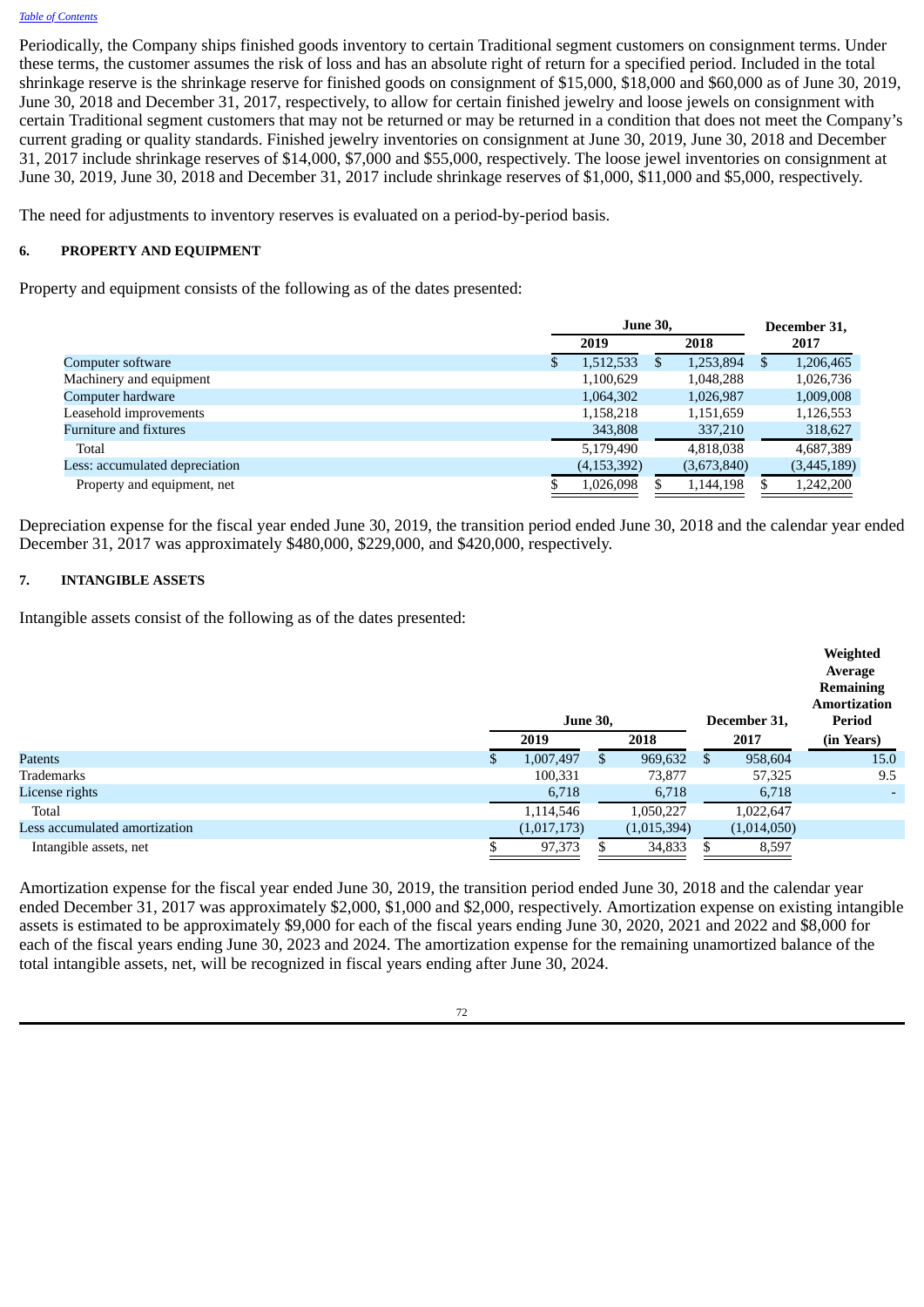Periodically, the Company ships finished goods inventory to certain Traditional segment customers on consignment terms. Under these terms, the customer assumes the risk of loss and has an absolute right of return for a specified period. Included in the total shrinkage reserve is the shrinkage reserve for finished goods on consignment of $15,000, $18,000 and $60,000 as of June 30, 2019, June 30, 2018 and December 31, 2017, respectively, to allow for certain finished jewelry and loose jewels on consignment with certain Traditional segment customers that may not be returned or may be returned in a condition that does not meet the Company's current grading or quality standards. Finished jewelry inventories on consignment at June 30, 2019, June 30, 2018 and December 31, 2017 include shrinkage reserves of $14,000, $7,000 and $55,000, respectively. The loose jewel inventories on consignment at June 30, 2019, June 30, 2018 and December 31, 2017 include shrinkage reserves of $1,000, $11,000 and $5,000, respectively.

The need for adjustments to inventory reserves is evaluated on a period-by-period basis.

## 6. PROPERTY AND EQUIPMENT

Property and equipment consists of the following as of the dates presented:

| | June 30, | | December 31, |
|---|---|---|---|
| | 2019 | 2018 | 2017 |
| Computer software | $ 1,512,533 | $ 1,253,894 | $ 1,206,465 |
| Machinery and equipment | 1,100,629 | 1,048,288 | 1,026,736 |
| Computer hardware | 1,064,302 | 1,026,987 | 1,009,008 |
| Leasehold improvements | 1,158,218 | 1,151,659 | 1,126,553 |
| Furniture and fixtures | 343,808 | 337,210 | 318,627 |
| Total | 5,179,490 | 4,818,038 | 4,687,389 |
| Less: accumulated depreciation | (4,153,392) | (3,673,840) | (3,445,189) |
| Property and equipment, net | $ 1,026,098 | $ 1,144,198 | $ 1,242,200 |

Depreciation expense for the fiscal year ended June 30, 2019, the transition period ended June 30, 2018 and the calendar year ended December 31, 2017 was approximately $480,000, $229,000, and $420,000, respectively.

## 7. INTANGIBLE ASSETS

Intangible assets consist of the following as of the dates presented:

| | June 30, | | December 31, | Weighted Average Remaining Amortization Period |
|---|---|---|---|---|
| | 2019 | 2018 | 2017 | (in Years) |
| Patents | $ 1,007,497 | $ 969,632 | $ 958,604 | 15.0 |
| Trademarks | 100,331 | 73,877 | 57,325 | 9.5 |
| License rights | 6,718 | 6,718 | 6,718 | - |
| Total | 1,114,546 | 1,050,227 | 1,022,647 | |
| Less accumulated amortization | (1,017,173) | (1,015,394) | (1,014,050) | |
| Intangible assets, net | $ 97,373 | $ 34,833 | $ 8,597 | |

Amortization expense for the fiscal year ended June 30, 2019, the transition period ended June 30, 2018 and the calendar year ended December 31, 2017 was approximately $2,000, $1,000 and $2,000, respectively. Amortization expense on existing intangible assets is estimated to be approximately $9,000 for each of the fiscal years ending June 30, 2020, 2021 and 2022 and $8,000 for each of the fiscal years ending June 30, 2023 and 2024. The amortization expense for the remaining unamortized balance of the total intangible assets, net, will be recognized in fiscal years ending after June 30, 2024.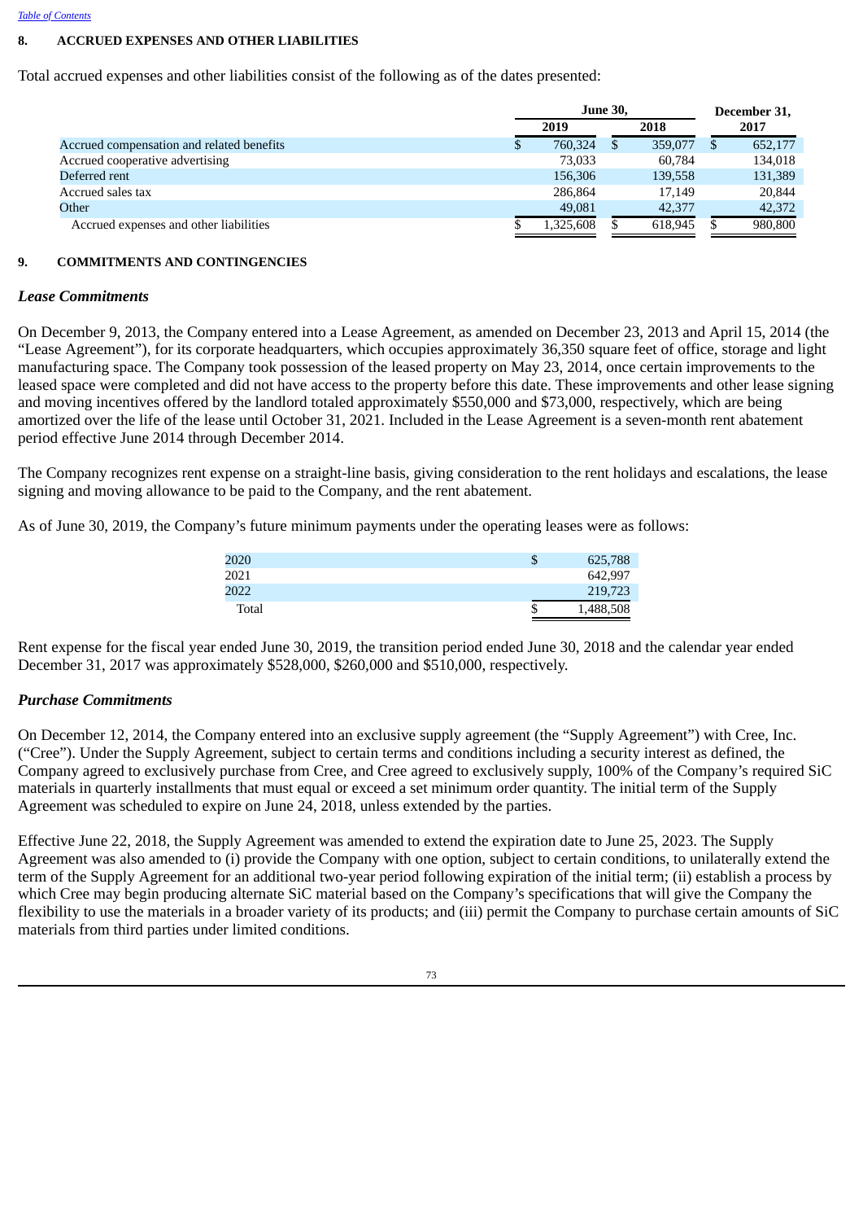## 8. ACCRUED EXPENSES AND OTHER LIABILITIES

Total accrued expenses and other liabilities consist of the following as of the dates presented:

| | June 30, | | December 31, |
|---|---|---|---|
| | 2019 | 2018 | 2017 |
| Accrued compensation and related benefits | $ 760,324 | $ 359,077 | $ 652,177 |
| Accrued cooperative advertising | 73,033 | 60,784 | 134,018 |
| Deferred rent | 156,306 | 139,558 | 131,389 |
| Accrued sales tax | 286,864 | 17,149 | 20,844 |
| Other | 49,081 | 42,377 | 42,372 |
| Accrued expenses and other liabilities | $ 1,325,608 | $ 618,945 | $ 980,800 |

## 9. COMMITMENTS AND CONTINGENCIES

### *Lease Commitments*

On December 9, 2013, the Company entered into a Lease Agreement, as amended on December 23, 2013 and April 15, 2014 (the "Lease Agreement"), for its corporate headquarters, which occupies approximately 36,350 square feet of office, storage and light manufacturing space. The Company took possession of the leased property on May 23, 2014, once certain improvements to the leased space were completed and did not have access to the property before this date. These improvements and other lease signing and moving incentives offered by the landlord totaled approximately $550,000 and $73,000, respectively, which are being amortized over the life of the lease until October 31, 2021. Included in the Lease Agreement is a seven-month rent abatement period effective June 2014 through December 2014.

The Company recognizes rent expense on a straight-line basis, giving consideration to the rent holidays and escalations, the lease signing and moving allowance to be paid to the Company, and the rent abatement.

As of June 30, 2019, the Company's future minimum payments under the operating leases were as follows:

| | |
|---|---|
| 2020 | $ 625,788 |
| 2021 | 642,997 |
| 2022 | 219,723 |
| Total | $ 1,488,508 |

Rent expense for the fiscal year ended June 30, 2019, the transition period ended June 30, 2018 and the calendar year ended December 31, 2017 was approximately $528,000, $260,000 and $510,000, respectively.

### *Purchase Commitments*

On December 12, 2014, the Company entered into an exclusive supply agreement (the "Supply Agreement") with Cree, Inc. ("Cree"). Under the Supply Agreement, subject to certain terms and conditions including a security interest as defined, the Company agreed to exclusively purchase from Cree, and Cree agreed to exclusively supply, 100% of the Company's required SiC materials in quarterly installments that must equal or exceed a set minimum order quantity. The initial term of the Supply Agreement was scheduled to expire on June 24, 2018, unless extended by the parties.

Effective June 22, 2018, the Supply Agreement was amended to extend the expiration date to June 25, 2023. The Supply Agreement was also amended to (i) provide the Company with one option, subject to certain conditions, to unilaterally extend the term of the Supply Agreement for an additional two-year period following expiration of the initial term; (ii) establish a process by which Cree may begin producing alternate SiC material based on the Company's specifications that will give the Company the flexibility to use the materials in a broader variety of its products; and (iii) permit the Company to purchase certain amounts of SiC materials from third parties under limited conditions.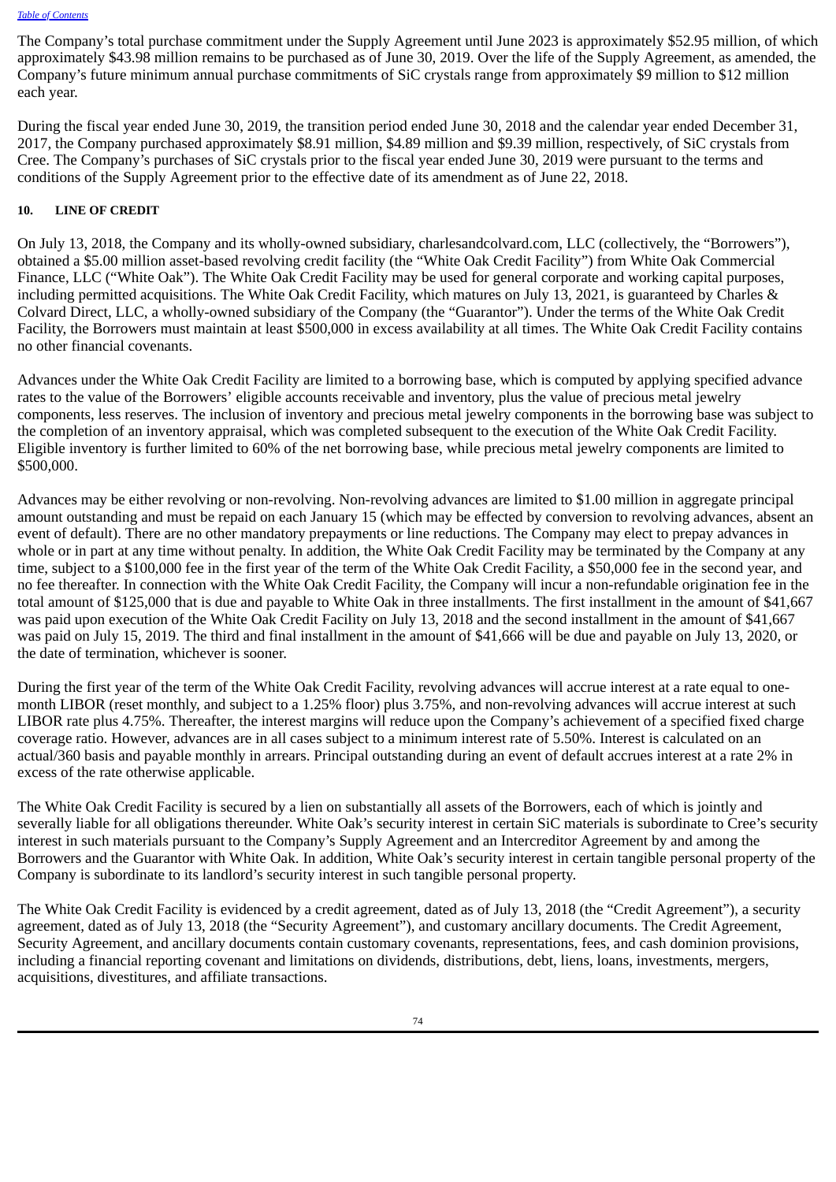The Company's total purchase commitment under the Supply Agreement until June 2023 is approximately $52.95 million, of which approximately $43.98 million remains to be purchased as of June 30, 2019. Over the life of the Supply Agreement, as amended, the Company's future minimum annual purchase commitments of SiC crystals range from approximately $9 million to $12 million each year.

During the fiscal year ended June 30, 2019, the transition period ended June 30, 2018 and the calendar year ended December 31, 2017, the Company purchased approximately $8.91 million, $4.89 million and $9.39 million, respectively, of SiC crystals from Cree. The Company's purchases of SiC crystals prior to the fiscal year ended June 30, 2019 were pursuant to the terms and conditions of the Supply Agreement prior to the effective date of its amendment as of June 22, 2018.

## 10. LINE OF CREDIT

On July 13, 2018, the Company and its wholly-owned subsidiary, charlesandcolvard.com, LLC (collectively, the "Borrowers"), obtained a $5.00 million asset-based revolving credit facility (the "White Oak Credit Facility") from White Oak Commercial Finance, LLC ("White Oak"). The White Oak Credit Facility may be used for general corporate and working capital purposes, including permitted acquisitions. The White Oak Credit Facility, which matures on July 13, 2021, is guaranteed by Charles & Colvard Direct, LLC, a wholly-owned subsidiary of the Company (the "Guarantor"). Under the terms of the White Oak Credit Facility, the Borrowers must maintain at least $500,000 in excess availability at all times. The White Oak Credit Facility contains no other financial covenants.

Advances under the White Oak Credit Facility are limited to a borrowing base, which is computed by applying specified advance rates to the value of the Borrowers' eligible accounts receivable and inventory, plus the value of precious metal jewelry components, less reserves. The inclusion of inventory and precious metal jewelry components in the borrowing base was subject to the completion of an inventory appraisal, which was completed subsequent to the execution of the White Oak Credit Facility. Eligible inventory is further limited to 60% of the net borrowing base, while precious metal jewelry components are limited to $500,000.

Advances may be either revolving or non-revolving. Non-revolving advances are limited to $1.00 million in aggregate principal amount outstanding and must be repaid on each January 15 (which may be effected by conversion to revolving advances, absent an event of default). There are no other mandatory prepayments or line reductions. The Company may elect to prepay advances in whole or in part at any time without penalty. In addition, the White Oak Credit Facility may be terminated by the Company at any time, subject to a $100,000 fee in the first year of the term of the White Oak Credit Facility, a $50,000 fee in the second year, and no fee thereafter. In connection with the White Oak Credit Facility, the Company will incur a non-refundable origination fee in the total amount of $125,000 that is due and payable to White Oak in three installments. The first installment in the amount of $41,667 was paid upon execution of the White Oak Credit Facility on July 13, 2018 and the second installment in the amount of $41,667 was paid on July 15, 2019. The third and final installment in the amount of $41,666 will be due and payable on July 13, 2020, or the date of termination, whichever is sooner.

During the first year of the term of the White Oak Credit Facility, revolving advances will accrue interest at a rate equal to one-month LIBOR (reset monthly, and subject to a 1.25% floor) plus 3.75%, and non-revolving advances will accrue interest at such LIBOR rate plus 4.75%. Thereafter, the interest margins will reduce upon the Company's achievement of a specified fixed charge coverage ratio. However, advances are in all cases subject to a minimum interest rate of 5.50%. Interest is calculated on an actual/360 basis and payable monthly in arrears. Principal outstanding during an event of default accrues interest at a rate 2% in excess of the rate otherwise applicable.

The White Oak Credit Facility is secured by a lien on substantially all assets of the Borrowers, each of which is jointly and severally liable for all obligations thereunder. White Oak's security interest in certain SiC materials is subordinate to Cree's security interest in such materials pursuant to the Company's Supply Agreement and an Intercreditor Agreement by and among the Borrowers and the Guarantor with White Oak. In addition, White Oak's security interest in certain tangible personal property of the Company is subordinate to its landlord's security interest in such tangible personal property.

The White Oak Credit Facility is evidenced by a credit agreement, dated as of July 13, 2018 (the "Credit Agreement"), a security agreement, dated as of July 13, 2018 (the "Security Agreement"), and customary ancillary documents. The Credit Agreement, Security Agreement, and ancillary documents contain customary covenants, representations, fees, and cash dominion provisions, including a financial reporting covenant and limitations on dividends, distributions, debt, liens, loans, investments, mergers, acquisitions, divestitures, and affiliate transactions.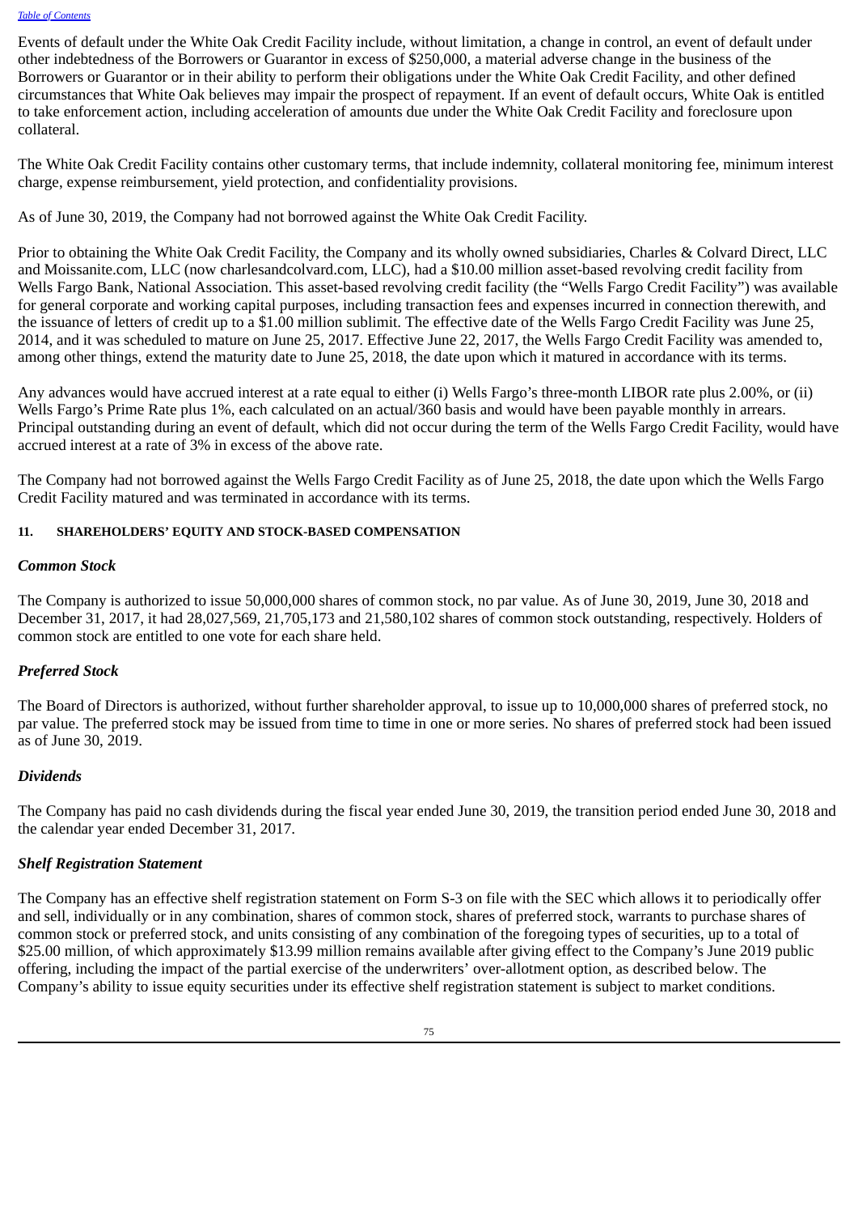Events of default under the White Oak Credit Facility include, without limitation, a change in control, an event of default under other indebtedness of the Borrowers or Guarantor in excess of $250,000, a material adverse change in the business of the Borrowers or Guarantor or in their ability to perform their obligations under the White Oak Credit Facility, and other defined circumstances that White Oak believes may impair the prospect of repayment. If an event of default occurs, White Oak is entitled to take enforcement action, including acceleration of amounts due under the White Oak Credit Facility and foreclosure upon collateral.

The White Oak Credit Facility contains other customary terms, that include indemnity, collateral monitoring fee, minimum interest charge, expense reimbursement, yield protection, and confidentiality provisions.

As of June 30, 2019, the Company had not borrowed against the White Oak Credit Facility.

Prior to obtaining the White Oak Credit Facility, the Company and its wholly owned subsidiaries, Charles & Colvard Direct, LLC and Moissanite.com, LLC (now charlesandcolvard.com, LLC), had a $10.00 million asset-based revolving credit facility from Wells Fargo Bank, National Association. This asset-based revolving credit facility (the "Wells Fargo Credit Facility") was available for general corporate and working capital purposes, including transaction fees and expenses incurred in connection therewith, and the issuance of letters of credit up to a $1.00 million sublimit. The effective date of the Wells Fargo Credit Facility was June 25, 2014, and it was scheduled to mature on June 25, 2017. Effective June 22, 2017, the Wells Fargo Credit Facility was amended to, among other things, extend the maturity date to June 25, 2018, the date upon which it matured in accordance with its terms.

Any advances would have accrued interest at a rate equal to either (i) Wells Fargo's three-month LIBOR rate plus 2.00%, or (ii) Wells Fargo's Prime Rate plus 1%, each calculated on an actual/360 basis and would have been payable monthly in arrears. Principal outstanding during an event of default, which did not occur during the term of the Wells Fargo Credit Facility, would have accrued interest at a rate of 3% in excess of the above rate.

The Company had not borrowed against the Wells Fargo Credit Facility as of June 25, 2018, the date upon which the Wells Fargo Credit Facility matured and was terminated in accordance with its terms.

## 11. SHAREHOLDERS' EQUITY AND STOCK-BASED COMPENSATION

### *Common Stock*

The Company is authorized to issue 50,000,000 shares of common stock, no par value. As of June 30, 2019, June 30, 2018 and December 31, 2017, it had 28,027,569, 21,705,173 and 21,580,102 shares of common stock outstanding, respectively. Holders of common stock are entitled to one vote for each share held.

### *Preferred Stock*

The Board of Directors is authorized, without further shareholder approval, to issue up to 10,000,000 shares of preferred stock, no par value. The preferred stock may be issued from time to time in one or more series. No shares of preferred stock had been issued as of June 30, 2019.

### *Dividends*

The Company has paid no cash dividends during the fiscal year ended June 30, 2019, the transition period ended June 30, 2018 and the calendar year ended December 31, 2017.

### *Shelf Registration Statement*

The Company has an effective shelf registration statement on Form S-3 on file with the SEC which allows it to periodically offer and sell, individually or in any combination, shares of common stock, shares of preferred stock, warrants to purchase shares of common stock or preferred stock, and units consisting of any combination of the foregoing types of securities, up to a total of $25.00 million, of which approximately $13.99 million remains available after giving effect to the Company's June 2019 public offering, including the impact of the partial exercise of the underwriters' over-allotment option, as described below. The Company's ability to issue equity securities under its effective shelf registration statement is subject to market conditions.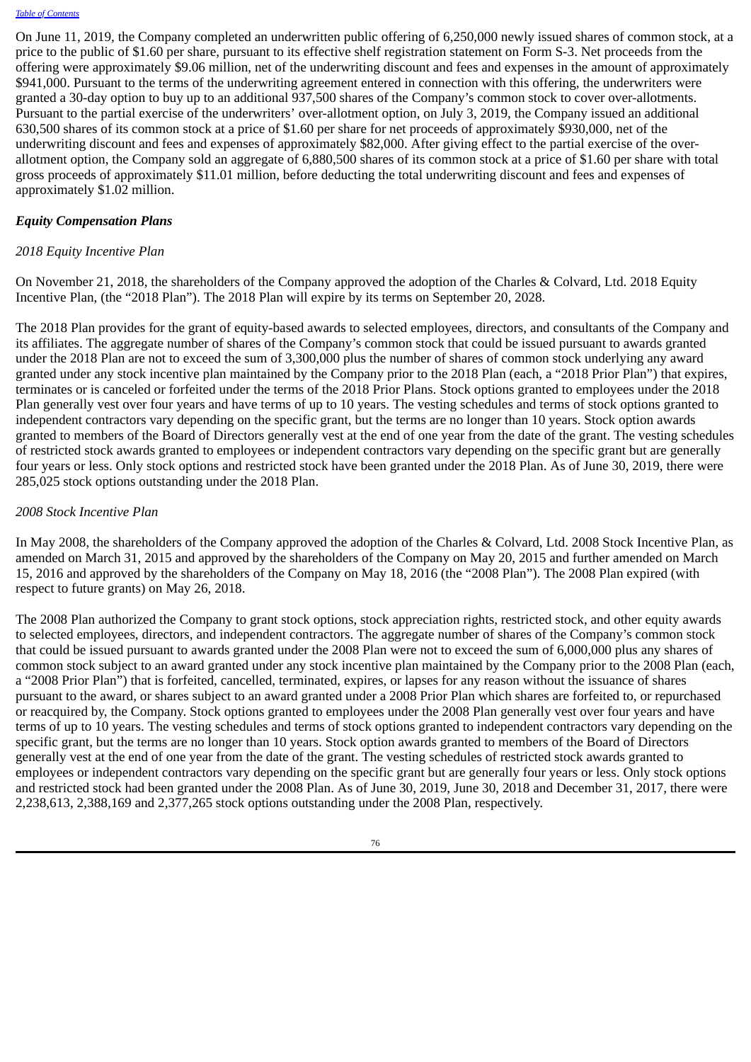On June 11, 2019, the Company completed an underwritten public offering of 6,250,000 newly issued shares of common stock, at a price to the public of $1.60 per share, pursuant to its effective shelf registration statement on Form S-3. Net proceeds from the offering were approximately $9.06 million, net of the underwriting discount and fees and expenses in the amount of approximately $941,000. Pursuant to the terms of the underwriting agreement entered in connection with this offering, the underwriters were granted a 30-day option to buy up to an additional 937,500 shares of the Company's common stock to cover over-allotments. Pursuant to the partial exercise of the underwriters' over-allotment option, on July 3, 2019, the Company issued an additional 630,500 shares of its common stock at a price of $1.60 per share for net proceeds of approximately $930,000, net of the underwriting discount and fees and expenses of approximately $82,000. After giving effect to the partial exercise of the over-allotment option, the Company sold an aggregate of 6,880,500 shares of its common stock at a price of $1.60 per share with total gross proceeds of approximately $11.01 million, before deducting the total underwriting discount and fees and expenses of approximately $1.02 million.

### *Equity Compensation Plans*

*2018 Equity Incentive Plan*

On November 21, 2018, the shareholders of the Company approved the adoption of the Charles & Colvard, Ltd. 2018 Equity Incentive Plan, (the "2018 Plan"). The 2018 Plan will expire by its terms on September 20, 2028.

The 2018 Plan provides for the grant of equity-based awards to selected employees, directors, and consultants of the Company and its affiliates. The aggregate number of shares of the Company's common stock that could be issued pursuant to awards granted under the 2018 Plan are not to exceed the sum of 3,300,000 plus the number of shares of common stock underlying any award granted under any stock incentive plan maintained by the Company prior to the 2018 Plan (each, a "2018 Prior Plan") that expires, terminates or is canceled or forfeited under the terms of the 2018 Prior Plans. Stock options granted to employees under the 2018 Plan generally vest over four years and have terms of up to 10 years. The vesting schedules and terms of stock options granted to independent contractors vary depending on the specific grant, but the terms are no longer than 10 years. Stock option awards granted to members of the Board of Directors generally vest at the end of one year from the date of the grant. The vesting schedules of restricted stock awards granted to employees or independent contractors vary depending on the specific grant but are generally four years or less. Only stock options and restricted stock have been granted under the 2018 Plan. As of June 30, 2019, there were 285,025 stock options outstanding under the 2018 Plan.

*2008 Stock Incentive Plan*

In May 2008, the shareholders of the Company approved the adoption of the Charles & Colvard, Ltd. 2008 Stock Incentive Plan, as amended on March 31, 2015 and approved by the shareholders of the Company on May 20, 2015 and further amended on March 15, 2016 and approved by the shareholders of the Company on May 18, 2016 (the "2008 Plan"). The 2008 Plan expired (with respect to future grants) on May 26, 2018.

The 2008 Plan authorized the Company to grant stock options, stock appreciation rights, restricted stock, and other equity awards to selected employees, directors, and independent contractors. The aggregate number of shares of the Company's common stock that could be issued pursuant to awards granted under the 2008 Plan were not to exceed the sum of 6,000,000 plus any shares of common stock subject to an award granted under any stock incentive plan maintained by the Company prior to the 2008 Plan (each, a "2008 Prior Plan") that is forfeited, cancelled, terminated, expires, or lapses for any reason without the issuance of shares pursuant to the award, or shares subject to an award granted under a 2008 Prior Plan which shares are forfeited to, or repurchased or reacquired by, the Company. Stock options granted to employees under the 2008 Plan generally vest over four years and have terms of up to 10 years. The vesting schedules and terms of stock options granted to independent contractors vary depending on the specific grant, but the terms are no longer than 10 years. Stock option awards granted to members of the Board of Directors generally vest at the end of one year from the date of the grant. The vesting schedules of restricted stock awards granted to employees or independent contractors vary depending on the specific grant but are generally four years or less. Only stock options and restricted stock had been granted under the 2008 Plan. As of June 30, 2019, June 30, 2018 and December 31, 2017, there were 2,238,613, 2,388,169 and 2,377,265 stock options outstanding under the 2008 Plan, respectively.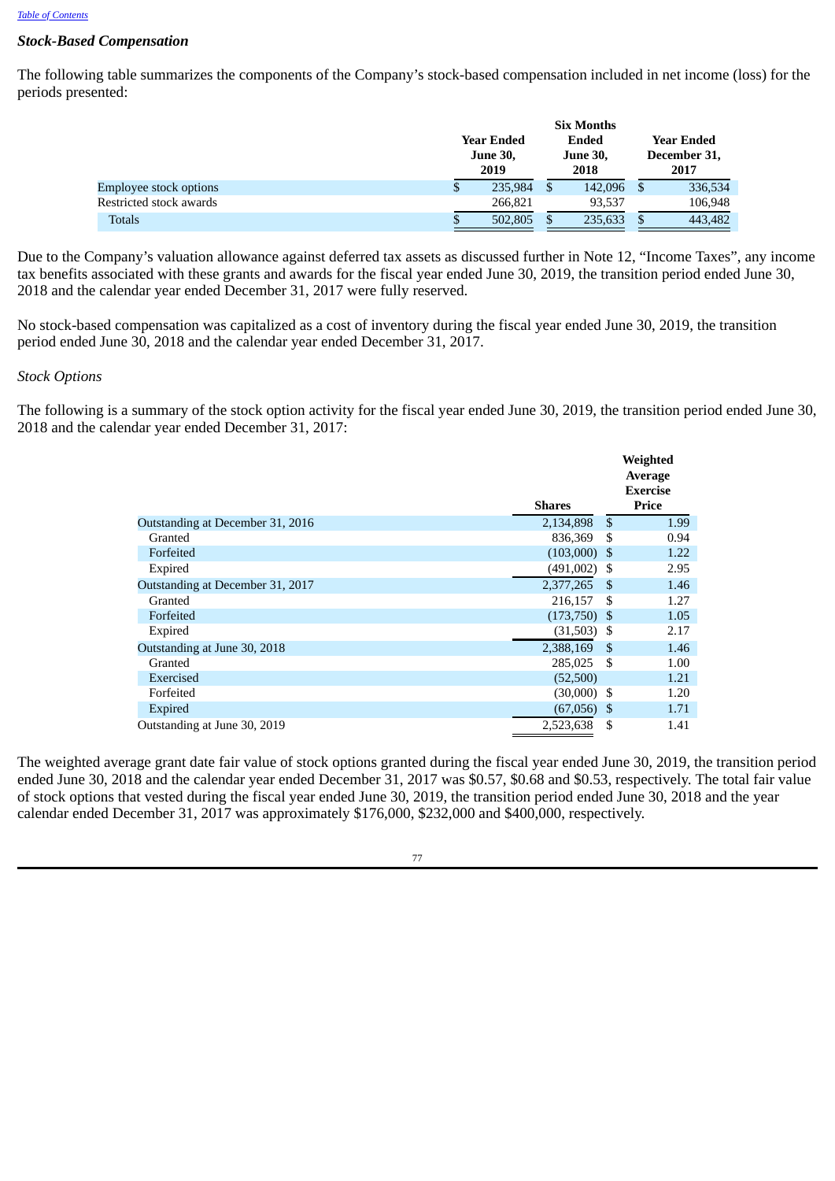[Table of Contents](#)

### *Stock-Based Compensation*

The following table summarizes the components of the Company's stock-based compensation included in net income (loss) for the periods presented:

| | Year Ended June 30, 2019 | Six Months Ended June 30, 2018 | Year Ended December 31, 2017 |
|---|---|---|---|
| Employee stock options | $ 235,984 | $ 142,096 | $ 336,534 |
| Restricted stock awards | 266,821 | 93,537 | 106,948 |
| Totals | $ 502,805 | $ 235,633 | $ 443,482 |

Due to the Company's valuation allowance against deferred tax assets as discussed further in Note 12, "Income Taxes", any income tax benefits associated with these grants and awards for the fiscal year ended June 30, 2019, the transition period ended June 30, 2018 and the calendar year ended December 31, 2017 were fully reserved.

No stock-based compensation was capitalized as a cost of inventory during the fiscal year ended June 30, 2019, the transition period ended June 30, 2018 and the calendar year ended December 31, 2017.

*Stock Options*

The following is a summary of the stock option activity for the fiscal year ended June 30, 2019, the transition period ended June 30, 2018 and the calendar year ended December 31, 2017:

| | Shares | Weighted Average Exercise Price |
|---|---|---|
| Outstanding at December 31, 2016 | 2,134,898 | $ 1.99 |
| Granted | 836,369 | $ 0.94 |
| Forfeited | (103,000) | $ 1.22 |
| Expired | (491,002) | $ 2.95 |
| Outstanding at December 31, 2017 | 2,377,265 | $ 1.46 |
| Granted | 216,157 | $ 1.27 |
| Forfeited | (173,750) | $ 1.05 |
| Expired | (31,503) | $ 2.17 |
| Outstanding at June 30, 2018 | 2,388,169 | $ 1.46 |
| Granted | 285,025 | $ 1.00 |
| Exercised | (52,500) | 1.21 |
| Forfeited | (30,000) | $ 1.20 |
| Expired | (67,056) | $ 1.71 |
| Outstanding at June 30, 2019 | 2,523,638 | $ 1.41 |

The weighted average grant date fair value of stock options granted during the fiscal year ended June 30, 2019, the transition period ended June 30, 2018 and the calendar year ended December 31, 2017 was $0.57, $0.68 and $0.53, respectively. The total fair value of stock options that vested during the fiscal year ended June 30, 2019, the transition period ended June 30, 2018 and the year calendar ended December 31, 2017 was approximately $176,000, $232,000 and $400,000, respectively.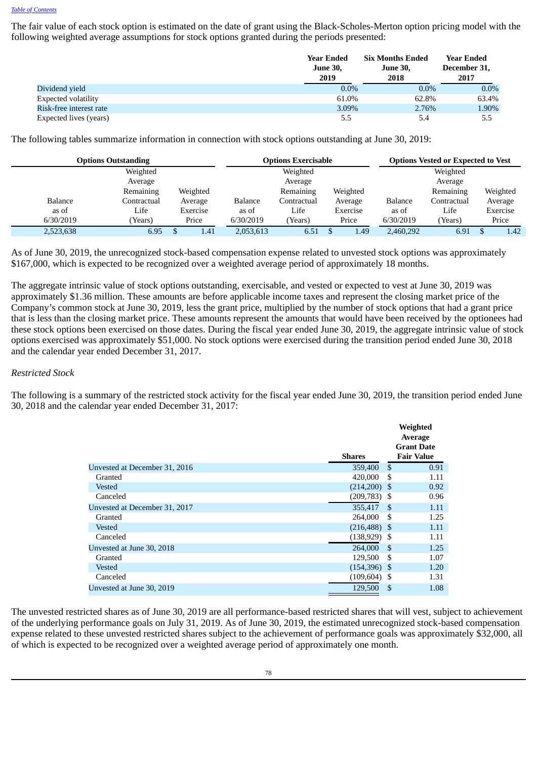The fair value of each stock option is estimated on the date of grant using the Black-Scholes-Merton option pricing model with the following weighted average assumptions for stock options granted during the periods presented:

| | Year Ended June 30, 2019 | Six Months Ended June 30, 2018 | Year Ended December 31, 2017 |
|---|---|---|---|
| Dividend yield | 0.0% | 0.0% | 0.0% |
| Expected volatility | 61.0% | 62.8% | 63.4% |
| Risk-free interest rate | 3.09% | 2.76% | 1.90% |
| Expected lives (years) | 5.5 | 5.4 | 5.5 |

The following tables summarize information in connection with stock options outstanding at June 30, 2019:

| Options Outstanding | | | Options Exercisable | | | Options Vested or Expected to Vest | | |
|---|---|---|---|---|---|---|---|---|
| Balance as of 6/30/2019 | Weighted Average Remaining Contractual Life (Years) | Weighted Average Exercise Price | Balance as of 6/30/2019 | Weighted Average Remaining Contractual Life (Years) | Weighted Average Exercise Price | Balance as of 6/30/2019 | Weighted Average Remaining Contractual Life (Years) | Weighted Average Exercise Price |
| 2,523,638 | 6.95 | $ 1.41 | 2,053,613 | 6.51 | $ 1.49 | 2,460,292 | 6.91 | $ 1.42 |

As of June 30, 2019, the unrecognized stock-based compensation expense related to unvested stock options was approximately $167,000, which is expected to be recognized over a weighted average period of approximately 18 months.

The aggregate intrinsic value of stock options outstanding, exercisable, and vested or expected to vest at June 30, 2019 was approximately $1.36 million. These amounts are before applicable income taxes and represent the closing market price of the Company's common stock at June 30, 2019, less the grant price, multiplied by the number of stock options that had a grant price that is less than the closing market price. These amounts represent the amounts that would have been received by the optionees had these stock options been exercised on those dates. During the fiscal year ended June 30, 2019, the aggregate intrinsic value of stock options exercised was approximately $51,000. No stock options were exercised during the transition period ended June 30, 2018 and the calendar year ended December 31, 2017.

*Restricted Stock*

The following is a summary of the restricted stock activity for the fiscal year ended June 30, 2019, the transition period ended June 30, 2018 and the calendar year ended December 31, 2017:

| | Shares | Weighted Average Grant Date Fair Value |
|---|---|---|
| Unvested at December 31, 2016 | 359,400 | $ 0.91 |
| Granted | 420,000 | $ 1.11 |
| Vested | (214,200) | $ 0.92 |
| Canceled | (209,783) | $ 0.96 |
| Unvested at December 31, 2017 | 355,417 | $ 1.11 |
| Granted | 264,000 | $ 1.25 |
| Vested | (216,488) | $ 1.11 |
| Canceled | (138,929) | $ 1.11 |
| Unvested at June 30, 2018 | 264,000 | $ 1.25 |
| Granted | 129,500 | $ 1.07 |
| Vested | (154,396) | $ 1.20 |
| Canceled | (109,604) | $ 1.31 |
| Unvested at June 30, 2019 | 129,500 | $ 1.08 |

The unvested restricted shares as of June 30, 2019 are all performance-based restricted shares that will vest, subject to achievement of the underlying performance goals on July 31, 2019. As of June 30, 2019, the estimated unrecognized stock-based compensation expense related to these unvested restricted shares subject to the achievement of performance goals was approximately $32,000, all of which is expected to be recognized over a weighted average period of approximately one month.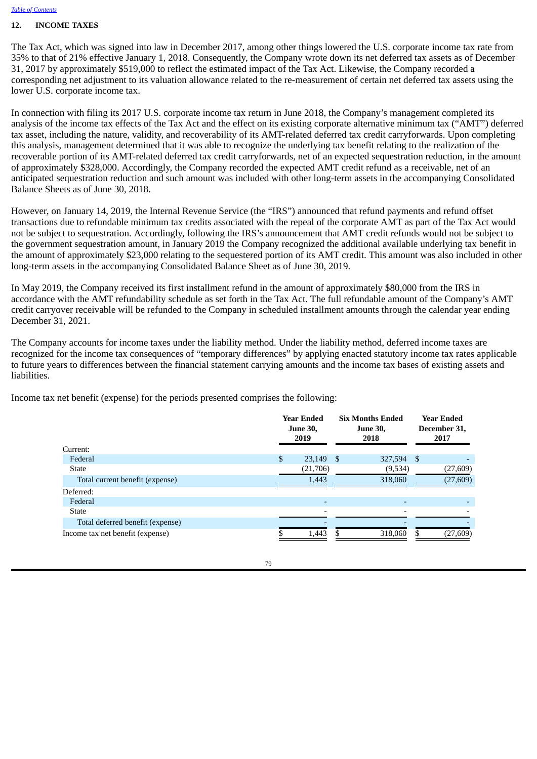## 12. INCOME TAXES

The Tax Act, which was signed into law in December 2017, among other things lowered the U.S. corporate income tax rate from 35% to that of 21% effective January 1, 2018. Consequently, the Company wrote down its net deferred tax assets as of December 31, 2017 by approximately $519,000 to reflect the estimated impact of the Tax Act. Likewise, the Company recorded a corresponding net adjustment to its valuation allowance related to the re-measurement of certain net deferred tax assets using the lower U.S. corporate income tax.

In connection with filing its 2017 U.S. corporate income tax return in June 2018, the Company's management completed its analysis of the income tax effects of the Tax Act and the effect on its existing corporate alternative minimum tax ("AMT") deferred tax asset, including the nature, validity, and recoverability of its AMT-related deferred tax credit carryforwards. Upon completing this analysis, management determined that it was able to recognize the underlying tax benefit relating to the realization of the recoverable portion of its AMT-related deferred tax credit carryforwards, net of an expected sequestration reduction, in the amount of approximately $328,000. Accordingly, the Company recorded the expected AMT credit refund as a receivable, net of an anticipated sequestration reduction and such amount was included with other long-term assets in the accompanying Consolidated Balance Sheets as of June 30, 2018.

However, on January 14, 2019, the Internal Revenue Service (the "IRS") announced that refund payments and refund offset transactions due to refundable minimum tax credits associated with the repeal of the corporate AMT as part of the Tax Act would not be subject to sequestration. Accordingly, following the IRS's announcement that AMT credit refunds would not be subject to the government sequestration amount, in January 2019 the Company recognized the additional available underlying tax benefit in the amount of approximately $23,000 relating to the sequestered portion of its AMT credit. This amount was also included in other long-term assets in the accompanying Consolidated Balance Sheet as of June 30, 2019.

In May 2019, the Company received its first installment refund in the amount of approximately $80,000 from the IRS in accordance with the AMT refundability schedule as set forth in the Tax Act. The full refundable amount of the Company's AMT credit carryover receivable will be refunded to the Company in scheduled installment amounts through the calendar year ending December 31, 2021.

The Company accounts for income taxes under the liability method. Under the liability method, deferred income taxes are recognized for the income tax consequences of "temporary differences" by applying enacted statutory income tax rates applicable to future years to differences between the financial statement carrying amounts and the income tax bases of existing assets and liabilities.

Income tax net benefit (expense) for the periods presented comprises the following:

| | Year Ended June 30, 2019 | Six Months Ended June 30, 2018 | Year Ended December 31, 2017 |
|---|---|---|---|
| Current: | | | |
| Federal | $ 23,149 | $ 327,594 | $ - |
| State | (21,706) | (9,534) | (27,609) |
| Total current benefit (expense) | 1,443 | 318,060 | (27,609) |
| Deferred: | | | |
| Federal | - | - | - |
| State | - | - | - |
| Total deferred benefit (expense) | - | - | - |
| Income tax net benefit (expense) | $ 1,443 | $ 318,060 | $ (27,609) |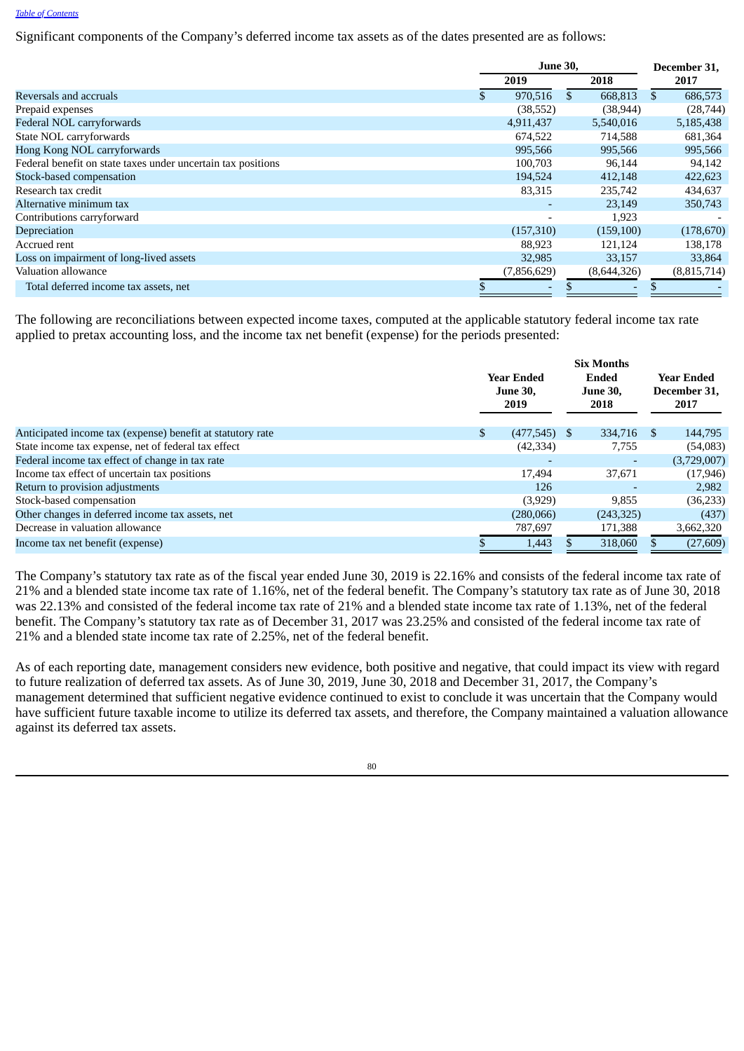Significant components of the Company's deferred income tax assets as of the dates presented are as follows:

| | June 30, 2019 | June 30, 2018 | December 31, 2017 |
|---|---|---|---|
| Reversals and accruals | $ 970,516 | $ 668,813 | $ 686,573 |
| Prepaid expenses | (38,552) | (38,944) | (28,744) |
| Federal NOL carryforwards | 4,911,437 | 5,540,016 | 5,185,438 |
| State NOL carryforwards | 674,522 | 714,588 | 681,364 |
| Hong Kong NOL carryforwards | 995,566 | 995,566 | 995,566 |
| Federal benefit on state taxes under uncertain tax positions | 100,703 | 96,144 | 94,142 |
| Stock-based compensation | 194,524 | 412,148 | 422,623 |
| Research tax credit | 83,315 | 235,742 | 434,637 |
| Alternative minimum tax | - | 23,149 | 350,743 |
| Contributions carryforward | - | 1,923 | - |
| Depreciation | (157,310) | (159,100) | (178,670) |
| Accrued rent | 88,923 | 121,124 | 138,178 |
| Loss on impairment of long-lived assets | 32,985 | 33,157 | 33,864 |
| Valuation allowance | (7,856,629) | (8,644,326) | (8,815,714) |
| Total deferred income tax assets, net | $ - | $ - | $ - |

The following are reconciliations between expected income taxes, computed at the applicable statutory federal income tax rate applied to pretax accounting loss, and the income tax net benefit (expense) for the periods presented:

| | Year Ended June 30, 2019 | Six Months Ended June 30, 2018 | Year Ended December 31, 2017 |
|---|---|---|---|
| Anticipated income tax (expense) benefit at statutory rate | $ (477,545) | $ 334,716 | $ 144,795 |
| State income tax expense, net of federal tax effect | (42,334) | 7,755 | (54,083) |
| Federal income tax effect of change in tax rate | - | - | (3,729,007) |
| Income tax effect of uncertain tax positions | 17,494 | 37,671 | (17,946) |
| Return to provision adjustments | 126 | - | 2,982 |
| Stock-based compensation | (3,929) | 9,855 | (36,233) |
| Other changes in deferred income tax assets, net | (280,066) | (243,325) | (437) |
| Decrease in valuation allowance | 787,697 | 171,388 | 3,662,320 |
| Income tax net benefit (expense) | $ 1,443 | $ 318,060 | $ (27,609) |

The Company's statutory tax rate as of the fiscal year ended June 30, 2019 is 22.16% and consists of the federal income tax rate of 21% and a blended state income tax rate of 1.16%, net of the federal benefit. The Company's statutory tax rate as of June 30, 2018 was 22.13% and consisted of the federal income tax rate of 21% and a blended state income tax rate of 1.13%, net of the federal benefit. The Company's statutory tax rate as of December 31, 2017 was 23.25% and consisted of the federal income tax rate of 21% and a blended state income tax rate of 2.25%, net of the federal benefit.

As of each reporting date, management considers new evidence, both positive and negative, that could impact its view with regard to future realization of deferred tax assets. As of June 30, 2019, June 30, 2018 and December 31, 2017, the Company's management determined that sufficient negative evidence continued to exist to conclude it was uncertain that the Company would have sufficient future taxable income to utilize its deferred tax assets, and therefore, the Company maintained a valuation allowance against its deferred tax assets.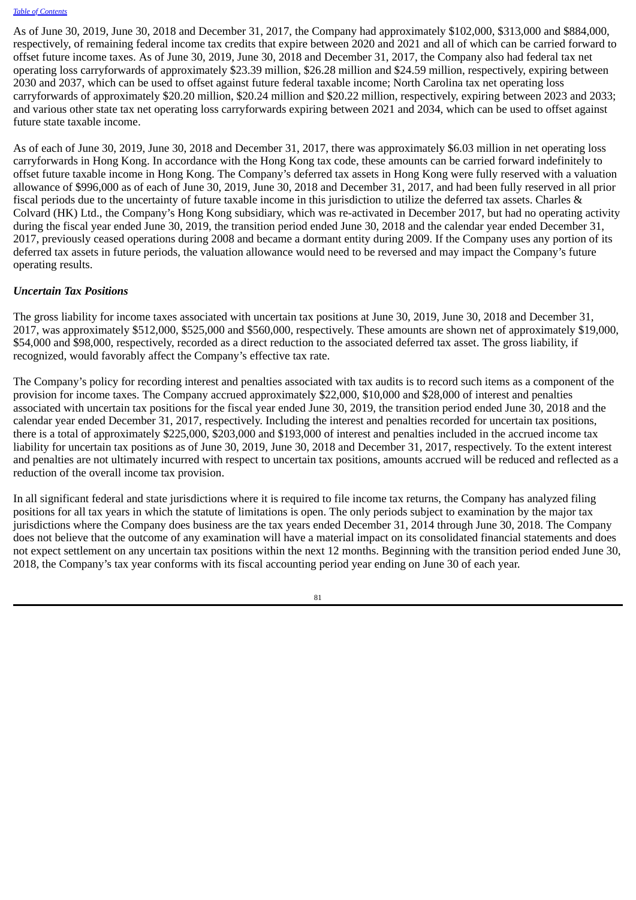As of June 30, 2019, June 30, 2018 and December 31, 2017, the Company had approximately $102,000, $313,000 and $884,000, respectively, of remaining federal income tax credits that expire between 2020 and 2021 and all of which can be carried forward to offset future income taxes. As of June 30, 2019, June 30, 2018 and December 31, 2017, the Company also had federal tax net operating loss carryforwards of approximately $23.39 million, $26.28 million and $24.59 million, respectively, expiring between 2030 and 2037, which can be used to offset against future federal taxable income; North Carolina tax net operating loss carryforwards of approximately $20.20 million, $20.24 million and $20.22 million, respectively, expiring between 2023 and 2033; and various other state tax net operating loss carryforwards expiring between 2021 and 2034, which can be used to offset against future state taxable income.

As of each of June 30, 2019, June 30, 2018 and December 31, 2017, there was approximately $6.03 million in net operating loss carryforwards in Hong Kong. In accordance with the Hong Kong tax code, these amounts can be carried forward indefinitely to offset future taxable income in Hong Kong. The Company's deferred tax assets in Hong Kong were fully reserved with a valuation allowance of $996,000 as of each of June 30, 2019, June 30, 2018 and December 31, 2017, and had been fully reserved in all prior fiscal periods due to the uncertainty of future taxable income in this jurisdiction to utilize the deferred tax assets. Charles & Colvard (HK) Ltd., the Company's Hong Kong subsidiary, which was re-activated in December 2017, but had no operating activity during the fiscal year ended June 30, 2019, the transition period ended June 30, 2018 and the calendar year ended December 31, 2017, previously ceased operations during 2008 and became a dormant entity during 2009. If the Company uses any portion of its deferred tax assets in future periods, the valuation allowance would need to be reversed and may impact the Company's future operating results.

***Uncertain Tax Positions***

The gross liability for income taxes associated with uncertain tax positions at June 30, 2019, June 30, 2018 and December 31, 2017, was approximately $512,000, $525,000 and $560,000, respectively. These amounts are shown net of approximately $19,000, $54,000 and $98,000, respectively, recorded as a direct reduction to the associated deferred tax asset. The gross liability, if recognized, would favorably affect the Company's effective tax rate.

The Company's policy for recording interest and penalties associated with tax audits is to record such items as a component of the provision for income taxes. The Company accrued approximately $22,000, $10,000 and $28,000 of interest and penalties associated with uncertain tax positions for the fiscal year ended June 30, 2019, the transition period ended June 30, 2018 and the calendar year ended December 31, 2017, respectively. Including the interest and penalties recorded for uncertain tax positions, there is a total of approximately $225,000, $203,000 and $193,000 of interest and penalties included in the accrued income tax liability for uncertain tax positions as of June 30, 2019, June 30, 2018 and December 31, 2017, respectively. To the extent interest and penalties are not ultimately incurred with respect to uncertain tax positions, amounts accrued will be reduced and reflected as a reduction of the overall income tax provision.

In all significant federal and state jurisdictions where it is required to file income tax returns, the Company has analyzed filing positions for all tax years in which the statute of limitations is open. The only periods subject to examination by the major tax jurisdictions where the Company does business are the tax years ended December 31, 2014 through June 30, 2018. The Company does not believe that the outcome of any examination will have a material impact on its consolidated financial statements and does not expect settlement on any uncertain tax positions within the next 12 months. Beginning with the transition period ended June 30, 2018, the Company's tax year conforms with its fiscal accounting period year ending on June 30 of each year.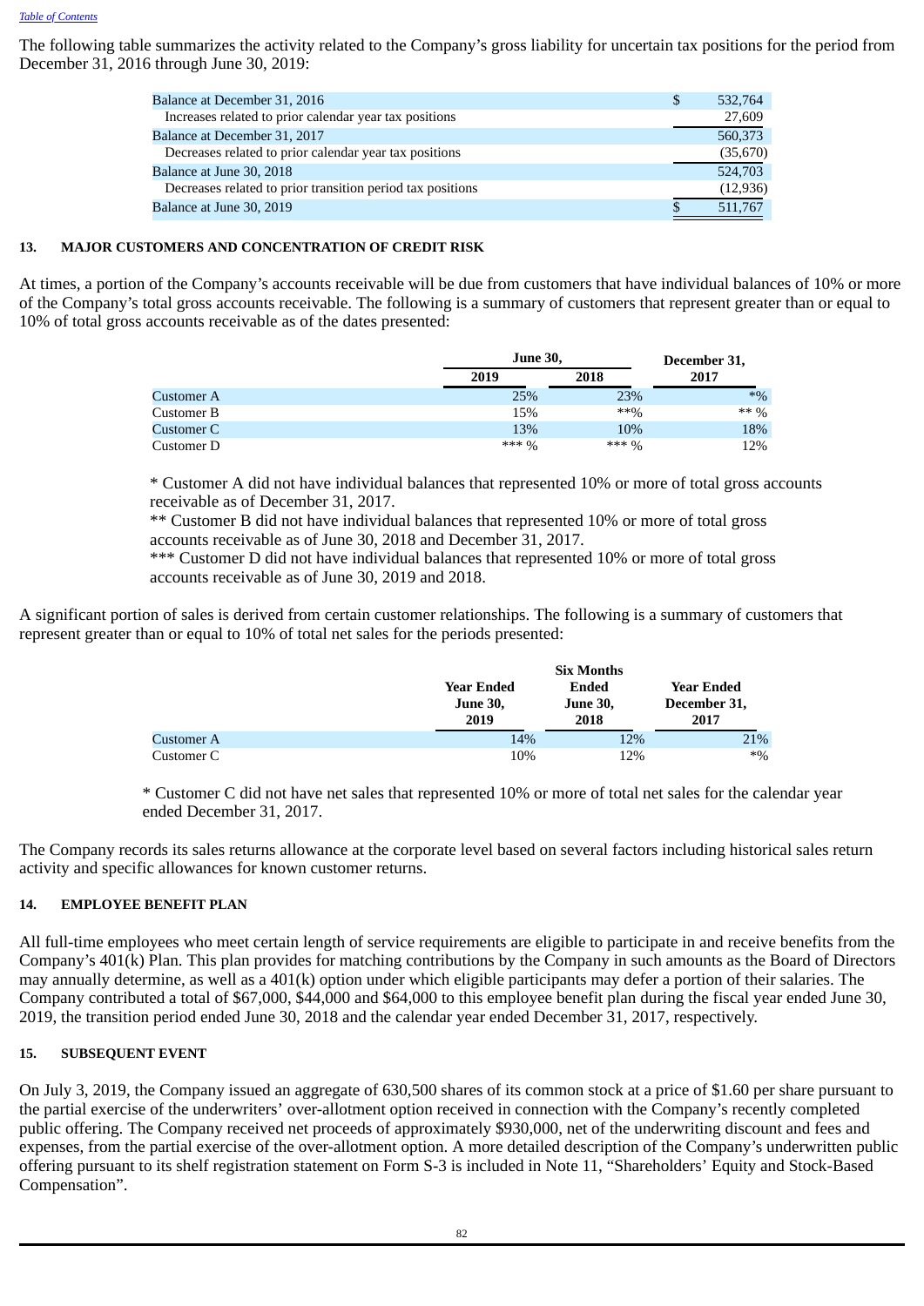[Table of Contents](#)

The following table summarizes the activity related to the Company's gross liability for uncertain tax positions for the period from December 31, 2016 through June 30, 2019:

| | |
|---|---|
| Balance at December 31, 2016 | $ 532,764 |
| Increases related to prior calendar year tax positions | 27,609 |
| Balance at December 31, 2017 | 560,373 |
| Decreases related to prior calendar year tax positions | (35,670) |
| Balance at June 30, 2018 | 524,703 |
| Decreases related to prior transition period tax positions | (12,936) |
| Balance at June 30, 2019 | $ 511,767 |

## 13. MAJOR CUSTOMERS AND CONCENTRATION OF CREDIT RISK

At times, a portion of the Company's accounts receivable will be due from customers that have individual balances of 10% or more of the Company's total gross accounts receivable. The following is a summary of customers that represent greater than or equal to 10% of total gross accounts receivable as of the dates presented:

| | June 30, | | December 31, |
|---|---|---|---|
| | 2019 | 2018 | 2017 |
| Customer A | 25% | 23% | *% |
| Customer B | 15% | **% | ** % |
| Customer C | 13% | 10% | 18% |
| Customer D | *** % | *** % | 12% |

\* Customer A did not have individual balances that represented 10% or more of total gross accounts receivable as of December 31, 2017.
** Customer B did not have individual balances that represented 10% or more of total gross accounts receivable as of June 30, 2018 and December 31, 2017.
*** Customer D did not have individual balances that represented 10% or more of total gross accounts receivable as of June 30, 2019 and 2018.

A significant portion of sales is derived from certain customer relationships. The following is a summary of customers that represent greater than or equal to 10% of total net sales for the periods presented:

| | Year Ended June 30, 2019 | Six Months Ended June 30, 2018 | Year Ended December 31, 2017 |
|---|---|---|---|
| Customer A | 14% | 12% | 21% |
| Customer C | 10% | 12% | *% |

\* Customer C did not have net sales that represented 10% or more of total net sales for the calendar year ended December 31, 2017.

The Company records its sales returns allowance at the corporate level based on several factors including historical sales return activity and specific allowances for known customer returns.

## 14. EMPLOYEE BENEFIT PLAN

All full-time employees who meet certain length of service requirements are eligible to participate in and receive benefits from the Company's 401(k) Plan. This plan provides for matching contributions by the Company in such amounts as the Board of Directors may annually determine, as well as a 401(k) option under which eligible participants may defer a portion of their salaries. The Company contributed a total of $67,000, $44,000 and $64,000 to this employee benefit plan during the fiscal year ended June 30, 2019, the transition period ended June 30, 2018 and the calendar year ended December 31, 2017, respectively.

## 15. SUBSEQUENT EVENT

On July 3, 2019, the Company issued an aggregate of 630,500 shares of its common stock at a price of $1.60 per share pursuant to the partial exercise of the underwriters' over-allotment option received in connection with the Company's recently completed public offering. The Company received net proceeds of approximately $930,000, net of the underwriting discount and fees and expenses, from the partial exercise of the over-allotment option. A more detailed description of the Company's underwritten public offering pursuant to its shelf registration statement on Form S-3 is included in Note 11, "Shareholders' Equity and Stock-Based Compensation".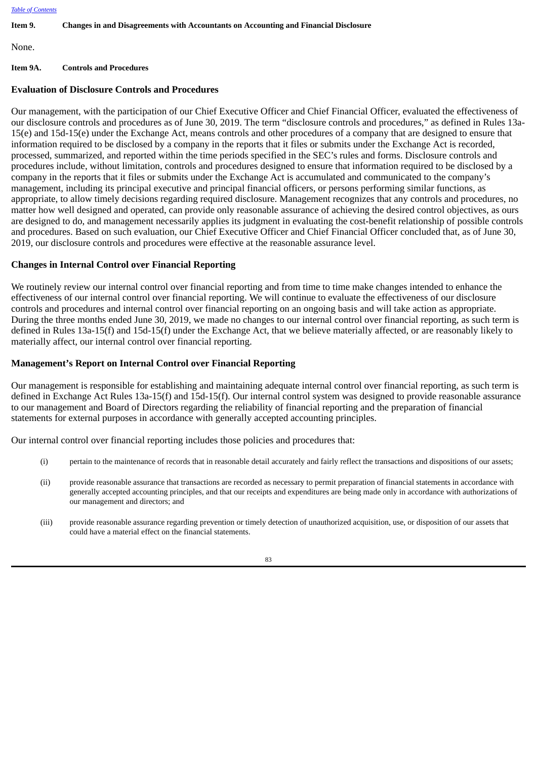**Item 9. Changes in and Disagreements with Accountants on Accounting and Financial Disclosure**

None.

**Item 9A. Controls and Procedures**

### Evaluation of Disclosure Controls and Procedures

Our management, with the participation of our Chief Executive Officer and Chief Financial Officer, evaluated the effectiveness of our disclosure controls and procedures as of June 30, 2019. The term “disclosure controls and procedures,” as defined in Rules 13a-15(e) and 15d-15(e) under the Exchange Act, means controls and other procedures of a company that are designed to ensure that information required to be disclosed by a company in the reports that it files or submits under the Exchange Act is recorded, processed, summarized, and reported within the time periods specified in the SEC’s rules and forms. Disclosure controls and procedures include, without limitation, controls and procedures designed to ensure that information required to be disclosed by a company in the reports that it files or submits under the Exchange Act is accumulated and communicated to the company’s management, including its principal executive and principal financial officers, or persons performing similar functions, as appropriate, to allow timely decisions regarding required disclosure. Management recognizes that any controls and procedures, no matter how well designed and operated, can provide only reasonable assurance of achieving the desired control objectives, as ours are designed to do, and management necessarily applies its judgment in evaluating the cost-benefit relationship of possible controls and procedures. Based on such evaluation, our Chief Executive Officer and Chief Financial Officer concluded that, as of June 30, 2019, our disclosure controls and procedures were effective at the reasonable assurance level.

### Changes in Internal Control over Financial Reporting

We routinely review our internal control over financial reporting and from time to time make changes intended to enhance the effectiveness of our internal control over financial reporting. We will continue to evaluate the effectiveness of our disclosure controls and procedures and internal control over financial reporting on an ongoing basis and will take action as appropriate. During the three months ended June 30, 2019, we made no changes to our internal control over financial reporting, as such term is defined in Rules 13a-15(f) and 15d-15(f) under the Exchange Act, that we believe materially affected, or are reasonably likely to materially affect, our internal control over financial reporting.

### Management’s Report on Internal Control over Financial Reporting

Our management is responsible for establishing and maintaining adequate internal control over financial reporting, as such term is defined in Exchange Act Rules 13a-15(f) and 15d-15(f). Our internal control system was designed to provide reasonable assurance to our management and Board of Directors regarding the reliability of financial reporting and the preparation of financial statements for external purposes in accordance with generally accepted accounting principles.

Our internal control over financial reporting includes those policies and procedures that:

(i) pertain to the maintenance of records that in reasonable detail accurately and fairly reflect the transactions and dispositions of our assets;

(ii) provide reasonable assurance that transactions are recorded as necessary to permit preparation of financial statements in accordance with generally accepted accounting principles, and that our receipts and expenditures are being made only in accordance with authorizations of our management and directors; and

(iii) provide reasonable assurance regarding prevention or timely detection of unauthorized acquisition, use, or disposition of our assets that could have a material effect on the financial statements.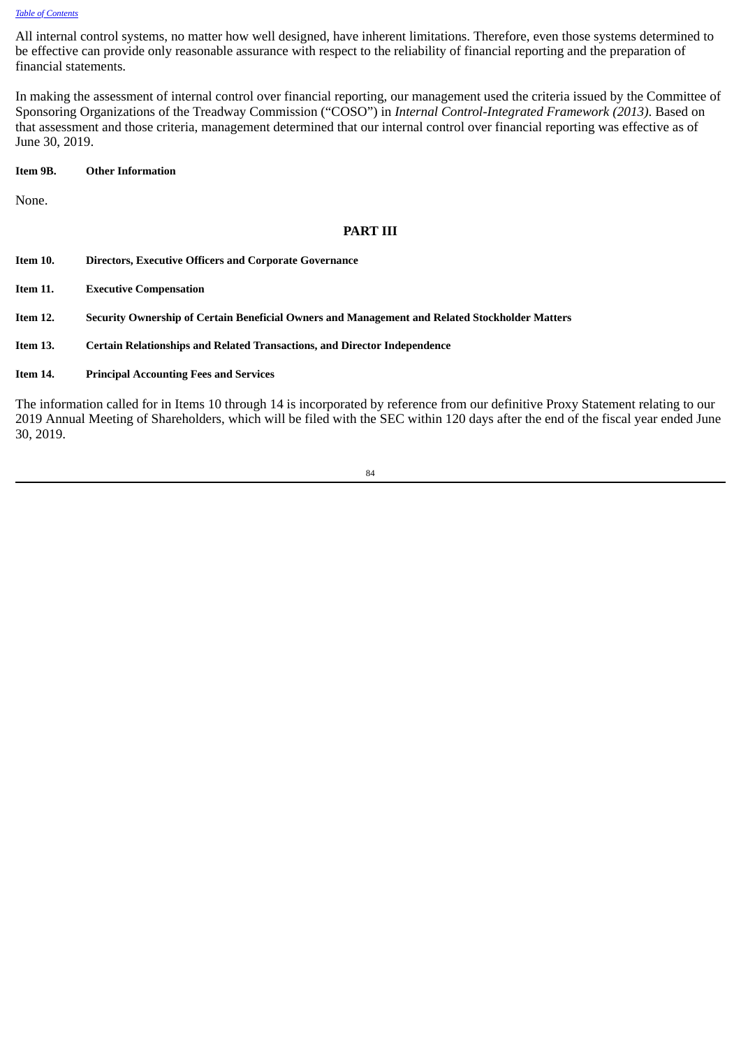All internal control systems, no matter how well designed, have inherent limitations. Therefore, even those systems determined to be effective can provide only reasonable assurance with respect to the reliability of financial reporting and the preparation of financial statements.

In making the assessment of internal control over financial reporting, our management used the criteria issued by the Committee of Sponsoring Organizations of the Treadway Commission ("COSO") in *Internal Control-Integrated Framework (2013)*. Based on that assessment and those criteria, management determined that our internal control over financial reporting was effective as of June 30, 2019.

**Item 9B. Other Information**

None.

## PART III

**Item 10. Directors, Executive Officers and Corporate Governance**

**Item 11. Executive Compensation**

**Item 12. Security Ownership of Certain Beneficial Owners and Management and Related Stockholder Matters**

**Item 13. Certain Relationships and Related Transactions, and Director Independence**

**Item 14. Principal Accounting Fees and Services**

The information called for in Items 10 through 14 is incorporated by reference from our definitive Proxy Statement relating to our 2019 Annual Meeting of Shareholders, which will be filed with the SEC within 120 days after the end of the fiscal year ended June 30, 2019.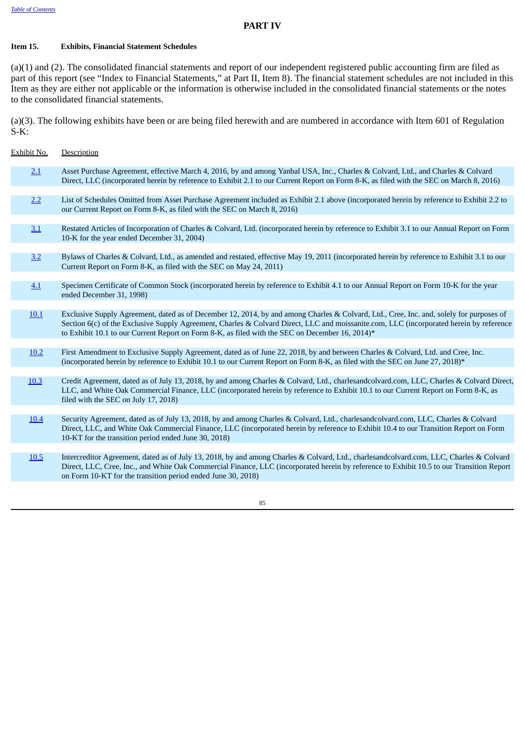# PART IV

**Item 15. Exhibits, Financial Statement Schedules**

(a)(1) and (2). The consolidated financial statements and report of our independent registered public accounting firm are filed as part of this report (see "Index to Financial Statements," at Part II, Item 8). The financial statement schedules are not included in this Item as they are either not applicable or the information is otherwise included in the consolidated financial statements or the notes to the consolidated financial statements.

(a)(3). The following exhibits have been or are being filed herewith and are numbered in accordance with Item 601 of Regulation S-K:

| Exhibit No. | Description |
|---|---|
| 2.1 | Asset Purchase Agreement, effective March 4, 2016, by and among Yanbal USA, Inc., Charles & Colvard, Ltd., and Charles & Colvard Direct, LLC (incorporated herein by reference to Exhibit 2.1 to our Current Report on Form 8-K, as filed with the SEC on March 8, 2016) |
| 2.2 | List of Schedules Omitted from Asset Purchase Agreement included as Exhibit 2.1 above (incorporated herein by reference to Exhibit 2.2 to our Current Report on Form 8-K, as filed with the SEC on March 8, 2016) |
| 3.1 | Restated Articles of Incorporation of Charles & Colvard, Ltd. (incorporated herein by reference to Exhibit 3.1 to our Annual Report on Form 10-K for the year ended December 31, 2004) |
| 3.2 | Bylaws of Charles & Colvard, Ltd., as amended and restated, effective May 19, 2011 (incorporated herein by reference to Exhibit 3.1 to our Current Report on Form 8-K, as filed with the SEC on May 24, 2011) |
| 4.1 | Specimen Certificate of Common Stock (incorporated herein by reference to Exhibit 4.1 to our Annual Report on Form 10-K for the year ended December 31, 1998) |
| 10.1 | Exclusive Supply Agreement, dated as of December 12, 2014, by and among Charles & Colvard, Ltd., Cree, Inc. and, solely for purposes of Section 6(c) of the Exclusive Supply Agreement, Charles & Colvard Direct, LLC and moissanite.com, LLC (incorporated herein by reference to Exhibit 10.1 to our Current Report on Form 8-K, as filed with the SEC on December 16, 2014)* |
| 10.2 | First Amendment to Exclusive Supply Agreement, dated as of June 22, 2018, by and between Charles & Colvard, Ltd. and Cree, Inc. (incorporated herein by reference to Exhibit 10.1 to our Current Report on Form 8-K, as filed with the SEC on June 27, 2018)* |
| 10.3 | Credit Agreement, dated as of July 13, 2018, by and among Charles & Colvard, Ltd., charlesandcolvard.com, LLC, Charles & Colvard Direct, LLC, and White Oak Commercial Finance, LLC (incorporated herein by reference to Exhibit 10.1 to our Current Report on Form 8-K, as filed with the SEC on July 17, 2018) |
| 10.4 | Security Agreement, dated as of July 13, 2018, by and among Charles & Colvard, Ltd., charlesandcolvard.com, LLC, Charles & Colvard Direct, LLC, and White Oak Commercial Finance, LLC (incorporated herein by reference to Exhibit 10.4 to our Transition Report on Form 10-KT for the transition period ended June 30, 2018) |
| 10.5 | Intercreditor Agreement, dated as of July 13, 2018, by and among Charles & Colvard, Ltd., charlesandcolvard.com, LLC, Charles & Colvard Direct, LLC, Cree, Inc., and White Oak Commercial Finance, LLC (incorporated herein by reference to Exhibit 10.5 to our Transition Report on Form 10-KT for the transition period ended June 30, 2018) |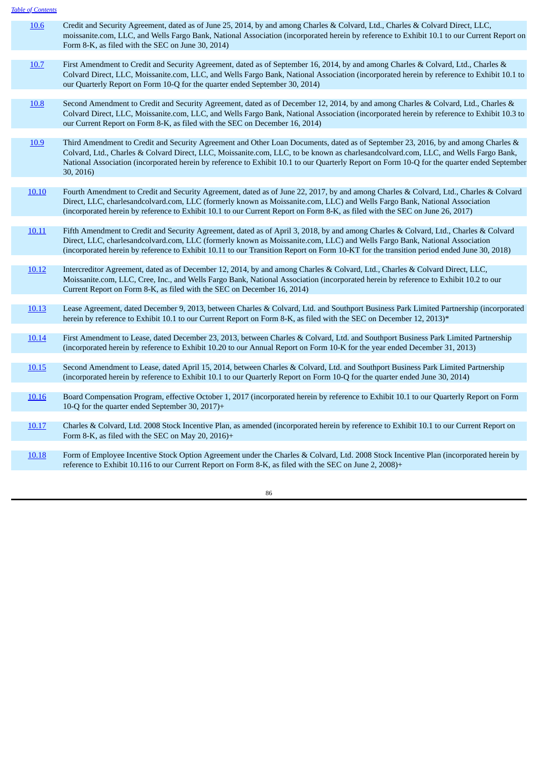| | |
|---|---|
| 10.6 | Credit and Security Agreement, dated as of June 25, 2014, by and among Charles & Colvard, Ltd., Charles & Colvard Direct, LLC, moissanite.com, LLC, and Wells Fargo Bank, National Association (incorporated herein by reference to Exhibit 10.1 to our Current Report on Form 8-K, as filed with the SEC on June 30, 2014) |
| 10.7 | First Amendment to Credit and Security Agreement, dated as of September 16, 2014, by and among Charles & Colvard, Ltd., Charles & Colvard Direct, LLC, Moissanite.com, LLC, and Wells Fargo Bank, National Association (incorporated herein by reference to Exhibit 10.1 to our Quarterly Report on Form 10-Q for the quarter ended September 30, 2014) |
| 10.8 | Second Amendment to Credit and Security Agreement, dated as of December 12, 2014, by and among Charles & Colvard, Ltd., Charles & Colvard Direct, LLC, Moissanite.com, LLC, and Wells Fargo Bank, National Association (incorporated herein by reference to Exhibit 10.3 to our Current Report on Form 8-K, as filed with the SEC on December 16, 2014) |
| 10.9 | Third Amendment to Credit and Security Agreement and Other Loan Documents, dated as of September 23, 2016, by and among Charles & Colvard, Ltd., Charles & Colvard Direct, LLC, Moissanite.com, LLC, to be known as charlesandcolvard.com, LLC, and Wells Fargo Bank, National Association (incorporated herein by reference to Exhibit 10.1 to our Quarterly Report on Form 10-Q for the quarter ended September 30, 2016) |
| 10.10 | Fourth Amendment to Credit and Security Agreement, dated as of June 22, 2017, by and among Charles & Colvard, Ltd., Charles & Colvard Direct, LLC, charlesandcolvard.com, LLC (formerly known as Moissanite.com, LLC) and Wells Fargo Bank, National Association (incorporated herein by reference to Exhibit 10.1 to our Current Report on Form 8-K, as filed with the SEC on June 26, 2017) |
| 10.11 | Fifth Amendment to Credit and Security Agreement, dated as of April 3, 2018, by and among Charles & Colvard, Ltd., Charles & Colvard Direct, LLC, charlesandcolvard.com, LLC (formerly known as Moissanite.com, LLC) and Wells Fargo Bank, National Association (incorporated herein by reference to Exhibit 10.11 to our Transition Report on Form 10-KT for the transition period ended June 30, 2018) |
| 10.12 | Intercreditor Agreement, dated as of December 12, 2014, by and among Charles & Colvard, Ltd., Charles & Colvard Direct, LLC, Moissanite.com, LLC, Cree, Inc., and Wells Fargo Bank, National Association (incorporated herein by reference to Exhibit 10.2 to our Current Report on Form 8-K, as filed with the SEC on December 16, 2014) |
| 10.13 | Lease Agreement, dated December 9, 2013, between Charles & Colvard, Ltd. and Southport Business Park Limited Partnership (incorporated herein by reference to Exhibit 10.1 to our Current Report on Form 8-K, as filed with the SEC on December 12, 2013)* |
| 10.14 | First Amendment to Lease, dated December 23, 2013, between Charles & Colvard, Ltd. and Southport Business Park Limited Partnership (incorporated herein by reference to Exhibit 10.20 to our Annual Report on Form 10-K for the year ended December 31, 2013) |
| 10.15 | Second Amendment to Lease, dated April 15, 2014, between Charles & Colvard, Ltd. and Southport Business Park Limited Partnership (incorporated herein by reference to Exhibit 10.1 to our Quarterly Report on Form 10-Q for the quarter ended June 30, 2014) |
| 10.16 | Board Compensation Program, effective October 1, 2017 (incorporated herein by reference to Exhibit 10.1 to our Quarterly Report on Form 10-Q for the quarter ended September 30, 2017)+ |
| 10.17 | Charles & Colvard, Ltd. 2008 Stock Incentive Plan, as amended (incorporated herein by reference to Exhibit 10.1 to our Current Report on Form 8-K, as filed with the SEC on May 20, 2016)+ |
| 10.18 | Form of Employee Incentive Stock Option Agreement under the Charles & Colvard, Ltd. 2008 Stock Incentive Plan (incorporated herein by reference to Exhibit 10.116 to our Current Report on Form 8-K, as filed with the SEC on June 2, 2008)+ |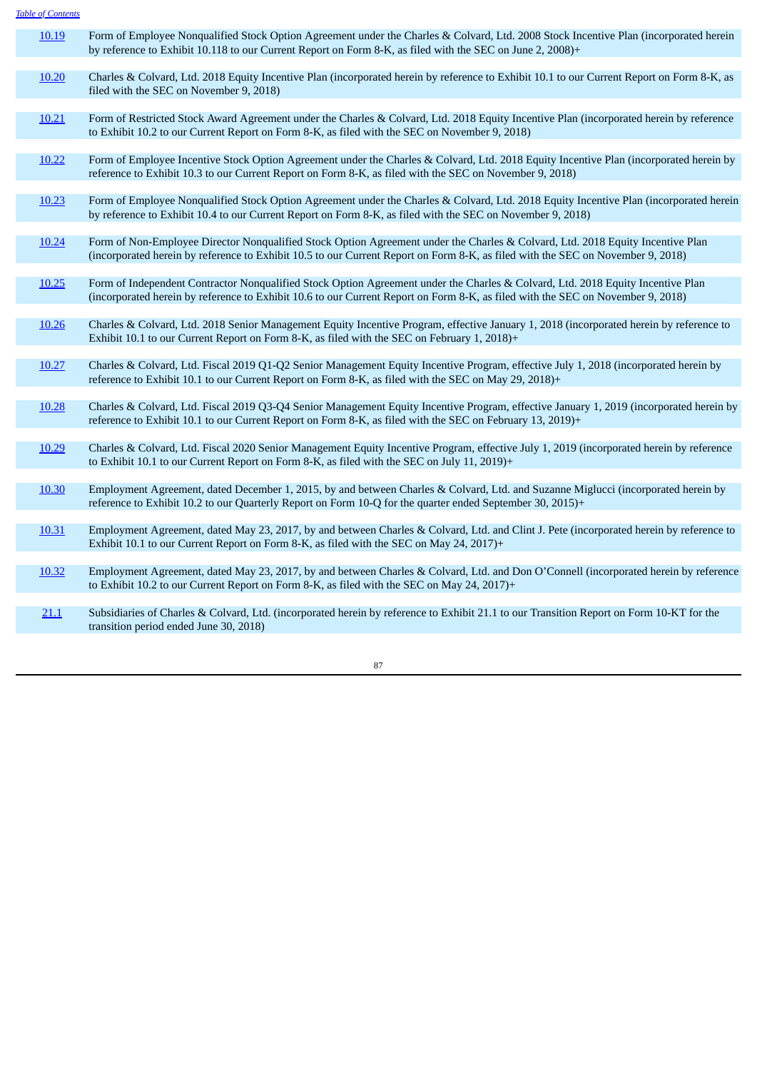| | |
|---|---|
| 10.19 | Form of Employee Nonqualified Stock Option Agreement under the Charles & Colvard, Ltd. 2008 Stock Incentive Plan (incorporated herein by reference to Exhibit 10.118 to our Current Report on Form 8-K, as filed with the SEC on June 2, 2008)+ |
| 10.20 | Charles & Colvard, Ltd. 2018 Equity Incentive Plan (incorporated herein by reference to Exhibit 10.1 to our Current Report on Form 8-K, as filed with the SEC on November 9, 2018) |
| 10.21 | Form of Restricted Stock Award Agreement under the Charles & Colvard, Ltd. 2018 Equity Incentive Plan (incorporated herein by reference to Exhibit 10.2 to our Current Report on Form 8-K, as filed with the SEC on November 9, 2018) |
| 10.22 | Form of Employee Incentive Stock Option Agreement under the Charles & Colvard, Ltd. 2018 Equity Incentive Plan (incorporated herein by reference to Exhibit 10.3 to our Current Report on Form 8-K, as filed with the SEC on November 9, 2018) |
| 10.23 | Form of Employee Nonqualified Stock Option Agreement under the Charles & Colvard, Ltd. 2018 Equity Incentive Plan (incorporated herein by reference to Exhibit 10.4 to our Current Report on Form 8-K, as filed with the SEC on November 9, 2018) |
| 10.24 | Form of Non-Employee Director Nonqualified Stock Option Agreement under the Charles & Colvard, Ltd. 2018 Equity Incentive Plan (incorporated herein by reference to Exhibit 10.5 to our Current Report on Form 8-K, as filed with the SEC on November 9, 2018) |
| 10.25 | Form of Independent Contractor Nonqualified Stock Option Agreement under the Charles & Colvard, Ltd. 2018 Equity Incentive Plan (incorporated herein by reference to Exhibit 10.6 to our Current Report on Form 8-K, as filed with the SEC on November 9, 2018) |
| 10.26 | Charles & Colvard, Ltd. 2018 Senior Management Equity Incentive Program, effective January 1, 2018 (incorporated herein by reference to Exhibit 10.1 to our Current Report on Form 8-K, as filed with the SEC on February 1, 2018)+ |
| 10.27 | Charles & Colvard, Ltd. Fiscal 2019 Q1-Q2 Senior Management Equity Incentive Program, effective July 1, 2018 (incorporated herein by reference to Exhibit 10.1 to our Current Report on Form 8-K, as filed with the SEC on May 29, 2018)+ |
| 10.28 | Charles & Colvard, Ltd. Fiscal 2019 Q3-Q4 Senior Management Equity Incentive Program, effective January 1, 2019 (incorporated herein by reference to Exhibit 10.1 to our Current Report on Form 8-K, as filed with the SEC on February 13, 2019)+ |
| 10.29 | Charles & Colvard, Ltd. Fiscal 2020 Senior Management Equity Incentive Program, effective July 1, 2019 (incorporated herein by reference to Exhibit 10.1 to our Current Report on Form 8-K, as filed with the SEC on July 11, 2019)+ |
| 10.30 | Employment Agreement, dated December 1, 2015, by and between Charles & Colvard, Ltd. and Suzanne Miglucci (incorporated herein by reference to Exhibit 10.2 to our Quarterly Report on Form 10-Q for the quarter ended September 30, 2015)+ |
| 10.31 | Employment Agreement, dated May 23, 2017, by and between Charles & Colvard, Ltd. and Clint J. Pete (incorporated herein by reference to Exhibit 10.1 to our Current Report on Form 8-K, as filed with the SEC on May 24, 2017)+ |
| 10.32 | Employment Agreement, dated May 23, 2017, by and between Charles & Colvard, Ltd. and Don O'Connell (incorporated herein by reference to Exhibit 10.2 to our Current Report on Form 8-K, as filed with the SEC on May 24, 2017)+ |
| 21.1 | Subsidiaries of Charles & Colvard, Ltd. (incorporated herein by reference to Exhibit 21.1 to our Transition Report on Form 10-KT for the transition period ended June 30, 2018) |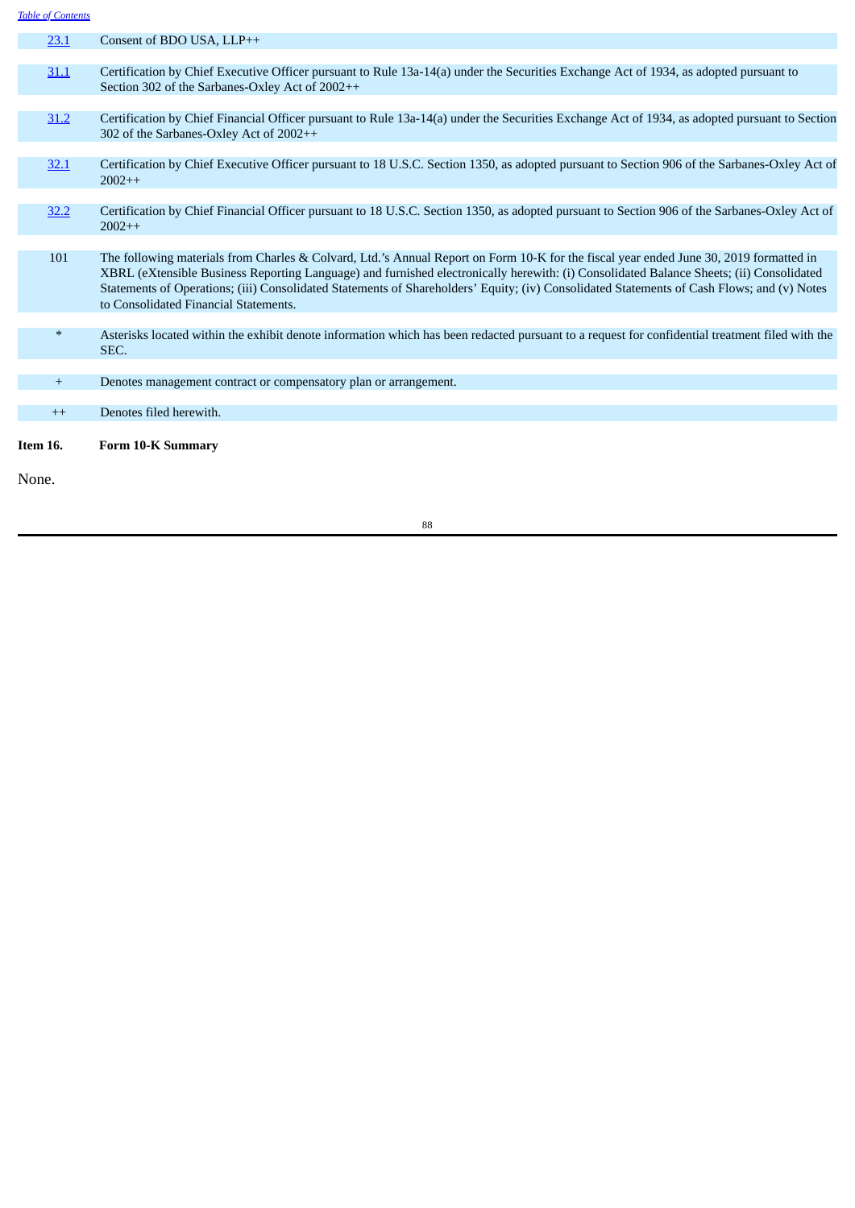| | |
|---|---|
| 23.1 | Consent of BDO USA, LLP++ |
| 31.1 | Certification by Chief Executive Officer pursuant to Rule 13a-14(a) under the Securities Exchange Act of 1934, as adopted pursuant to Section 302 of the Sarbanes-Oxley Act of 2002++ |
| 31.2 | Certification by Chief Financial Officer pursuant to Rule 13a-14(a) under the Securities Exchange Act of 1934, as adopted pursuant to Section 302 of the Sarbanes-Oxley Act of 2002++ |
| 32.1 | Certification by Chief Executive Officer pursuant to 18 U.S.C. Section 1350, as adopted pursuant to Section 906 of the Sarbanes-Oxley Act of 2002++ |
| 32.2 | Certification by Chief Financial Officer pursuant to 18 U.S.C. Section 1350, as adopted pursuant to Section 906 of the Sarbanes-Oxley Act of 2002++ |
| 101 | The following materials from Charles & Colvard, Ltd.'s Annual Report on Form 10-K for the fiscal year ended June 30, 2019 formatted in XBRL (eXtensible Business Reporting Language) and furnished electronically herewith: (i) Consolidated Balance Sheets; (ii) Consolidated Statements of Operations; (iii) Consolidated Statements of Shareholders' Equity; (iv) Consolidated Statements of Cash Flows; and (v) Notes to Consolidated Financial Statements. |
| * | Asterisks located within the exhibit denote information which has been redacted pursuant to a request for confidential treatment filed with the SEC. |
| + | Denotes management contract or compensatory plan or arrangement. |
| ++ | Denotes filed herewith. |

**Item 16. Form 10-K Summary**

None.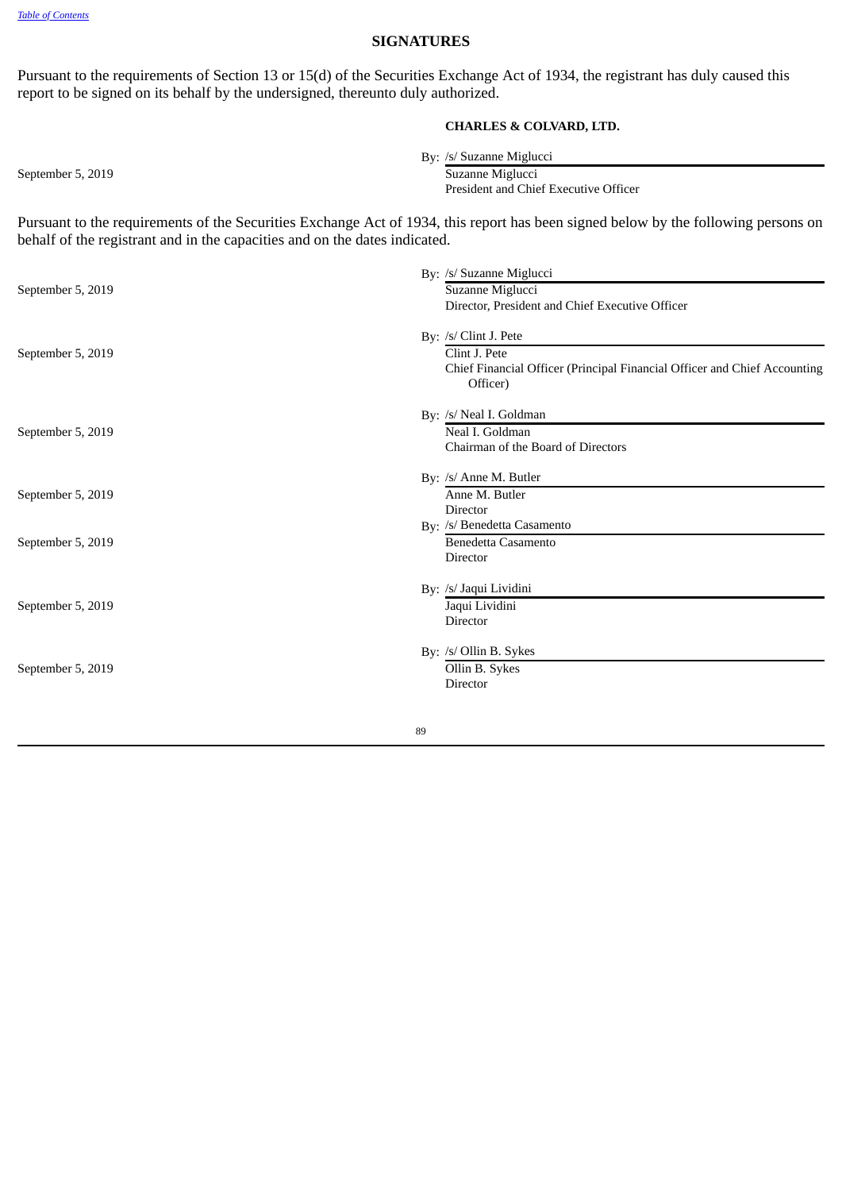## SIGNATURES

Pursuant to the requirements of Section 13 or 15(d) of the Securities Exchange Act of 1934, the registrant has duly caused this report to be signed on its behalf by the undersigned, thereunto duly authorized.

**CHARLES & COLVARD, LTD.**

| | |
|---|---|
| September 5, 2019 | By: /s/ Suzanne Miglucci<br>Suzanne Miglucci<br>President and Chief Executive Officer |

Pursuant to the requirements of the Securities Exchange Act of 1934, this report has been signed below by the following persons on behalf of the registrant and in the capacities and on the dates indicated.

| | |
|---|---|
| September 5, 2019 | By: /s/ Suzanne Miglucci<br>Suzanne Miglucci<br>Director, President and Chief Executive Officer |
| September 5, 2019 | By: /s/ Clint J. Pete<br>Clint J. Pete<br>Chief Financial Officer (Principal Financial Officer and Chief Accounting Officer) |
| September 5, 2019 | By: /s/ Neal I. Goldman<br>Neal I. Goldman<br>Chairman of the Board of Directors |
| September 5, 2019 | By: /s/ Anne M. Butler<br>Anne M. Butler<br>Director |
| September 5, 2019 | By: /s/ Benedetta Casamento<br>Benedetta Casamento<br>Director |
| September 5, 2019 | By: /s/ Jaqui Lividini<br>Jaqui Lividini<br>Director |
| September 5, 2019 | By: /s/ Ollin B. Sykes<br>Ollin B. Sykes<br>Director |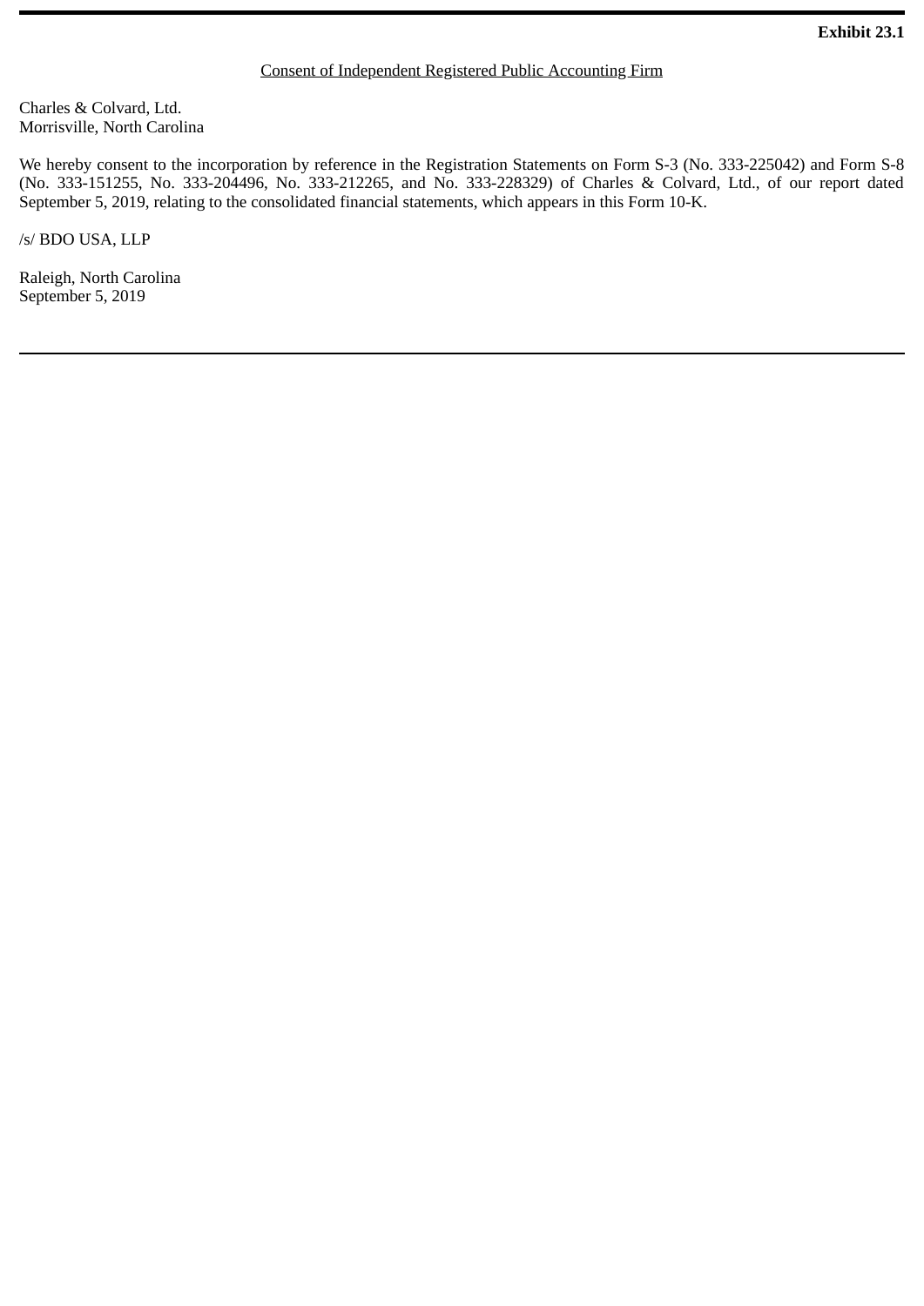**Exhibit 23.1**

Consent of Independent Registered Public Accounting Firm

Charles & Colvard, Ltd.
Morrisville, North Carolina

We hereby consent to the incorporation by reference in the Registration Statements on Form S-3 (No. 333-225042) and Form S-8 (No. 333-151255, No. 333-204496, No. 333-212265, and No. 333-228329) of Charles & Colvard, Ltd., of our report dated September 5, 2019, relating to the consolidated financial statements, which appears in this Form 10-K.

/s/ BDO USA, LLP

Raleigh, North Carolina
September 5, 2019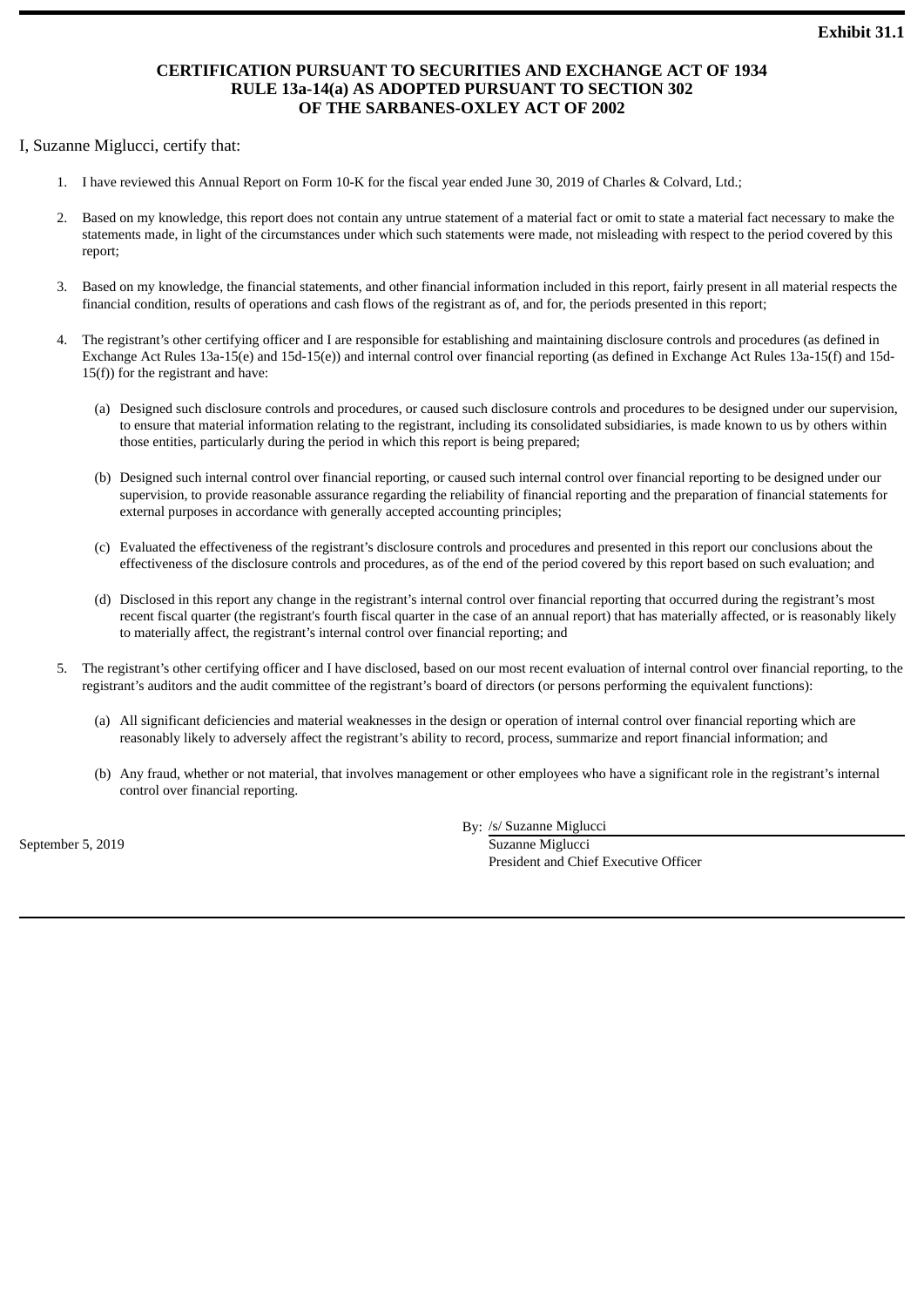**Exhibit 31.1**

# CERTIFICATION PURSUANT TO SECURITIES AND EXCHANGE ACT OF 1934 RULE 13a-14(a) AS ADOPTED PURSUANT TO SECTION 302 OF THE SARBANES-OXLEY ACT OF 2002

I, Suzanne Miglucci, certify that:

1. I have reviewed this Annual Report on Form 10-K for the fiscal year ended June 30, 2019 of Charles & Colvard, Ltd.;

2. Based on my knowledge, this report does not contain any untrue statement of a material fact or omit to state a material fact necessary to make the statements made, in light of the circumstances under which such statements were made, not misleading with respect to the period covered by this report;

3. Based on my knowledge, the financial statements, and other financial information included in this report, fairly present in all material respects the financial condition, results of operations and cash flows of the registrant as of, and for, the periods presented in this report;

4. The registrant's other certifying officer and I are responsible for establishing and maintaining disclosure controls and procedures (as defined in Exchange Act Rules 13a-15(e) and 15d-15(e)) and internal control over financial reporting (as defined in Exchange Act Rules 13a-15(f) and 15d-15(f)) for the registrant and have:

   (a) Designed such disclosure controls and procedures, or caused such disclosure controls and procedures to be designed under our supervision, to ensure that material information relating to the registrant, including its consolidated subsidiaries, is made known to us by others within those entities, particularly during the period in which this report is being prepared;

   (b) Designed such internal control over financial reporting, or caused such internal control over financial reporting to be designed under our supervision, to provide reasonable assurance regarding the reliability of financial reporting and the preparation of financial statements for external purposes in accordance with generally accepted accounting principles;

   (c) Evaluated the effectiveness of the registrant's disclosure controls and procedures and presented in this report our conclusions about the effectiveness of the disclosure controls and procedures, as of the end of the period covered by this report based on such evaluation; and

   (d) Disclosed in this report any change in the registrant's internal control over financial reporting that occurred during the registrant's most recent fiscal quarter (the registrant's fourth fiscal quarter in the case of an annual report) that has materially affected, or is reasonably likely to materially affect, the registrant's internal control over financial reporting; and

5. The registrant's other certifying officer and I have disclosed, based on our most recent evaluation of internal control over financial reporting, to the registrant's auditors and the audit committee of the registrant's board of directors (or persons performing the equivalent functions):

   (a) All significant deficiencies and material weaknesses in the design or operation of internal control over financial reporting which are reasonably likely to adversely affect the registrant's ability to record, process, summarize and report financial information; and

   (b) Any fraud, whether or not material, that involves management or other employees who have a significant role in the registrant's internal control over financial reporting.

September 5, 2019

By: /s/ Suzanne Miglucci
Suzanne Miglucci
President and Chief Executive Officer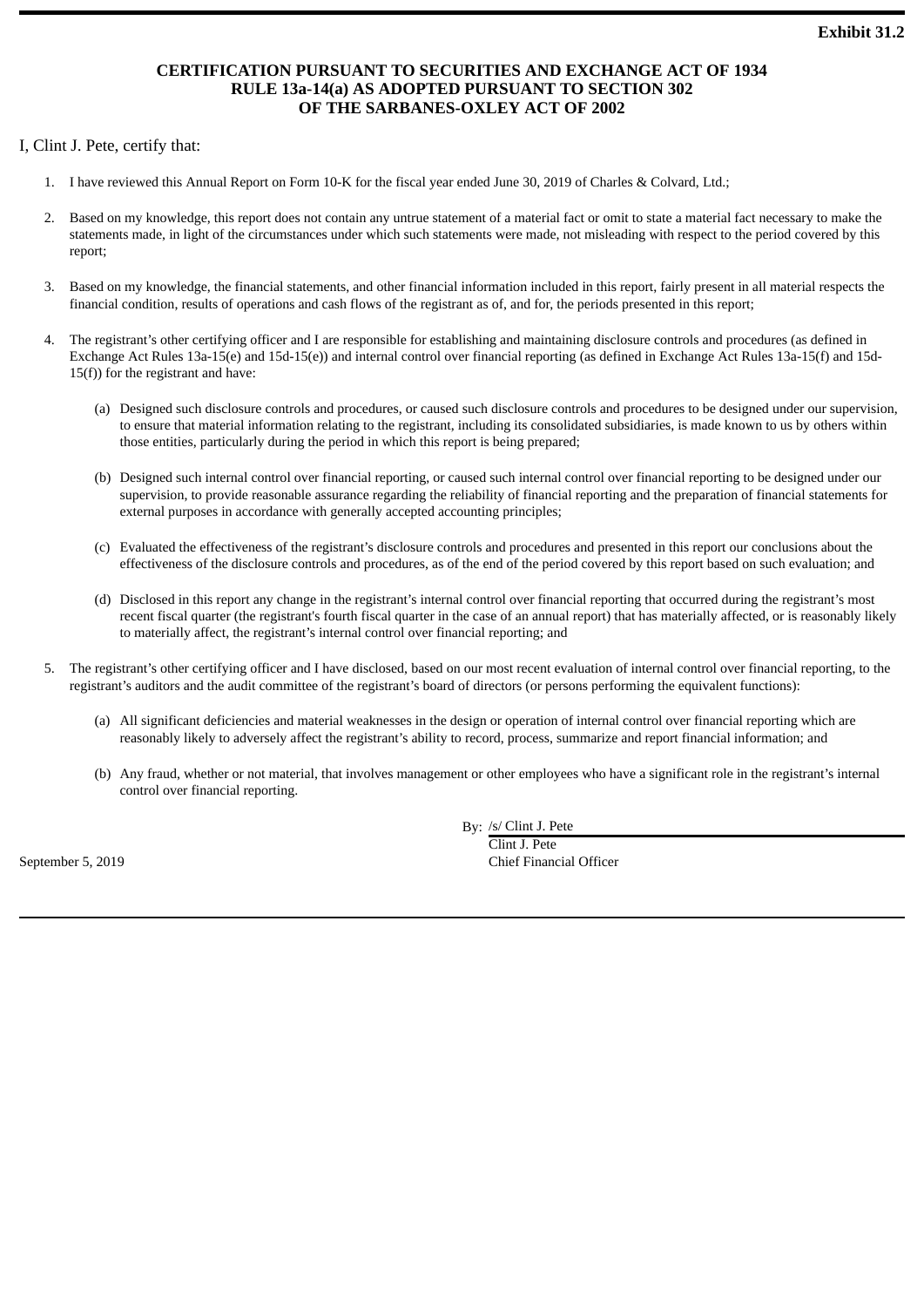**Exhibit 31.2**

**CERTIFICATION PURSUANT TO SECURITIES AND EXCHANGE ACT OF 1934 RULE 13a-14(a) AS ADOPTED PURSUANT TO SECTION 302 OF THE SARBANES-OXLEY ACT OF 2002**

I, Clint J. Pete, certify that:

1. I have reviewed this Annual Report on Form 10-K for the fiscal year ended June 30, 2019 of Charles & Colvard, Ltd.;

2. Based on my knowledge, this report does not contain any untrue statement of a material fact or omit to state a material fact necessary to make the statements made, in light of the circumstances under which such statements were made, not misleading with respect to the period covered by this report;

3. Based on my knowledge, the financial statements, and other financial information included in this report, fairly present in all material respects the financial condition, results of operations and cash flows of the registrant as of, and for, the periods presented in this report;

4. The registrant's other certifying officer and I are responsible for establishing and maintaining disclosure controls and procedures (as defined in Exchange Act Rules 13a-15(e) and 15d-15(e)) and internal control over financial reporting (as defined in Exchange Act Rules 13a-15(f) and 15d-15(f)) for the registrant and have:

   (a) Designed such disclosure controls and procedures, or caused such disclosure controls and procedures to be designed under our supervision, to ensure that material information relating to the registrant, including its consolidated subsidiaries, is made known to us by others within those entities, particularly during the period in which this report is being prepared;

   (b) Designed such internal control over financial reporting, or caused such internal control over financial reporting to be designed under our supervision, to provide reasonable assurance regarding the reliability of financial reporting and the preparation of financial statements for external purposes in accordance with generally accepted accounting principles;

   (c) Evaluated the effectiveness of the registrant's disclosure controls and procedures and presented in this report our conclusions about the effectiveness of the disclosure controls and procedures, as of the end of the period covered by this report based on such evaluation; and

   (d) Disclosed in this report any change in the registrant's internal control over financial reporting that occurred during the registrant's most recent fiscal quarter (the registrant's fourth fiscal quarter in the case of an annual report) that has materially affected, or is reasonably likely to materially affect, the registrant's internal control over financial reporting; and

5. The registrant's other certifying officer and I have disclosed, based on our most recent evaluation of internal control over financial reporting, to the registrant's auditors and the audit committee of the registrant's board of directors (or persons performing the equivalent functions):

   (a) All significant deficiencies and material weaknesses in the design or operation of internal control over financial reporting which are reasonably likely to adversely affect the registrant's ability to record, process, summarize and report financial information; and

   (b) Any fraud, whether or not material, that involves management or other employees who have a significant role in the registrant's internal control over financial reporting.

By: /s/ Clint J. Pete
Clint J. Pete
Chief Financial Officer

September 5, 2019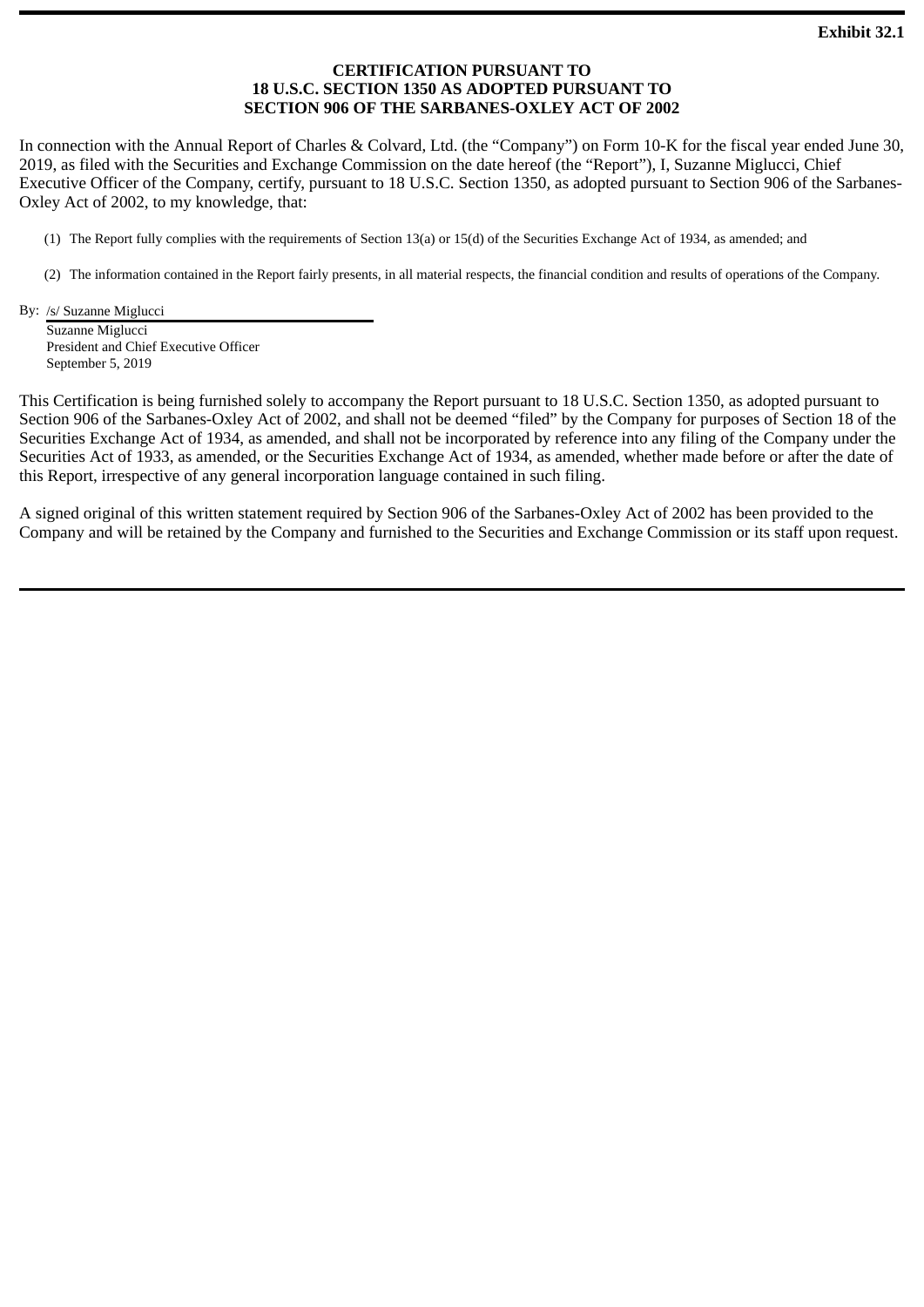**Exhibit 32.1**

**CERTIFICATION PURSUANT TO**
**18 U.S.C. SECTION 1350 AS ADOPTED PURSUANT TO**
**SECTION 906 OF THE SARBANES-OXLEY ACT OF 2002**

In connection with the Annual Report of Charles & Colvard, Ltd. (the "Company") on Form 10-K for the fiscal year ended June 30, 2019, as filed with the Securities and Exchange Commission on the date hereof (the "Report"), I, Suzanne Miglucci, Chief Executive Officer of the Company, certify, pursuant to 18 U.S.C. Section 1350, as adopted pursuant to Section 906 of the Sarbanes-Oxley Act of 2002, to my knowledge, that:

(1) The Report fully complies with the requirements of Section 13(a) or 15(d) of the Securities Exchange Act of 1934, as amended; and

(2) The information contained in the Report fairly presents, in all material respects, the financial condition and results of operations of the Company.

By: /s/ Suzanne Miglucci
Suzanne Miglucci
President and Chief Executive Officer
September 5, 2019

This Certification is being furnished solely to accompany the Report pursuant to 18 U.S.C. Section 1350, as adopted pursuant to Section 906 of the Sarbanes-Oxley Act of 2002, and shall not be deemed "filed" by the Company for purposes of Section 18 of the Securities Exchange Act of 1934, as amended, and shall not be incorporated by reference into any filing of the Company under the Securities Act of 1933, as amended, or the Securities Exchange Act of 1934, as amended, whether made before or after the date of this Report, irrespective of any general incorporation language contained in such filing.

A signed original of this written statement required by Section 906 of the Sarbanes-Oxley Act of 2002 has been provided to the Company and will be retained by the Company and furnished to the Securities and Exchange Commission or its staff upon request.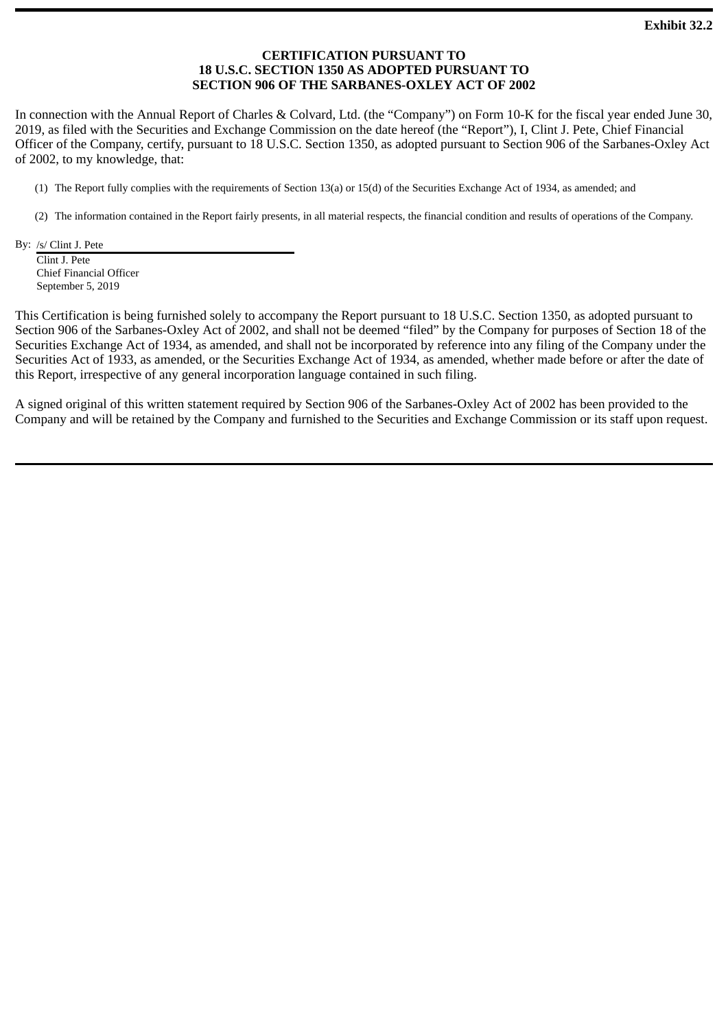**Exhibit 32.2**

**CERTIFICATION PURSUANT TO**
**18 U.S.C. SECTION 1350 AS ADOPTED PURSUANT TO**
**SECTION 906 OF THE SARBANES-OXLEY ACT OF 2002**

In connection with the Annual Report of Charles & Colvard, Ltd. (the “Company”) on Form 10-K for the fiscal year ended June 30, 2019, as filed with the Securities and Exchange Commission on the date hereof (the “Report”), I, Clint J. Pete, Chief Financial Officer of the Company, certify, pursuant to 18 U.S.C. Section 1350, as adopted pursuant to Section 906 of the Sarbanes-Oxley Act of 2002, to my knowledge, that:

(1) The Report fully complies with the requirements of Section 13(a) or 15(d) of the Securities Exchange Act of 1934, as amended; and

(2) The information contained in the Report fairly presents, in all material respects, the financial condition and results of operations of the Company.

By: /s/ Clint J. Pete
Clint J. Pete
Chief Financial Officer
September 5, 2019

This Certification is being furnished solely to accompany the Report pursuant to 18 U.S.C. Section 1350, as adopted pursuant to Section 906 of the Sarbanes-Oxley Act of 2002, and shall not be deemed “filed” by the Company for purposes of Section 18 of the Securities Exchange Act of 1934, as amended, and shall not be incorporated by reference into any filing of the Company under the Securities Act of 1933, as amended, or the Securities Exchange Act of 1934, as amended, whether made before or after the date of this Report, irrespective of any general incorporation language contained in such filing.

A signed original of this written statement required by Section 906 of the Sarbanes-Oxley Act of 2002 has been provided to the Company and will be retained by the Company and furnished to the Securities and Exchange Commission or its staff upon request.